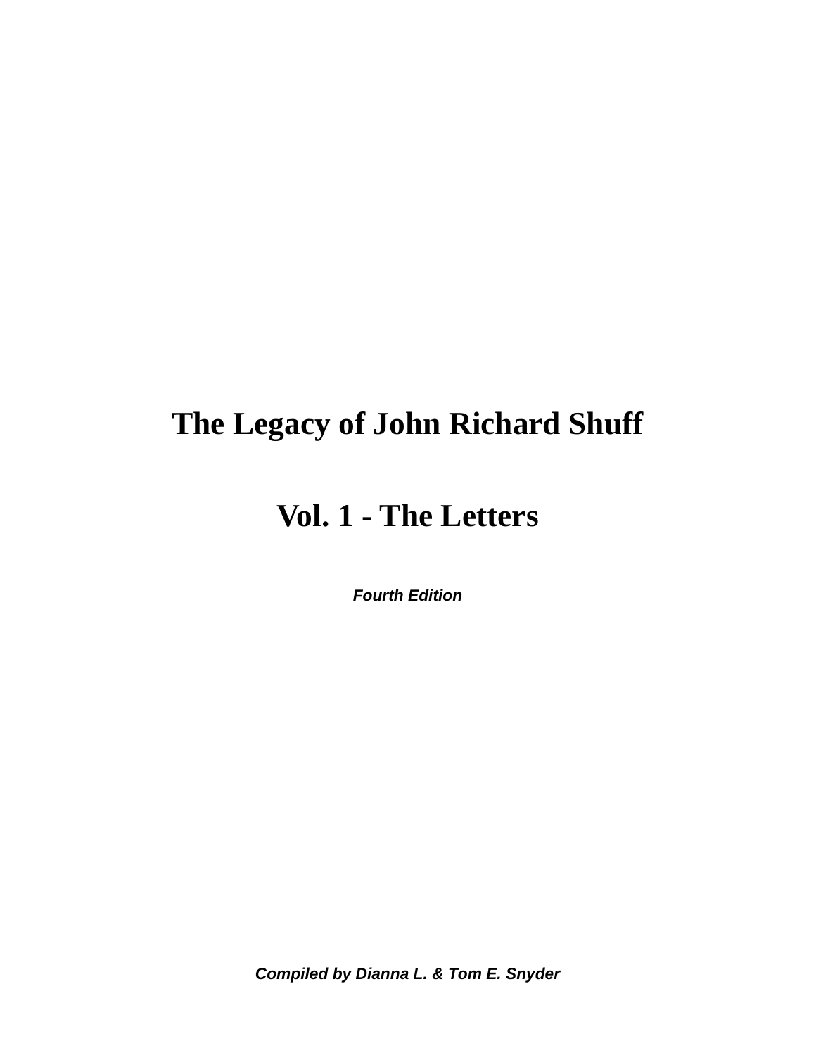# The Legacy of John Richard Shuff

# Vol. 1 - The Letters

***Fourth Edition***

***Compiled by Dianna L. & Tom E. Snyder***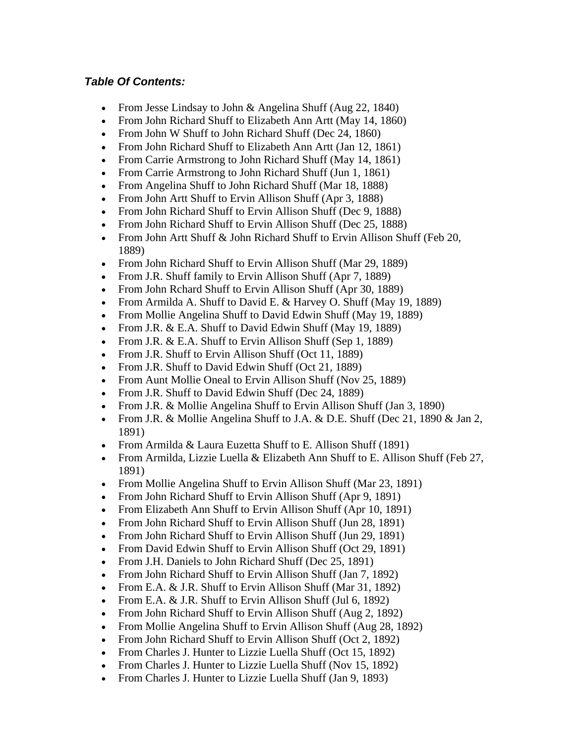***Table Of Contents:***

- From Jesse Lindsay to John & Angelina Shuff (Aug 22, 1840)
- From John Richard Shuff to Elizabeth Ann Artt (May 14, 1860)
- From John W Shuff to John Richard Shuff (Dec 24, 1860)
- From John Richard Shuff to Elizabeth Ann Artt (Jan 12, 1861)
- From Carrie Armstrong to John Richard Shuff (May 14, 1861)
- From Carrie Armstrong to John Richard Shuff (Jun 1, 1861)
- From Angelina Shuff to John Richard Shuff (Mar 18, 1888)
- From John Artt Shuff to Ervin Allison Shuff (Apr 3, 1888)
- From John Richard Shuff to Ervin Allison Shuff (Dec 9, 1888)
- From John Richard Shuff to Ervin Allison Shuff (Dec 25, 1888)
- From John Artt Shuff & John Richard Shuff to Ervin Allison Shuff (Feb 20, 1889)
- From John Richard Shuff to Ervin Allison Shuff (Mar 29, 1889)
- From J.R. Shuff family to Ervin Allison Shuff (Apr 7, 1889)
- From John Rchard Shuff to Ervin Allison Shuff (Apr 30, 1889)
- From Armilda A. Shuff to David E. & Harvey O. Shuff (May 19, 1889)
- From Mollie Angelina Shuff to David Edwin Shuff (May 19, 1889)
- From J.R. & E.A. Shuff to David Edwin Shuff (May 19, 1889)
- From J.R. & E.A. Shuff to Ervin Allison Shuff (Sep 1, 1889)
- From J.R. Shuff to Ervin Allison Shuff (Oct 11, 1889)
- From J.R. Shuff to David Edwin Shuff (Oct 21, 1889)
- From Aunt Mollie Oneal to Ervin Allison Shuff (Nov 25, 1889)
- From J.R. Shuff to David Edwin Shuff (Dec 24, 1889)
- From J.R. & Mollie Angelina Shuff to Ervin Allison Shuff (Jan 3, 1890)
- From J.R. & Mollie Angelina Shuff to J.A. & D.E. Shuff (Dec 21, 1890 & Jan 2, 1891)
- From Armilda & Laura Euzetta Shuff to E. Allison Shuff (1891)
- From Armilda, Lizzie Luella & Elizabeth Ann Shuff to E. Allison Shuff (Feb 27, 1891)
- From Mollie Angelina Shuff to Ervin Allison Shuff (Mar 23, 1891)
- From John Richard Shuff to Ervin Allison Shuff (Apr 9, 1891)
- From Elizabeth Ann Shuff to Ervin Allison Shuff (Apr 10, 1891)
- From John Richard Shuff to Ervin Allison Shuff (Jun 28, 1891)
- From John Richard Shuff to Ervin Allison Shuff (Jun 29, 1891)
- From David Edwin Shuff to Ervin Allison Shuff (Oct 29, 1891)
- From J.H. Daniels to John Richard Shuff (Dec 25, 1891)
- From John Richard Shuff to Ervin Allison Shuff (Jan 7, 1892)
- From E.A. & J.R. Shuff to Ervin Allison Shuff (Mar 31, 1892)
- From E.A. & J.R. Shuff to Ervin Allison Shuff (Jul 6, 1892)
- From John Richard Shuff to Ervin Allison Shuff (Aug 2, 1892)
- From Mollie Angelina Shuff to Ervin Allison Shuff (Aug 28, 1892)
- From John Richard Shuff to Ervin Allison Shuff (Oct 2, 1892)
- From Charles J. Hunter to Lizzie Luella Shuff (Oct 15, 1892)
- From Charles J. Hunter to Lizzie Luella Shuff (Nov 15, 1892)
- From Charles J. Hunter to Lizzie Luella Shuff (Jan 9, 1893)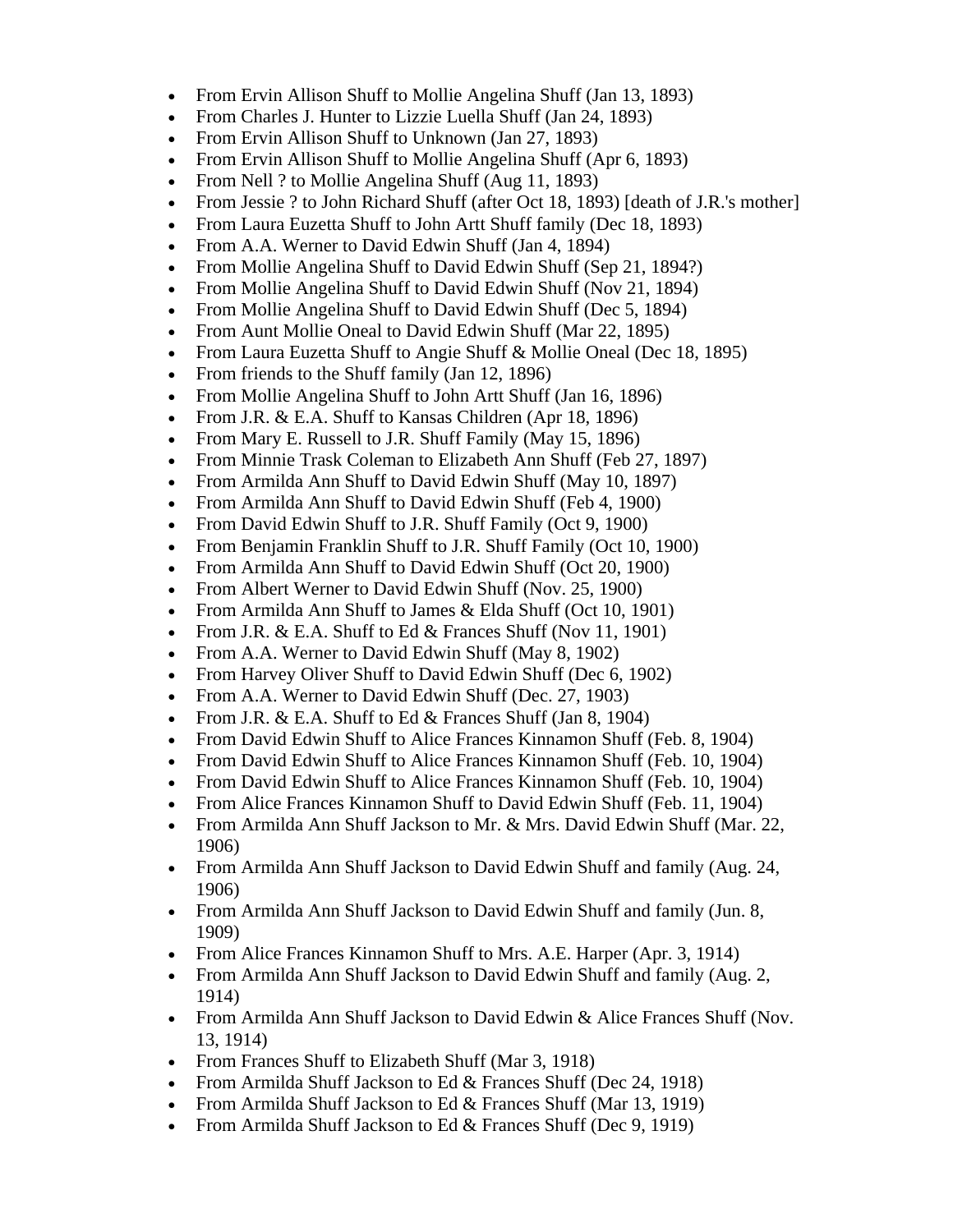- From Ervin Allison Shuff to Mollie Angelina Shuff (Jan 13, 1893)
- From Charles J. Hunter to Lizzie Luella Shuff (Jan 24, 1893)
- From Ervin Allison Shuff to Unknown (Jan 27, 1893)
- From Ervin Allison Shuff to Mollie Angelina Shuff (Apr 6, 1893)
- From Nell ? to Mollie Angelina Shuff (Aug 11, 1893)
- From Jessie ? to John Richard Shuff (after Oct 18, 1893) [death of J.R.'s mother]
- From Laura Euzetta Shuff to John Artt Shuff family (Dec 18, 1893)
- From A.A. Werner to David Edwin Shuff (Jan 4, 1894)
- From Mollie Angelina Shuff to David Edwin Shuff (Sep 21, 1894?)
- From Mollie Angelina Shuff to David Edwin Shuff (Nov 21, 1894)
- From Mollie Angelina Shuff to David Edwin Shuff (Dec 5, 1894)
- From Aunt Mollie Oneal to David Edwin Shuff (Mar 22, 1895)
- From Laura Euzetta Shuff to Angie Shuff & Mollie Oneal (Dec 18, 1895)
- From friends to the Shuff family (Jan 12, 1896)
- From Mollie Angelina Shuff to John Artt Shuff (Jan 16, 1896)
- From J.R. & E.A. Shuff to Kansas Children (Apr 18, 1896)
- From Mary E. Russell to J.R. Shuff Family (May 15, 1896)
- From Minnie Trask Coleman to Elizabeth Ann Shuff (Feb 27, 1897)
- From Armilda Ann Shuff to David Edwin Shuff (May 10, 1897)
- From Armilda Ann Shuff to David Edwin Shuff (Feb 4, 1900)
- From David Edwin Shuff to J.R. Shuff Family (Oct 9, 1900)
- From Benjamin Franklin Shuff to J.R. Shuff Family (Oct 10, 1900)
- From Armilda Ann Shuff to David Edwin Shuff (Oct 20, 1900)
- From Albert Werner to David Edwin Shuff (Nov. 25, 1900)
- From Armilda Ann Shuff to James & Elda Shuff (Oct 10, 1901)
- From J.R. & E.A. Shuff to Ed & Frances Shuff (Nov 11, 1901)
- From A.A. Werner to David Edwin Shuff (May 8, 1902)
- From Harvey Oliver Shuff to David Edwin Shuff (Dec 6, 1902)
- From A.A. Werner to David Edwin Shuff (Dec. 27, 1903)
- From J.R. & E.A. Shuff to Ed & Frances Shuff (Jan 8, 1904)
- From David Edwin Shuff to Alice Frances Kinnamon Shuff (Feb. 8, 1904)
- From David Edwin Shuff to Alice Frances Kinnamon Shuff (Feb. 10, 1904)
- From David Edwin Shuff to Alice Frances Kinnamon Shuff (Feb. 10, 1904)
- From Alice Frances Kinnamon Shuff to David Edwin Shuff (Feb. 11, 1904)
- From Armilda Ann Shuff Jackson to Mr. & Mrs. David Edwin Shuff (Mar. 22, 1906)
- From Armilda Ann Shuff Jackson to David Edwin Shuff and family (Aug. 24, 1906)
- From Armilda Ann Shuff Jackson to David Edwin Shuff and family (Jun. 8, 1909)
- From Alice Frances Kinnamon Shuff to Mrs. A.E. Harper (Apr. 3, 1914)
- From Armilda Ann Shuff Jackson to David Edwin Shuff and family (Aug. 2, 1914)
- From Armilda Ann Shuff Jackson to David Edwin & Alice Frances Shuff (Nov. 13, 1914)
- From Frances Shuff to Elizabeth Shuff (Mar 3, 1918)
- From Armilda Shuff Jackson to Ed & Frances Shuff (Dec 24, 1918)
- From Armilda Shuff Jackson to Ed & Frances Shuff (Mar 13, 1919)
- From Armilda Shuff Jackson to Ed & Frances Shuff (Dec 9, 1919)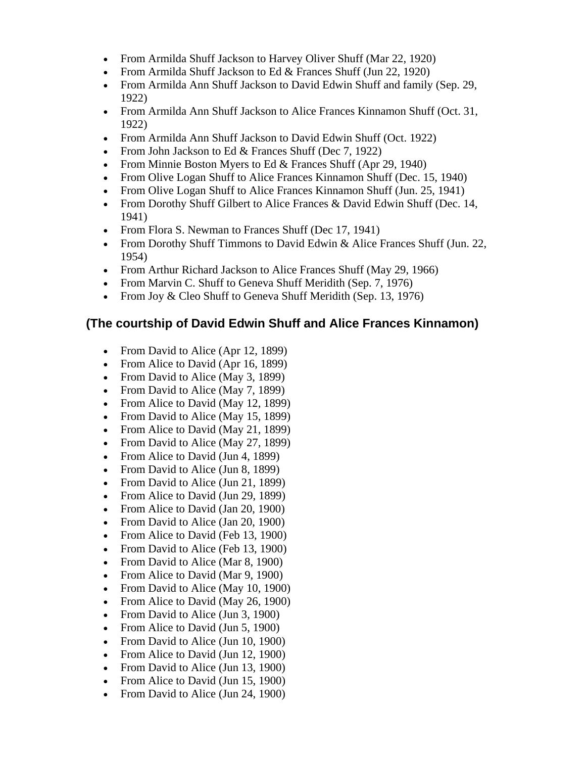- From Armilda Shuff Jackson to Harvey Oliver Shuff (Mar 22, 1920)
- From Armilda Shuff Jackson to Ed & Frances Shuff (Jun 22, 1920)
- From Armilda Ann Shuff Jackson to David Edwin Shuff and family (Sep. 29, 1922)
- From Armilda Ann Shuff Jackson to Alice Frances Kinnamon Shuff (Oct. 31, 1922)
- From Armilda Ann Shuff Jackson to David Edwin Shuff (Oct. 1922)
- From John Jackson to Ed & Frances Shuff (Dec 7, 1922)
- From Minnie Boston Myers to Ed & Frances Shuff (Apr 29, 1940)
- From Olive Logan Shuff to Alice Frances Kinnamon Shuff (Dec. 15, 1940)
- From Olive Logan Shuff to Alice Frances Kinnamon Shuff (Jun. 25, 1941)
- From Dorothy Shuff Gilbert to Alice Frances & David Edwin Shuff (Dec. 14, 1941)
- From Flora S. Newman to Frances Shuff (Dec 17, 1941)
- From Dorothy Shuff Timmons to David Edwin & Alice Frances Shuff (Jun. 22, 1954)
- From Arthur Richard Jackson to Alice Frances Shuff (May 29, 1966)
- From Marvin C. Shuff to Geneva Shuff Meridith (Sep. 7, 1976)
- From Joy & Cleo Shuff to Geneva Shuff Meridith (Sep. 13, 1976)

### (The courtship of David Edwin Shuff and Alice Frances Kinnamon)

- From David to Alice (Apr 12, 1899)
- From Alice to David (Apr 16, 1899)
- From David to Alice (May 3, 1899)
- From David to Alice (May 7, 1899)
- From Alice to David (May 12, 1899)
- From David to Alice (May 15, 1899)
- From Alice to David (May 21, 1899)
- From David to Alice (May 27, 1899)
- From Alice to David (Jun 4, 1899)
- From David to Alice (Jun 8, 1899)
- From David to Alice (Jun 21, 1899)
- From Alice to David (Jun 29, 1899)
- From Alice to David (Jan 20, 1900)
- From David to Alice (Jan 20, 1900)
- From Alice to David (Feb 13, 1900)
- From David to Alice (Feb 13, 1900)
- From David to Alice (Mar 8, 1900)
- From Alice to David (Mar 9, 1900)
- From David to Alice (May 10, 1900)
- From Alice to David (May 26, 1900)
- From David to Alice (Jun 3, 1900)
- From Alice to David (Jun 5, 1900)
- From David to Alice (Jun 10, 1900)
- From Alice to David (Jun 12, 1900)
- From David to Alice (Jun 13, 1900)
- From Alice to David (Jun 15, 1900)
- From David to Alice (Jun 24, 1900)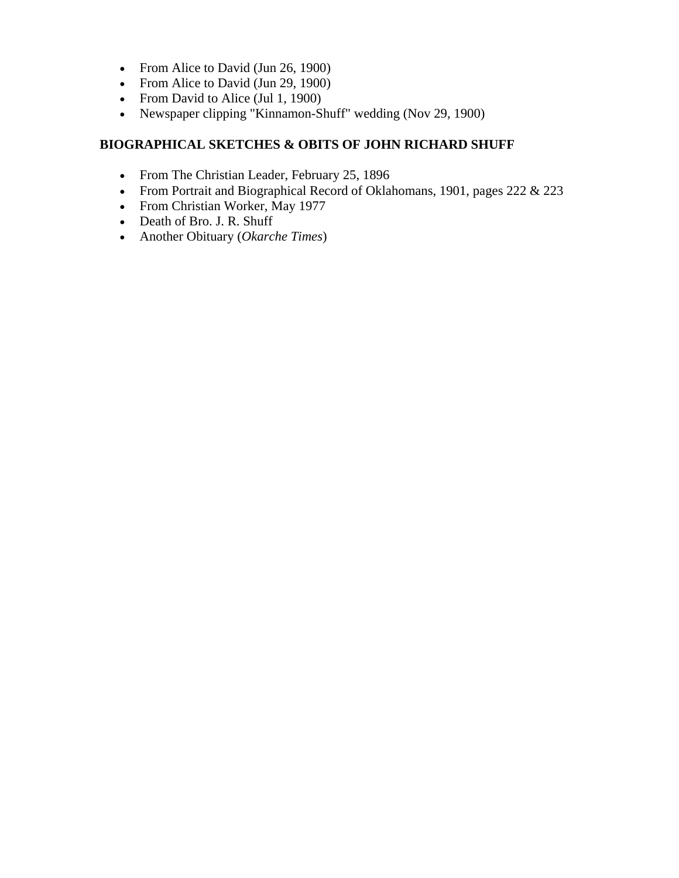- From Alice to David (Jun 26, 1900)
- From Alice to David (Jun 29, 1900)
- From David to Alice (Jul 1, 1900)
- Newspaper clipping "Kinnamon-Shuff" wedding (Nov 29, 1900)

### BIOGRAPHICAL SKETCHES & OBITS OF JOHN RICHARD SHUFF

- From The Christian Leader, February 25, 1896
- From Portrait and Biographical Record of Oklahomans, 1901, pages 222 & 223
- From Christian Worker, May 1977
- Death of Bro. J. R. Shuff
- Another Obituary (*Okarche Times*)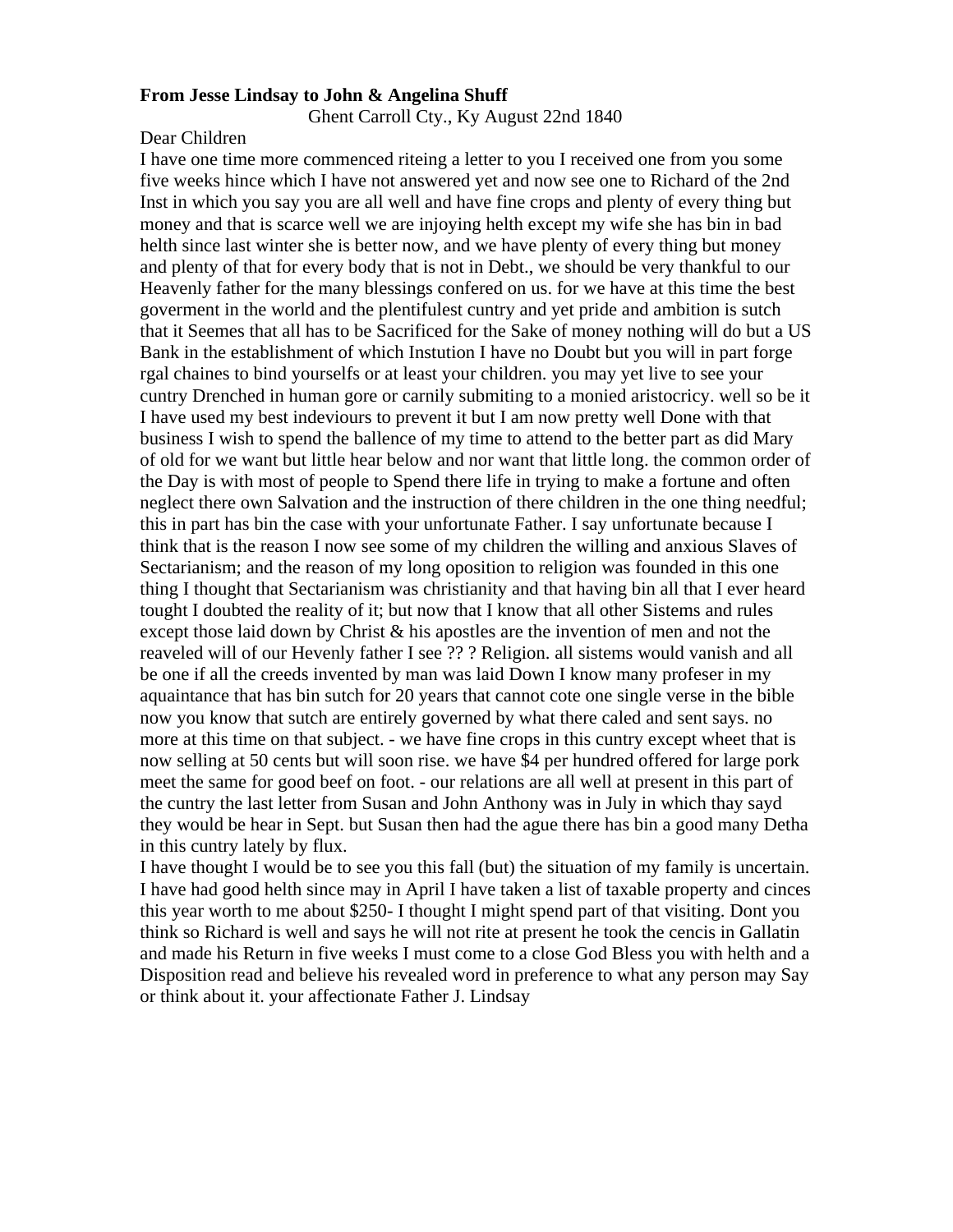**From Jesse Lindsay to John & Angelina Shuff**

Ghent Carroll Cty., Ky August 22nd 1840

Dear Children

I have one time more commenced riteing a letter to you I received one from you some five weeks hince which I have not answered yet and now see one to Richard of the 2nd Inst in which you say you are all well and have fine crops and plenty of every thing but money and that is scarce well we are injoying helth except my wife she has bin in bad helth since last winter she is better now, and we have plenty of every thing but money and plenty of that for every body that is not in Debt., we should be very thankful to our Heavenly father for the many blessings confered on us. for we have at this time the best goverment in the world and the plentifulest cuntry and yet pride and ambition is sutch that it Seemes that all has to be Sacrificed for the Sake of money nothing will do but a US Bank in the establishment of which Instution I have no Doubt but you will in part forge rgal chaines to bind yourselfs or at least your children. you may yet live to see your cuntry Drenched in human gore or carnily submiting to a monied aristocricy. well so be it I have used my best indeviours to prevent it but I am now pretty well Done with that business I wish to spend the ballence of my time to attend to the better part as did Mary of old for we want but little hear below and nor want that little long. the common order of the Day is with most of people to Spend there life in trying to make a fortune and often neglect there own Salvation and the instruction of there children in the one thing needful; this in part has bin the case with your unfortunate Father. I say unfortunate because I think that is the reason I now see some of my children the willing and anxious Slaves of Sectarianism; and the reason of my long oposition to religion was founded in this one thing I thought that Sectarianism was christianity and that having bin all that I ever heard tought I doubted the reality of it; but now that I know that all other Sistems and rules except those laid down by Christ & his apostles are the invention of men and not the reaveled will of our Hevenly father I see ?? ? Religion. all sistems would vanish and all be one if all the creeds invented by man was laid Down I know many profeser in my aquaintance that has bin sutch for 20 years that cannot cote one single verse in the bible now you know that sutch are entirely governed by what there caled and sent says. no more at this time on that subject. - we have fine crops in this cuntry except wheet that is now selling at 50 cents but will soon rise. we have $4 per hundred offered for large pork meet the same for good beef on foot. - our relations are all well at present in this part of the cuntry the last letter from Susan and John Anthony was in July in which thay sayd they would be hear in Sept. but Susan then had the ague there has bin a good many Detha in this cuntry lately by flux.

I have thought I would be to see you this fall (but) the situation of my family is uncertain. I have had good helth since may in April I have taken a list of taxable property and cinces this year worth to me about $250- I thought I might spend part of that visiting. Dont you think so Richard is well and says he will not rite at present he took the cencis in Gallatin and made his Return in five weeks I must come to a close God Bless you with helth and a Disposition read and believe his revealed word in preference to what any person may Say or think about it. your affectionate Father J. Lindsay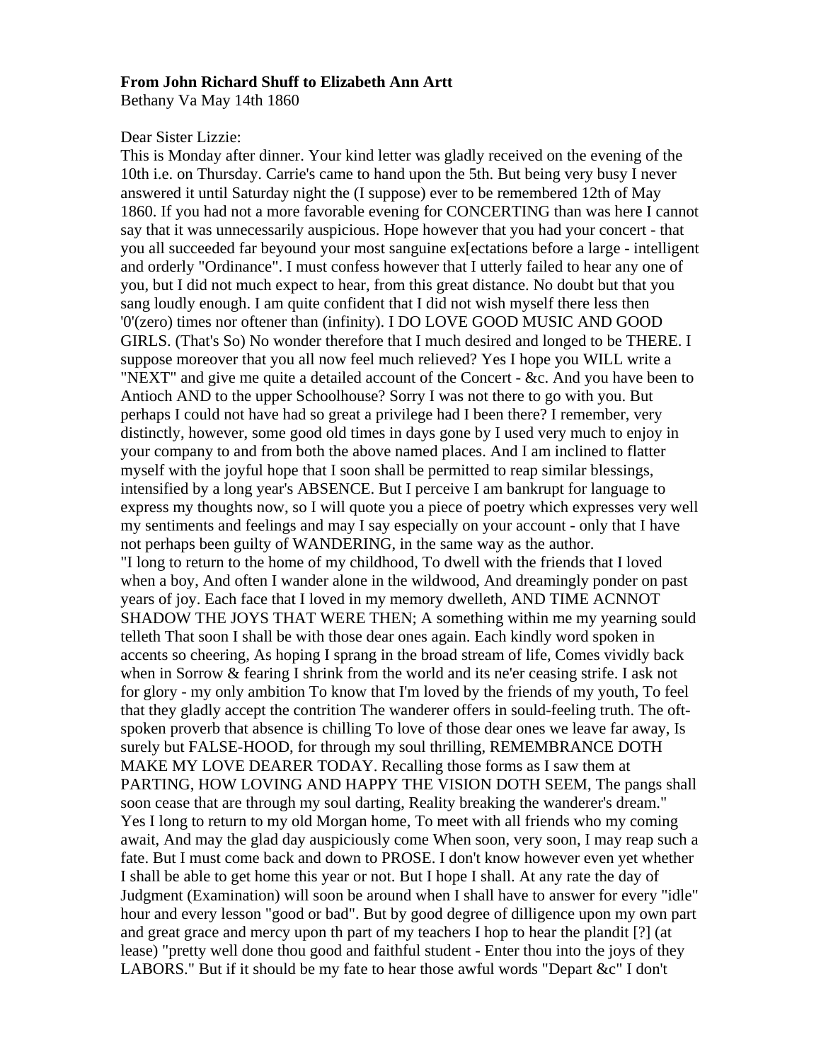**From John Richard Shuff to Elizabeth Ann Artt**

Bethany Va May 14th 1860

Dear Sister Lizzie:

This is Monday after dinner. Your kind letter was gladly received on the evening of the 10th i.e. on Thursday. Carrie's came to hand upon the 5th. But being very busy I never answered it until Saturday night the (I suppose) ever to be remembered 12th of May 1860. If you had not a more favorable evening for CONCERTING than was here I cannot say that it was unnecessarily auspicious. Hope however that you had your concert - that you all succeeded far beyound your most sanguine ex[ectations before a large - intelligent and orderly "Ordinance". I must confess however that I utterly failed to hear any one of you, but I did not much expect to hear, from this great distance. No doubt but that you sang loudly enough. I am quite confident that I did not wish myself there less then '0'(zero) times nor oftener than (infinity). I DO LOVE GOOD MUSIC AND GOOD GIRLS. (That's So) No wonder therefore that I much desired and longed to be THERE. I suppose moreover that you all now feel much relieved? Yes I hope you WILL write a "NEXT" and give me quite a detailed account of the Concert - &c. And you have been to Antioch AND to the upper Schoolhouse? Sorry I was not there to go with you. But perhaps I could not have had so great a privilege had I been there? I remember, very distinctly, however, some good old times in days gone by I used very much to enjoy in your company to and from both the above named places. And I am inclined to flatter myself with the joyful hope that I soon shall be permitted to reap similar blessings, intensified by a long year's ABSENCE. But I perceive I am bankrupt for language to express my thoughts now, so I will quote you a piece of poetry which expresses very well my sentiments and feelings and may I say especially on your account - only that I have not perhaps been guilty of WANDERING, in the same way as the author.

"I long to return to the home of my childhood, To dwell with the friends that I loved when a boy, And often I wander alone in the wildwood, And dreamingly ponder on past years of joy. Each face that I loved in my memory dwelleth, AND TIME ACNNOT SHADOW THE JOYS THAT WERE THEN; A something within me my yearning sould telleth That soon I shall be with those dear ones again. Each kindly word spoken in accents so cheering, As hoping I sprang in the broad stream of life, Comes vividly back when in Sorrow & fearing I shrink from the world and its ne'er ceasing strife. I ask not for glory - my only ambition To know that I'm loved by the friends of my youth, To feel that they gladly accept the contrition The wanderer offers in sould-feeling truth. The oft-spoken proverb that absence is chilling To love of those dear ones we leave far away, Is surely but FALSE-HOOD, for through my soul thrilling, REMEMBRANCE DOTH MAKE MY LOVE DEARER TODAY. Recalling those forms as I saw them at PARTING, HOW LOVING AND HAPPY THE VISION DOTH SEEM, The pangs shall soon cease that are through my soul darting, Reality breaking the wanderer's dream."

Yes I long to return to my old Morgan home, To meet with all friends who my coming await, And may the glad day auspiciously come When soon, very soon, I may reap such a fate. But I must come back and down to PROSE. I don't know however even yet whether I shall be able to get home this year or not. But I hope I shall. At any rate the day of Judgment (Examination) will soon be around when I shall have to answer for every "idle" hour and every lesson "good or bad". But by good degree of dilligence upon my own part and great grace and mercy upon th part of my teachers I hop to hear the plandit [?] (at lease) "pretty well done thou good and faithful student - Enter thou into the joys of they LABORS." But if it should be my fate to hear those awful words "Depart &c" I don't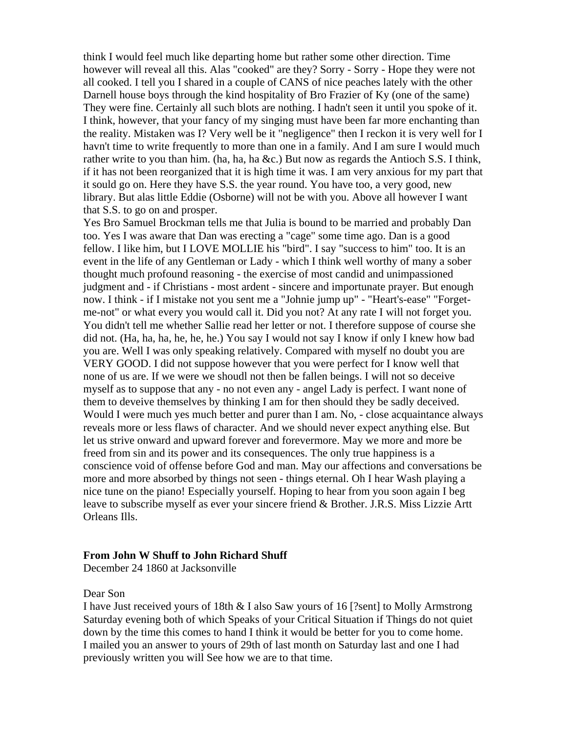think I would feel much like departing home but rather some other direction. Time however will reveal all this. Alas "cooked" are they? Sorry - Sorry - Hope they were not all cooked. I tell you I shared in a couple of CANS of nice peaches lately with the other Darnell house boys through the kind hospitality of Bro Frazier of Ky (one of the same) They were fine. Certainly all such blots are nothing. I hadn't seen it until you spoke of it. I think, however, that your fancy of my singing must have been far more enchanting than the reality. Mistaken was I? Very well be it "negligence" then I reckon it is very well for I havn't time to write frequently to more than one in a family. And I am sure I would much rather write to you than him. (ha, ha, ha &c.) But now as regards the Antioch S.S. I think, if it has not been reorganized that it is high time it was. I am very anxious for my part that it sould go on. Here they have S.S. the year round. You have too, a very good, new library. But alas little Eddie (Osborne) will not be with you. Above all however I want that S.S. to go on and prosper.

Yes Bro Samuel Brockman tells me that Julia is bound to be married and probably Dan too. Yes I was aware that Dan was erecting a "cage" some time ago. Dan is a good fellow. I like him, but I LOVE MOLLIE his "bird". I say "success to him" too. It is an event in the life of any Gentleman or Lady - which I think well worthy of many a sober thought much profound reasoning - the exercise of most candid and unimpassioned judgment and - if Christians - most ardent - sincere and importunate prayer. But enough now. I think - if I mistake not you sent me a "Johnie jump up" - "Heart's-ease" "Forget-me-not" or what every you would call it. Did you not? At any rate I will not forget you. You didn't tell me whether Sallie read her letter or not. I therefore suppose of course she did not. (Ha, ha, ha, he, he, he.) You say I would not say I know if only I knew how bad you are. Well I was only speaking relatively. Compared with myself no doubt you are VERY GOOD. I did not suppose however that you were perfect for I know well that none of us are. If we were we shoudl not then be fallen beings. I will not so deceive myself as to suppose that any - no not even any - angel Lady is perfect. I want none of them to deveive themselves by thinking I am for then should they be sadly deceived. Would I were much yes much better and purer than I am. No, - close acquaintance always reveals more or less flaws of character. And we should never expect anything else. But let us strive onward and upward forever and forevermore. May we more and more be freed from sin and its power and its consequences. The only true happiness is a conscience void of offense before God and man. May our affections and conversations be more and more absorbed by things not seen - things eternal. Oh I hear Wash playing a nice tune on the piano! Especially yourself. Hoping to hear from you soon again I beg leave to subscribe myself as ever your sincere friend & Brother. J.R.S. Miss Lizzie Artt Orleans Ills.

**From John W Shuff to John Richard Shuff**

December 24 1860 at Jacksonville

Dear Son

I have Just received yours of 18th & I also Saw yours of 16 [?sent] to Molly Armstrong Saturday evening both of which Speaks of your Critical Situation if Things do not quiet down by the time this comes to hand I think it would be better for you to come home. I mailed you an answer to yours of 29th of last month on Saturday last and one I had previously written you will See how we are to that time.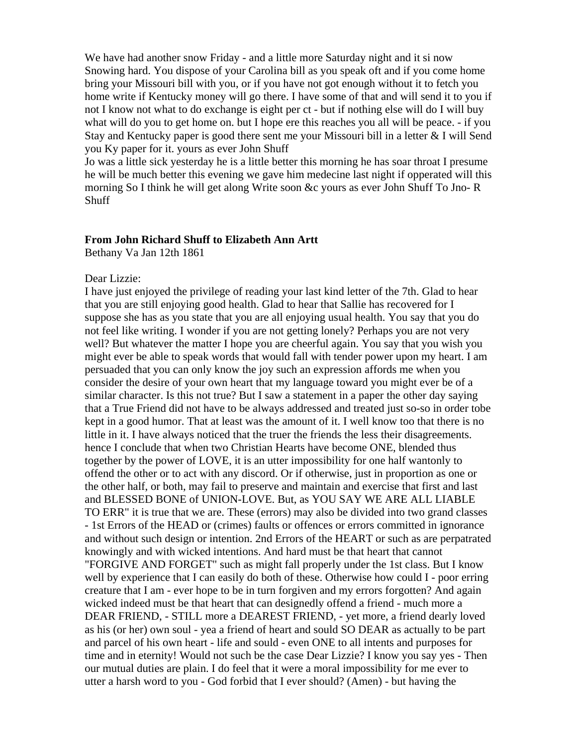We have had another snow Friday - and a little more Saturday night and it si now Snowing hard. You dispose of your Carolina bill as you speak oft and if you come home bring your Missouri bill with you, or if you have not got enough without it to fetch you home write if Kentucky money will go there. I have some of that and will send it to you if not I know not what to do exchange is eight per ct - but if nothing else will do I will buy what will do you to get home on. but I hope ere this reaches you all will be peace. - if you Stay and Kentucky paper is good there sent me your Missouri bill in a letter & I will Send you Ky paper for it. yours as ever John Shuff

Jo was a little sick yesterday he is a little better this morning he has soar throat I presume he will be much better this evening we gave him medecine last night if opperated will this morning So I think he will get along Write soon &c yours as ever John Shuff To Jno- R Shuff

**From John Richard Shuff to Elizabeth Ann Artt**

Bethany Va Jan 12th 1861

Dear Lizzie:

I have just enjoyed the privilege of reading your last kind letter of the 7th. Glad to hear that you are still enjoying good health. Glad to hear that Sallie has recovered for I suppose she has as you state that you are all enjoying usual health. You say that you do not feel like writing. I wonder if you are not getting lonely? Perhaps you are not very well? But whatever the matter I hope you are cheerful again. You say that you wish you might ever be able to speak words that would fall with tender power upon my heart. I am persuaded that you can only know the joy such an expression affords me when you consider the desire of your own heart that my language toward you might ever be of a similar character. Is this not true? But I saw a statement in a paper the other day saying that a True Friend did not have to be always addressed and treated just so-so in order tobe kept in a good humor. That at least was the amount of it. I well know too that there is no little in it. I have always noticed that the truer the friends the less their disagreements. hence I conclude that when two Christian Hearts have become ONE, blended thus together by the power of LOVE, it is an utter impossibility for one half wantonly to offend the other or to act with any discord. Or if otherwise, just in proportion as one or the other half, or both, may fail to preserve and maintain and exercise that first and last and BLESSED BONE of UNION-LOVE. But, as YOU SAY WE ARE ALL LIABLE TO ERR" it is true that we are. These (errors) may also be divided into two grand classes - 1st Errors of the HEAD or (crimes) faults or offences or errors committed in ignorance and without such design or intention. 2nd Errors of the HEART or such as are perpatrated knowingly and with wicked intentions. And hard must be that heart that cannot "FORGIVE AND FORGET" such as might fall properly under the 1st class. But I know well by experience that I can easily do both of these. Otherwise how could I - poor erring creature that I am - ever hope to be in turn forgiven and my errors forgotten? And again wicked indeed must be that heart that can designedly offend a friend - much more a DEAR FRIEND, - STILL more a DEAREST FRIEND, - yet more, a friend dearly loved as his (or her) own soul - yea a friend of heart and sould SO DEAR as actually to be part and parcel of his own heart - life and sould - even ONE to all intents and purposes for time and in eternity! Would not such be the case Dear Lizzie? I know you say yes - Then our mutual duties are plain. I do feel that it were a moral impossibility for me ever to utter a harsh word to you - God forbid that I ever should? (Amen) - but having the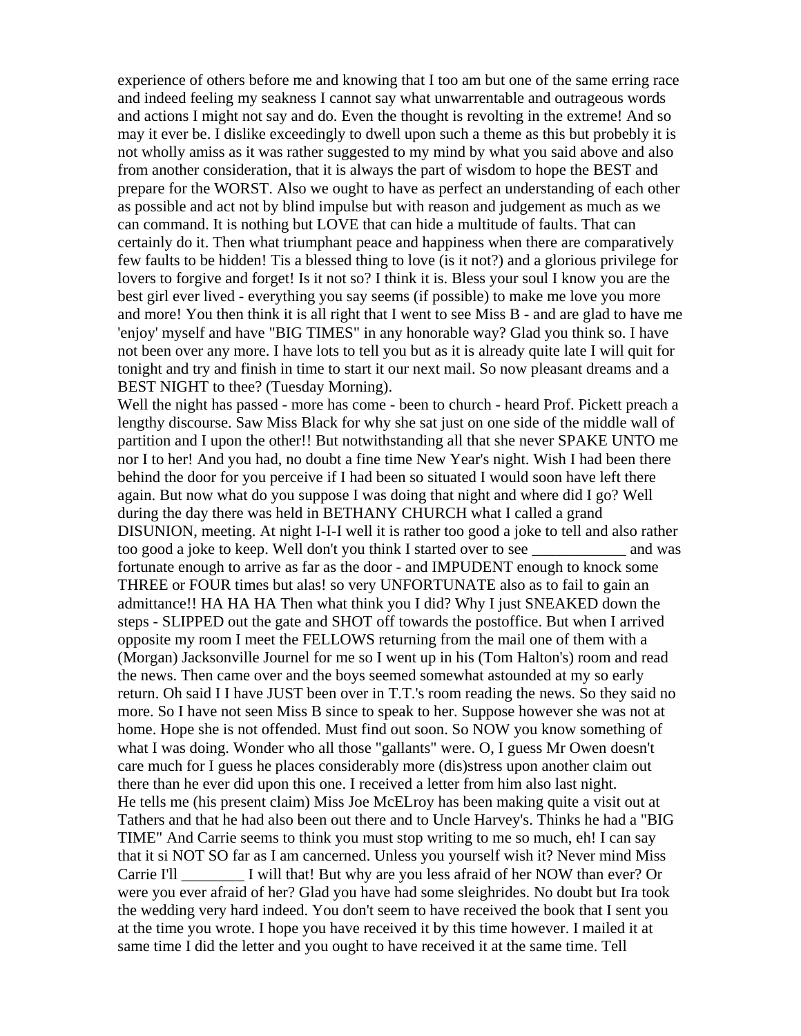experience of others before me and knowing that I too am but one of the same erring race and indeed feeling my seakness I cannot say what unwarrentable and outrageous words and actions I might not say and do. Even the thought is revolting in the extreme! And so may it ever be. I dislike exceedingly to dwell upon such a theme as this but probebly it is not wholly amiss as it was rather suggested to my mind by what you said above and also from another consideration, that it is always the part of wisdom to hope the BEST and prepare for the WORST. Also we ought to have as perfect an understanding of each other as possible and act not by blind impulse but with reason and judgement as much as we can command. It is nothing but LOVE that can hide a multitude of faults. That can certainly do it. Then what triumphant peace and happiness when there are comparatively few faults to be hidden! Tis a blessed thing to love (is it not?) and a glorious privilege for lovers to forgive and forget! Is it not so? I think it is. Bless your soul I know you are the best girl ever lived - everything you say seems (if possible) to make me love you more and more! You then think it is all right that I went to see Miss B - and are glad to have me 'enjoy' myself and have "BIG TIMES" in any honorable way? Glad you think so. I have not been over any more. I have lots to tell you but as it is already quite late I will quit for tonight and try and finish in time to start it our next mail. So now pleasant dreams and a BEST NIGHT to thee? (Tuesday Morning).

Well the night has passed - more has come - been to church - heard Prof. Pickett preach a lengthy discourse. Saw Miss Black for why she sat just on one side of the middle wall of partition and I upon the other!! But notwithstanding all that she never SPAKE UNTO me nor I to her! And you had, no doubt a fine time New Year's night. Wish I had been there behind the door for you perceive if I had been so situated I would soon have left there again. But now what do you suppose I was doing that night and where did I go? Well during the day there was held in BETHANY CHURCH what I called a grand DISUNION, meeting. At night I-I-I well it is rather too good a joke to tell and also rather too good a joke to keep. Well don't you think I started over to see ____________ and was fortunate enough to arrive as far as the door - and IMPUDENT enough to knock some THREE or FOUR times but alas! so very UNFORTUNATE also as to fail to gain an admittance!! HA HA HA Then what think you I did? Why I just SNEAKED down the steps - SLIPPED out the gate and SHOT off towards the postoffice. But when I arrived opposite my room I meet the FELLOWS returning from the mail one of them with a (Morgan) Jacksonville Journel for me so I went up in his (Tom Halton's) room and read the news. Then came over and the boys seemed somewhat astounded at my so early return. Oh said I I have JUST been over in T.T.'s room reading the news. So they said no more. So I have not seen Miss B since to speak to her. Suppose however she was not at home. Hope she is not offended. Must find out soon. So NOW you know something of what I was doing. Wonder who all those "gallants" were. O, I guess Mr Owen doesn't care much for I guess he places considerably more (dis)stress upon another claim out there than he ever did upon this one. I received a letter from him also last night.

He tells me (his present claim) Miss Joe McELroy has been making quite a visit out at Tathers and that he had also been out there and to Uncle Harvey's. Thinks he had a "BIG TIME" And Carrie seems to think you must stop writing to me so much, eh! I can say that it si NOT SO far as I am cancerned. Unless you yourself wish it? Never mind Miss Carrie I'll ________ I will that! But why are you less afraid of her NOW than ever? Or were you ever afraid of her? Glad you have had some sleighrides. No doubt but Ira took the wedding very hard indeed. You don't seem to have received the book that I sent you at the time you wrote. I hope you have received it by this time however. I mailed it at same time I did the letter and you ought to have received it at the same time. Tell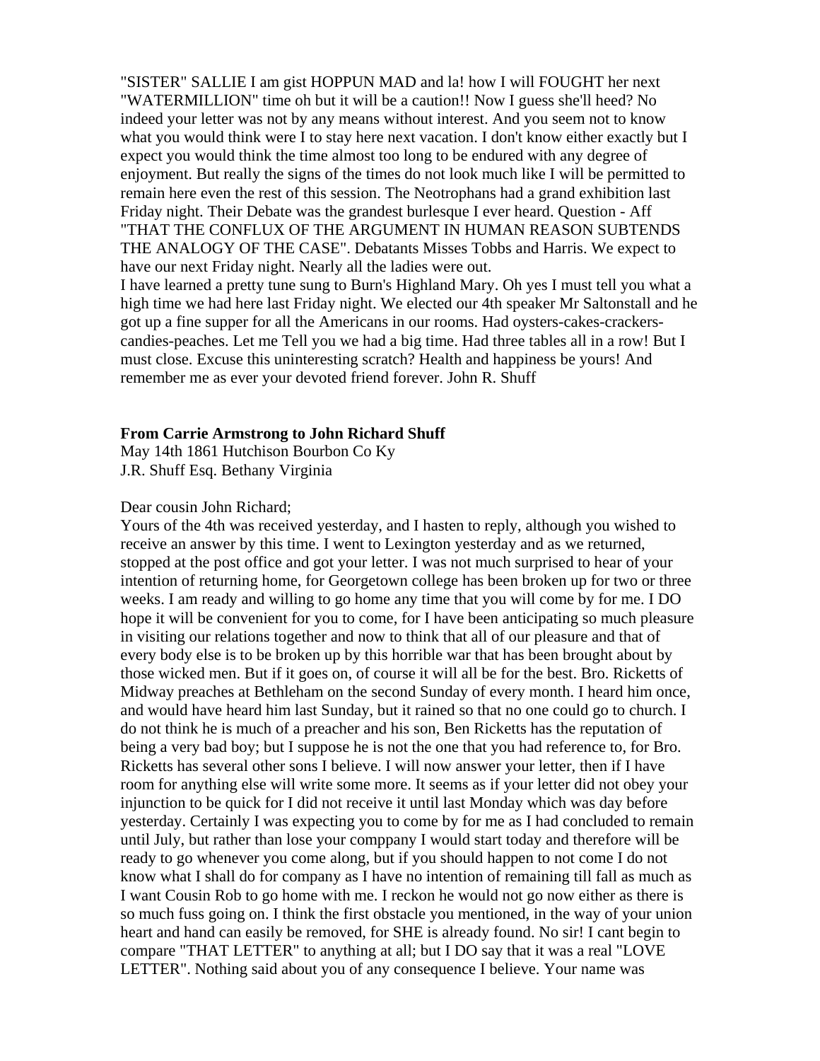"SISTER" SALLIE I am gist HOPPUN MAD and la! how I will FOUGHT her next "WATERMILLION" time oh but it will be a caution!! Now I guess she'll heed? No indeed your letter was not by any means without interest. And you seem not to know what you would think were I to stay here next vacation. I don't know either exactly but I expect you would think the time almost too long to be endured with any degree of enjoyment. But really the signs of the times do not look much like I will be permitted to remain here even the rest of this session. The Neotrophans had a grand exhibition last Friday night. Their Debate was the grandest burlesque I ever heard. Question - Aff "THAT THE CONFLUX OF THE ARGUMENT IN HUMAN REASON SUBTENDS THE ANALOGY OF THE CASE". Debatants Misses Tobbs and Harris. We expect to have our next Friday night. Nearly all the ladies were out.

I have learned a pretty tune sung to Burn's Highland Mary. Oh yes I must tell you what a high time we had here last Friday night. We elected our 4th speaker Mr Saltonstall and he got up a fine supper for all the Americans in our rooms. Had oysters-cakes-crackers-candies-peaches. Let me Tell you we had a big time. Had three tables all in a row! But I must close. Excuse this uninteresting scratch? Health and happiness be yours! And remember me as ever your devoted friend forever. John R. Shuff

**From Carrie Armstrong to John Richard Shuff**

May 14th 1861 Hutchison Bourbon Co Ky
J.R. Shuff Esq. Bethany Virginia

Dear cousin John Richard;

Yours of the 4th was received yesterday, and I hasten to reply, although you wished to receive an answer by this time. I went to Lexington yesterday and as we returned, stopped at the post office and got your letter. I was not much surprised to hear of your intention of returning home, for Georgetown college has been broken up for two or three weeks. I am ready and willing to go home any time that you will come by for me. I DO hope it will be convenient for you to come, for I have been anticipating so much pleasure in visiting our relations together and now to think that all of our pleasure and that of every body else is to be broken up by this horrible war that has been brought about by those wicked men. But if it goes on, of course it will all be for the best. Bro. Ricketts of Midway preaches at Bethlehem on the second Sunday of every month. I heard him once, and would have heard him last Sunday, but it rained so that no one could go to church. I do not think he is much of a preacher and his son, Ben Ricketts has the reputation of being a very bad boy; but I suppose he is not the one that you had reference to, for Bro. Ricketts has several other sons I believe. I will now answer your letter, then if I have room for anything else will write some more. It seems as if your letter did not obey your injunction to be quick for I did not receive it until last Monday which was day before yesterday. Certainly I was expecting you to come by for me as I had concluded to remain until July, but rather than lose your comppany I would start today and therefore will be ready to go whenever you come along, but if you should happen to not come I do not know what I shall do for company as I have no intention of remaining till fall as much as I want Cousin Rob to go home with me. I reckon he would not go now either as there is so much fuss going on. I think the first obstacle you mentioned, in the way of your union heart and hand can easily be removed, for SHE is already found. No sir! I cant begin to compare "THAT LETTER" to anything at all; but I DO say that it was a real "LOVE LETTER". Nothing said about you of any consequence I believe. Your name was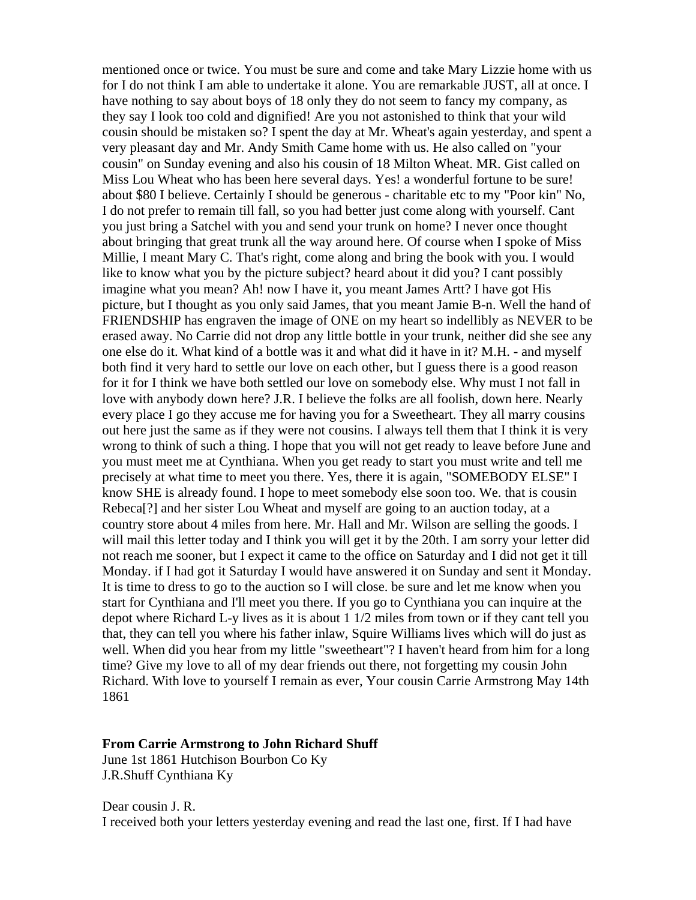mentioned once or twice. You must be sure and come and take Mary Lizzie home with us for I do not think I am able to undertake it alone. You are remarkable JUST, all at once. I have nothing to say about boys of 18 only they do not seem to fancy my company, as they say I look too cold and dignified! Are you not astonished to think that your wild cousin should be mistaken so? I spent the day at Mr. Wheat's again yesterday, and spent a very pleasant day and Mr. Andy Smith Came home with us. He also called on "your cousin" on Sunday evening and also his cousin of 18 Milton Wheat. MR. Gist called on Miss Lou Wheat who has been here several days. Yes! a wonderful fortune to be sure! about $80 I believe. Certainly I should be generous - charitable etc to my "Poor kin" No, I do not prefer to remain till fall, so you had better just come along with yourself. Cant you just bring a Satchel with you and send your trunk on home? I never once thought about bringing that great trunk all the way around here. Of course when I spoke of Miss Millie, I meant Mary C. That's right, come along and bring the book with you. I would like to know what you by the picture subject? heard about it did you? I cant possibly imagine what you mean? Ah! now I have it, you meant James Artt? I have got His picture, but I thought as you only said James, that you meant Jamie B-n. Well the hand of FRIENDSHIP has engraven the image of ONE on my heart so indellibly as NEVER to be erased away. No Carrie did not drop any little bottle in your trunk, neither did she see any one else do it. What kind of a bottle was it and what did it have in it? M.H. - and myself both find it very hard to settle our love on each other, but I guess there is a good reason for it for I think we have both settled our love on somebody else. Why must I not fall in love with anybody down here? J.R. I believe the folks are all foolish, down here. Nearly every place I go they accuse me for having you for a Sweetheart. They all marry cousins out here just the same as if they were not cousins. I always tell them that I think it is very wrong to think of such a thing. I hope that you will not get ready to leave before June and you must meet me at Cynthiana. When you get ready to start you must write and tell me precisely at what time to meet you there. Yes, there it is again, "SOMEBODY ELSE" I know SHE is already found. I hope to meet somebody else soon too. We. that is cousin Rebeca[?] and her sister Lou Wheat and myself are going to an auction today, at a country store about 4 miles from here. Mr. Hall and Mr. Wilson are selling the goods. I will mail this letter today and I think you will get it by the 20th. I am sorry your letter did not reach me sooner, but I expect it came to the office on Saturday and I did not get it till Monday. if I had got it Saturday I would have answered it on Sunday and sent it Monday. It is time to dress to go to the auction so I will close. be sure and let me know when you start for Cynthiana and I'll meet you there. If you go to Cynthiana you can inquire at the depot where Richard L-y lives as it is about 1 1/2 miles from town or if they cant tell you that, they can tell you where his father inlaw, Squire Williams lives which will do just as well. When did you hear from my little "sweetheart"? I haven't heard from him for a long time? Give my love to all of my dear friends out there, not forgetting my cousin John Richard. With love to yourself I remain as ever, Your cousin Carrie Armstrong May 14th 1861

**From Carrie Armstrong to John Richard Shuff**
June 1st 1861 Hutchison Bourbon Co Ky
J.R.Shuff Cynthiana Ky

Dear cousin J. R.
I received both your letters yesterday evening and read the last one, first. If I had have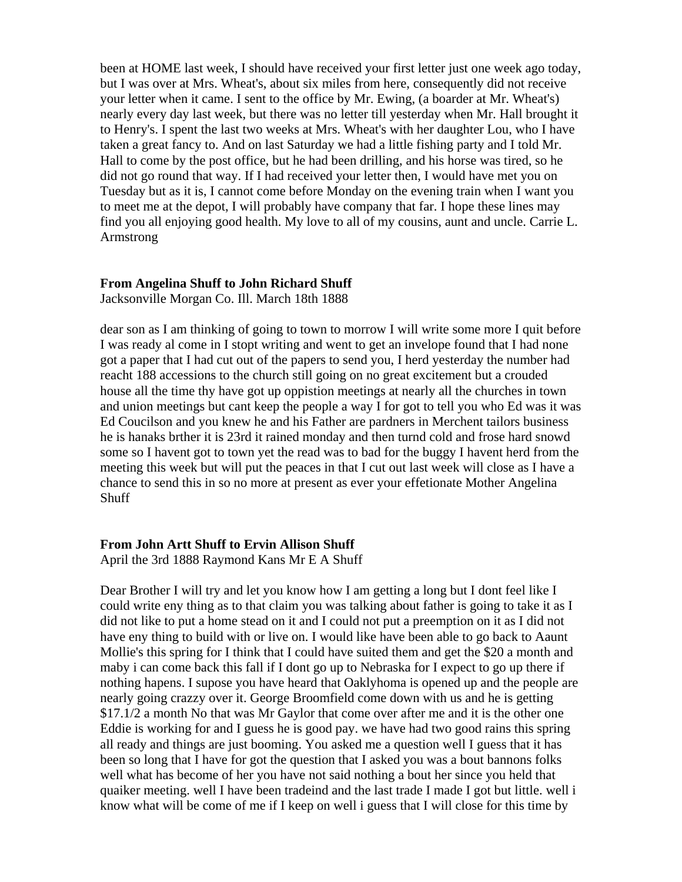been at HOME last week, I should have received your first letter just one week ago today, but I was over at Mrs. Wheat's, about six miles from here, consequently did not receive your letter when it came. I sent to the office by Mr. Ewing, (a boarder at Mr. Wheat's) nearly every day last week, but there was no letter till yesterday when Mr. Hall brought it to Henry's. I spent the last two weeks at Mrs. Wheat's with her daughter Lou, who I have taken a great fancy to. And on last Saturday we had a little fishing party and I told Mr. Hall to come by the post office, but he had been drilling, and his horse was tired, so he did not go round that way. If I had received your letter then, I would have met you on Tuesday but as it is, I cannot come before Monday on the evening train when I want you to meet me at the depot, I will probably have company that far. I hope these lines may find you all enjoying good health. My love to all of my cousins, aunt and uncle. Carrie L. Armstrong

**From Angelina Shuff to John Richard Shuff**
Jacksonville Morgan Co. Ill. March 18th 1888

dear son as I am thinking of going to town to morrow I will write some more I quit before I was ready al come in I stopt writing and went to get an invelope found that I had none got a paper that I had cut out of the papers to send you, I herd yesterday the number had reacht 188 accessions to the church still going on no great excitement but a crouded house all the time thy have got up oppistion meetings at nearly all the churches in town and union meetings but cant keep the people a way I for got to tell you who Ed was it was Ed Coucilson and you knew he and his Father are pardners in Merchent tailors business he is hanaks brther it is 23rd it rained monday and then turnd cold and frose hard snowd some so I havent got to town yet the read was to bad for the buggy I havent herd from the meeting this week but will put the peaces in that I cut out last week will close as I have a chance to send this in so no more at present as ever your effetionate Mother Angelina Shuff

**From John Artt Shuff to Ervin Allison Shuff**
April the 3rd 1888 Raymond Kans Mr E A Shuff

Dear Brother I will try and let you know how I am getting a long but I dont feel like I could write eny thing as to that claim you was talking about father is going to take it as I did not like to put a home stead on it and I could not put a preemption on it as I did not have eny thing to build with or live on. I would like have been able to go back to Aaunt Mollie's this spring for I think that I could have suited them and get the $20 a month and maby i can come back this fall if I dont go up to Nebraska for I expect to go up there if nothing hapens. I supose you have heard that Oaklyhoma is opened up and the people are nearly going crazzy over it. George Broomfield come down with us and he is getting $17.1/2 a month No that was Mr Gaylor that come over after me and it is the other one Eddie is working for and I guess he is good pay. we have had two good rains this spring all ready and things are just booming. You asked me a question well I guess that it has been so long that I have for got the question that I asked you was a bout bannons folks well what has become of her you have not said nothing a bout her since you held that quaiker meeting. well I have been tradeind and the last trade I made I got but little. well i know what will be come of me if I keep on well i guess that I will close for this time by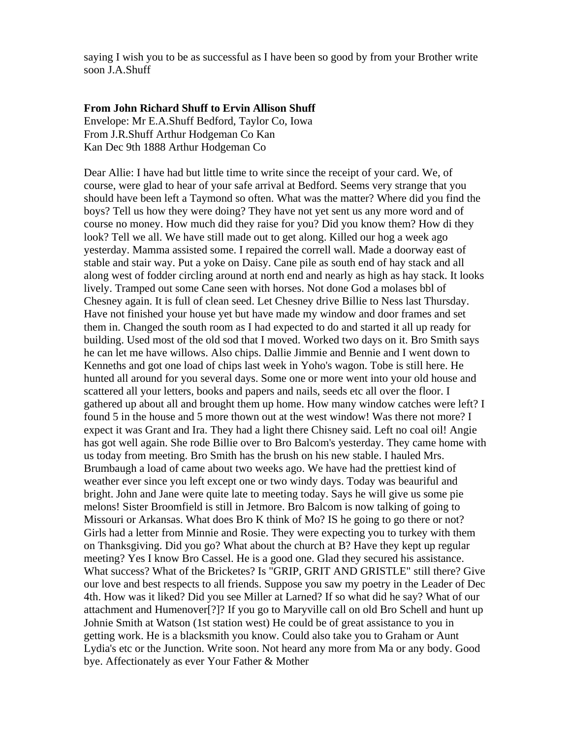saying I wish you to be as successful as I have been so good by from your Brother write soon J.A.Shuff

**From John Richard Shuff to Ervin Allison Shuff**
Envelope: Mr E.A.Shuff Bedford, Taylor Co, Iowa
From J.R.Shuff Arthur Hodgeman Co Kan
Kan Dec 9th 1888 Arthur Hodgeman Co

Dear Allie: I have had but little time to write since the receipt of your card. We, of course, were glad to hear of your safe arrival at Bedford. Seems very strange that you should have been left a Taymond so often. What was the matter? Where did you find the boys? Tell us how they were doing? They have not yet sent us any more word and of course no money. How much did they raise for you? Did you know them? How di they look? Tell we all. We have still made out to get along. Killed our hog a week ago yesterday. Mamma assisted some. I repaired the correll wall. Made a doorway east of stable and stair way. Put a yoke on Daisy. Cane pile as south end of hay stack and all along west of fodder circling around at north end and nearly as high as hay stack. It looks lively. Tramped out some Cane seen with horses. Not done God a molases bbl of Chesney again. It is full of clean seed. Let Chesney drive Billie to Ness last Thursday. Have not finished your house yet but have made my window and door frames and set them in. Changed the south room as I had expected to do and started it all up ready for building. Used most of the old sod that I moved. Worked two days on it. Bro Smith says he can let me have willows. Also chips. Dallie Jimmie and Bennie and I went down to Kenneths and got one load of chips last week in Yoho's wagon. Tobe is still here. He hunted all around for you several days. Some one or more went into your old house and scattered all your letters, books and papers and nails, seeds etc all over the floor. I gathered up about all and brought them up home. How many window catches were left? I found 5 in the house and 5 more thown out at the west window! Was there not more? I expect it was Grant and Ira. They had a light there Chisney said. Left no coal oil! Angie has got well again. She rode Billie over to Bro Balcom's yesterday. They came home with us today from meeting. Bro Smith has the brush on his new stable. I hauled Mrs. Brumbaugh a load of came about two weeks ago. We have had the prettiest kind of weather ever since you left except one or two windy days. Today was beauriful and bright. John and Jane were quite late to meeting today. Says he will give us some pie melons! Sister Broomfield is still in Jetmore. Bro Balcom is now talking of going to Missouri or Arkansas. What does Bro K think of Mo? IS he going to go there or not? Girls had a letter from Minnie and Rosie. They were expecting you to turkey with them on Thanksgiving. Did you go? What about the church at B? Have they kept up regular meeting? Yes I know Bro Cassel. He is a good one. Glad they secured his assistance. What success? What of the Bricketes? Is "GRIP, GRIT AND GRISTLE" still there? Give our love and best respects to all friends. Suppose you saw my poetry in the Leader of Dec 4th. How was it liked? Did you see Miller at Larned? If so what did he say? What of our attachment and Humenover[?]? If you go to Maryville call on old Bro Schell and hunt up Johnie Smith at Watson (1st station west) He could be of great assistance to you in getting work. He is a blacksmith you know. Could also take you to Graham or Aunt Lydia's etc or the Junction. Write soon. Not heard any more from Ma or any body. Good bye. Affectionately as ever Your Father & Mother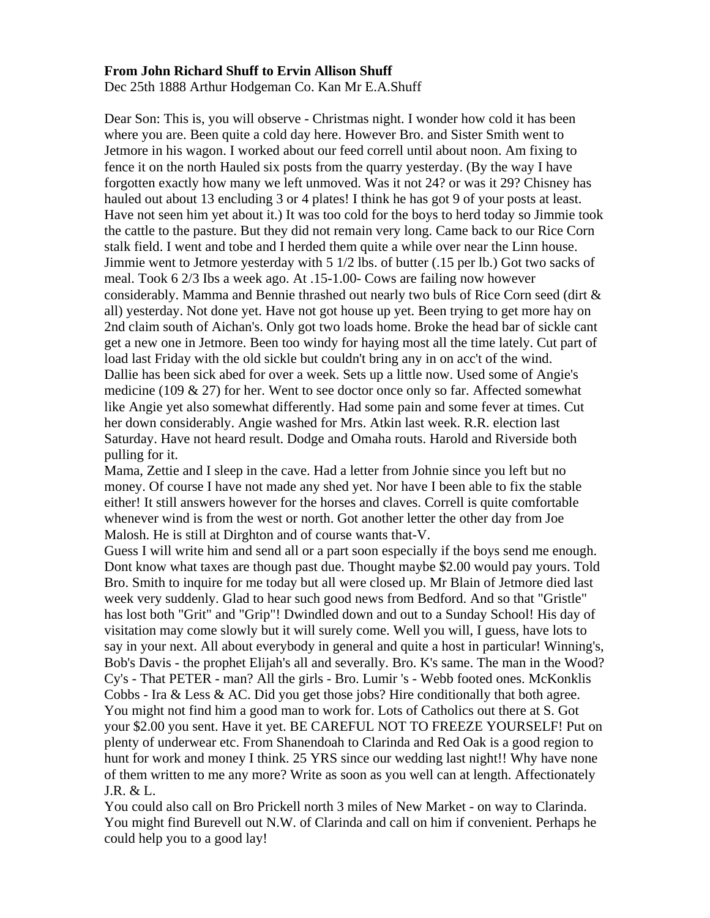**From John Richard Shuff to Ervin Allison Shuff**

Dec 25th 1888 Arthur Hodgeman Co. Kan Mr E.A.Shuff

Dear Son: This is, you will observe - Christmas night. I wonder how cold it has been where you are. Been quite a cold day here. However Bro. and Sister Smith went to Jetmore in his wagon. I worked about our feed correll until about noon. Am fixing to fence it on the north Hauled six posts from the quarry yesterday. (By the way I have forgotten exactly how many we left unmoved. Was it not 24? or was it 29? Chisney has hauled out about 13 encluding 3 or 4 plates! I think he has got 9 of your posts at least. Have not seen him yet about it.) It was too cold for the boys to herd today so Jimmie took the cattle to the pasture. But they did not remain very long. Came back to our Rice Corn stalk field. I went and tobe and I herded them quite a while over near the Linn house. Jimmie went to Jetmore yesterday with 5 1/2 lbs. of butter (.15 per lb.) Got two sacks of meal. Took 6 2/3 Ibs a week ago. At .15-1.00- Cows are failing now however considerably. Mamma and Bennie thrashed out nearly two buls of Rice Corn seed (dirt & all) yesterday. Not done yet. Have not got house up yet. Been trying to get more hay on 2nd claim south of Aichan's. Only got two loads home. Broke the head bar of sickle cant get a new one in Jetmore. Been too windy for haying most all the time lately. Cut part of load last Friday with the old sickle but couldn't bring any in on acc't of the wind. Dallie has been sick abed for over a week. Sets up a little now. Used some of Angie's medicine (109 & 27) for her. Went to see doctor once only so far. Affected somewhat like Angie yet also somewhat differently. Had some pain and some fever at times. Cut her down considerably. Angie washed for Mrs. Atkin last week. R.R. election last Saturday. Have not heard result. Dodge and Omaha routs. Harold and Riverside both pulling for it.

Mama, Zettie and I sleep in the cave. Had a letter from Johnie since you left but no money. Of course I have not made any shed yet. Nor have I been able to fix the stable either! It still answers however for the horses and claves. Correll is quite comfortable whenever wind is from the west or north. Got another letter the other day from Joe Malosh. He is still at Dirghton and of course wants that-V.

Guess I will write him and send all or a part soon especially if the boys send me enough. Dont know what taxes are though past due. Thought maybe $2.00 would pay yours. Told Bro. Smith to inquire for me today but all were closed up. Mr Blain of Jetmore died last week very suddenly. Glad to hear such good news from Bedford. And so that "Gristle" has lost both "Grit" and "Grip"! Dwindled down and out to a Sunday School! His day of visitation may come slowly but it will surely come. Well you will, I guess, have lots to say in your next. All about everybody in general and quite a host in particular! Winning's, Bob's Davis - the prophet Elijah's all and severally. Bro. K's same. The man in the Wood? Cy's - That PETER - man? All the girls - Bro. Lumir 's - Webb footed ones. McKonklis Cobbs - Ira & Less & AC. Did you get those jobs? Hire conditionally that both agree. You might not find him a good man to work for. Lots of Catholics out there at S. Got your $2.00 you sent. Have it yet. BE CAREFUL NOT TO FREEZE YOURSELF! Put on plenty of underwear etc. From Shanendoah to Clarinda and Red Oak is a good region to hunt for work and money I think. 25 YRS since our wedding last night!! Why have none of them written to me any more? Write as soon as you well can at length. Affectionately J.R. & L.

You could also call on Bro Prickell north 3 miles of New Market - on way to Clarinda. You might find Burevell out N.W. of Clarinda and call on him if convenient. Perhaps he could help you to a good lay!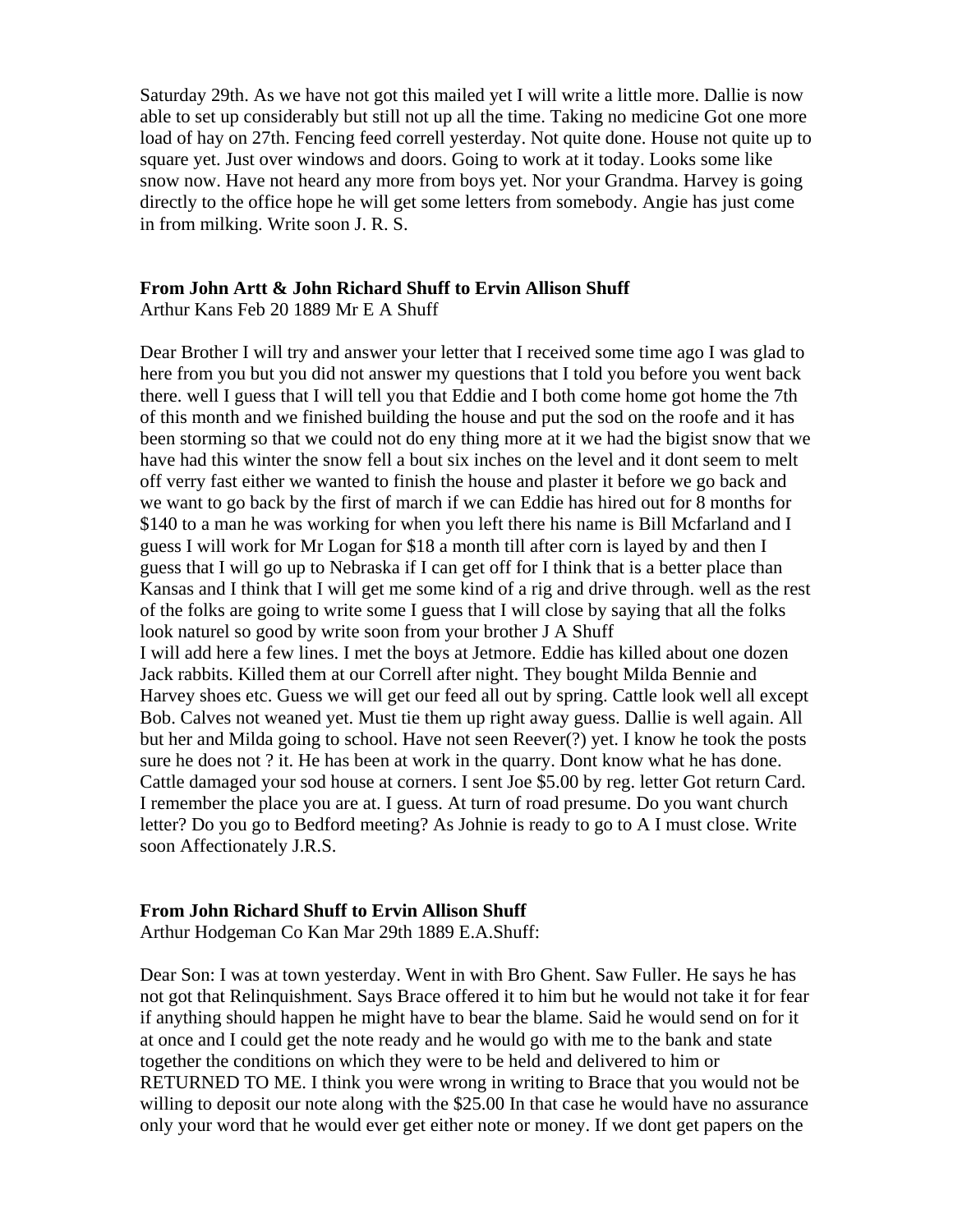Saturday 29th. As we have not got this mailed yet I will write a little more. Dallie is now able to set up considerably but still not up all the time. Taking no medicine Got one more load of hay on 27th. Fencing feed correll yesterday. Not quite done. House not quite up to square yet. Just over windows and doors. Going to work at it today. Looks some like snow now. Have not heard any more from boys yet. Nor your Grandma. Harvey is going directly to the office hope he will get some letters from somebody. Angie has just come in from milking. Write soon J. R. S.

**From John Artt & John Richard Shuff to Ervin Allison Shuff**
Arthur Kans Feb 20 1889 Mr E A Shuff

Dear Brother I will try and answer your letter that I received some time ago I was glad to here from you but you did not answer my questions that I told you before you went back there. well I guess that I will tell you that Eddie and I both come home got home the 7th of this month and we finished building the house and put the sod on the roofe and it has been storming so that we could not do eny thing more at it we had the bigist snow that we have had this winter the snow fell a bout six inches on the level and it dont seem to melt off verry fast either we wanted to finish the house and plaster it before we go back and we want to go back by the first of march if we can Eddie has hired out for 8 months for $140 to a man he was working for when you left there his name is Bill Mcfarland and I guess I will work for Mr Logan for $18 a month till after corn is layed by and then I guess that I will go up to Nebraska if I can get off for I think that is a better place than Kansas and I think that I will get me some kind of a rig and drive through. well as the rest of the folks are going to write some I guess that I will close by saying that all the folks look naturel so good by write soon from your brother J A Shuff
I will add here a few lines. I met the boys at Jetmore. Eddie has killed about one dozen Jack rabbits. Killed them at our Correll after night. They bought Milda Bennie and Harvey shoes etc. Guess we will get our feed all out by spring. Cattle look well all except Bob. Calves not weaned yet. Must tie them up right away guess. Dallie is well again. All but her and Milda going to school. Have not seen Reever(?) yet. I know he took the posts sure he does not ? it. He has been at work in the quarry. Dont know what he has done. Cattle damaged your sod house at corners. I sent Joe $5.00 by reg. letter Got return Card. I remember the place you are at. I guess. At turn of road presume. Do you want church letter? Do you go to Bedford meeting? As Johnie is ready to go to A I must close. Write soon Affectionately J.R.S.

**From John Richard Shuff to Ervin Allison Shuff**
Arthur Hodgeman Co Kan Mar 29th 1889 E.A.Shuff:

Dear Son: I was at town yesterday. Went in with Bro Ghent. Saw Fuller. He says he has not got that Relinquishment. Says Brace offered it to him but he would not take it for fear if anything should happen he might have to bear the blame. Said he would send on for it at once and I could get the note ready and he would go with me to the bank and state together the conditions on which they were to be held and delivered to him or RETURNED TO ME. I think you were wrong in writing to Brace that you would not be willing to deposit our note along with the $25.00 In that case he would have no assurance only your word that he would ever get either note or money. If we dont get papers on the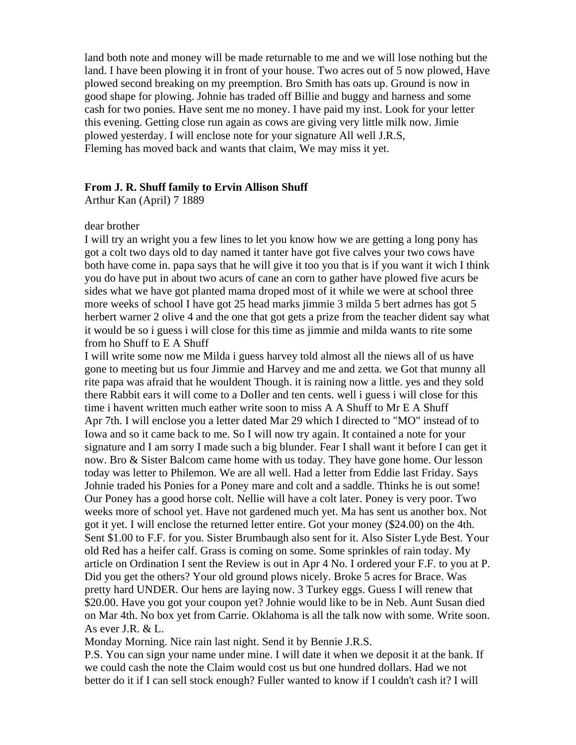land both note and money will be made returnable to me and we will lose nothing but the land. I have been plowing it in front of your house. Two acres out of 5 now plowed, Have plowed second breaking on my preemption. Bro Smith has oats up. Ground is now in good shape for plowing. Johnie has traded off Billie and buggy and harness and some cash for two ponies. Have sent me no money. I have paid my inst. Look for your letter this evening. Getting close run again as cows are giving very little milk now. Jimie plowed yesterday. I will enclose note for your signature All well J.R.S,
Fleming has moved back and wants that claim, We may miss it yet.

**From J. R. Shuff family to Ervin Allison Shuff**
Arthur Kan (April) 7 1889

dear brother
I will try an wright you a few lines to let you know how we are getting a long pony has got a colt two days old to day named it tanter have got five calves your two cows have both have come in. papa says that he will give it too you that is if you want it wich I think you do have put in about two acurs of cane an corn to gather have plowed five acurs be sides what we have got planted mama droped most of it while we were at school three more weeks of school I have got 25 head marks jimmie 3 milda 5 bert adrnes has got 5 herbert warner 2 olive 4 and the one that got gets a prize from the teacher dident say what it would be so i guess i will close for this time as jimmie and milda wants to rite some from ho Shuff to E A Shuff
I will write some now me Milda i guess harvey told almost all the niews all of us have gone to meeting but us four Jimmie and Harvey and me and zetta. we Got that munny all rite papa was afraid that he wouldent Though. it is raining now a little. yes and they sold there Rabbit ears it will come to a DoIler and ten cents. well i guess i will close for this time i havent written much eather write soon to miss A A Shuff to Mr E A Shuff
Apr 7th. I will enclose you a letter dated Mar 29 which I directed to "MO" instead of to Iowa and so it came back to me. So I will now try again. It contained a note for your signature and I am sorry I made such a big blunder. Fear I shall want it before I can get it now. Bro & Sister Balcom came home with us today. They have gone home. Our lesson today was letter to Philemon. We are all well. Had a letter from Eddie last Friday. Says Johnie traded his Ponies for a Poney mare and colt and a saddle. Thinks he is out some! Our Poney has a good horse colt. Nellie will have a colt later. Poney is very poor. Two weeks more of school yet. Have not gardened much yet. Ma has sent us another box. Not got it yet. I will enclose the returned letter entire. Got your money ($24.00) on the 4th. Sent $1.00 to F.F. for you. Sister Brumbaugh also sent for it. Also Sister Lyde Best. Your old Red has a heifer calf. Grass is coming on some. Some sprinkles of rain today. My article on Ordination I sent the Review is out in Apr 4 No. I ordered your F.F. to you at P. Did you get the others? Your old ground plows nicely. Broke 5 acres for Brace. Was pretty hard UNDER. Our hens are laying now. 3 Turkey eggs. Guess I will renew that $20.00. Have you got your coupon yet? Johnie would like to be in Neb. Aunt Susan died on Mar 4th. No box yet from Carrie. Oklahoma is all the talk now with some. Write soon. As ever J.R. & L.
Monday Morning. Nice rain last night. Send it by Bennie J.R.S.
P.S. You can sign your name under mine. I will date it when we deposit it at the bank. If we could cash the note the Claim would cost us but one hundred dollars. Had we not better do it if I can sell stock enough? Fuller wanted to know if I couldn't cash it? I will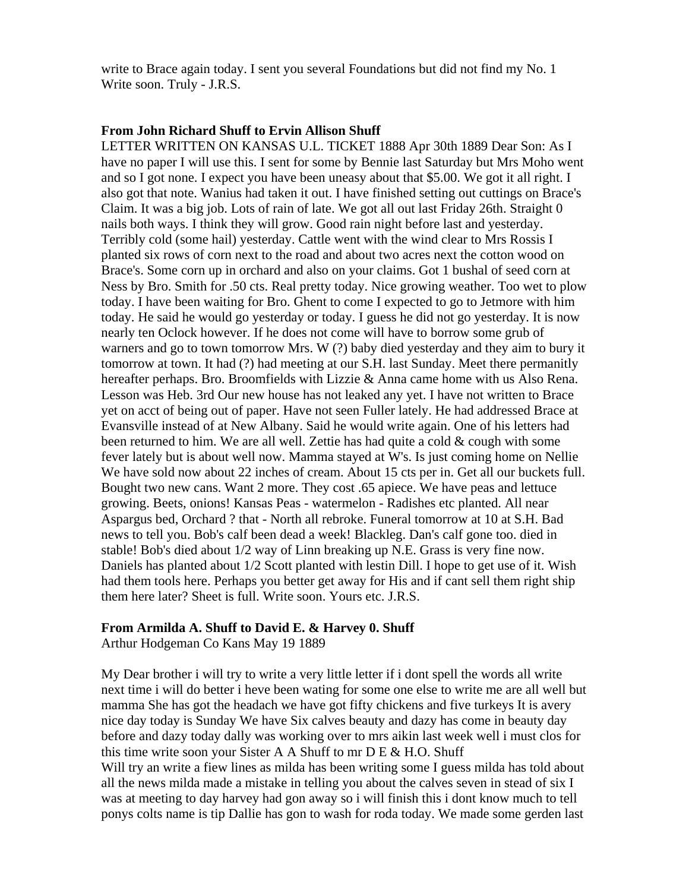write to Brace again today. I sent you several Foundations but did not find my No. 1 Write soon. Truly - J.R.S.

**From John Richard Shuff to Ervin Allison Shuff**

LETTER WRITTEN ON KANSAS U.L. TICKET 1888 Apr 30th 1889 Dear Son: As I have no paper I will use this. I sent for some by Bennie last Saturday but Mrs Moho went and so I got none. I expect you have been uneasy about that $5.00. We got it all right. I also got that note. Wanius had taken it out. I have finished setting out cuttings on Brace's Claim. It was a big job. Lots of rain of late. We got all out last Friday 26th. Straight 0 nails both ways. I think they will grow. Good rain night before last and yesterday. Terribly cold (some hail) yesterday. Cattle went with the wind clear to Mrs Rossis I planted six rows of corn next to the road and about two acres next the cotton wood on Brace's. Some corn up in orchard and also on your claims. Got 1 bushal of seed corn at Ness by Bro. Smith for .50 cts. Real pretty today. Nice growing weather. Too wet to plow today. I have been waiting for Bro. Ghent to come I expected to go to Jetmore with him today. He said he would go yesterday or today. I guess he did not go yesterday. It is now nearly ten Oclock however. If he does not come will have to borrow some grub of warners and go to town tomorrow Mrs. W (?) baby died yesterday and they aim to bury it tomorrow at town. It had (?) had meeting at our S.H. last Sunday. Meet there permanitly hereafter perhaps. Bro. Broomfields with Lizzie & Anna came home with us Also Rena. Lesson was Heb. 3rd Our new house has not leaked any yet. I have not written to Brace yet on acct of being out of paper. Have not seen Fuller lately. He had addressed Brace at Evansville instead of at New Albany. Said he would write again. One of his letters had been returned to him. We are all well. Zettie has had quite a cold & cough with some fever lately but is about well now. Mamma stayed at W's. Is just coming home on Nellie We have sold now about 22 inches of cream. About 15 cts per in. Get all our buckets full. Bought two new cans. Want 2 more. They cost .65 apiece. We have peas and lettuce growing. Beets, onions! Kansas Peas - watermelon - Radishes etc planted. All near Aspargus bed, Orchard ? that - North all rebroke. Funeral tomorrow at 10 at S.H. Bad news to tell you. Bob's calf been dead a week! Blackleg. Dan's calf gone too. died in stable! Bob's died about 1/2 way of Linn breaking up N.E. Grass is very fine now. Daniels has planted about 1/2 Scott planted with lestin Dill. I hope to get use of it. Wish had them tools here. Perhaps you better get away for His and if cant sell them right ship them here later? Sheet is full. Write soon. Yours etc. J.R.S.

**From Armilda A. Shuff to David E. & Harvey 0. Shuff**

Arthur Hodgeman Co Kans May 19 1889

My Dear brother i will try to write a very little letter if i dont spell the words all write next time i will do better i heve been wating for some one else to write me are all well but mamma She has got the headach we have got fifty chickens and five turkeys It is avery nice day today is Sunday We have Six calves beauty and dazy has come in beauty day before and dazy today dally was working over to mrs aikin last week well i must clos for this time write soon your Sister A A Shuff to mr D E & H.O. Shuff

Will try an write a fiew lines as milda has been writing some I guess milda has told about all the news milda made a mistake in telling you about the calves seven in stead of six I was at meeting to day harvey had gon away so i will finish this i dont know much to tell ponys colts name is tip Dallie has gon to wash for roda today. We made some gerden last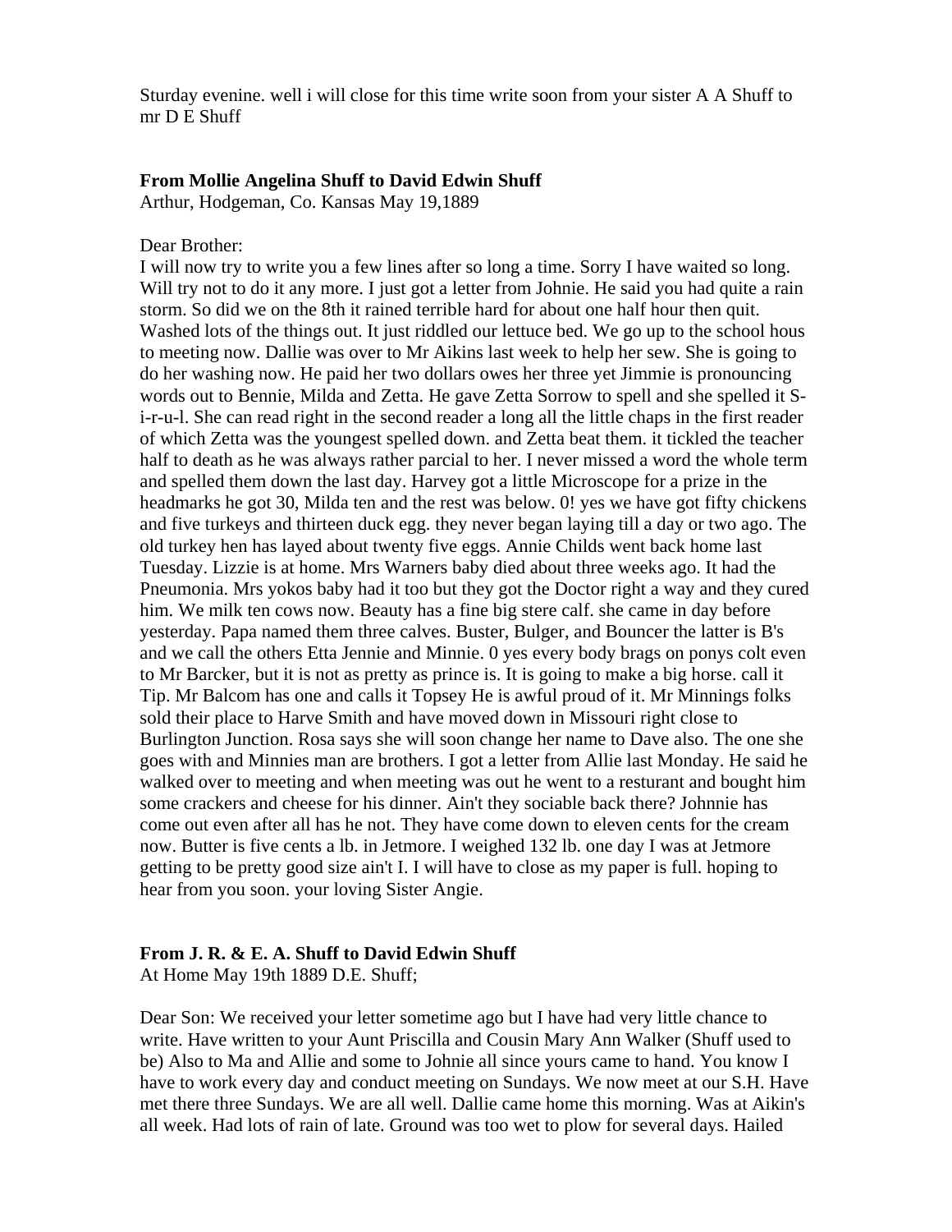Sturday evenine. well i will close for this time write soon from your sister A A Shuff to mr D E Shuff

**From Mollie Angelina Shuff to David Edwin Shuff**
Arthur, Hodgeman, Co. Kansas May 19,1889

Dear Brother:
I will now try to write you a few lines after so long a time. Sorry I have waited so long. Will try not to do it any more. I just got a letter from Johnie. He said you had quite a rain storm. So did we on the 8th it rained terrible hard for about one half hour then quit. Washed lots of the things out. It just riddled our lettuce bed. We go up to the school hous to meeting now. Dallie was over to Mr Aikins last week to help her sew. She is going to do her washing now. He paid her two dollars owes her three yet Jimmie is pronouncing words out to Bennie, Milda and Zetta. He gave Zetta Sorrow to spell and she spelled it S-i-r-u-l. She can read right in the second reader a long all the little chaps in the first reader of which Zetta was the youngest spelled down. and Zetta beat them. it tickled the teacher half to death as he was always rather parcial to her. I never missed a word the whole term and spelled them down the last day. Harvey got a little Microscope for a prize in the headmarks he got 30, Milda ten and the rest was below. 0! yes we have got fifty chickens and five turkeys and thirteen duck egg. they never began laying till a day or two ago. The old turkey hen has layed about twenty five eggs. Annie Childs went back home last Tuesday. Lizzie is at home. Mrs Warners baby died about three weeks ago. It had the Pneumonia. Mrs yokos baby had it too but they got the Doctor right a way and they cured him. We milk ten cows now. Beauty has a fine big stere calf. she came in day before yesterday. Papa named them three calves. Buster, Bulger, and Bouncer the latter is B's and we call the others Etta Jennie and Minnie. 0 yes every body brags on ponys colt even to Mr Barcker, but it is not as pretty as prince is. It is going to make a big horse. call it Tip. Mr Balcom has one and calls it Topsey He is awful proud of it. Mr Minnings folks sold their place to Harve Smith and have moved down in Missouri right close to Burlington Junction. Rosa says she will soon change her name to Dave also. The one she goes with and Minnies man are brothers. I got a letter from Allie last Monday. He said he walked over to meeting and when meeting was out he went to a resturant and bought him some crackers and cheese for his dinner. Ain't they sociable back there? Johnnie has come out even after all has he not. They have come down to eleven cents for the cream now. Butter is five cents a lb. in Jetmore. I weighed 132 lb. one day I was at Jetmore getting to be pretty good size ain't I. I will have to close as my paper is full. hoping to hear from you soon. your loving Sister Angie.

**From J. R. & E. A. Shuff to David Edwin Shuff**
At Home May 19th 1889 D.E. Shuff;

Dear Son: We received your letter sometime ago but I have had very little chance to write. Have written to your Aunt Priscilla and Cousin Mary Ann Walker (Shuff used to be) Also to Ma and Allie and some to Johnie all since yours came to hand. You know I have to work every day and conduct meeting on Sundays. We now meet at our S.H. Have met there three Sundays. We are all well. Dallie came home this morning. Was at Aikin's all week. Had lots of rain of late. Ground was too wet to plow for several days. Hailed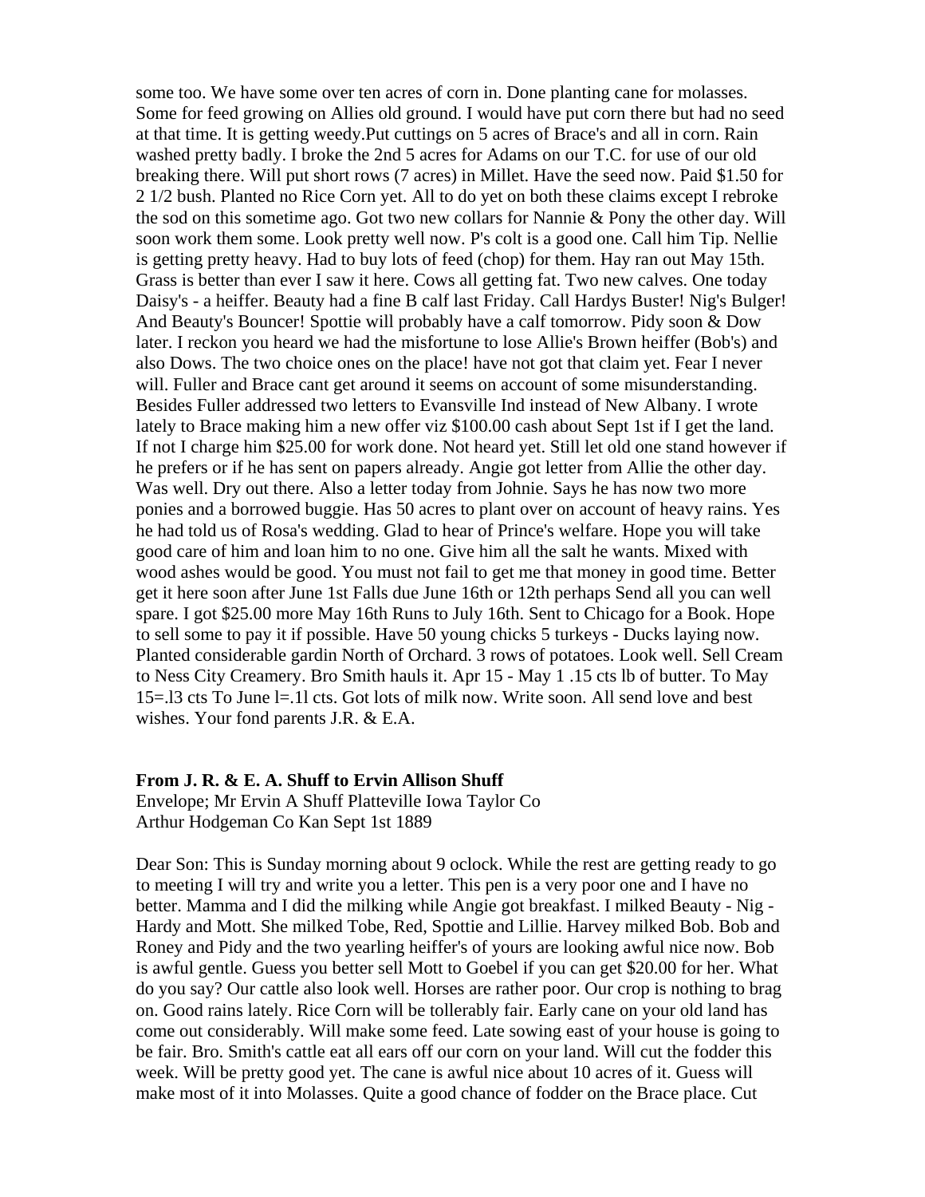some too. We have some over ten acres of corn in. Done planting cane for molasses. Some for feed growing on Allies old ground. I would have put corn there but had no seed at that time. It is getting weedy.Put cuttings on 5 acres of Brace's and all in corn. Rain washed pretty badly. I broke the 2nd 5 acres for Adams on our T.C. for use of our old breaking there. Will put short rows (7 acres) in Millet. Have the seed now. Paid $1.50 for 2 1/2 bush. Planted no Rice Corn yet. All to do yet on both these claims except I rebroke the sod on this sometime ago. Got two new collars for Nannie & Pony the other day. Will soon work them some. Look pretty well now. P's colt is a good one. Call him Tip. Nellie is getting pretty heavy. Had to buy lots of feed (chop) for them. Hay ran out May 15th. Grass is better than ever I saw it here. Cows all getting fat. Two new calves. One today Daisy's - a heiffer. Beauty had a fine B calf last Friday. Call Hardys Buster! Nig's Bulger! And Beauty's Bouncer! Spottie will probably have a calf tomorrow. Pidy soon & Dow later. I reckon you heard we had the misfortune to lose Allie's Brown heiffer (Bob's) and also Dows. The two choice ones on the place! have not got that claim yet. Fear I never will. Fuller and Brace cant get around it seems on account of some misunderstanding. Besides Fuller addressed two letters to Evansville Ind instead of New Albany. I wrote lately to Brace making him a new offer viz $100.00 cash about Sept 1st if I get the land. If not I charge him $25.00 for work done. Not heard yet. Still let old one stand however if he prefers or if he has sent on papers already. Angie got letter from Allie the other day. Was well. Dry out there. Also a letter today from Johnie. Says he has now two more ponies and a borrowed buggie. Has 50 acres to plant over on account of heavy rains. Yes he had told us of Rosa's wedding. Glad to hear of Prince's welfare. Hope you will take good care of him and loan him to no one. Give him all the salt he wants. Mixed with wood ashes would be good. You must not fail to get me that money in good time. Better get it here soon after June 1st Falls due June 16th or 12th perhaps Send all you can well spare. I got $25.00 more May 16th Runs to July 16th. Sent to Chicago for a Book. Hope to sell some to pay it if possible. Have 50 young chicks 5 turkeys - Ducks laying now. Planted considerable gardin North of Orchard. 3 rows of potatoes. Look well. Sell Cream to Ness City Creamery. Bro Smith hauls it. Apr 15 - May 1 .15 cts lb of butter. To May 15=.l3 cts To June l=.1l cts. Got lots of milk now. Write soon. All send love and best wishes. Your fond parents J.R. & E.A.

**From J. R. & E. A. Shuff to Ervin Allison Shuff**

Envelope; Mr Ervin A Shuff Platteville Iowa Taylor Co
Arthur Hodgeman Co Kan Sept 1st 1889

Dear Son: This is Sunday morning about 9 oclock. While the rest are getting ready to go to meeting I will try and write you a letter. This pen is a very poor one and I have no better. Mamma and I did the milking while Angie got breakfast. I milked Beauty - Nig - Hardy and Mott. She milked Tobe, Red, Spottie and Lillie. Harvey milked Bob. Bob and Roney and Pidy and the two yearling heiffer's of yours are looking awful nice now. Bob is awful gentle. Guess you better sell Mott to Goebel if you can get $20.00 for her. What do you say? Our cattle also look well. Horses are rather poor. Our crop is nothing to brag on. Good rains lately. Rice Corn will be tollerably fair. Early cane on your old land has come out considerably. Will make some feed. Late sowing east of your house is going to be fair. Bro. Smith's cattle eat all ears off our corn on your land. Will cut the fodder this week. Will be pretty good yet. The cane is awful nice about 10 acres of it. Guess will make most of it into Molasses. Quite a good chance of fodder on the Brace place. Cut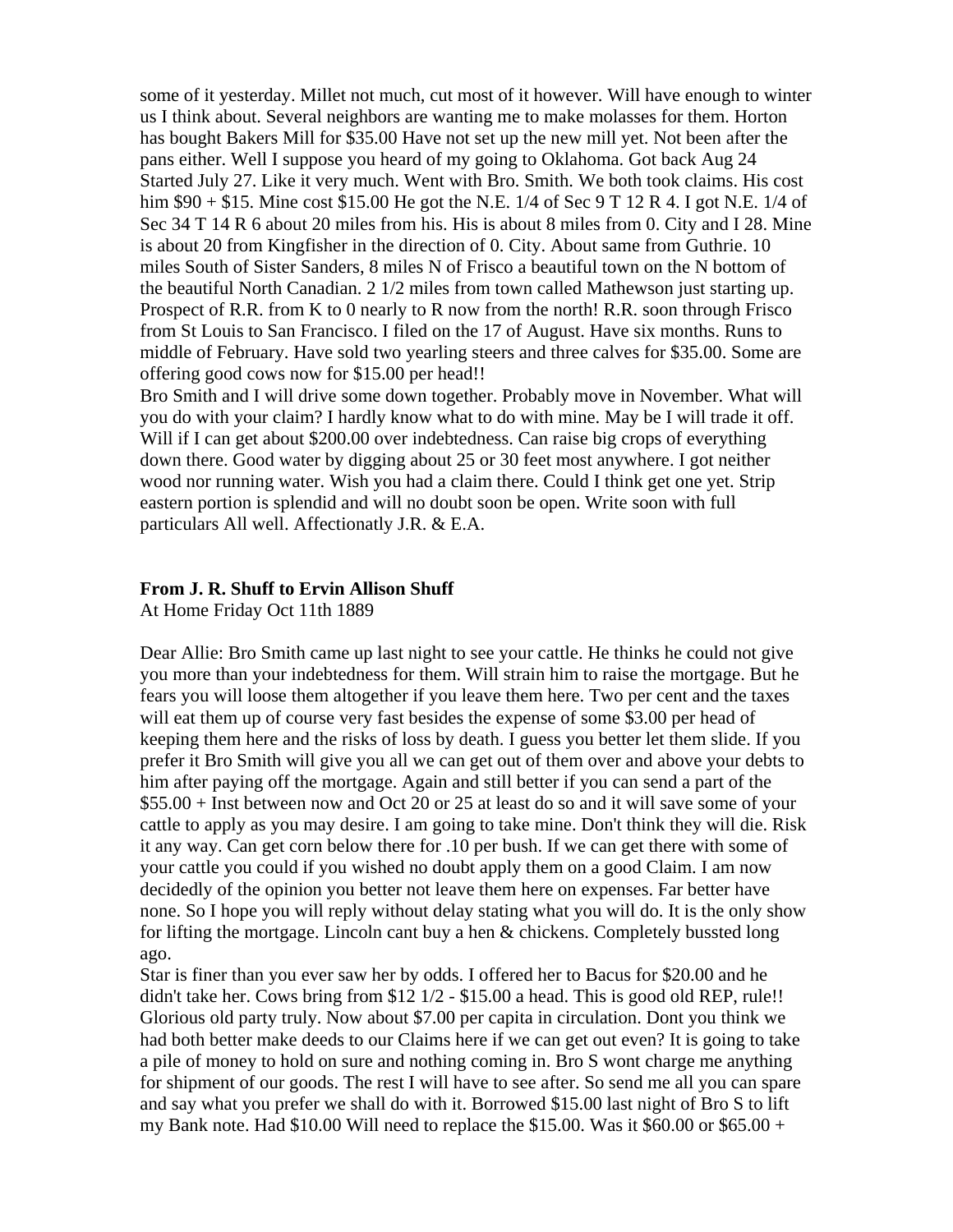some of it yesterday. Millet not much, cut most of it however. Will have enough to winter us I think about. Several neighbors are wanting me to make molasses for them. Horton has bought Bakers Mill for $35.00 Have not set up the new mill yet. Not been after the pans either. Well I suppose you heard of my going to Oklahoma. Got back Aug 24 Started July 27. Like it very much. Went with Bro. Smith. We both took claims. His cost him $90 + $15. Mine cost $15.00 He got the N.E. 1/4 of Sec 9 T 12 R 4. I got N.E. 1/4 of Sec 34 T 14 R 6 about 20 miles from his. His is about 8 miles from 0. City and I 28. Mine is about 20 from Kingfisher in the direction of 0. City. About same from Guthrie. 10 miles South of Sister Sanders, 8 miles N of Frisco a beautiful town on the N bottom of the beautiful North Canadian. 2 1/2 miles from town called Mathewson just starting up. Prospect of R.R. from K to 0 nearly to R now from the north! R.R. soon through Frisco from St Louis to San Francisco. I filed on the 17 of August. Have six months. Runs to middle of February. Have sold two yearling steers and three calves for $35.00. Some are offering good cows now for $15.00 per head!!

Bro Smith and I will drive some down together. Probably move in November. What will you do with your claim? I hardly know what to do with mine. May be I will trade it off. Will if I can get about $200.00 over indebtedness. Can raise big crops of everything down there. Good water by digging about 25 or 30 feet most anywhere. I got neither wood nor running water. Wish you had a claim there. Could I think get one yet. Strip eastern portion is splendid and will no doubt soon be open. Write soon with full particulars All well. Affectionatly J.R. & E.A.

**From J. R. Shuff to Ervin Allison Shuff**

At Home Friday Oct 11th 1889

Dear Allie: Bro Smith came up last night to see your cattle. He thinks he could not give you more than your indebtedness for them. Will strain him to raise the mortgage. But he fears you will loose them altogether if you leave them here. Two per cent and the taxes will eat them up of course very fast besides the expense of some $3.00 per head of keeping them here and the risks of loss by death. I guess you better let them slide. If you prefer it Bro Smith will give you all we can get out of them over and above your debts to him after paying off the mortgage. Again and still better if you can send a part of the $55.00 + Inst between now and Oct 20 or 25 at least do so and it will save some of your cattle to apply as you may desire. I am going to take mine. Don't think they will die. Risk it any way. Can get corn below there for .10 per bush. If we can get there with some of your cattle you could if you wished no doubt apply them on a good Claim. I am now decidedly of the opinion you better not leave them here on expenses. Far better have none. So I hope you will reply without delay stating what you will do. It is the only show for lifting the mortgage. Lincoln cant buy a hen & chickens. Completely bussted long ago.

Star is finer than you ever saw her by odds. I offered her to Bacus for $20.00 and he didn't take her. Cows bring from $12 1/2 - $15.00 a head. This is good old REP, rule!! Glorious old party truly. Now about $7.00 per capita in circulation. Dont you think we had both better make deeds to our Claims here if we can get out even? It is going to take a pile of money to hold on sure and nothing coming in. Bro S wont charge me anything for shipment of our goods. The rest I will have to see after. So send me all you can spare and say what you prefer we shall do with it. Borrowed $15.00 last night of Bro S to lift my Bank note. Had $10.00 Will need to replace the $15.00. Was it $60.00 or $65.00 +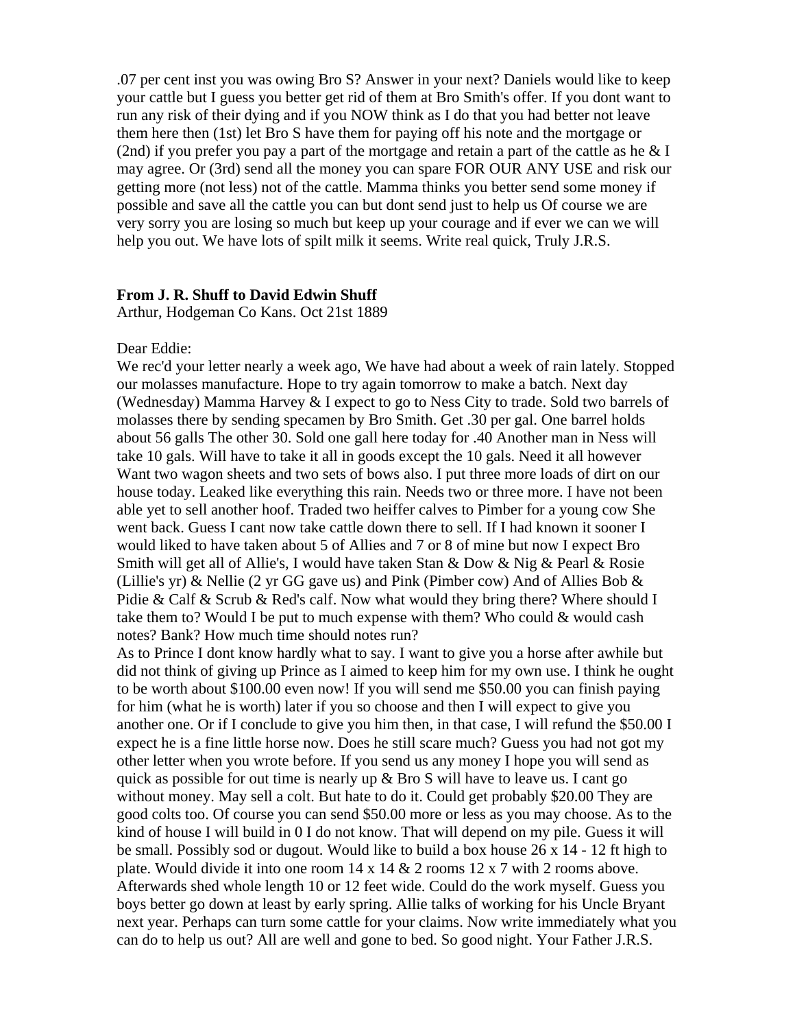.07 per cent inst you was owing Bro S? Answer in your next? Daniels would like to keep your cattle but I guess you better get rid of them at Bro Smith's offer. If you dont want to run any risk of their dying and if you NOW think as I do that you had better not leave them here then (1st) let Bro S have them for paying off his note and the mortgage or (2nd) if you prefer you pay a part of the mortgage and retain a part of the cattle as he & I may agree. Or (3rd) send all the money you can spare FOR OUR ANY USE and risk our getting more (not less) not of the cattle. Mamma thinks you better send some money if possible and save all the cattle you can but dont send just to help us Of course we are very sorry you are losing so much but keep up your courage and if ever we can we will help you out. We have lots of spilt milk it seems. Write real quick, Truly J.R.S.

**From J. R. Shuff to David Edwin Shuff**

Arthur, Hodgeman Co Kans. Oct 21st 1889

Dear Eddie:

We rec'd your letter nearly a week ago, We have had about a week of rain lately. Stopped our molasses manufacture. Hope to try again tomorrow to make a batch. Next day (Wednesday) Mamma Harvey & I expect to go to Ness City to trade. Sold two barrels of molasses there by sending specamen by Bro Smith. Get .30 per gal. One barrel holds about 56 galls The other 30. Sold one gall here today for .40 Another man in Ness will take 10 gals. Will have to take it all in goods except the 10 gals. Need it all however Want two wagon sheets and two sets of bows also. I put three more loads of dirt on our house today. Leaked like everything this rain. Needs two or three more. I have not been able yet to sell another hoof. Traded two heiffer calves to Pimber for a young cow She went back. Guess I cant now take cattle down there to sell. If I had known it sooner I would liked to have taken about 5 of Allies and 7 or 8 of mine but now I expect Bro Smith will get all of Allie's, I would have taken Stan & Dow & Nig & Pearl & Rosie (Lillie's yr) & Nellie (2 yr GG gave us) and Pink (Pimber cow) And of Allies Bob & Pidie & Calf & Scrub & Red's calf. Now what would they bring there? Where should I take them to? Would I be put to much expense with them? Who could & would cash notes? Bank? How much time should notes run?

As to Prince I dont know hardly what to say. I want to give you a horse after awhile but did not think of giving up Prince as I aimed to keep him for my own use. I think he ought to be worth about $100.00 even now! If you will send me $50.00 you can finish paying for him (what he is worth) later if you so choose and then I will expect to give you another one. Or if I conclude to give you him then, in that case, I will refund the $50.00 I expect he is a fine little horse now. Does he still scare much? Guess you had not got my other letter when you wrote before. If you send us any money I hope you will send as quick as possible for out time is nearly up & Bro S will have to leave us. I cant go without money. May sell a colt. But hate to do it. Could get probably $20.00 They are good colts too. Of course you can send $50.00 more or less as you may choose. As to the kind of house I will build in 0 I do not know. That will depend on my pile. Guess it will be small. Possibly sod or dugout. Would like to build a box house 26 x 14 - 12 ft high to plate. Would divide it into one room 14 x 14 & 2 rooms 12 x 7 with 2 rooms above. Afterwards shed whole length 10 or 12 feet wide. Could do the work myself. Guess you boys better go down at least by early spring. Allie talks of working for his Uncle Bryant next year. Perhaps can turn some cattle for your claims. Now write immediately what you can do to help us out? All are well and gone to bed. So good night. Your Father J.R.S.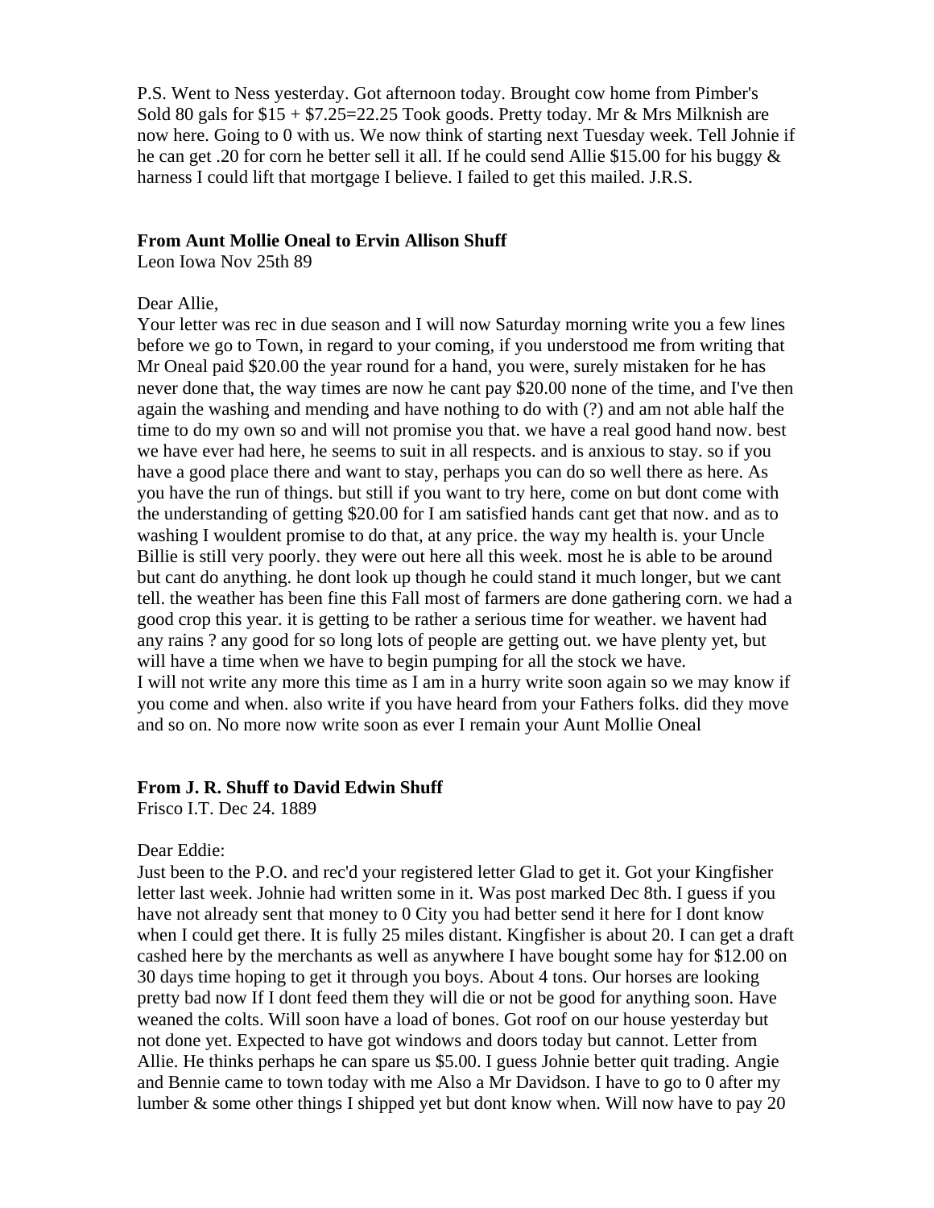P.S. Went to Ness yesterday. Got afternoon today. Brought cow home from Pimber's Sold 80 gals for $15 + $7.25=22.25 Took goods. Pretty today. Mr & Mrs Milknish are now here. Going to 0 with us. We now think of starting next Tuesday week. Tell Johnie if he can get .20 for corn he better sell it all. If he could send Allie $15.00 for his buggy & harness I could lift that mortgage I believe. I failed to get this mailed. J.R.S.

**From Aunt Mollie Oneal to Ervin Allison Shuff**
Leon Iowa Nov 25th 89

Dear Allie,
Your letter was rec in due season and I will now Saturday morning write you a few lines before we go to Town, in regard to your coming, if you understood me from writing that Mr Oneal paid $20.00 the year round for a hand, you were, surely mistaken for he has never done that, the way times are now he cant pay $20.00 none of the time, and I've then again the washing and mending and have nothing to do with (?) and am not able half the time to do my own so and will not promise you that. we have a real good hand now. best we have ever had here, he seems to suit in all respects. and is anxious to stay. so if you have a good place there and want to stay, perhaps you can do so well there as here. As you have the run of things. but still if you want to try here, come on but dont come with the understanding of getting $20.00 for I am satisfied hands cant get that now. and as to washing I wouldent promise to do that, at any price. the way my health is. your Uncle Billie is still very poorly. they were out here all this week. most he is able to be around but cant do anything. he dont look up though he could stand it much longer, but we cant tell. the weather has been fine this Fall most of farmers are done gathering corn. we had a good crop this year. it is getting to be rather a serious time for weather. we havent had any rains ? any good for so long lots of people are getting out. we have plenty yet, but will have a time when we have to begin pumping for all the stock we have.
I will not write any more this time as I am in a hurry write soon again so we may know if you come and when. also write if you have heard from your Fathers folks. did they move and so on. No more now write soon as ever I remain your Aunt Mollie Oneal

**From J. R. Shuff to David Edwin Shuff**
Frisco I.T. Dec 24. 1889

Dear Eddie:
Just been to the P.O. and rec'd your registered letter Glad to get it. Got your Kingfisher letter last week. Johnie had written some in it. Was post marked Dec 8th. I guess if you have not already sent that money to 0 City you had better send it here for I dont know when I could get there. It is fully 25 miles distant. Kingfisher is about 20. I can get a draft cashed here by the merchants as well as anywhere I have bought some hay for $12.00 on 30 days time hoping to get it through you boys. About 4 tons. Our horses are looking pretty bad now If I dont feed them they will die or not be good for anything soon. Have weaned the colts. Will soon have a load of bones. Got roof on our house yesterday but not done yet. Expected to have got windows and doors today but cannot. Letter from Allie. He thinks perhaps he can spare us $5.00. I guess Johnie better quit trading. Angie and Bennie came to town today with me Also a Mr Davidson. I have to go to 0 after my lumber & some other things I shipped yet but dont know when. Will now have to pay 20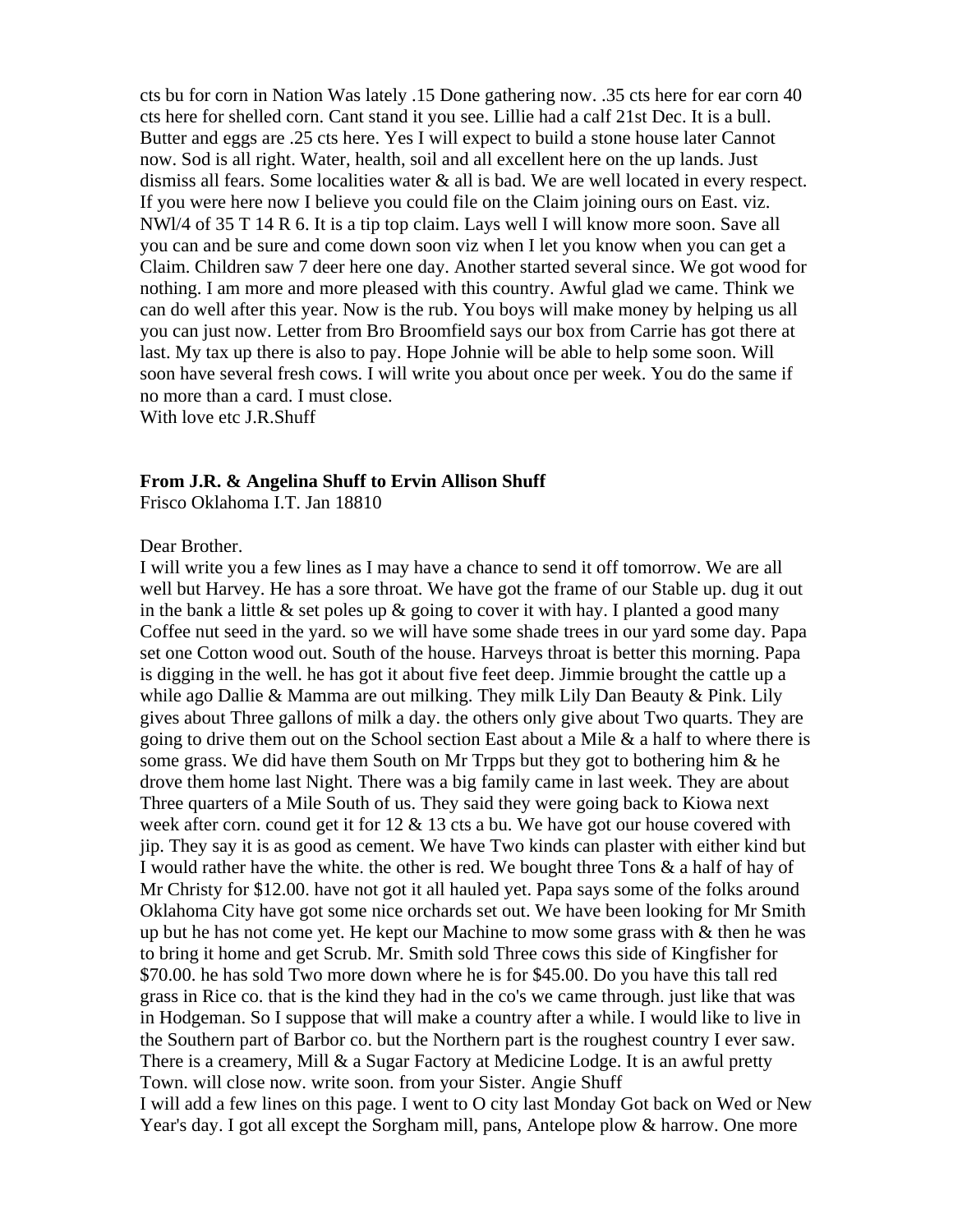cts bu for corn in Nation Was lately .15 Done gathering now. .35 cts here for ear corn 40 cts here for shelled corn. Cant stand it you see. Lillie had a calf 21st Dec. It is a bull. Butter and eggs are .25 cts here. Yes I will expect to build a stone house later Cannot now. Sod is all right. Water, health, soil and all excellent here on the up lands. Just dismiss all fears. Some localities water & all is bad. We are well located in every respect. If you were here now I believe you could file on the Claim joining ours on East. viz. NWl/4 of 35 T 14 R 6. It is a tip top claim. Lays well I will know more soon. Save all you can and be sure and come down soon viz when I let you know when you can get a Claim. Children saw 7 deer here one day. Another started several since. We got wood for nothing. I am more and more pleased with this country. Awful glad we came. Think we can do well after this year. Now is the rub. You boys will make money by helping us all you can just now. Letter from Bro Broomfield says our box from Carrie has got there at last. My tax up there is also to pay. Hope Johnie will be able to help some soon. Will soon have several fresh cows. I will write you about once per week. You do the same if no more than a card. I must close.
With love etc J.R.Shuff

**From J.R. & Angelina Shuff to Ervin Allison Shuff**
Frisco Oklahoma I.T. Jan 18810

Dear Brother.
I will write you a few lines as I may have a chance to send it off tomorrow. We are all well but Harvey. He has a sore throat. We have got the frame of our Stable up. dug it out in the bank a little & set poles up & going to cover it with hay. I planted a good many Coffee nut seed in the yard. so we will have some shade trees in our yard some day. Papa set one Cotton wood out. South of the house. Harveys throat is better this morning. Papa is digging in the well. he has got it about five feet deep. Jimmie brought the cattle up a while ago Dallie & Mamma are out milking. They milk Lily Dan Beauty & Pink. Lily gives about Three gallons of milk a day. the others only give about Two quarts. They are going to drive them out on the School section East about a Mile & a half to where there is some grass. We did have them South on Mr Trpps but they got to bothering him & he drove them home last Night. There was a big family came in last week. They are about Three quarters of a Mile South of us. They said they were going back to Kiowa next week after corn. cound get it for 12 & 13 cts a bu. We have got our house covered with jip. They say it is as good as cement. We have Two kinds can plaster with either kind but I would rather have the white. the other is red. We bought three Tons & a half of hay of Mr Christy for $12.00. have not got it all hauled yet. Papa says some of the folks around Oklahoma City have got some nice orchards set out. We have been looking for Mr Smith up but he has not come yet. He kept our Machine to mow some grass with & then he was to bring it home and get Scrub. Mr. Smith sold Three cows this side of Kingfisher for $70.00. he has sold Two more down where he is for $45.00. Do you have this tall red grass in Rice co. that is the kind they had in the co's we came through. just like that was in Hodgeman. So I suppose that will make a country after a while. I would like to live in the Southern part of Barbor co. but the Northern part is the roughest country I ever saw. There is a creamery, Mill & a Sugar Factory at Medicine Lodge. It is an awful pretty Town. will close now. write soon. from your Sister. Angie Shuff
I will add a few lines on this page. I went to O city last Monday Got back on Wed or New Year's day. I got all except the Sorgham mill, pans, Antelope plow & harrow. One more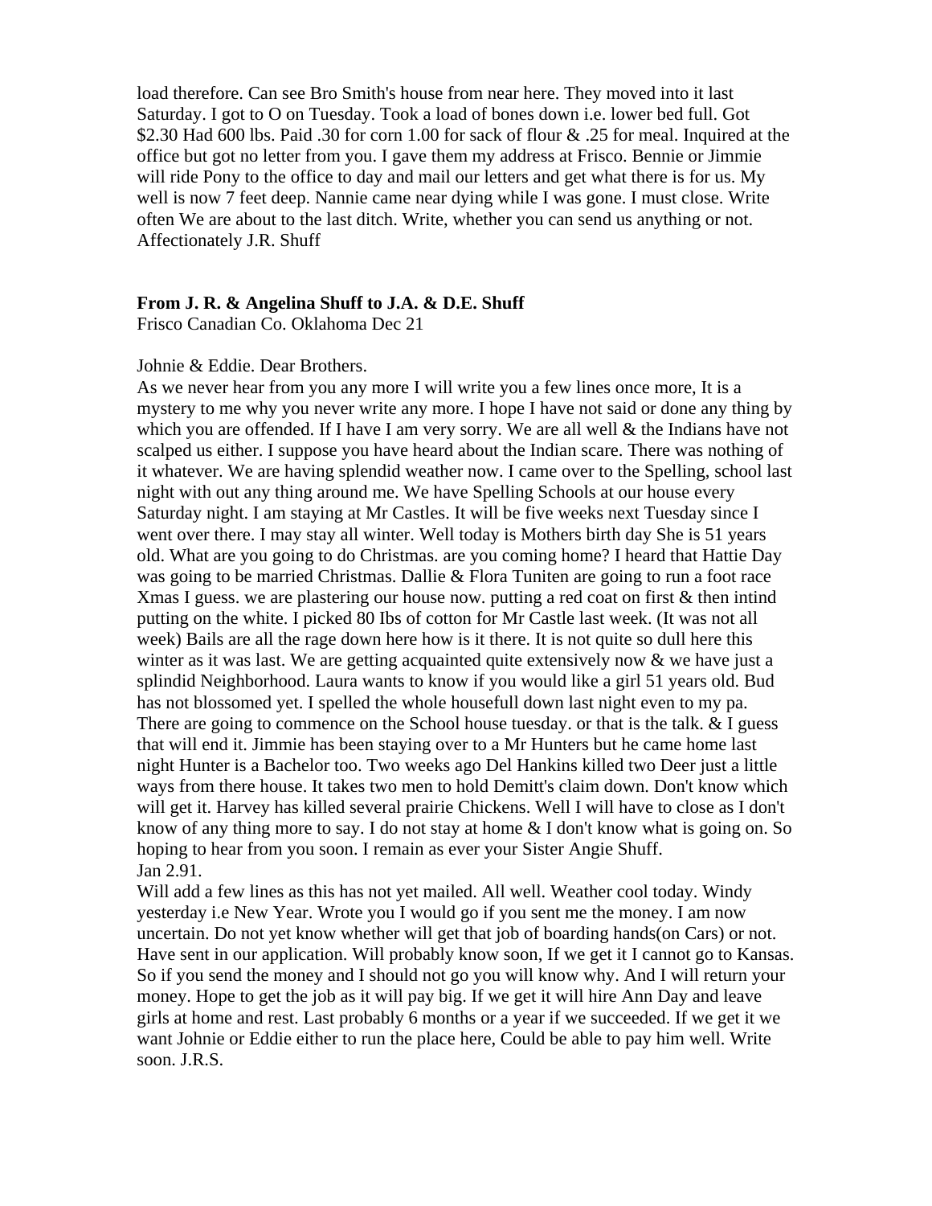load therefore. Can see Bro Smith's house from near here. They moved into it last Saturday. I got to O on Tuesday. Took a load of bones down i.e. lower bed full. Got $2.30 Had 600 lbs. Paid .30 for corn 1.00 for sack of flour & .25 for meal. Inquired at the office but got no letter from you. I gave them my address at Frisco. Bennie or Jimmie will ride Pony to the office to day and mail our letters and get what there is for us. My well is now 7 feet deep. Nannie came near dying while I was gone. I must close. Write often We are about to the last ditch. Write, whether you can send us anything or not. Affectionately J.R. Shuff

**From J. R. & Angelina Shuff to J.A. & D.E. Shuff**
Frisco Canadian Co. Oklahoma Dec 21

Johnie & Eddie. Dear Brothers.
As we never hear from you any more I will write you a few lines once more, It is a mystery to me why you never write any more. I hope I have not said or done any thing by which you are offended. If I have I am very sorry. We are all well & the Indians have not scalped us either. I suppose you have heard about the Indian scare. There was nothing of it whatever. We are having splendid weather now. I came over to the Spelling, school last night with out any thing around me. We have Spelling Schools at our house every Saturday night. I am staying at Mr Castles. It will be five weeks next Tuesday since I went over there. I may stay all winter. Well today is Mothers birth day She is 51 years old. What are you going to do Christmas. are you coming home? I heard that Hattie Day was going to be married Christmas. Dallie & Flora Tuniten are going to run a foot race Xmas I guess. we are plastering our house now. putting a red coat on first & then intind putting on the white. I picked 80 Ibs of cotton for Mr Castle last week. (It was not all week) Bails are all the rage down here how is it there. It is not quite so dull here this winter as it was last. We are getting acquainted quite extensively now & we have just a splindid Neighborhood. Laura wants to know if you would like a girl 51 years old. Bud has not blossomed yet. I spelled the whole housefull down last night even to my pa. There are going to commence on the School house tuesday. or that is the talk. & I guess that will end it. Jimmie has been staying over to a Mr Hunters but he came home last night Hunter is a Bachelor too. Two weeks ago Del Hankins killed two Deer just a little ways from there house. It takes two men to hold Demitt's claim down. Don't know which will get it. Harvey has killed several prairie Chickens. Well I will have to close as I don't know of any thing more to say. I do not stay at home & I don't know what is going on. So hoping to hear from you soon. I remain as ever your Sister Angie Shuff.
Jan 2.91.
Will add a few lines as this has not yet mailed. All well. Weather cool today. Windy yesterday i.e New Year. Wrote you I would go if you sent me the money. I am now uncertain. Do not yet know whether will get that job of boarding hands(on Cars) or not. Have sent in our application. Will probably know soon, If we get it I cannot go to Kansas. So if you send the money and I should not go you will know why. And I will return your money. Hope to get the job as it will pay big. If we get it will hire Ann Day and leave girls at home and rest. Last probably 6 months or a year if we succeeded. If we get it we want Johnie or Eddie either to run the place here, Could be able to pay him well. Write soon. J.R.S.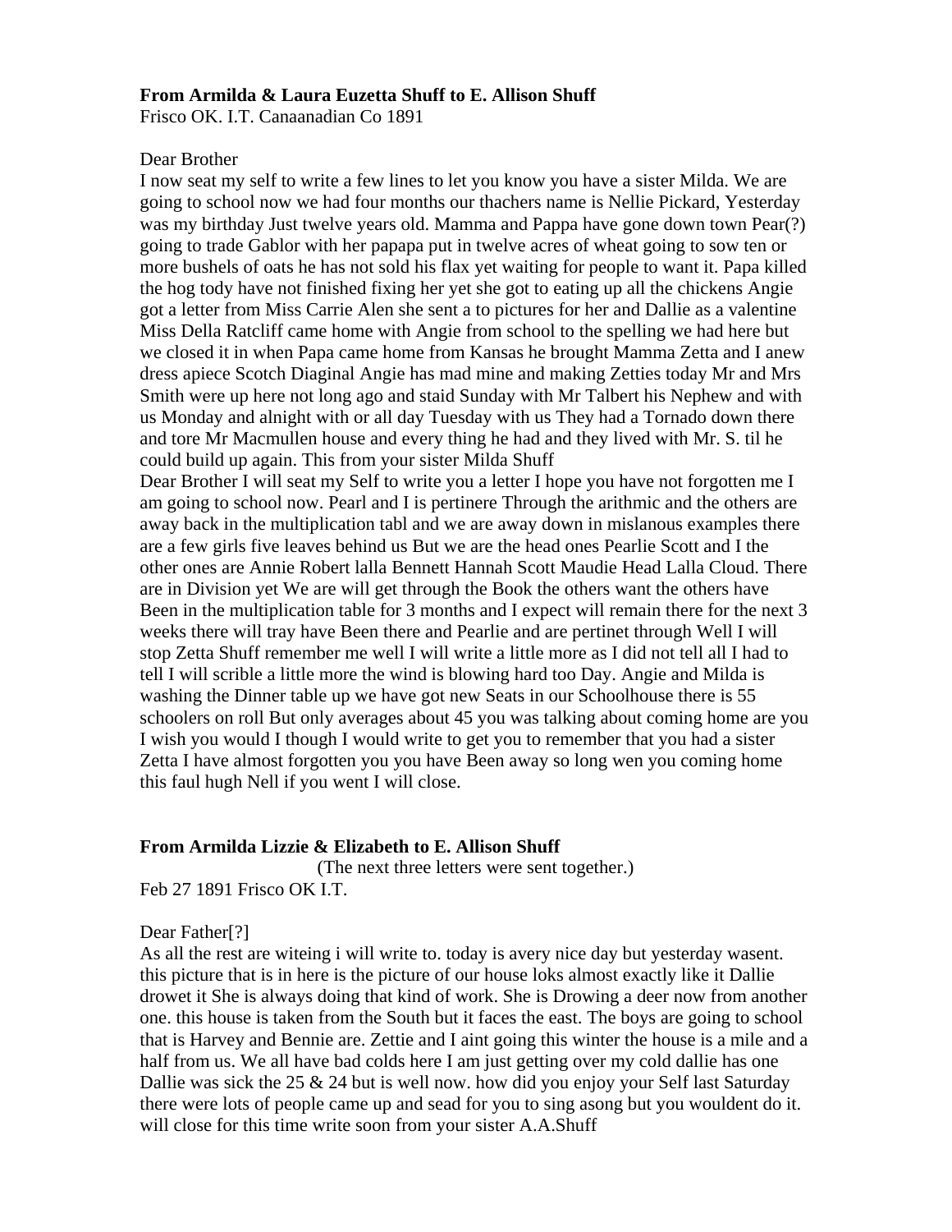**From Armilda & Laura Euzetta Shuff to E. Allison Shuff**

Frisco OK. I.T. Canaanadian Co 1891

Dear Brother

I now seat my self to write a few lines to let you know you have a sister Milda. We are going to school now we had four months our thachers name is Nellie Pickard, Yesterday was my birthday Just twelve years old. Mamma and Pappa have gone down town Pear(?) going to trade Gablor with her papapa put in twelve acres of wheat going to sow ten or more bushels of oats he has not sold his flax yet waiting for people to want it. Papa killed the hog tody have not finished fixing her yet she got to eating up all the chickens Angie got a letter from Miss Carrie Alen she sent a to pictures for her and Dallie as a valentine Miss Della Ratcliff came home with Angie from school to the spelling we had here but we closed it in when Papa came home from Kansas he brought Mamma Zetta and I anew dress apiece Scotch Diaginal Angie has mad mine and making Zetties today Mr and Mrs Smith were up here not long ago and staid Sunday with Mr Talbert his Nephew and with us Monday and alnight with or all day Tuesday with us They had a Tornado down there and tore Mr Macmullen house and every thing he had and they lived with Mr. S. til he could build up again. This from your sister Milda Shuff

Dear Brother I will seat my Self to write you a letter I hope you have not forgotten me I am going to school now. Pearl and I is pertinere Through the arithmic and the others are away back in the multiplication tabl and we are away down in mislanous examples there are a few girls five leaves behind us But we are the head ones Pearlie Scott and I the other ones are Annie Robert lalla Bennett Hannah Scott Maudie Head Lalla Cloud. There are in Division yet We are will get through the Book the others want the others have Been in the multiplication table for 3 months and I expect will remain there for the next 3 weeks there will tray have Been there and Pearlie and are pertinet through Well I will stop Zetta Shuff remember me well I will write a little more as I did not tell all I had to tell I will scrible a little more the wind is blowing hard too Day. Angie and Milda is washing the Dinner table up we have got new Seats in our Schoolhouse there is 55 schoolers on roll But only averages about 45 you was talking about coming home are you I wish you would I though I would write to get you to remember that you had a sister Zetta I have almost forgotten you you have Been away so long wen you coming home this faul hugh Nell if you went I will close.

**From Armilda Lizzie & Elizabeth to E. Allison Shuff**

(The next three letters were sent together.)

Feb 27 1891 Frisco OK I.T.

Dear Father[?]

As all the rest are witeing i will write to. today is avery nice day but yesterday wasent. this picture that is in here is the picture of our house loks almost exactly like it Dallie drowet it She is always doing that kind of work. She is Drowing a deer now from another one. this house is taken from the South but it faces the east. The boys are going to school that is Harvey and Bennie are. Zettie and I aint going this winter the house is a mile and a half from us. We all have bad colds here I am just getting over my cold dallie has one Dallie was sick the 25 & 24 but is well now. how did you enjoy your Self last Saturday there were lots of people came up and sead for you to sing asong but you wouldent do it. will close for this time write soon from your sister A.A.Shuff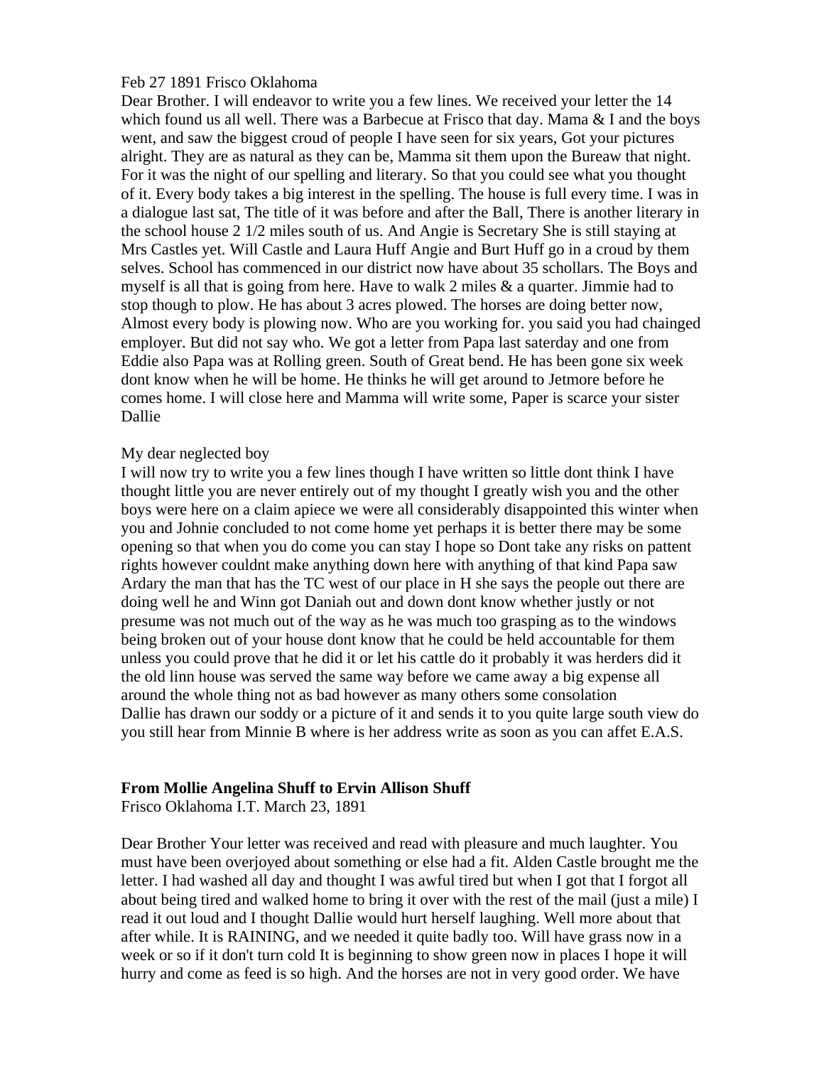Feb 27 1891 Frisco Oklahoma

Dear Brother. I will endeavor to write you a few lines. We received your letter the 14 which found us all well. There was a Barbecue at Frisco that day. Mama & I and the boys went, and saw the biggest croud of people I have seen for six years, Got your pictures alright. They are as natural as they can be, Mamma sit them upon the Bureaw that night. For it was the night of our spelling and literary. So that you could see what you thought of it. Every body takes a big interest in the spelling. The house is full every time. I was in a dialogue last sat, The title of it was before and after the Ball, There is another literary in the school house 2 1/2 miles south of us. And Angie is Secretary She is still staying at Mrs Castles yet. Will Castle and Laura Huff Angie and Burt Huff go in a croud by them selves. School has commenced in our district now have about 35 schollars. The Boys and myself is all that is going from here. Have to walk 2 miles & a quarter. Jimmie had to stop though to plow. He has about 3 acres plowed. The horses are doing better now, Almost every body is plowing now. Who are you working for. you said you had chainged employer. But did not say who. We got a letter from Papa last saterday and one from Eddie also Papa was at Rolling green. South of Great bend. He has been gone six week dont know when he will be home. He thinks he will get around to Jetmore before he comes home. I will close here and Mamma will write some, Paper is scarce your sister Dallie

My dear neglected boy

I will now try to write you a few lines though I have written so little dont think I have thought little you are never entirely out of my thought I greatly wish you and the other boys were here on a claim apiece we were all considerably disappointed this winter when you and Johnie concluded to not come home yet perhaps it is better there may be some opening so that when you do come you can stay I hope so Dont take any risks on pattent rights however couldnt make anything down here with anything of that kind Papa saw Ardary the man that has the TC west of our place in H she says the people out there are doing well he and Winn got Daniah out and down dont know whether justly or not presume was not much out of the way as he was much too grasping as to the windows being broken out of your house dont know that he could be held accountable for them unless you could prove that he did it or let his cattle do it probably it was herders did it the old linn house was served the same way before we came away a big expense all around the whole thing not as bad however as many others some consolation
Dallie has drawn our soddy or a picture of it and sends it to you quite large south view do you still hear from Minnie B where is her address write as soon as you can affet E.A.S.

**From Mollie Angelina Shuff to Ervin Allison Shuff**
Frisco Oklahoma I.T. March 23, 1891

Dear Brother Your letter was received and read with pleasure and much laughter. You must have been overjoyed about something or else had a fit. Alden Castle brought me the letter. I had washed all day and thought I was awful tired but when I got that I forgot all about being tired and walked home to bring it over with the rest of the mail (just a mile) I read it out loud and I thought Dallie would hurt herself laughing. Well more about that after while. It is RAINING, and we needed it quite badly too. Will have grass now in a week or so if it don't turn cold It is beginning to show green now in places I hope it will hurry and come as feed is so high. And the horses are not in very good order. We have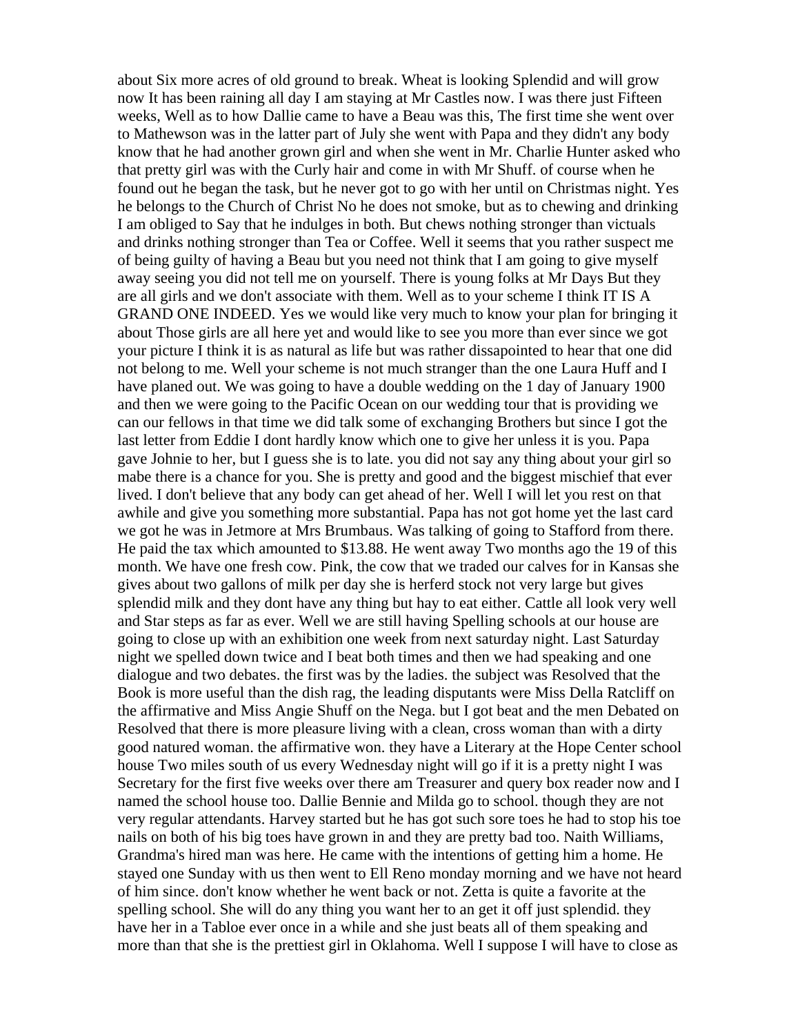about Six more acres of old ground to break. Wheat is looking Splendid and will grow now It has been raining all day I am staying at Mr Castles now. I was there just Fifteen weeks, Well as to how Dallie came to have a Beau was this, The first time she went over to Mathewson was in the latter part of July she went with Papa and they didn't any body know that he had another grown girl and when she went in Mr. Charlie Hunter asked who that pretty girl was with the Curly hair and come in with Mr Shuff. of course when he found out he began the task, but he never got to go with her until on Christmas night. Yes he belongs to the Church of Christ No he does not smoke, but as to chewing and drinking I am obliged to Say that he indulges in both. But chews nothing stronger than victuals and drinks nothing stronger than Tea or Coffee. Well it seems that you rather suspect me of being guilty of having a Beau but you need not think that I am going to give myself away seeing you did not tell me on yourself. There is young folks at Mr Days But they are all girls and we don't associate with them. Well as to your scheme I think IT IS A GRAND ONE INDEED. Yes we would like very much to know your plan for bringing it about Those girls are all here yet and would like to see you more than ever since we got your picture I think it is as natural as life but was rather dissapointed to hear that one did not belong to me. Well your scheme is not much stranger than the one Laura Huff and I have planed out. We was going to have a double wedding on the 1 day of January 1900 and then we were going to the Pacific Ocean on our wedding tour that is providing we can our fellows in that time we did talk some of exchanging Brothers but since I got the last letter from Eddie I dont hardly know which one to give her unless it is you. Papa gave Johnie to her, but I guess she is to late. you did not say any thing about your girl so mabe there is a chance for you. She is pretty and good and the biggest mischief that ever lived. I don't believe that any body can get ahead of her. Well I will let you rest on that awhile and give you something more substantial. Papa has not got home yet the last card we got he was in Jetmore at Mrs Brumbaus. Was talking of going to Stafford from there. He paid the tax which amounted to $13.88. He went away Two months ago the 19 of this month. We have one fresh cow. Pink, the cow that we traded our calves for in Kansas she gives about two gallons of milk per day she is herferd stock not very large but gives splendid milk and they dont have any thing but hay to eat either. Cattle all look very well and Star steps as far as ever. Well we are still having Spelling schools at our house are going to close up with an exhibition one week from next saturday night. Last Saturday night we spelled down twice and I beat both times and then we had speaking and one dialogue and two debates. the first was by the ladies. the subject was Resolved that the Book is more useful than the dish rag, the leading disputants were Miss Della Ratcliff on the affirmative and Miss Angie Shuff on the Nega. but I got beat and the men Debated on Resolved that there is more pleasure living with a clean, cross woman than with a dirty good natured woman. the affirmative won. they have a Literary at the Hope Center school house Two miles south of us every Wednesday night will go if it is a pretty night I was Secretary for the first five weeks over there am Treasurer and query box reader now and I named the school house too. Dallie Bennie and Milda go to school. though they are not very regular attendants. Harvey started but he has got such sore toes he had to stop his toe nails on both of his big toes have grown in and they are pretty bad too. Naith Williams, Grandma's hired man was here. He came with the intentions of getting him a home. He stayed one Sunday with us then went to Ell Reno monday morning and we have not heard of him since. don't know whether he went back or not. Zetta is quite a favorite at the spelling school. She will do any thing you want her to an get it off just splendid. they have her in a Tabloe ever once in a while and she just beats all of them speaking and more than that she is the prettiest girl in Oklahoma. Well I suppose I will have to close as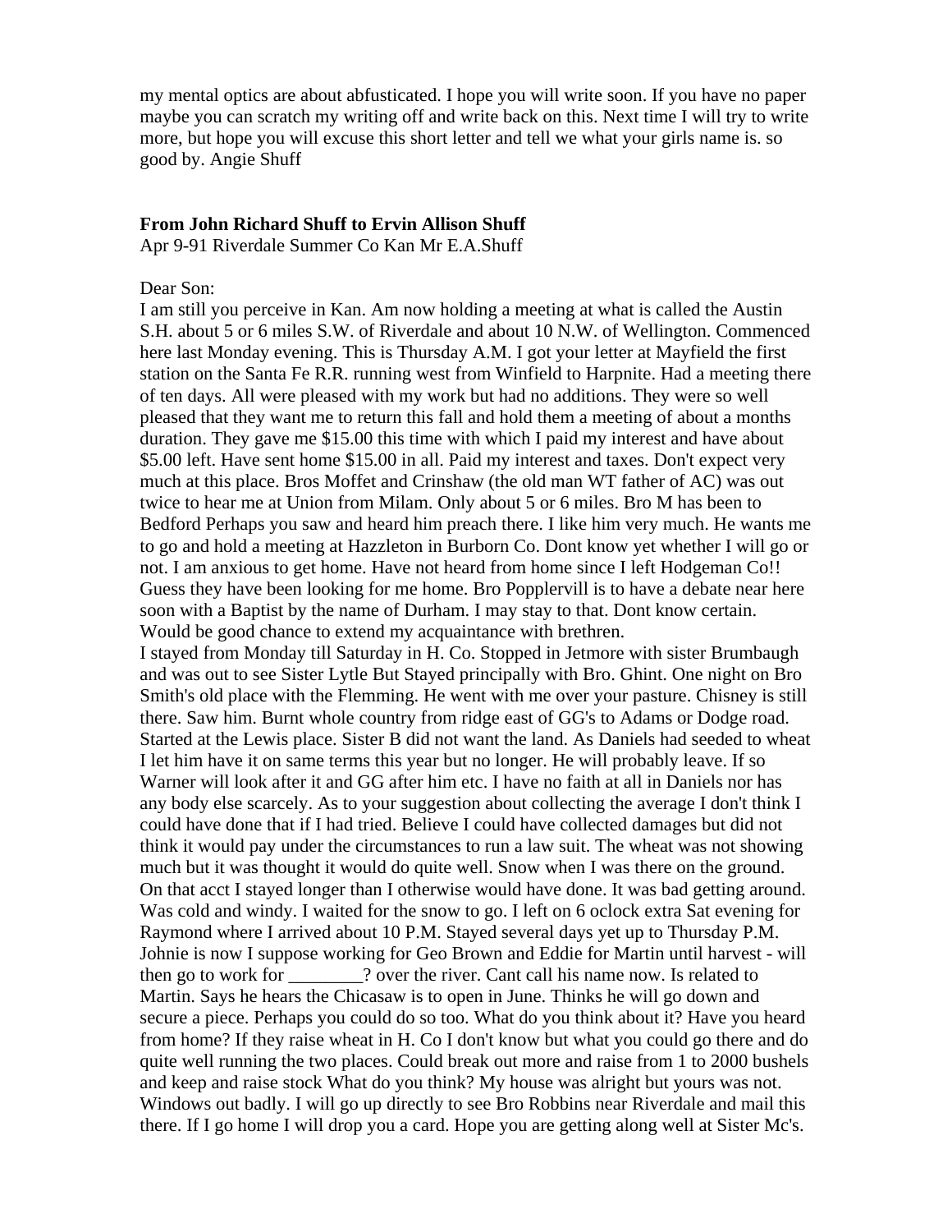my mental optics are about abfusticated. I hope you will write soon. If you have no paper maybe you can scratch my writing off and write back on this. Next time I will try to write more, but hope you will excuse this short letter and tell we what your girls name is. so good by. Angie Shuff

**From John Richard Shuff to Ervin Allison Shuff**

Apr 9-91 Riverdale Summer Co Kan Mr E.A.Shuff

Dear Son:

I am still you perceive in Kan. Am now holding a meeting at what is called the Austin S.H. about 5 or 6 miles S.W. of Riverdale and about 10 N.W. of Wellington. Commenced here last Monday evening. This is Thursday A.M. I got your letter at Mayfield the first station on the Santa Fe R.R. running west from Winfield to Harpnite. Had a meeting there of ten days. All were pleased with my work but had no additions. They were so well pleased that they want me to return this fall and hold them a meeting of about a months duration. They gave me $15.00 this time with which I paid my interest and have about $5.00 left. Have sent home $15.00 in all. Paid my interest and taxes. Don't expect very much at this place. Bros Moffet and Crinshaw (the old man WT father of AC) was out twice to hear me at Union from Milam. Only about 5 or 6 miles. Bro M has been to Bedford Perhaps you saw and heard him preach there. I like him very much. He wants me to go and hold a meeting at Hazzleton in Burborn Co. Dont know yet whether I will go or not. I am anxious to get home. Have not heard from home since I left Hodgeman Co!! Guess they have been looking for me home. Bro Popplervill is to have a debate near here soon with a Baptist by the name of Durham. I may stay to that. Dont know certain. Would be good chance to extend my acquaintance with brethren.

I stayed from Monday till Saturday in H. Co. Stopped in Jetmore with sister Brumbaugh and was out to see Sister Lytle But Stayed principally with Bro. Ghint. One night on Bro Smith's old place with the Flemming. He went with me over your pasture. Chisney is still there. Saw him. Burnt whole country from ridge east of GG's to Adams or Dodge road. Started at the Lewis place. Sister B did not want the land. As Daniels had seeded to wheat I let him have it on same terms this year but no longer. He will probably leave. If so Warner will look after it and GG after him etc. I have no faith at all in Daniels nor has any body else scarcely. As to your suggestion about collecting the average I don't think I could have done that if I had tried. Believe I could have collected damages but did not think it would pay under the circumstances to run a law suit. The wheat was not showing much but it was thought it would do quite well. Snow when I was there on the ground. On that acct I stayed longer than I otherwise would have done. It was bad getting around. Was cold and windy. I waited for the snow to go. I left on 6 oclock extra Sat evening for Raymond where I arrived about 10 P.M. Stayed several days yet up to Thursday P.M. Johnie is now I suppose working for Geo Brown and Eddie for Martin until harvest - will then go to work for ________? over the river. Cant call his name now. Is related to Martin. Says he hears the Chicasaw is to open in June. Thinks he will go down and secure a piece. Perhaps you could do so too. What do you think about it? Have you heard from home? If they raise wheat in H. Co I don't know but what you could go there and do quite well running the two places. Could break out more and raise from 1 to 2000 bushels and keep and raise stock What do you think? My house was alright but yours was not. Windows out badly. I will go up directly to see Bro Robbins near Riverdale and mail this there. If I go home I will drop you a card. Hope you are getting along well at Sister Mc's.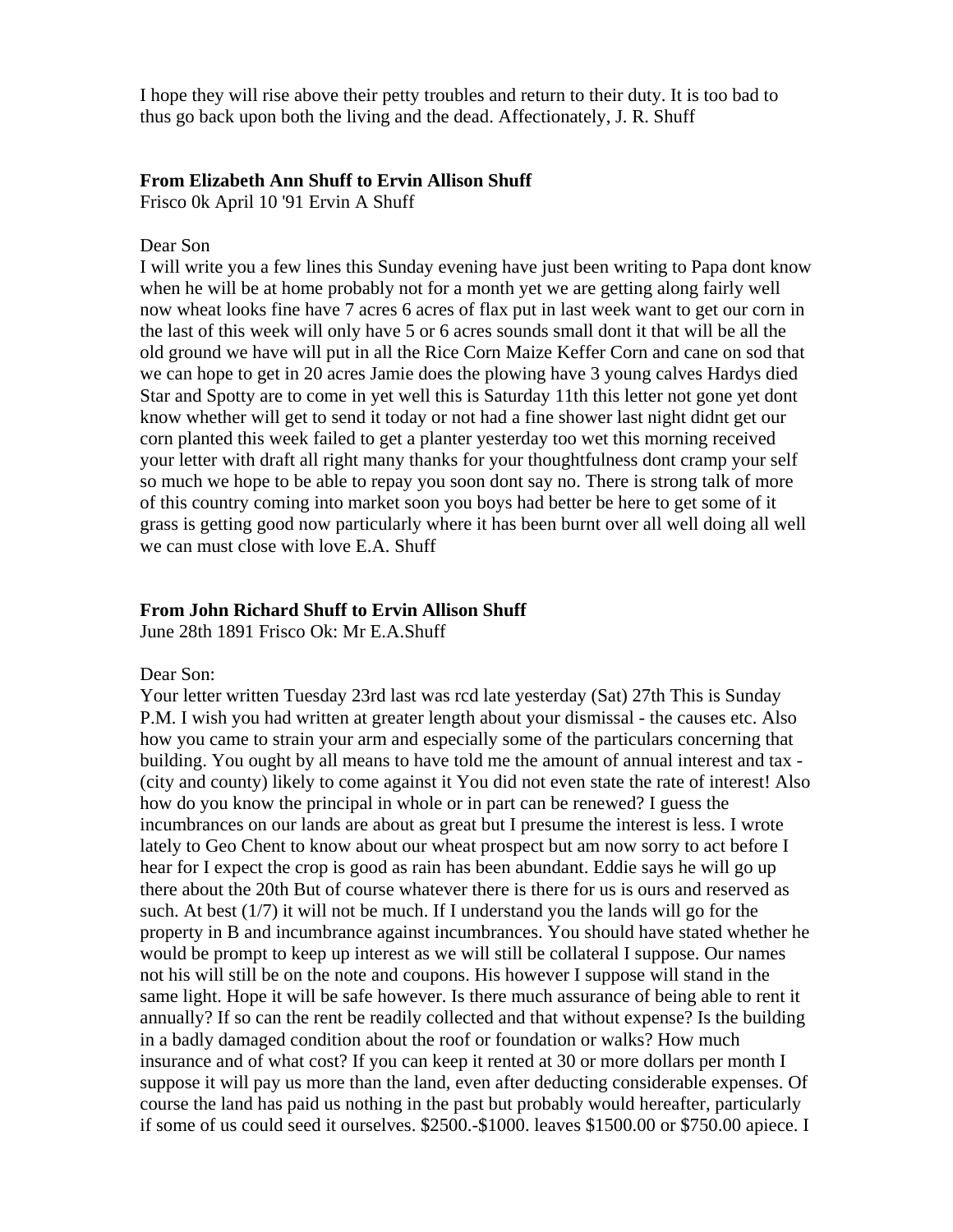I hope they will rise above their petty troubles and return to their duty. It is too bad to thus go back upon both the living and the dead. Affectionately, J. R. Shuff

**From Elizabeth Ann Shuff to Ervin Allison Shuff**
Frisco 0k April 10 '91 Ervin A Shuff

Dear Son
I will write you a few lines this Sunday evening have just been writing to Papa dont know when he will be at home probably not for a month yet we are getting along fairly well now wheat looks fine have 7 acres 6 acres of flax put in last week want to get our corn in the last of this week will only have 5 or 6 acres sounds small dont it that will be all the old ground we have will put in all the Rice Corn Maize Keffer Corn and cane on sod that we can hope to get in 20 acres Jamie does the plowing have 3 young calves Hardys died Star and Spotty are to come in yet well this is Saturday 11th this letter not gone yet dont know whether will get to send it today or not had a fine shower last night didnt get our corn planted this week failed to get a planter yesterday too wet this morning received your letter with draft all right many thanks for your thoughtfulness dont cramp your self so much we hope to be able to repay you soon dont say no. There is strong talk of more of this country coming into market soon you boys had better be here to get some of it grass is getting good now particularly where it has been burnt over all well doing all well we can must close with love E.A. Shuff

**From John Richard Shuff to Ervin Allison Shuff**
June 28th 1891 Frisco Ok: Mr E.A.Shuff

Dear Son:
Your letter written Tuesday 23rd last was rcd late yesterday (Sat) 27th This is Sunday P.M. I wish you had written at greater length about your dismissal - the causes etc. Also how you came to strain your arm and especially some of the particulars concerning that building. You ought by all means to have told me the amount of annual interest and tax - (city and county) likely to come against it You did not even state the rate of interest! Also how do you know the principal in whole or in part can be renewed? I guess the incumbrances on our lands are about as great but I presume the interest is less. I wrote lately to Geo Chent to know about our wheat prospect but am now sorry to act before I hear for I expect the crop is good as rain has been abundant. Eddie says he will go up there about the 20th But of course whatever there is there for us is ours and reserved as such. At best (1/7) it will not be much. If I understand you the lands will go for the property in B and incumbrance against incumbrances. You should have stated whether he would be prompt to keep up interest as we will still be collateral I suppose. Our names not his will still be on the note and coupons. His however I suppose will stand in the same light. Hope it will be safe however. Is there much assurance of being able to rent it annually? If so can the rent be readily collected and that without expense? Is the building in a badly damaged condition about the roof or foundation or walks? How much insurance and of what cost? If you can keep it rented at 30 or more dollars per month I suppose it will pay us more than the land, even after deducting considerable expenses. Of course the land has paid us nothing in the past but probably would hereafter, particularly if some of us could seed it ourselves. $2500.-$1000. leaves $1500.00 or $750.00 apiece. I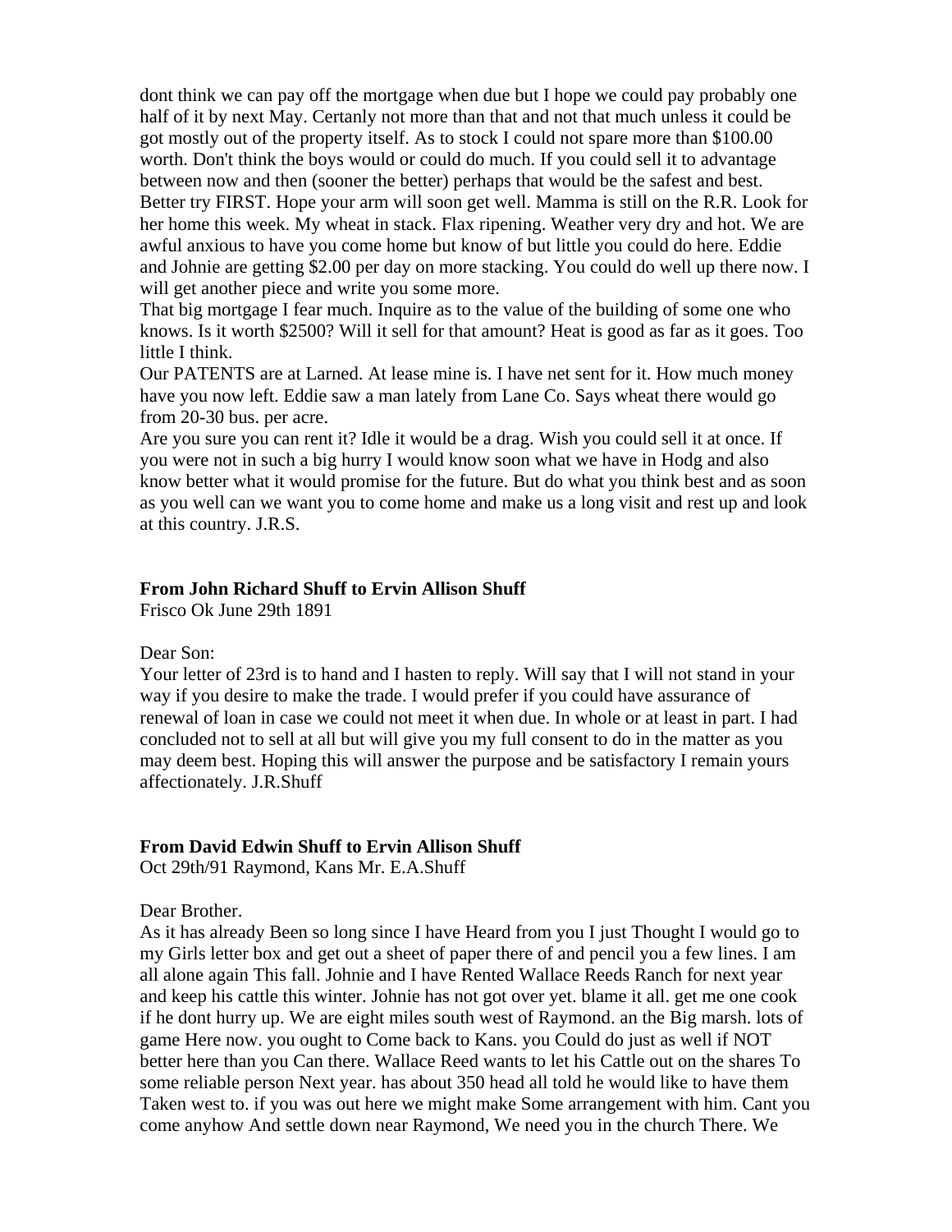dont think we can pay off the mortgage when due but I hope we could pay probably one half of it by next May. Certanly not more than that and not that much unless it could be got mostly out of the property itself. As to stock I could not spare more than $100.00 worth. Don't think the boys would or could do much. If you could sell it to advantage between now and then (sooner the better) perhaps that would be the safest and best. Better try FIRST. Hope your arm will soon get well. Mamma is still on the R.R. Look for her home this week. My wheat in stack. Flax ripening. Weather very dry and hot. We are awful anxious to have you come home but know of but little you could do here. Eddie and Johnie are getting $2.00 per day on more stacking. You could do well up there now. I will get another piece and write you some more.

That big mortgage I fear much. Inquire as to the value of the building of some one who knows. Is it worth $2500? Will it sell for that amount? Heat is good as far as it goes. Too little I think.

Our PATENTS are at Larned. At lease mine is. I have net sent for it. How much money have you now left. Eddie saw a man lately from Lane Co. Says wheat there would go from 20-30 bus. per acre.

Are you sure you can rent it? Idle it would be a drag. Wish you could sell it at once. If you were not in such a big hurry I would know soon what we have in Hodg and also know better what it would promise for the future. But do what you think best and as soon as you well can we want you to come home and make us a long visit and rest up and look at this country. J.R.S.

**From John Richard Shuff to Ervin Allison Shuff**
Frisco Ok June 29th 1891

Dear Son:

Your letter of 23rd is to hand and I hasten to reply. Will say that I will not stand in your way if you desire to make the trade. I would prefer if you could have assurance of renewal of loan in case we could not meet it when due. In whole or at least in part. I had concluded not to sell at all but will give you my full consent to do in the matter as you may deem best. Hoping this will answer the purpose and be satisfactory I remain yours affectionately. J.R.Shuff

**From David Edwin Shuff to Ervin Allison Shuff**
Oct 29th/91 Raymond, Kans Mr. E.A.Shuff

Dear Brother.

As it has already Been so long since I have Heard from you I just Thought I would go to my Girls letter box and get out a sheet of paper there of and pencil you a few lines. I am all alone again This fall. Johnie and I have Rented Wallace Reeds Ranch for next year and keep his cattle this winter. Johnie has not got over yet. blame it all. get me one cook if he dont hurry up. We are eight miles south west of Raymond. an the Big marsh. lots of game Here now. you ought to Come back to Kans. you Could do just as well if NOT better here than you Can there. Wallace Reed wants to let his Cattle out on the shares To some reliable person Next year. has about 350 head all told he would like to have them Taken west to. if you was out here we might make Some arrangement with him. Cant you come anyhow And settle down near Raymond, We need you in the church There. We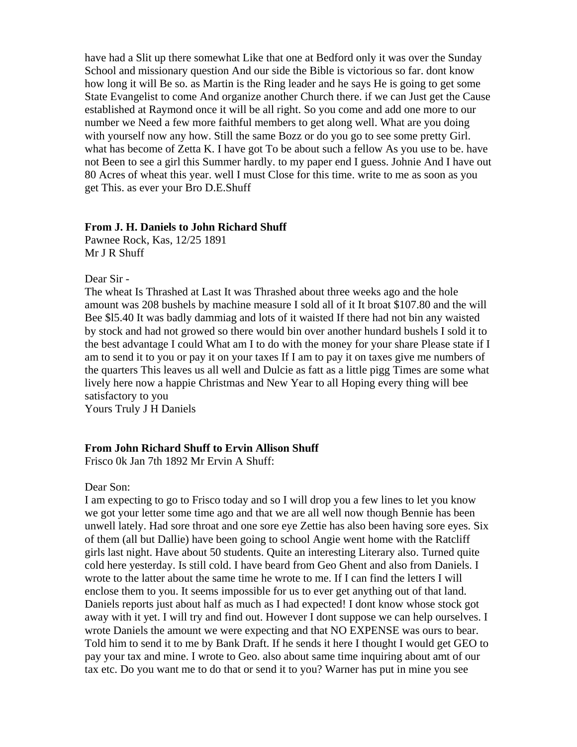have had a Slit up there somewhat Like that one at Bedford only it was over the Sunday School and missionary question And our side the Bible is victorious so far. dont know how long it will Be so. as Martin is the Ring leader and he says He is going to get some State Evangelist to come And organize another Church there. if we can Just get the Cause established at Raymond once it will be all right. So you come and add one more to our number we Need a few more faithful members to get along well. What are you doing with yourself now any how. Still the same Bozz or do you go to see some pretty Girl. what has become of Zetta K. I have got To be about such a fellow As you use to be. have not Been to see a girl this Summer hardly. to my paper end I guess. Johnie And I have out 80 Acres of wheat this year. well I must Close for this time. write to me as soon as you get This. as ever your Bro D.E.Shuff

**From J. H. Daniels to John Richard Shuff**
Pawnee Rock, Kas, 12/25 1891
Mr J R Shuff

Dear Sir -
The wheat Is Thrashed at Last It was Thrashed about three weeks ago and the hole amount was 208 bushels by machine measure I sold all of it It broat $107.80 and the will Bee $l5.40 It was badly dammiag and lots of it waisted If there had not bin any waisted by stock and had not growed so there would bin over another hundard bushels I sold it to the best advantage I could What am I to do with the money for your share Please state if I am to send it to you or pay it on your taxes If I am to pay it on taxes give me numbers of the quarters This leaves us all well and Dulcie as fatt as a little pigg Times are some what lively here now a happie Christmas and New Year to all Hoping every thing will bee satisfactory to you
Yours Truly J H Daniels

**From John Richard Shuff to Ervin Allison Shuff**
Frisco 0k Jan 7th 1892 Mr Ervin A Shuff:

Dear Son:
I am expecting to go to Frisco today and so I will drop you a few lines to let you know we got your letter some time ago and that we are all well now though Bennie has been unwell lately. Had sore throat and one sore eye Zettie has also been having sore eyes. Six of them (all but Dallie) have been going to school Angie went home with the Ratcliff girls last night. Have about 50 students. Quite an interesting Literary also. Turned quite cold here yesterday. Is still cold. I have beard from Geo Ghent and also from Daniels. I wrote to the latter about the same time he wrote to me. If I can find the letters I will enclose them to you. It seems impossible for us to ever get anything out of that land. Daniels reports just about half as much as I had expected! I dont know whose stock got away with it yet. I will try and find out. However I dont suppose we can help ourselves. I wrote Daniels the amount we were expecting and that NO EXPENSE was ours to bear. Told him to send it to me by Bank Draft. If he sends it here I thought I would get GEO to pay your tax and mine. I wrote to Geo. also about same time inquiring about amt of our tax etc. Do you want me to do that or send it to you? Warner has put in mine you see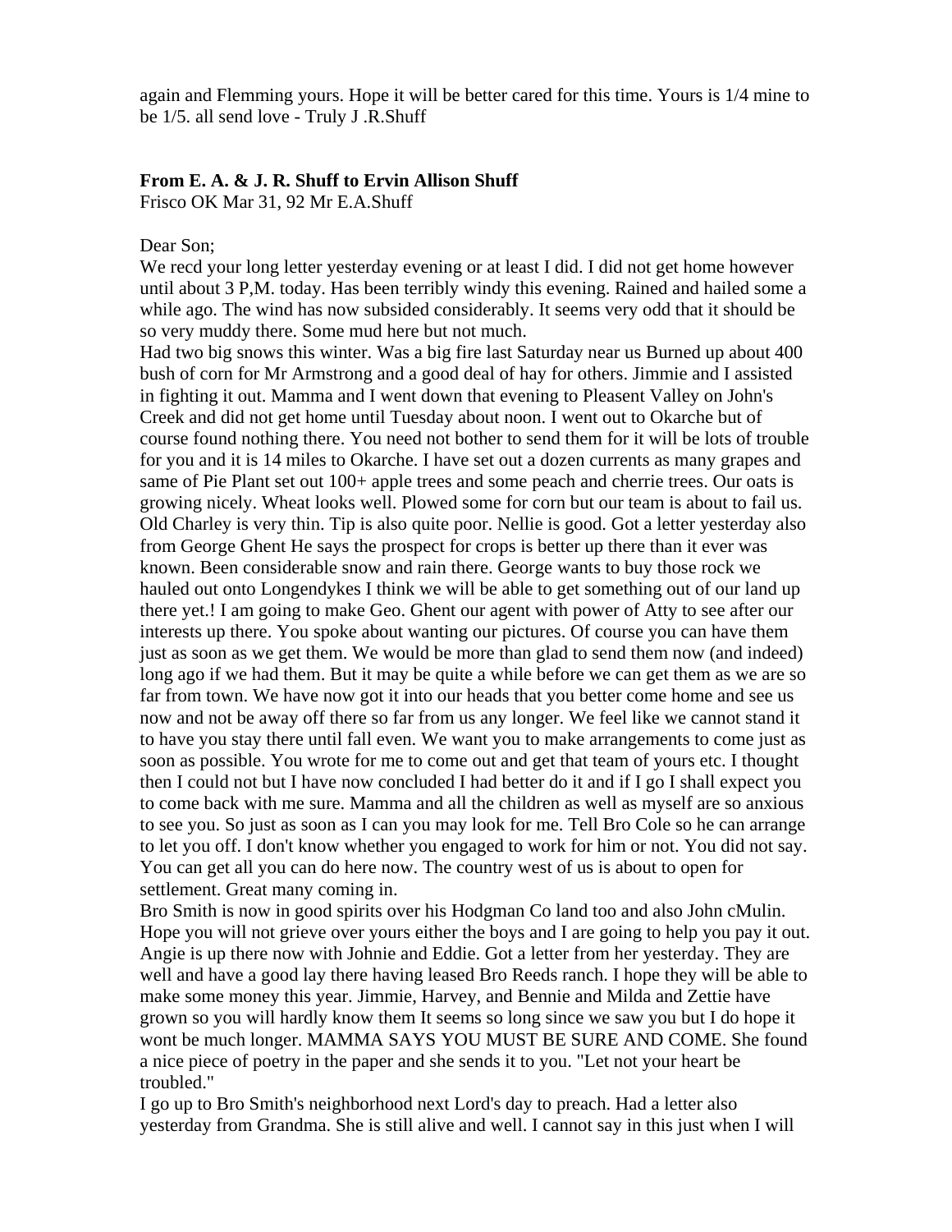again and Flemming yours. Hope it will be better cared for this time. Yours is 1/4 mine to be 1/5. all send love - Truly J .R.Shuff

**From E. A. & J. R. Shuff to Ervin Allison Shuff**

Frisco OK Mar 31, 92 Mr E.A.Shuff

Dear Son;

We recd your long letter yesterday evening or at least I did. I did not get home however until about 3 P,M. today. Has been terribly windy this evening. Rained and hailed some a while ago. The wind has now subsided considerably. It seems very odd that it should be so very muddy there. Some mud here but not much.

Had two big snows this winter. Was a big fire last Saturday near us Burned up about 400 bush of corn for Mr Armstrong and a good deal of hay for others. Jimmie and I assisted in fighting it out. Mamma and I went down that evening to Pleasent Valley on John's Creek and did not get home until Tuesday about noon. I went out to Okarche but of course found nothing there. You need not bother to send them for it will be lots of trouble for you and it is 14 miles to Okarche. I have set out a dozen currents as many grapes and same of Pie Plant set out 100+ apple trees and some peach and cherrie trees. Our oats is growing nicely. Wheat looks well. Plowed some for corn but our team is about to fail us. Old Charley is very thin. Tip is also quite poor. Nellie is good. Got a letter yesterday also from George Ghent He says the prospect for crops is better up there than it ever was known. Been considerable snow and rain there. George wants to buy those rock we hauled out onto Longendykes I think we will be able to get something out of our land up there yet.! I am going to make Geo. Ghent our agent with power of Atty to see after our interests up there. You spoke about wanting our pictures. Of course you can have them just as soon as we get them. We would be more than glad to send them now (and indeed) long ago if we had them. But it may be quite a while before we can get them as we are so far from town. We have now got it into our heads that you better come home and see us now and not be away off there so far from us any longer. We feel like we cannot stand it to have you stay there until fall even. We want you to make arrangements to come just as soon as possible. You wrote for me to come out and get that team of yours etc. I thought then I could not but I have now concluded I had better do it and if I go I shall expect you to come back with me sure. Mamma and all the children as well as myself are so anxious to see you. So just as soon as I can you may look for me. Tell Bro Cole so he can arrange to let you off. I don't know whether you engaged to work for him or not. You did not say. You can get all you can do here now. The country west of us is about to open for settlement. Great many coming in.

Bro Smith is now in good spirits over his Hodgman Co land too and also John cMulin. Hope you will not grieve over yours either the boys and I are going to help you pay it out. Angie is up there now with Johnie and Eddie. Got a letter from her yesterday. They are well and have a good lay there having leased Bro Reeds ranch. I hope they will be able to make some money this year. Jimmie, Harvey, and Bennie and Milda and Zettie have grown so you will hardly know them It seems so long since we saw you but I do hope it wont be much longer. MAMMA SAYS YOU MUST BE SURE AND COME. She found a nice piece of poetry in the paper and she sends it to you. "Let not your heart be troubled."

I go up to Bro Smith's neighborhood next Lord's day to preach. Had a letter also yesterday from Grandma. She is still alive and well. I cannot say in this just when I will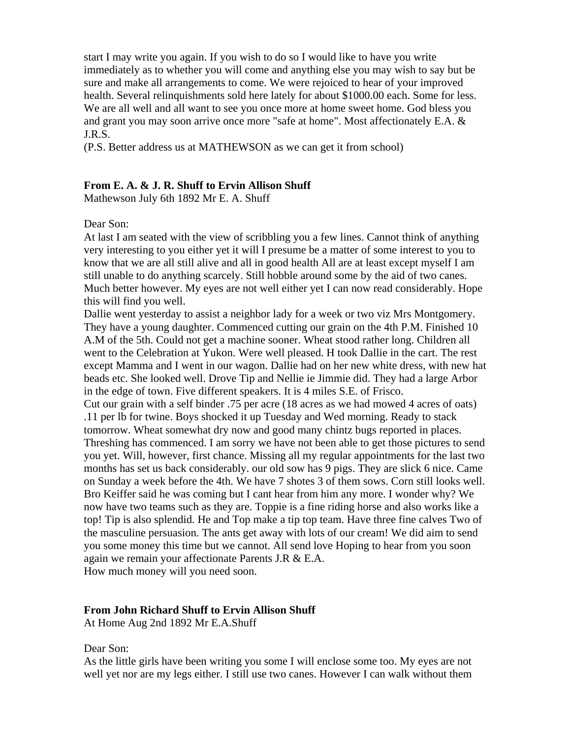start I may write you again. If you wish to do so I would like to have you write immediately as to whether you will come and anything else you may wish to say but be sure and make all arrangements to come. We were rejoiced to hear of your improved health. Several relinquishments sold here lately for about $1000.00 each. Some for less. We are all well and all want to see you once more at home sweet home. God bless you and grant you may soon arrive once more "safe at home". Most affectionately E.A. & J.R.S.
(P.S. Better address us at MATHEWSON as we can get it from school)

**From E. A. & J. R. Shuff to Ervin Allison Shuff**
Mathewson July 6th 1892 Mr E. A. Shuff

Dear Son:
At last I am seated with the view of scribbling you a few lines. Cannot think of anything very interesting to you either yet it will I presume be a matter of some interest to you to know that we are all still alive and all in good health All are at least except myself I am still unable to do anything scarcely. Still hobble around some by the aid of two canes. Much better however. My eyes are not well either yet I can now read considerably. Hope this will find you well.
Dallie went yesterday to assist a neighbor lady for a week or two viz Mrs Montgomery. They have a young daughter. Commenced cutting our grain on the 4th P.M. Finished 10 A.M of the 5th. Could not get a machine sooner. Wheat stood rather long. Children all went to the Celebration at Yukon. Were well pleased. H took Dallie in the cart. The rest except Mamma and I went in our wagon. Dallie had on her new white dress, with new hat beads etc. She looked well. Drove Tip and Nellie ie Jimmie did. They had a large Arbor in the edge of town. Five different speakers. It is 4 miles S.E. of Frisco.
Cut our grain with a self binder .75 per acre (18 acres as we had mowed 4 acres of oats) .11 per lb for twine. Boys shocked it up Tuesday and Wed morning. Ready to stack tomorrow. Wheat somewhat dry now and good many chintz bugs reported in places. Threshing has commenced. I am sorry we have not been able to get those pictures to send you yet. Will, however, first chance. Missing all my regular appointments for the last two months has set us back considerably. our old sow has 9 pigs. They are slick 6 nice. Came on Sunday a week before the 4th. We have 7 shotes 3 of them sows. Corn still looks well. Bro Keiffer said he was coming but I cant hear from him any more. I wonder why? We now have two teams such as they are. Toppie is a fine riding horse and also works like a top! Tip is also splendid. He and Top make a tip top team. Have three fine calves Two of the masculine persuasion. The ants get away with lots of our cream! We did aim to send you some money this time but we cannot. All send love Hoping to hear from you soon again we remain your affectionate Parents J.R & E.A.
How much money will you need soon.

**From John Richard Shuff to Ervin Allison Shuff**
At Home Aug 2nd 1892 Mr E.A.Shuff

Dear Son:
As the little girls have been writing you some I will enclose some too. My eyes are not well yet nor are my legs either. I still use two canes. However I can walk without them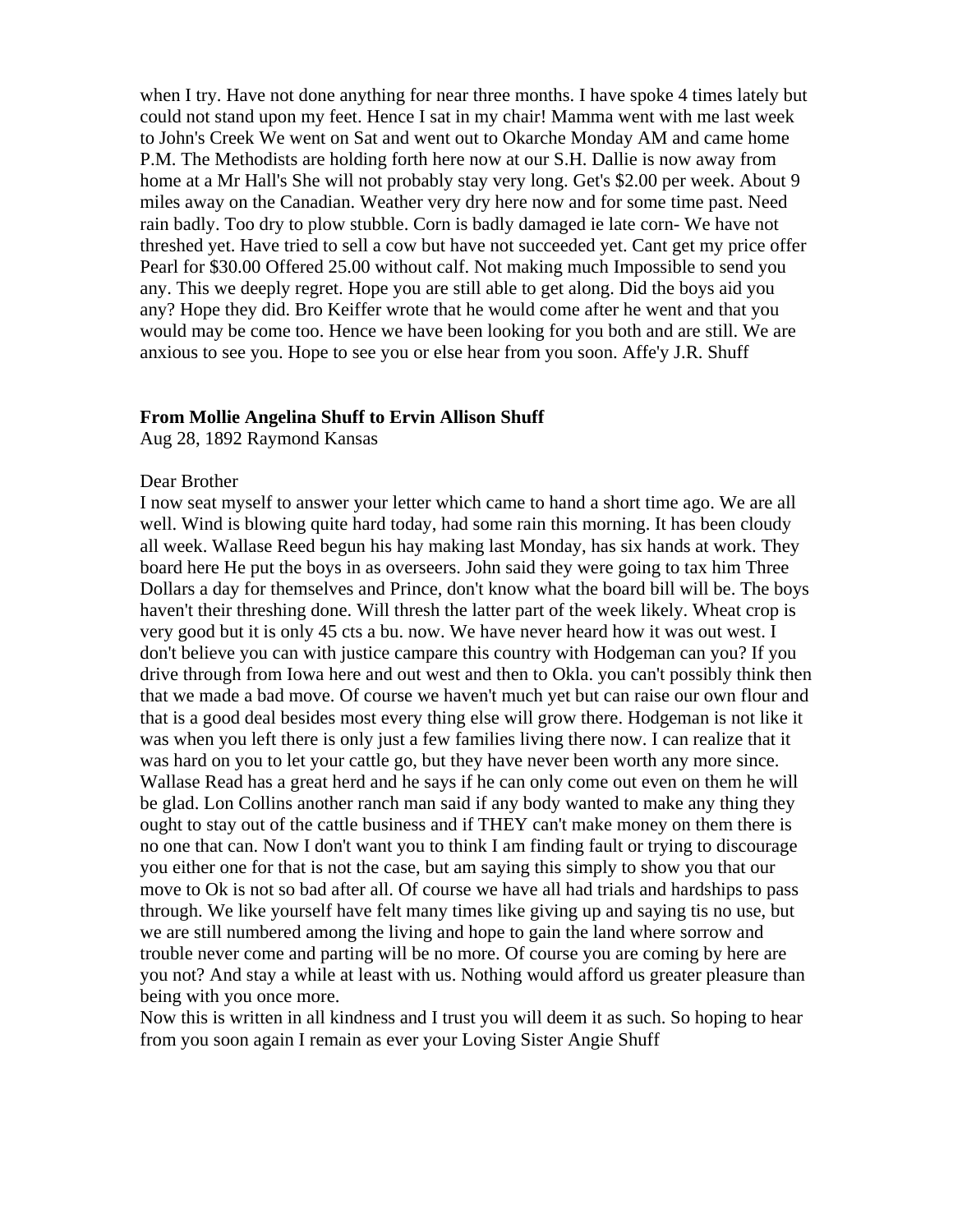when I try. Have not done anything for near three months. I have spoke 4 times lately but could not stand upon my feet. Hence I sat in my chair! Mamma went with me last week to John's Creek We went on Sat and went out to Okarche Monday AM and came home P.M. The Methodists are holding forth here now at our S.H. Dallie is now away from home at a Mr Hall's She will not probably stay very long. Get's $2.00 per week. About 9 miles away on the Canadian. Weather very dry here now and for some time past. Need rain badly. Too dry to plow stubble. Corn is badly damaged ie late corn- We have not threshed yet. Have tried to sell a cow but have not succeeded yet. Cant get my price offer Pearl for $30.00 Offered 25.00 without calf. Not making much Impossible to send you any. This we deeply regret. Hope you are still able to get along. Did the boys aid you any? Hope they did. Bro Keiffer wrote that he would come after he went and that you would may be come too. Hence we have been looking for you both and are still. We are anxious to see you. Hope to see you or else hear from you soon. Affe'y J.R. Shuff

**From Mollie Angelina Shuff to Ervin Allison Shuff**
Aug 28, 1892 Raymond Kansas

Dear Brother
I now seat myself to answer your letter which came to hand a short time ago. We are all well. Wind is blowing quite hard today, had some rain this morning. It has been cloudy all week. Wallase Reed begun his hay making last Monday, has six hands at work. They board here He put the boys in as overseers. John said they were going to tax him Three Dollars a day for themselves and Prince, don't know what the board bill will be. The boys haven't their threshing done. Will thresh the latter part of the week likely. Wheat crop is very good but it is only 45 cts a bu. now. We have never heard how it was out west. I don't believe you can with justice campare this country with Hodgeman can you? If you drive through from Iowa here and out west and then to Okla. you can't possibly think then that we made a bad move. Of course we haven't much yet but can raise our own flour and that is a good deal besides most every thing else will grow there. Hodgeman is not like it was when you left there is only just a few families living there now. I can realize that it was hard on you to let your cattle go, but they have never been worth any more since. Wallase Read has a great herd and he says if he can only come out even on them he will be glad. Lon Collins another ranch man said if any body wanted to make any thing they ought to stay out of the cattle business and if THEY can't make money on them there is no one that can. Now I don't want you to think I am finding fault or trying to discourage you either one for that is not the case, but am saying this simply to show you that our move to Ok is not so bad after all. Of course we have all had trials and hardships to pass through. We like yourself have felt many times like giving up and saying tis no use, but we are still numbered among the living and hope to gain the land where sorrow and trouble never come and parting will be no more. Of course you are coming by here are you not? And stay a while at least with us. Nothing would afford us greater pleasure than being with you once more.
Now this is written in all kindness and I trust you will deem it as such. So hoping to hear from you soon again I remain as ever your Loving Sister Angie Shuff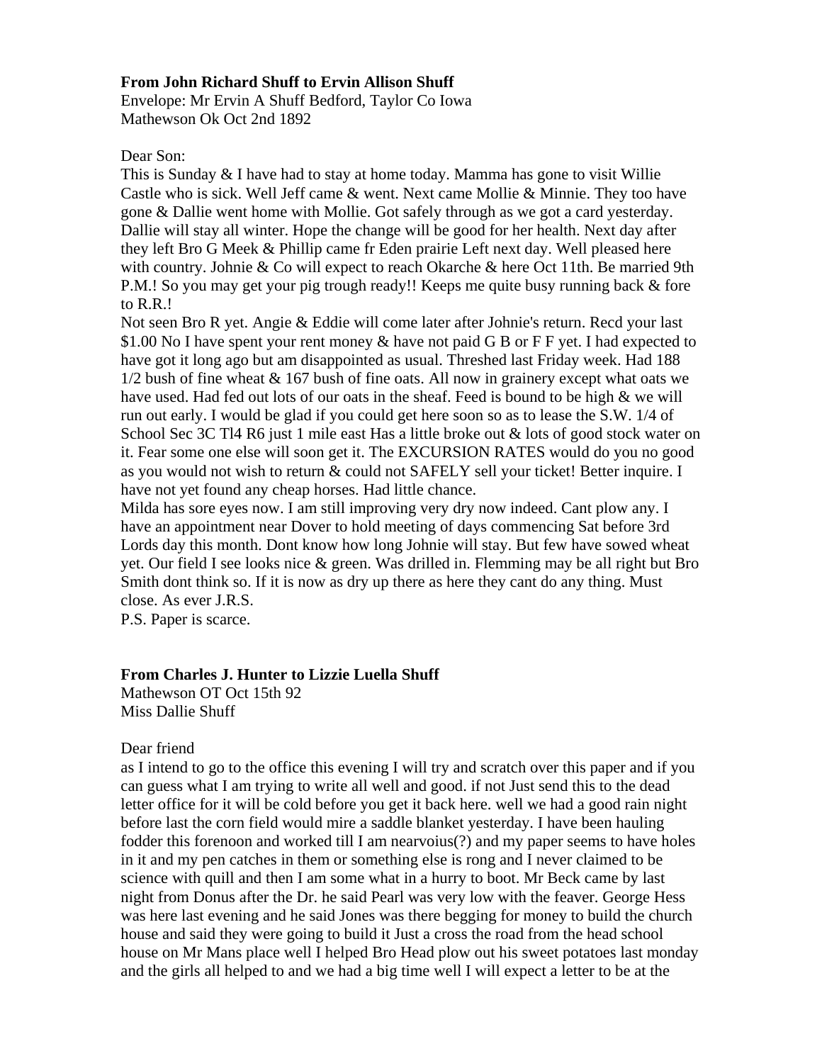**From John Richard Shuff to Ervin Allison Shuff**
Envelope: Mr Ervin A Shuff Bedford, Taylor Co Iowa
Mathewson Ok Oct 2nd 1892

Dear Son:
This is Sunday & I have had to stay at home today. Mamma has gone to visit Willie Castle who is sick. Well Jeff came & went. Next came Mollie & Minnie. They too have gone & Dallie went home with Mollie. Got safely through as we got a card yesterday. Dallie will stay all winter. Hope the change will be good for her health. Next day after they left Bro G Meek & Phillip came fr Eden prairie Left next day. Well pleased here with country. Johnie & Co will expect to reach Okarche & here Oct 11th. Be married 9th P.M.! So you may get your pig trough ready!! Keeps me quite busy running back & fore to R.R.!
Not seen Bro R yet. Angie & Eddie will come later after Johnie's return. Recd your last $1.00 No I have spent your rent money & have not paid G B or F F yet. I had expected to have got it long ago but am disappointed as usual. Threshed last Friday week. Had 188 1/2 bush of fine wheat & 167 bush of fine oats. All now in grainery except what oats we have used. Had fed out lots of our oats in the sheaf. Feed is bound to be high & we will run out early. I would be glad if you could get here soon so as to lease the S.W. 1/4 of School Sec 3C Tl4 R6 just 1 mile east Has a little broke out & lots of good stock water on it. Fear some one else will soon get it. The EXCURSION RATES would do you no good as you would not wish to return & could not SAFELY sell your ticket! Better inquire. I have not yet found any cheap horses. Had little chance.
Milda has sore eyes now. I am still improving very dry now indeed. Cant plow any. I have an appointment near Dover to hold meeting of days commencing Sat before 3rd Lords day this month. Dont know how long Johnie will stay. But few have sowed wheat yet. Our field I see looks nice & green. Was drilled in. Flemming may be all right but Bro Smith dont think so. If it is now as dry up there as here they cant do any thing. Must close. As ever J.R.S.
P.S. Paper is scarce.

**From Charles J. Hunter to Lizzie Luella Shuff**
Mathewson OT Oct 15th 92
Miss Dallie Shuff

Dear friend
as I intend to go to the office this evening I will try and scratch over this paper and if you can guess what I am trying to write all well and good. if not Just send this to the dead letter office for it will be cold before you get it back here. well we had a good rain night before last the corn field would mire a saddle blanket yesterday. I have been hauling fodder this forenoon and worked till I am nearvoius(?) and my paper seems to have holes in it and my pen catches in them or something else is rong and I never claimed to be science with quill and then I am some what in a hurry to boot. Mr Beck came by last night from Donus after the Dr. he said Pearl was very low with the feaver. George Hess was here last evening and he said Jones was there begging for money to build the church house and said they were going to build it Just a cross the road from the head school house on Mr Mans place well I helped Bro Head plow out his sweet potatoes last monday and the girls all helped to and we had a big time well I will expect a letter to be at the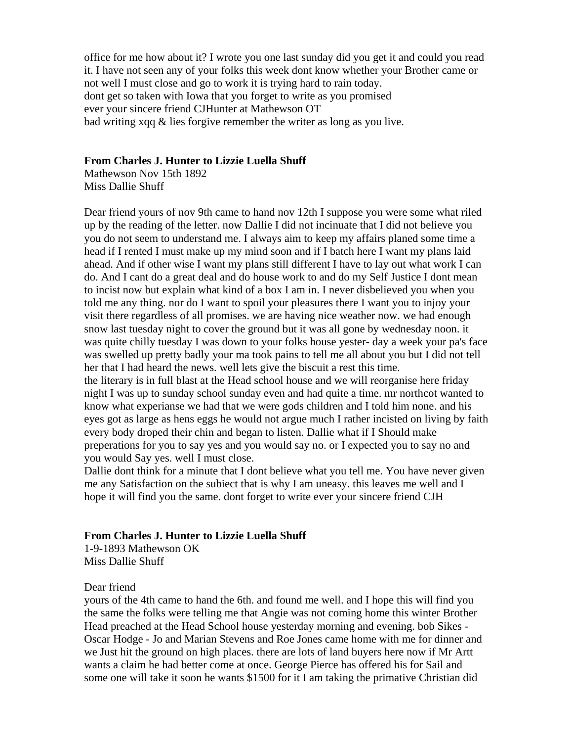office for me how about it? I wrote you one last sunday did you get it and could you read it. I have not seen any of your folks this week dont know whether your Brother came or not well I must close and go to work it is trying hard to rain today.
dont get so taken with Iowa that you forget to write as you promised
ever your sincere friend CJHunter at Mathewson OT
bad writing xqq & lies forgive remember the writer as long as you live.

**From Charles J. Hunter to Lizzie Luella Shuff**
Mathewson Nov 15th 1892
Miss Dallie Shuff

Dear friend yours of nov 9th came to hand nov 12th I suppose you were some what riled up by the reading of the letter. now Dallie I did not incinuate that I did not believe you you do not seem to understand me. I always aim to keep my affairs planed some time a head if I rented I must make up my mind soon and if I batch here I want my plans laid ahead. And if other wise I want my plans still different I have to lay out what work I can do. And I cant do a great deal and do house work to and do my Self Justice I dont mean to incist now but explain what kind of a box I am in. I never disbelieved you when you told me any thing. nor do I want to spoil your pleasures there I want you to injoy your visit there regardless of all promises. we are having nice weather now. we had enough snow last tuesday night to cover the ground but it was all gone by wednesday noon. it was quite chilly tuesday I was down to your folks house yester- day a week your pa's face was swelled up pretty badly your ma took pains to tell me all about you but I did not tell her that I had heard the news. well lets give the biscuit a rest this time.
the literary is in full blast at the Head school house and we will reorganise here friday night I was up to sunday school sunday even and had quite a time. mr northcot wanted to know what experianse we had that we were gods children and I told him none. and his eyes got as large as hens eggs he would not argue much I rather incisted on living by faith every body droped their chin and began to listen. Dallie what if I Should make preperations for you to say yes and you would say no. or I expected you to say no and you would Say yes. well I must close.
Dallie dont think for a minute that I dont believe what you tell me. You have never given me any Satisfaction on the subiect that is why I am uneasy. this leaves me well and I hope it will find you the same. dont forget to write ever your sincere friend CJH

**From Charles J. Hunter to Lizzie Luella Shuff**
1-9-1893 Mathewson OK
Miss Dallie Shuff

Dear friend
yours of the 4th came to hand the 6th. and found me well. and I hope this will find you the same the folks were telling me that Angie was not coming home this winter Brother Head preached at the Head School house yesterday morning and evening. bob Sikes - Oscar Hodge - Jo and Marian Stevens and Roe Jones came home with me for dinner and we Just hit the ground on high places. there are lots of land buyers here now if Mr Artt wants a claim he had better come at once. George Pierce has offered his for Sail and some one will take it soon he wants $1500 for it I am taking the primative Christian did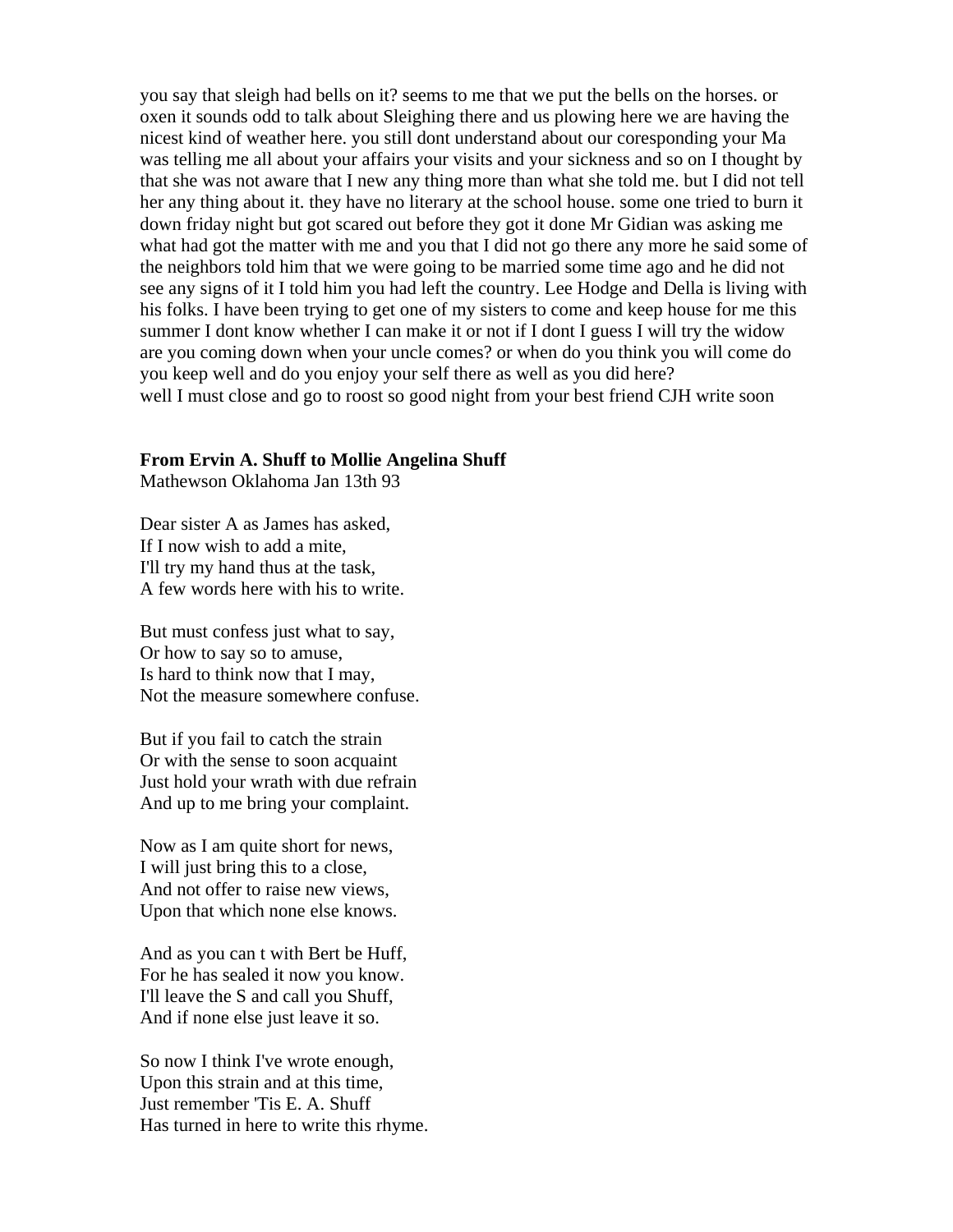you say that sleigh had bells on it? seems to me that we put the bells on the horses. or oxen it sounds odd to talk about Sleighing there and us plowing here we are having the nicest kind of weather here. you still dont understand about our coresponding your Ma was telling me all about your affairs your visits and your sickness and so on I thought by that she was not aware that I new any thing more than what she told me. but I did not tell her any thing about it. they have no literary at the school house. some one tried to burn it down friday night but got scared out before they got it done Mr Gidian was asking me what had got the matter with me and you that I did not go there any more he said some of the neighbors told him that we were going to be married some time ago and he did not see any signs of it I told him you had left the country. Lee Hodge and Della is living with his folks. I have been trying to get one of my sisters to come and keep house for me this summer I dont know whether I can make it or not if I dont I guess I will try the widow are you coming down when your uncle comes? or when do you think you will come do you keep well and do you enjoy your self there as well as you did here?
well I must close and go to roost so good night from your best friend CJH write soon

**From Ervin A. Shuff to Mollie Angelina Shuff**
Mathewson Oklahoma Jan 13th 93

Dear sister A as James has asked,
If I now wish to add a mite,
I'll try my hand thus at the task,
A few words here with his to write.

But must confess just what to say,
Or how to say so to amuse,
Is hard to think now that I may,
Not the measure somewhere confuse.

But if you fail to catch the strain
Or with the sense to soon acquaint
Just hold your wrath with due refrain
And up to me bring your complaint.

Now as I am quite short for news,
I will just bring this to a close,
And not offer to raise new views,
Upon that which none else knows.

And as you can t with Bert be Huff,
For he has sealed it now you know.
I'll leave the S and call you Shuff,
And if none else just leave it so.

So now I think I've wrote enough,
Upon this strain and at this time,
Just remember 'Tis E. A. Shuff
Has turned in here to write this rhyme.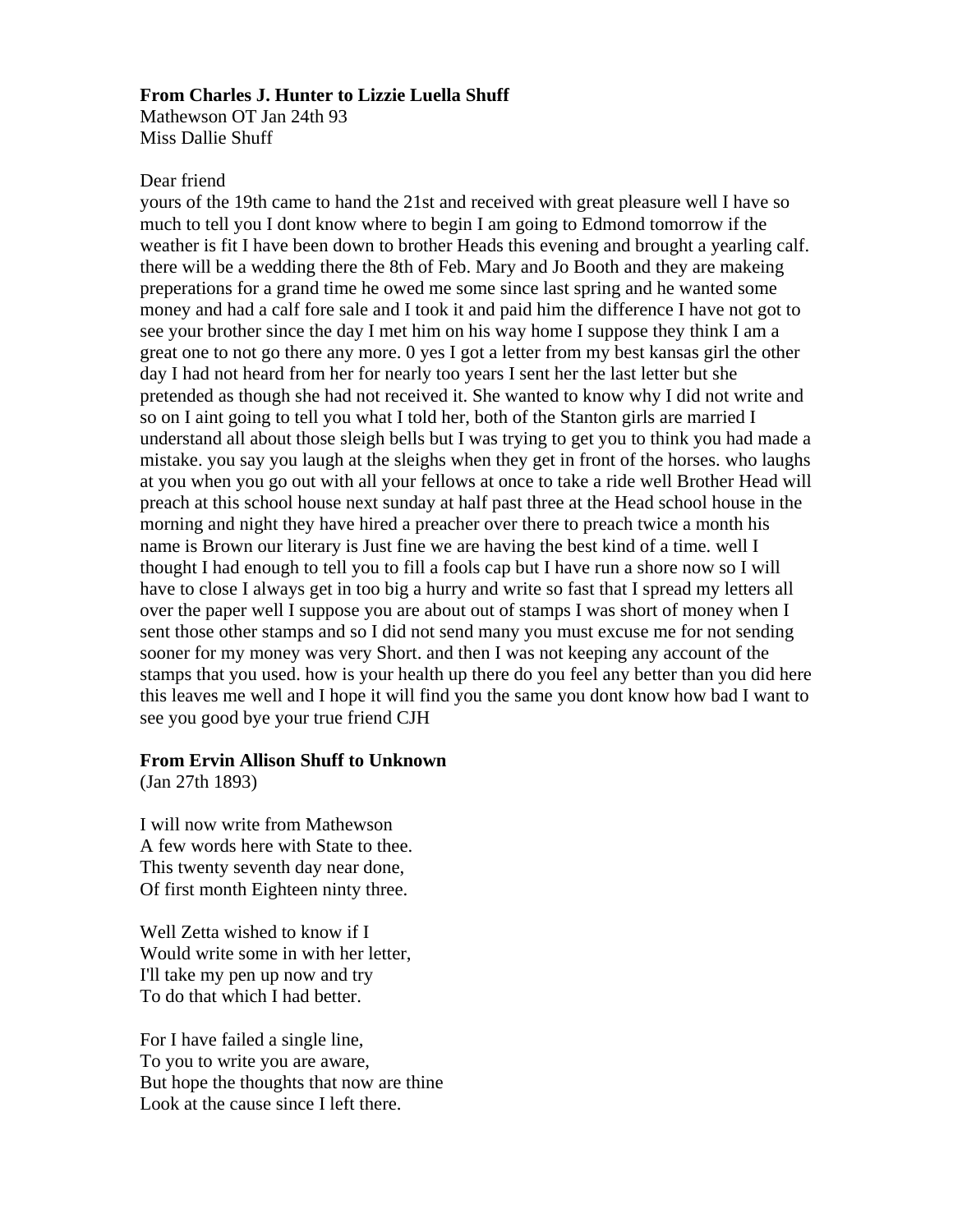**From Charles J. Hunter to Lizzie Luella Shuff**
Mathewson OT Jan 24th 93
Miss Dallie Shuff

Dear friend
yours of the 19th came to hand the 21st and received with great pleasure well I have so much to tell you I dont know where to begin I am going to Edmond tomorrow if the weather is fit I have been down to brother Heads this evening and brought a yearling calf. there will be a wedding there the 8th of Feb. Mary and Jo Booth and they are makeing preperations for a grand time he owed me some since last spring and he wanted some money and had a calf fore sale and I took it and paid him the difference I have not got to see your brother since the day I met him on his way home I suppose they think I am a great one to not go there any more. 0 yes I got a letter from my best kansas girl the other day I had not heard from her for nearly too years I sent her the last letter but she pretended as though she had not received it. She wanted to know why I did not write and so on I aint going to tell you what I told her, both of the Stanton girls are married I understand all about those sleigh bells but I was trying to get you to think you had made a mistake. you say you laugh at the sleighs when they get in front of the horses. who laughs at you when you go out with all your fellows at once to take a ride well Brother Head will preach at this school house next sunday at half past three at the Head school house in the morning and night they have hired a preacher over there to preach twice a month his name is Brown our literary is Just fine we are having the best kind of a time. well I thought I had enough to tell you to fill a fools cap but I have run a shore now so I will have to close I always get in too big a hurry and write so fast that I spread my letters all over the paper well I suppose you are about out of stamps I was short of money when I sent those other stamps and so I did not send many you must excuse me for not sending sooner for my money was very Short. and then I was not keeping any account of the stamps that you used. how is your health up there do you feel any better than you did here this leaves me well and I hope it will find you the same you dont know how bad I want to see you good bye your true friend CJH

**From Ervin Allison Shuff to Unknown**
(Jan 27th 1893)

I will now write from Mathewson
A few words here with State to thee.
This twenty seventh day near done,
Of first month Eighteen ninty three.

Well Zetta wished to know if I
Would write some in with her letter,
I'll take my pen up now and try
To do that which I had better.

For I have failed a single line,
To you to write you are aware,
But hope the thoughts that now are thine
Look at the cause since I left there.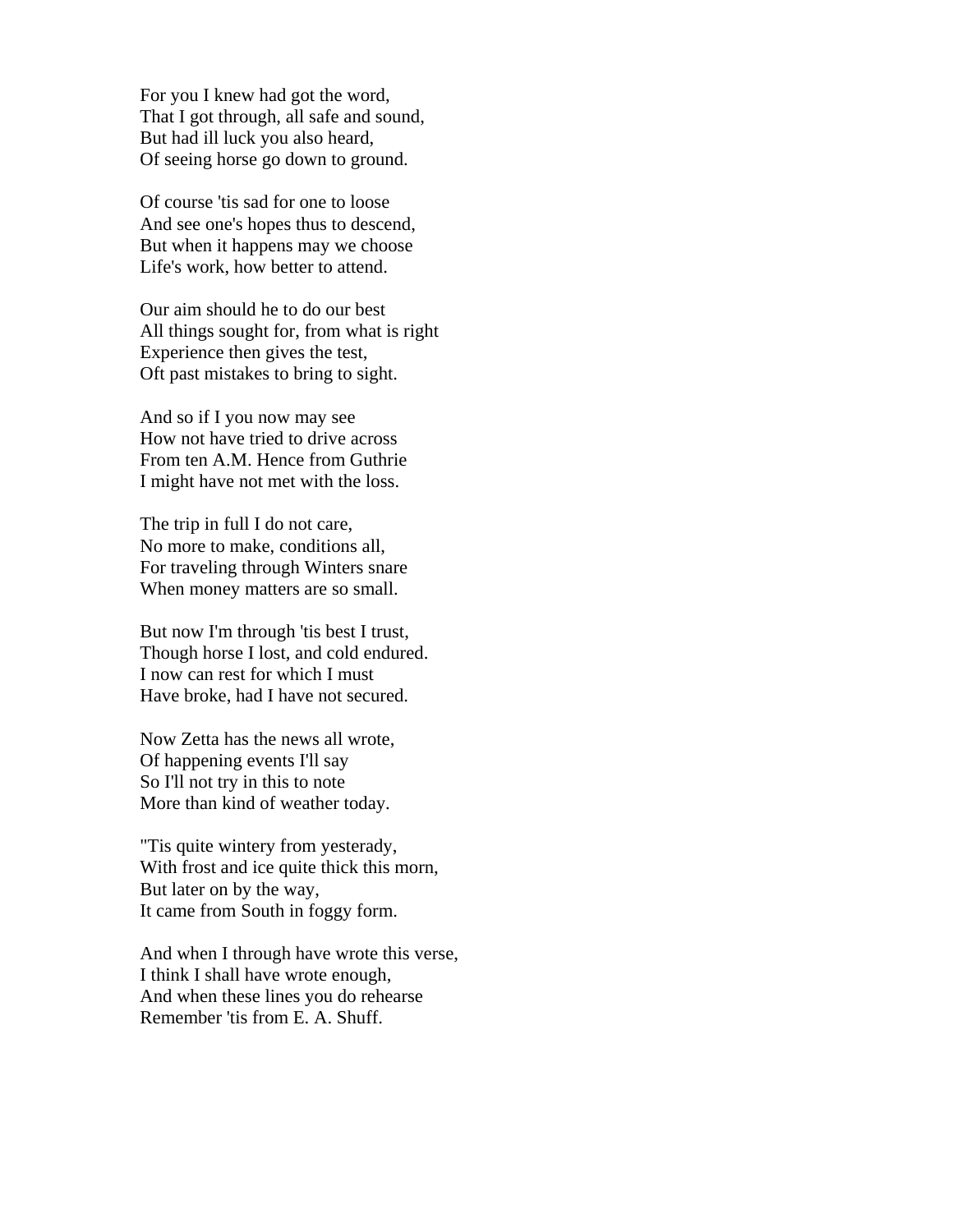For you I knew had got the word,
That I got through, all safe and sound,
But had ill luck you also heard,
Of seeing horse go down to ground.

Of course 'tis sad for one to loose
And see one's hopes thus to descend,
But when it happens may we choose
Life's work, how better to attend.

Our aim should he to do our best
All things sought for, from what is right
Experience then gives the test,
Oft past mistakes to bring to sight.

And so if I you now may see
How not have tried to drive across
From ten A.M. Hence from Guthrie
I might have not met with the loss.

The trip in full I do not care,
No more to make, conditions all,
For traveling through Winters snare
When money matters are so small.

But now I'm through 'tis best I trust,
Though horse I lost, and cold endured.
I now can rest for which I must
Have broke, had I have not secured.

Now Zetta has the news all wrote,
Of happening events I'll say
So I'll not try in this to note
More than kind of weather today.

"Tis quite wintery from yesterady,
With frost and ice quite thick this morn,
But later on by the way,
It came from South in foggy form.

And when I through have wrote this verse,
I think I shall have wrote enough,
And when these lines you do rehearse
Remember 'tis from E. A. Shuff.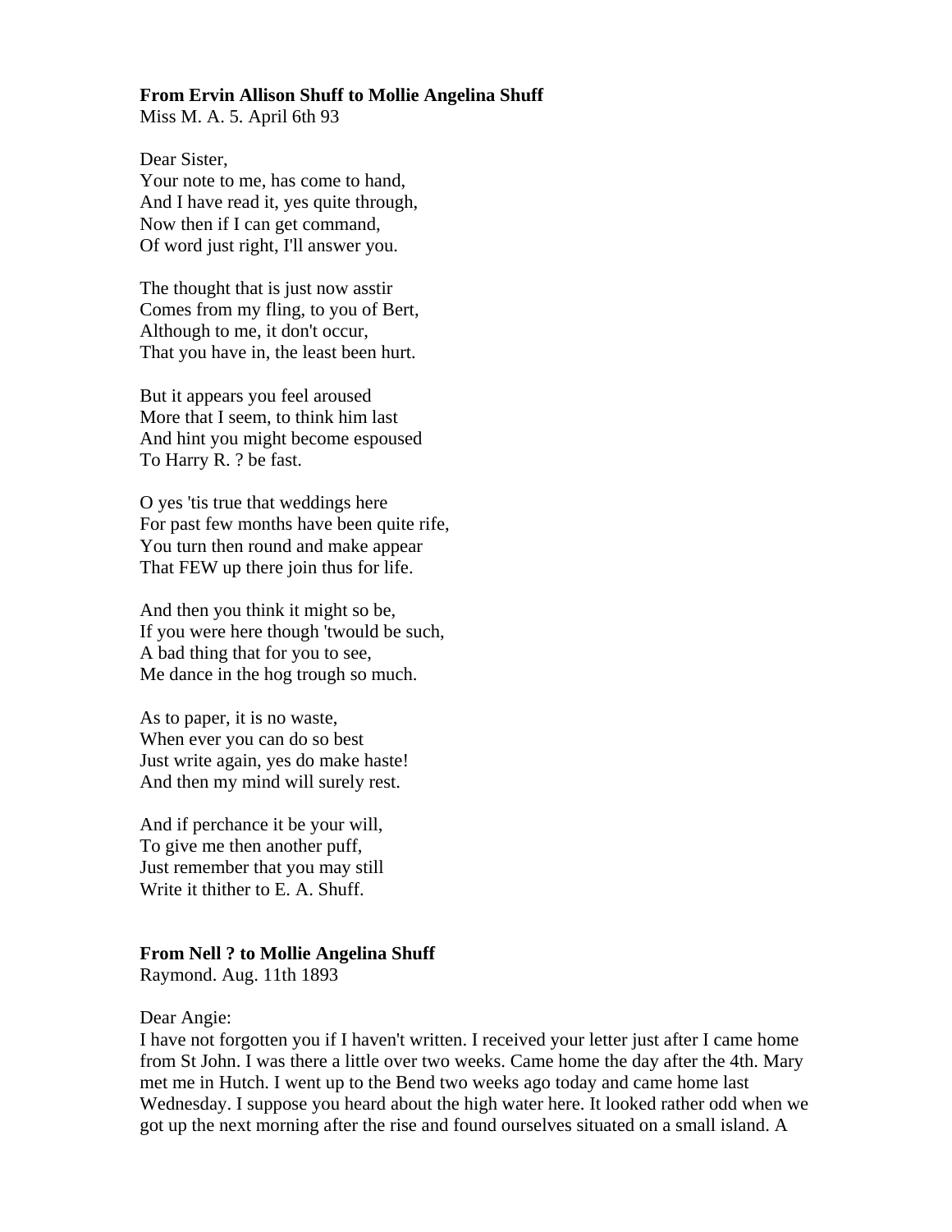**From Ervin Allison Shuff to Mollie Angelina Shuff**
Miss M. A. 5. April 6th 93

Dear Sister,
Your note to me, has come to hand,
And I have read it, yes quite through,
Now then if I can get command,
Of word just right, I'll answer you.

The thought that is just now asstir
Comes from my fling, to you of Bert,
Although to me, it don't occur,
That you have in, the least been hurt.

But it appears you feel aroused
More that I seem, to think him last
And hint you might become espoused
To Harry R. ? be fast.

O yes 'tis true that weddings here
For past few months have been quite rife,
You turn then round and make appear
That FEW up there join thus for life.

And then you think it might so be,
If you were here though 'twould be such,
A bad thing that for you to see,
Me dance in the hog trough so much.

As to paper, it is no waste,
When ever you can do so best
Just write again, yes do make haste!
And then my mind will surely rest.

And if perchance it be your will,
To give me then another puff,
Just remember that you may still
Write it thither to E. A. Shuff.

**From Nell ? to Mollie Angelina Shuff**
Raymond. Aug. 11th 1893

Dear Angie:
I have not forgotten you if I haven't written. I received your letter just after I came home from St John. I was there a little over two weeks. Came home the day after the 4th. Mary met me in Hutch. I went up to the Bend two weeks ago today and came home last Wednesday. I suppose you heard about the high water here. It looked rather odd when we got up the next morning after the rise and found ourselves situated on a small island. A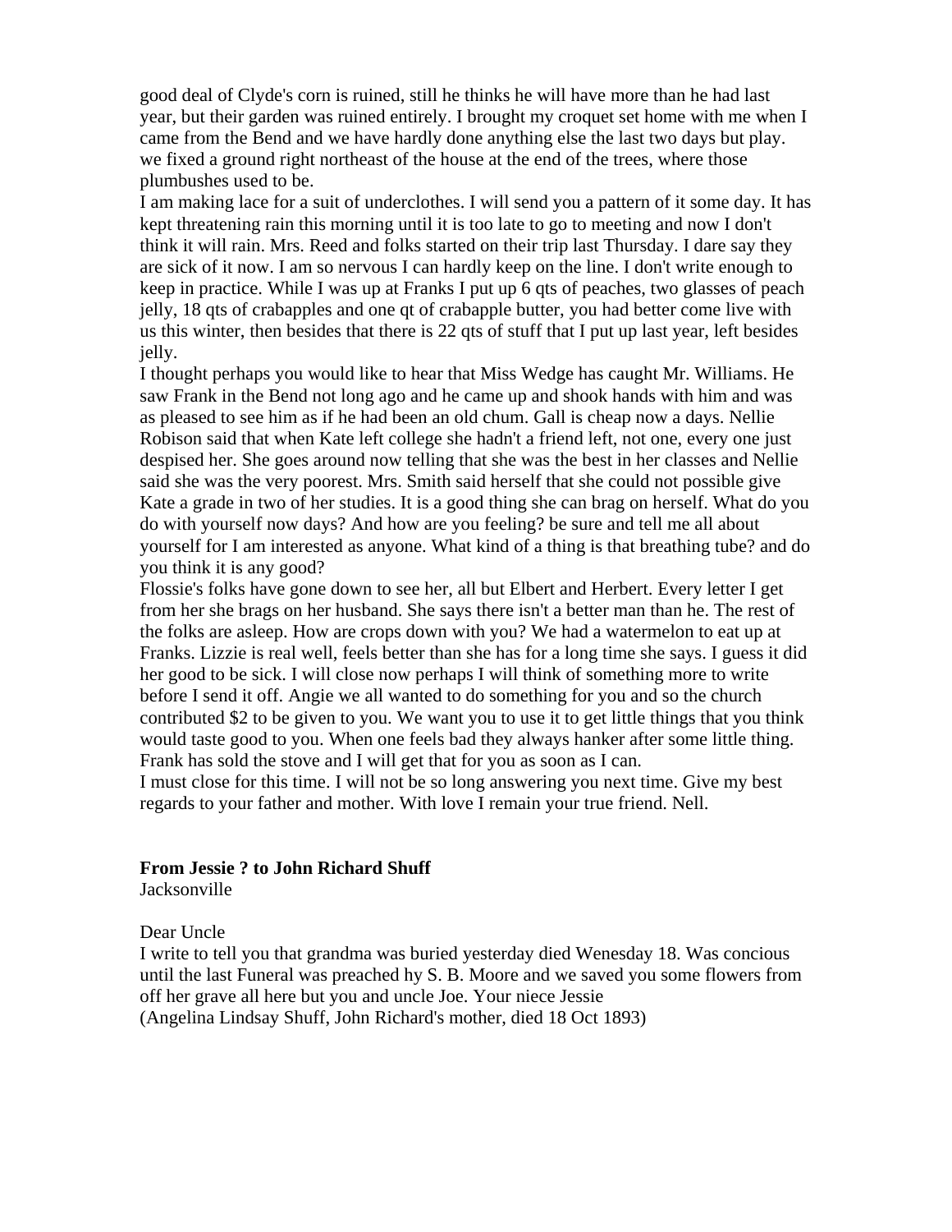good deal of Clyde's corn is ruined, still he thinks he will have more than he had last year, but their garden was ruined entirely. I brought my croquet set home with me when I came from the Bend and we have hardly done anything else the last two days but play. we fixed a ground right northeast of the house at the end of the trees, where those plumbushes used to be.

I am making lace for a suit of underclothes. I will send you a pattern of it some day. It has kept threatening rain this morning until it is too late to go to meeting and now I don't think it will rain. Mrs. Reed and folks started on their trip last Thursday. I dare say they are sick of it now. I am so nervous I can hardly keep on the line. I don't write enough to keep in practice. While I was up at Franks I put up 6 qts of peaches, two glasses of peach jelly, 18 qts of crabapples and one qt of crabapple butter, you had better come live with us this winter, then besides that there is 22 qts of stuff that I put up last year, left besides jelly.

I thought perhaps you would like to hear that Miss Wedge has caught Mr. Williams. He saw Frank in the Bend not long ago and he came up and shook hands with him and was as pleased to see him as if he had been an old chum. Gall is cheap now a days. Nellie Robison said that when Kate left college she hadn't a friend left, not one, every one just despised her. She goes around now telling that she was the best in her classes and Nellie said she was the very poorest. Mrs. Smith said herself that she could not possible give Kate a grade in two of her studies. It is a good thing she can brag on herself. What do you do with yourself now days? And how are you feeling? be sure and tell me all about yourself for I am interested as anyone. What kind of a thing is that breathing tube? and do you think it is any good?

Flossie's folks have gone down to see her, all but Elbert and Herbert. Every letter I get from her she brags on her husband. She says there isn't a better man than he. The rest of the folks are asleep. How are crops down with you? We had a watermelon to eat up at Franks. Lizzie is real well, feels better than she has for a long time she says. I guess it did her good to be sick. I will close now perhaps I will think of something more to write before I send it off. Angie we all wanted to do something for you and so the church contributed $2 to be given to you. We want you to use it to get little things that you think would taste good to you. When one feels bad they always hanker after some little thing. Frank has sold the stove and I will get that for you as soon as I can.

I must close for this time. I will not be so long answering you next time. Give my best regards to your father and mother. With love I remain your true friend. Nell.

**From Jessie ? to John Richard Shuff**

Jacksonville

Dear Uncle

I write to tell you that grandma was buried yesterday died Wenesday 18. Was concious until the last Funeral was preached hy S. B. Moore and we saved you some flowers from off her grave all here but you and uncle Joe. Your niece Jessie

(Angelina Lindsay Shuff, John Richard's mother, died 18 Oct 1893)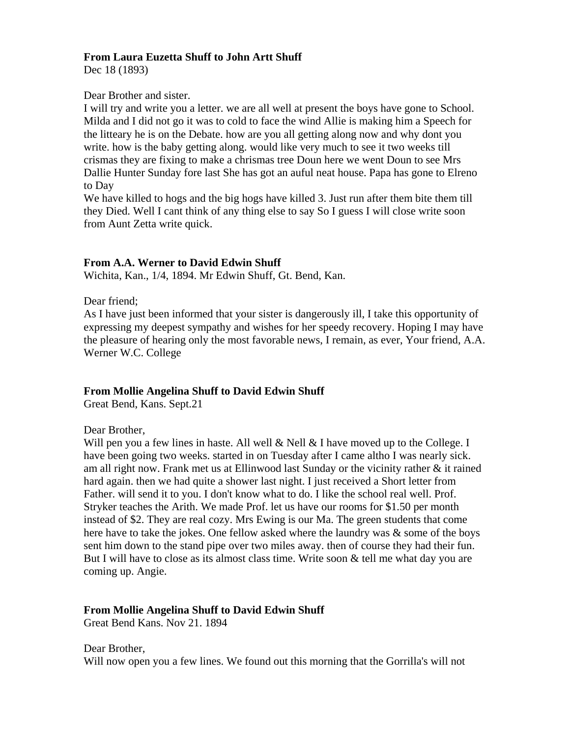**From Laura Euzetta Shuff to John Artt Shuff**
Dec 18 (1893)

Dear Brother and sister.
I will try and write you a letter. we are all well at present the boys have gone to School. Milda and I did not go it was to cold to face the wind Allie is making him a Speech for the litteary he is on the Debate. how are you all getting along now and why dont you write. how is the baby getting along. would like very much to see it two weeks till crismas they are fixing to make a chrismas tree Doun here we went Doun to see Mrs Dallie Hunter Sunday fore last She has got an auful neat house. Papa has gone to Elreno to Day
We have killed to hogs and the big hogs have killed 3. Just run after them bite them till they Died. Well I cant think of any thing else to say So I guess I will close write soon from Aunt Zetta write quick.

**From A.A. Werner to David Edwin Shuff**
Wichita, Kan., 1/4, 1894. Mr Edwin Shuff, Gt. Bend, Kan.

Dear friend;
As I have just been informed that your sister is dangerously ill, I take this opportunity of expressing my deepest sympathy and wishes for her speedy recovery. Hoping I may have the pleasure of hearing only the most favorable news, I remain, as ever, Your friend, A.A. Werner W.C. College

**From Mollie Angelina Shuff to David Edwin Shuff**
Great Bend, Kans. Sept.21

Dear Brother,
Will pen you a few lines in haste. All well & Nell & I have moved up to the College. I have been going two weeks. started in on Tuesday after I came altho I was nearly sick. am all right now. Frank met us at Ellinwood last Sunday or the vicinity rather & it rained hard again. then we had quite a shower last night. I just received a Short letter from Father. will send it to you. I don't know what to do. I like the school real well. Prof. Stryker teaches the Arith. We made Prof. let us have our rooms for $1.50 per month instead of $2. They are real cozy. Mrs Ewing is our Ma. The green students that come here have to take the jokes. One fellow asked where the laundry was & some of the boys sent him down to the stand pipe over two miles away. then of course they had their fun. But I will have to close as its almost class time. Write soon & tell me what day you are coming up. Angie.

**From Mollie Angelina Shuff to David Edwin Shuff**
Great Bend Kans. Nov 21. 1894

Dear Brother,
Will now open you a few lines. We found out this morning that the Gorrilla's will not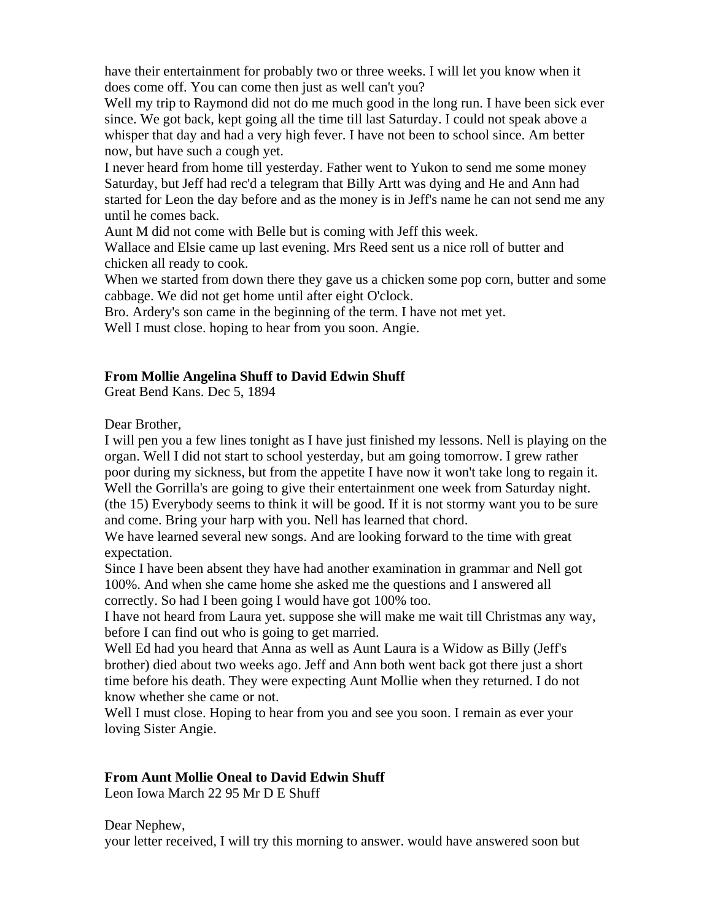have their entertainment for probably two or three weeks. I will let you know when it does come off. You can come then just as well can't you?

Well my trip to Raymond did not do me much good in the long run. I have been sick ever since. We got back, kept going all the time till last Saturday. I could not speak above a whisper that day and had a very high fever. I have not been to school since. Am better now, but have such a cough yet.

I never heard from home till yesterday. Father went to Yukon to send me some money Saturday, but Jeff had rec'd a telegram that Billy Artt was dying and He and Ann had started for Leon the day before and as the money is in Jeff's name he can not send me any until he comes back.

Aunt M did not come with Belle but is coming with Jeff this week.

Wallace and Elsie came up last evening. Mrs Reed sent us a nice roll of butter and chicken all ready to cook.

When we started from down there they gave us a chicken some pop corn, butter and some cabbage. We did not get home until after eight O'clock.

Bro. Ardery's son came in the beginning of the term. I have not met yet.

Well I must close. hoping to hear from you soon. Angie.

**From Mollie Angelina Shuff to David Edwin Shuff**

Great Bend Kans. Dec 5, 1894

Dear Brother,

I will pen you a few lines tonight as I have just finished my lessons. Nell is playing on the organ. Well I did not start to school yesterday, but am going tomorrow. I grew rather poor during my sickness, but from the appetite I have now it won't take long to regain it. Well the Gorrilla's are going to give their entertainment one week from Saturday night. (the 15) Everybody seems to think it will be good. If it is not stormy want you to be sure and come. Bring your harp with you. Nell has learned that chord.

We have learned several new songs. And are looking forward to the time with great expectation.

Since I have been absent they have had another examination in grammar and Nell got 100%. And when she came home she asked me the questions and I answered all correctly. So had I been going I would have got 100% too.

I have not heard from Laura yet. suppose she will make me wait till Christmas any way, before I can find out who is going to get married.

Well Ed had you heard that Anna as well as Aunt Laura is a Widow as Billy (Jeff's brother) died about two weeks ago. Jeff and Ann both went back got there just a short time before his death. They were expecting Aunt Mollie when they returned. I do not know whether she came or not.

Well I must close. Hoping to hear from you and see you soon. I remain as ever your loving Sister Angie.

**From Aunt Mollie Oneal to David Edwin Shuff**

Leon Iowa March 22 95 Mr D E Shuff

Dear Nephew,

your letter received, I will try this morning to answer. would have answered soon but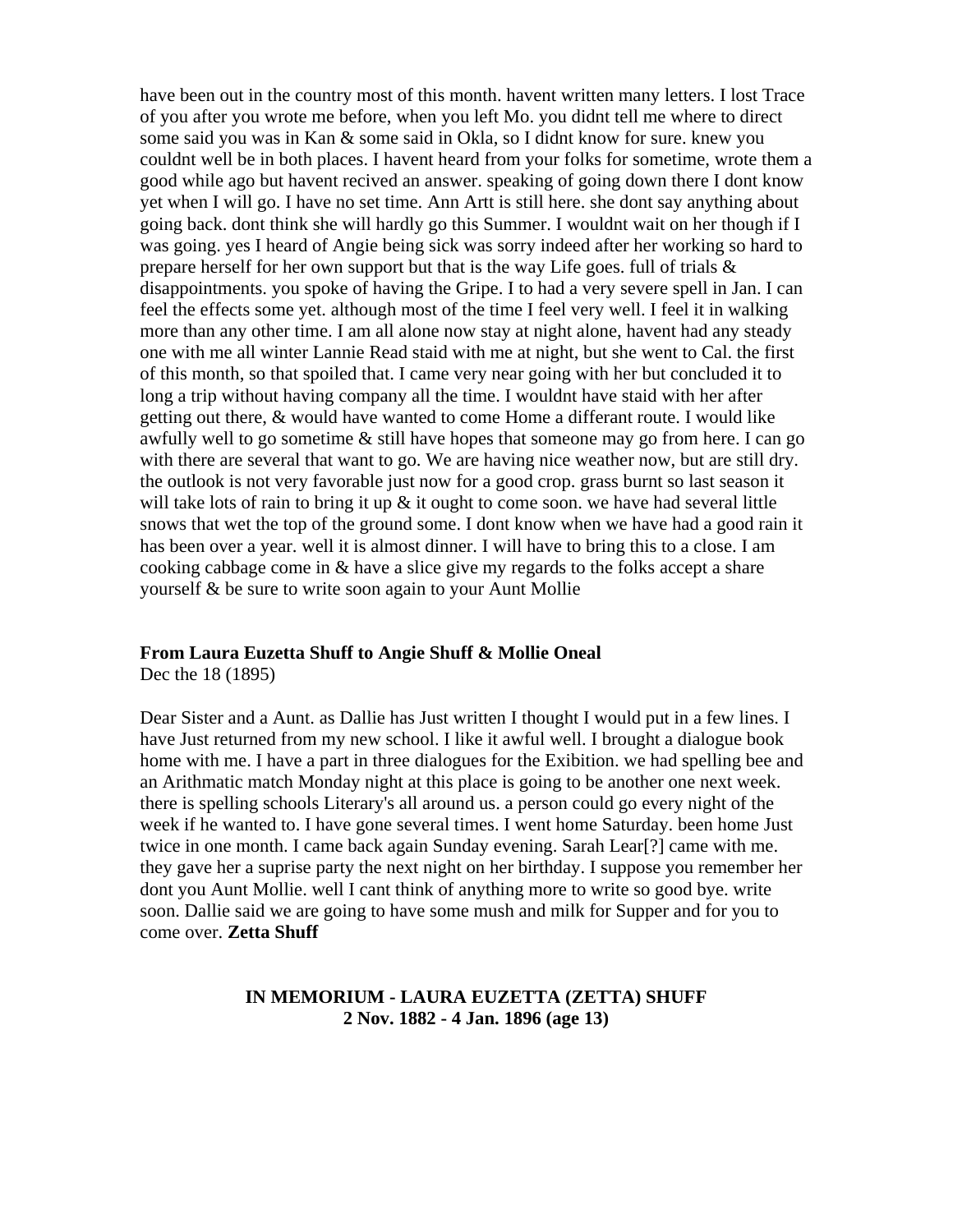have been out in the country most of this month. havent written many letters. I lost Trace of you after you wrote me before, when you left Mo. you didnt tell me where to direct some said you was in Kan & some said in Okla, so I didnt know for sure. knew you couldnt well be in both places. I havent heard from your folks for sometime, wrote them a good while ago but havent recived an answer. speaking of going down there I dont know yet when I will go. I have no set time. Ann Artt is still here. she dont say anything about going back. dont think she will hardly go this Summer. I wouldnt wait on her though if I was going. yes I heard of Angie being sick was sorry indeed after her working so hard to prepare herself for her own support but that is the way Life goes. full of trials & disappointments. you spoke of having the Gripe. I to had a very severe spell in Jan. I can feel the effects some yet. although most of the time I feel very well. I feel it in walking more than any other time. I am all alone now stay at night alone, havent had any steady one with me all winter Lannie Read staid with me at night, but she went to Cal. the first of this month, so that spoiled that. I came very near going with her but concluded it to long a trip without having company all the time. I wouldnt have staid with her after getting out there, & would have wanted to come Home a differant route. I would like awfully well to go sometime & still have hopes that someone may go from here. I can go with there are several that want to go. We are having nice weather now, but are still dry. the outlook is not very favorable just now for a good crop. grass burnt so last season it will take lots of rain to bring it up & it ought to come soon. we have had several little snows that wet the top of the ground some. I dont know when we have had a good rain it has been over a year. well it is almost dinner. I will have to bring this to a close. I am cooking cabbage come in & have a slice give my regards to the folks accept a share yourself & be sure to write soon again to your Aunt Mollie

**From Laura Euzetta Shuff to Angie Shuff & Mollie Oneal**
Dec the 18 (1895)

Dear Sister and a Aunt. as Dallie has Just written I thought I would put in a few lines. I have Just returned from my new school. I like it awful well. I brought a dialogue book home with me. I have a part in three dialogues for the Exibition. we had spelling bee and an Arithmatic match Monday night at this place is going to be another one next week. there is spelling schools Literary's all around us. a person could go every night of the week if he wanted to. I have gone several times. I went home Saturday. been home Just twice in one month. I came back again Sunday evening. Sarah Lear[?] came with me. they gave her a suprise party the next night on her birthday. I suppose you remember her dont you Aunt Mollie. well I cant think of anything more to write so good bye. write soon. Dallie said we are going to have some mush and milk for Supper and for you to come over. **Zetta Shuff**

**IN MEMORIUM - LAURA EUZETTA (ZETTA) SHUFF**
**2 Nov. 1882 - 4 Jan. 1896 (age 13)**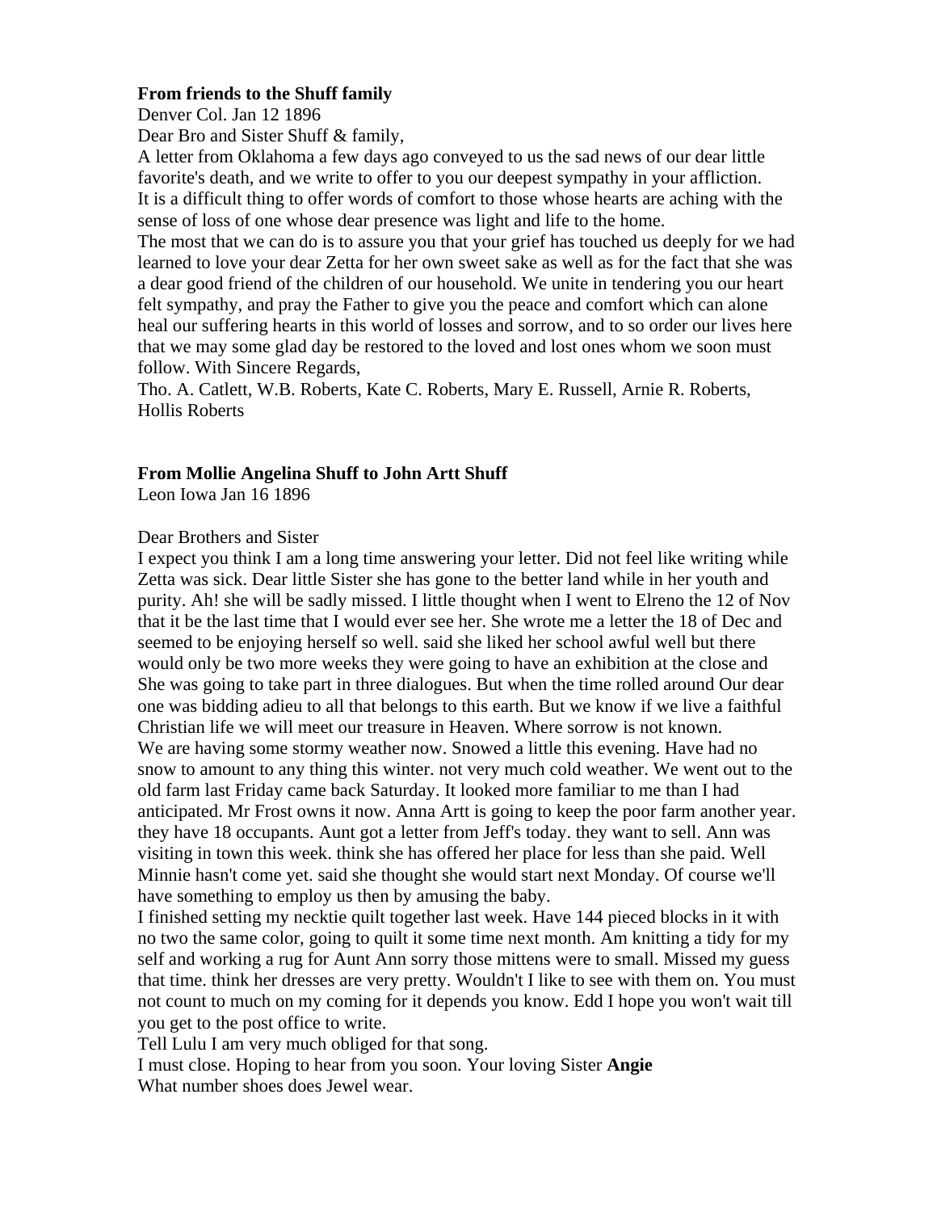**From friends to the Shuff family**

Denver Col. Jan 12 1896

Dear Bro and Sister Shuff & family,

A letter from Oklahoma a few days ago conveyed to us the sad news of our dear little favorite's death, and we write to offer to you our deepest sympathy in your affliction. It is a difficult thing to offer words of comfort to those whose hearts are aching with the sense of loss of one whose dear presence was light and life to the home.

The most that we can do is to assure you that your grief has touched us deeply for we had learned to love your dear Zetta for her own sweet sake as well as for the fact that she was a dear good friend of the children of our household. We unite in tendering you our heart felt sympathy, and pray the Father to give you the peace and comfort which can alone heal our suffering hearts in this world of losses and sorrow, and to so order our lives here that we may some glad day be restored to the loved and lost ones whom we soon must follow. With Sincere Regards,

Tho. A. Catlett, W.B. Roberts, Kate C. Roberts, Mary E. Russell, Arnie R. Roberts, Hollis Roberts

**From Mollie Angelina Shuff to John Artt Shuff**

Leon Iowa Jan 16 1896

Dear Brothers and Sister

I expect you think I am a long time answering your letter. Did not feel like writing while Zetta was sick. Dear little Sister she has gone to the better land while in her youth and purity. Ah! she will be sadly missed. I little thought when I went to Elreno the 12 of Nov that it be the last time that I would ever see her. She wrote me a letter the 18 of Dec and seemed to be enjoying herself so well. said she liked her school awful well but there would only be two more weeks they were going to have an exhibition at the close and She was going to take part in three dialogues. But when the time rolled around Our dear one was bidding adieu to all that belongs to this earth. But we know if we live a faithful Christian life we will meet our treasure in Heaven. Where sorrow is not known.

We are having some stormy weather now. Snowed a little this evening. Have had no snow to amount to any thing this winter. not very much cold weather. We went out to the old farm last Friday came back Saturday. It looked more familiar to me than I had anticipated. Mr Frost owns it now. Anna Artt is going to keep the poor farm another year. they have 18 occupants. Aunt got a letter from Jeff's today. they want to sell. Ann was visiting in town this week. think she has offered her place for less than she paid. Well Minnie hasn't come yet. said she thought she would start next Monday. Of course we'll have something to employ us then by amusing the baby.

I finished setting my necktie quilt together last week. Have 144 pieced blocks in it with no two the same color, going to quilt it some time next month. Am knitting a tidy for my self and working a rug for Aunt Ann sorry those mittens were to small. Missed my guess that time. think her dresses are very pretty. Wouldn't I like to see with them on. You must not count to much on my coming for it depends you know. Edd I hope you won't wait till you get to the post office to write.

Tell Lulu I am very much obliged for that song.

I must close. Hoping to hear from you soon. Your loving Sister **Angie**

What number shoes does Jewel wear.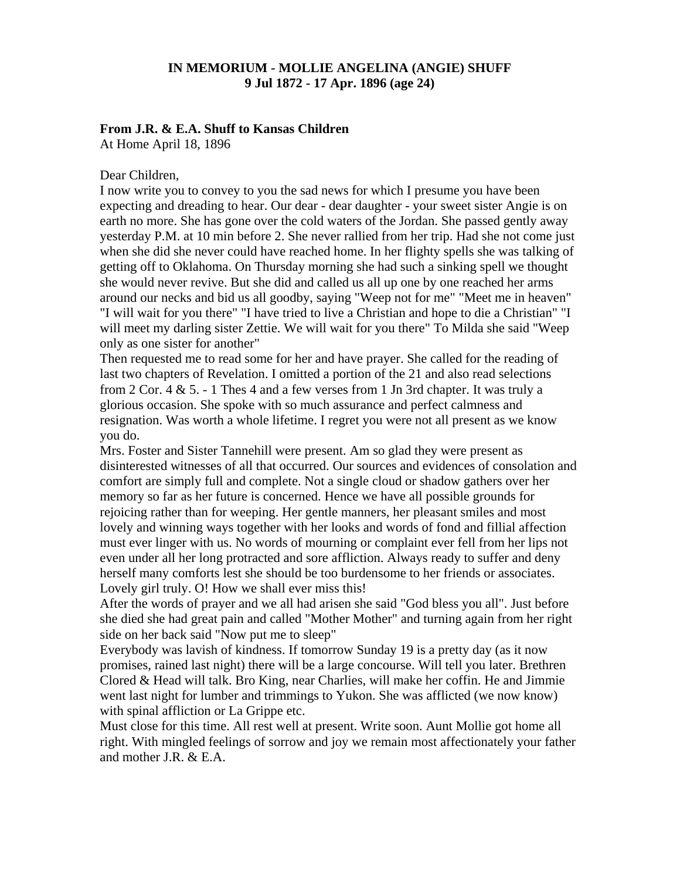**IN MEMORIUM - MOLLIE ANGELINA (ANGIE) SHUFF**
**9 Jul 1872 - 17 Apr. 1896 (age 24)**

**From J.R. & E.A. Shuff to Kansas Children**
At Home April 18, 1896

Dear Children,
I now write you to convey to you the sad news for which I presume you have been expecting and dreading to hear. Our dear - dear daughter - your sweet sister Angie is on earth no more. She has gone over the cold waters of the Jordan. She passed gently away yesterday P.M. at 10 min before 2. She never rallied from her trip. Had she not come just when she did she never could have reached home. In her flighty spells she was talking of getting off to Oklahoma. On Thursday morning she had such a sinking spell we thought she would never revive. But she did and called us all up one by one reached her arms around our necks and bid us all goodby, saying "Weep not for me" "Meet me in heaven" "I will wait for you there" "I have tried to live a Christian and hope to die a Christian" "I will meet my darling sister Zettie. We will wait for you there" To Milda she said "Weep only as one sister for another"
Then requested me to read some for her and have prayer. She called for the reading of last two chapters of Revelation. I omitted a portion of the 21 and also read selections from 2 Cor. 4 & 5. - 1 Thes 4 and a few verses from 1 Jn 3rd chapter. It was truly a glorious occasion. She spoke with so much assurance and perfect calmness and resignation. Was worth a whole lifetime. I regret you were not all present as we know you do.
Mrs. Foster and Sister Tannehill were present. Am so glad they were present as disinterested witnesses of all that occurred. Our sources and evidences of consolation and comfort are simply full and complete. Not a single cloud or shadow gathers over her memory so far as her future is concerned. Hence we have all possible grounds for rejoicing rather than for weeping. Her gentle manners, her pleasant smiles and most lovely and winning ways together with her looks and words of fond and fillial affection must ever linger with us. No words of mourning or complaint ever fell from her lips not even under all her long protracted and sore affliction. Always ready to suffer and deny herself many comforts lest she should be too burdensome to her friends or associates. Lovely girl truly. O! How we shall ever miss this!
After the words of prayer and we all had arisen she said "God bless you all". Just before she died she had great pain and called "Mother Mother" and turning again from her right side on her back said "Now put me to sleep"
Everybody was lavish of kindness. If tomorrow Sunday 19 is a pretty day (as it now promises, rained last night) there will be a large concourse. Will tell you later. Brethren Clored & Head will talk. Bro King, near Charlies, will make her coffin. He and Jimmie went last night for lumber and trimmings to Yukon. She was afflicted (we now know) with spinal affliction or La Grippe etc.
Must close for this time. All rest well at present. Write soon. Aunt Mollie got home all right. With mingled feelings of sorrow and joy we remain most affectionately your father and mother J.R. & E.A.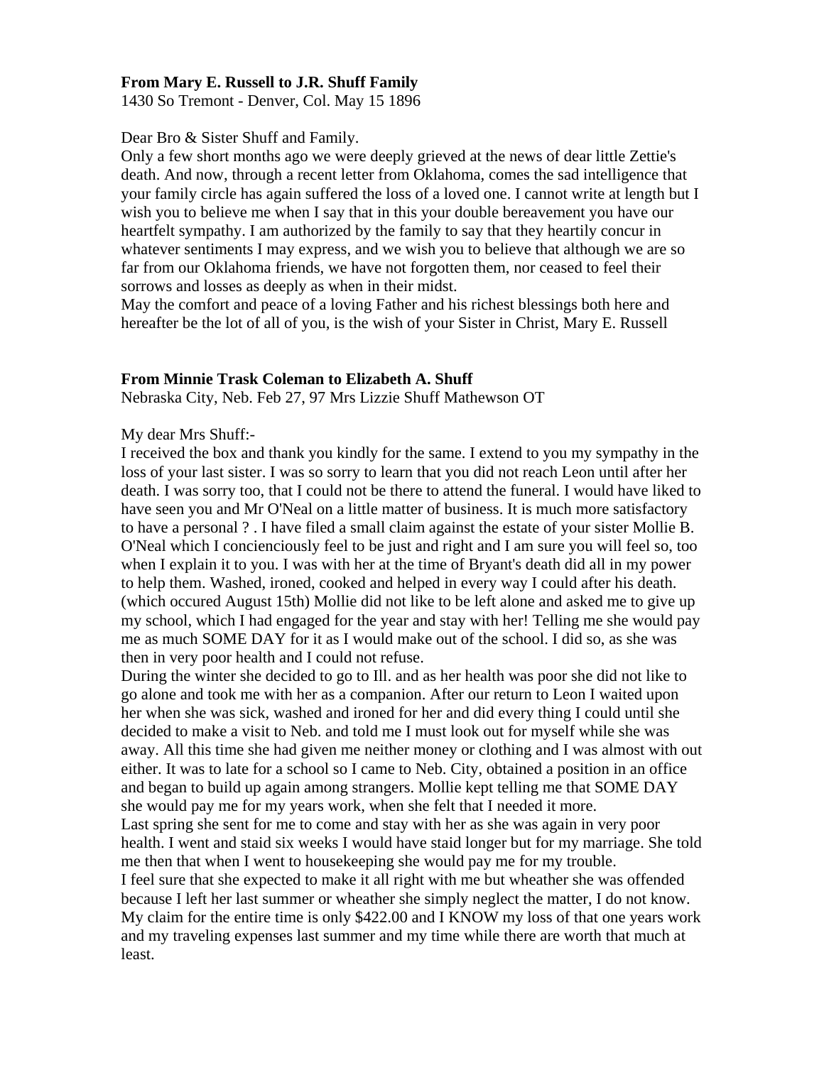**From Mary E. Russell to J.R. Shuff Family**
1430 So Tremont - Denver, Col. May 15 1896

Dear Bro & Sister Shuff and Family.
Only a few short months ago we were deeply grieved at the news of dear little Zettie's death. And now, through a recent letter from Oklahoma, comes the sad intelligence that your family circle has again suffered the loss of a loved one. I cannot write at length but I wish you to believe me when I say that in this your double bereavement you have our heartfelt sympathy. I am authorized by the family to say that they heartily concur in whatever sentiments I may express, and we wish you to believe that although we are so far from our Oklahoma friends, we have not forgotten them, nor ceased to feel their sorrows and losses as deeply as when in their midst.
May the comfort and peace of a loving Father and his richest blessings both here and hereafter be the lot of all of you, is the wish of your Sister in Christ, Mary E. Russell

**From Minnie Trask Coleman to Elizabeth A. Shuff**
Nebraska City, Neb. Feb 27, 97 Mrs Lizzie Shuff Mathewson OT

My dear Mrs Shuff:-
I received the box and thank you kindly for the same. I extend to you my sympathy in the loss of your last sister. I was so sorry to learn that you did not reach Leon until after her death. I was sorry too, that I could not be there to attend the funeral. I would have liked to have seen you and Mr O'Neal on a little matter of business. It is much more satisfactory to have a personal ? . I have filed a small claim against the estate of your sister Mollie B. O'Neal which I concienciously feel to be just and right and I am sure you will feel so, too when I explain it to you. I was with her at the time of Bryant's death did all in my power to help them. Washed, ironed, cooked and helped in every way I could after his death. (which occured August 15th) Mollie did not like to be left alone and asked me to give up my school, which I had engaged for the year and stay with her! Telling me she would pay me as much SOME DAY for it as I would make out of the school. I did so, as she was then in very poor health and I could not refuse.
During the winter she decided to go to Ill. and as her health was poor she did not like to go alone and took me with her as a companion. After our return to Leon I waited upon her when she was sick, washed and ironed for her and did every thing I could until she decided to make a visit to Neb. and told me I must look out for myself while she was away. All this time she had given me neither money or clothing and I was almost with out either. It was to late for a school so I came to Neb. City, obtained a position in an office and began to build up again among strangers. Mollie kept telling me that SOME DAY she would pay me for my years work, when she felt that I needed it more.
Last spring she sent for me to come and stay with her as she was again in very poor health. I went and staid six weeks I would have staid longer but for my marriage. She told me then that when I went to housekeeping she would pay me for my trouble.
I feel sure that she expected to make it all right with me but wheather she was offended because I left her last summer or wheather she simply neglect the matter, I do not know. My claim for the entire time is only $422.00 and I KNOW my loss of that one years work and my traveling expenses last summer and my time while there are worth that much at least.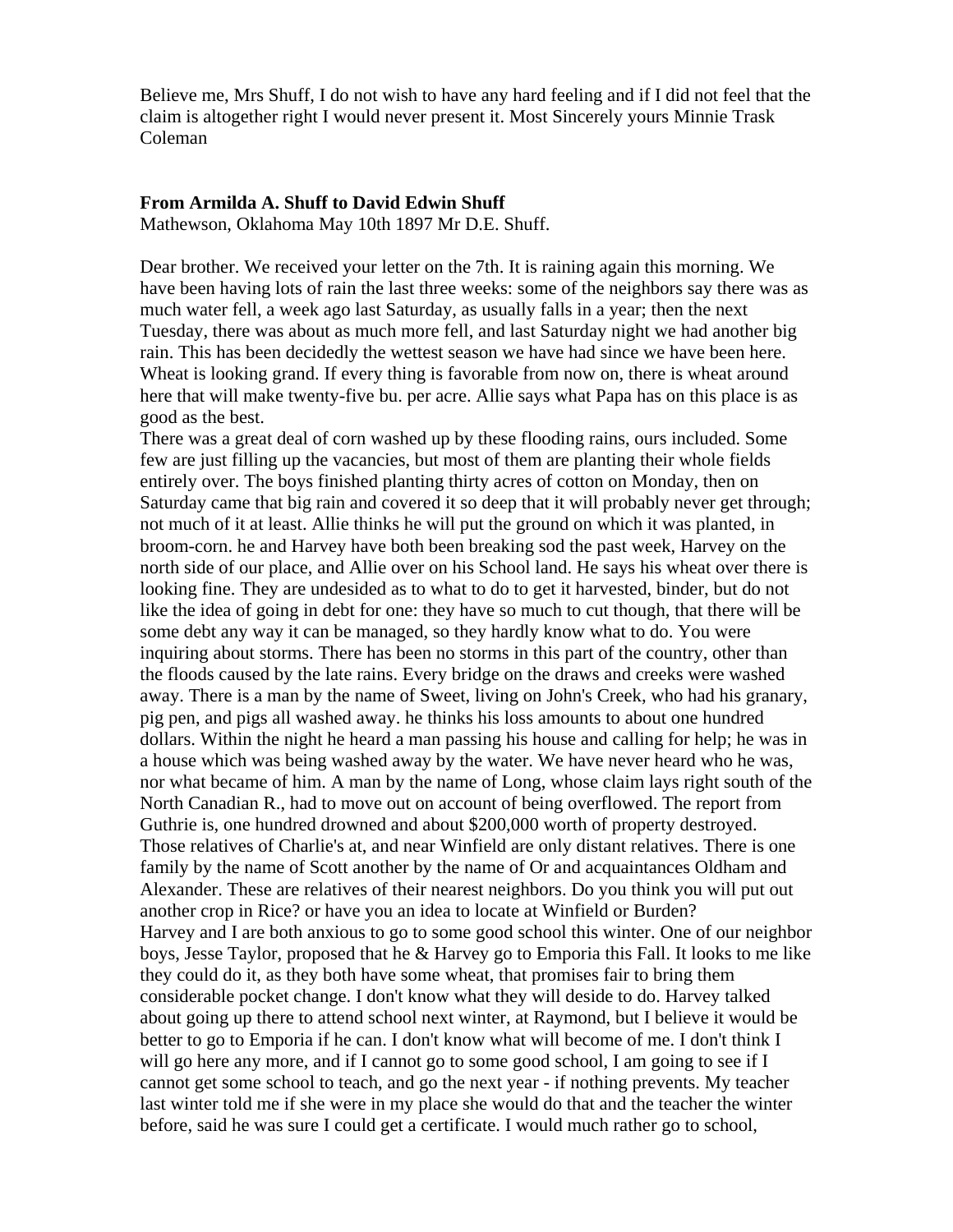Believe me, Mrs Shuff, I do not wish to have any hard feeling and if I did not feel that the claim is altogether right I would never present it. Most Sincerely yours Minnie Trask Coleman

**From Armilda A. Shuff to David Edwin Shuff**

Mathewson, Oklahoma May 10th 1897 Mr D.E. Shuff.

Dear brother. We received your letter on the 7th. It is raining again this morning. We have been having lots of rain the last three weeks: some of the neighbors say there was as much water fell, a week ago last Saturday, as usually falls in a year; then the next Tuesday, there was about as much more fell, and last Saturday night we had another big rain. This has been decidedly the wettest season we have had since we have been here. Wheat is looking grand. If every thing is favorable from now on, there is wheat around here that will make twenty-five bu. per acre. Allie says what Papa has on this place is as good as the best.

There was a great deal of corn washed up by these flooding rains, ours included. Some few are just filling up the vacancies, but most of them are planting their whole fields entirely over. The boys finished planting thirty acres of cotton on Monday, then on Saturday came that big rain and covered it so deep that it will probably never get through; not much of it at least. Allie thinks he will put the ground on which it was planted, in broom-corn. he and Harvey have both been breaking sod the past week, Harvey on the north side of our place, and Allie over on his School land. He says his wheat over there is looking fine. They are undesided as to what to do to get it harvested, binder, but do not like the idea of going in debt for one: they have so much to cut though, that there will be some debt any way it can be managed, so they hardly know what to do. You were inquiring about storms. There has been no storms in this part of the country, other than the floods caused by the late rains. Every bridge on the draws and creeks were washed away. There is a man by the name of Sweet, living on John's Creek, who had his granary, pig pen, and pigs all washed away. he thinks his loss amounts to about one hundred dollars. Within the night he heard a man passing his house and calling for help; he was in a house which was being washed away by the water. We have never heard who he was, nor what became of him. A man by the name of Long, whose claim lays right south of the North Canadian R., had to move out on account of being overflowed. The report from Guthrie is, one hundred drowned and about $200,000 worth of property destroyed. Those relatives of Charlie's at, and near Winfield are only distant relatives. There is one family by the name of Scott another by the name of Or and acquaintances Oldham and Alexander. These are relatives of their nearest neighbors. Do you think you will put out another crop in Rice? or have you an idea to locate at Winfield or Burden?

Harvey and I are both anxious to go to some good school this winter. One of our neighbor boys, Jesse Taylor, proposed that he & Harvey go to Emporia this Fall. It looks to me like they could do it, as they both have some wheat, that promises fair to bring them considerable pocket change. I don't know what they will deside to do. Harvey talked about going up there to attend school next winter, at Raymond, but I believe it would be better to go to Emporia if he can. I don't know what will become of me. I don't think I will go here any more, and if I cannot go to some good school, I am going to see if I cannot get some school to teach, and go the next year - if nothing prevents. My teacher last winter told me if she were in my place she would do that and the teacher the winter before, said he was sure I could get a certificate. I would much rather go to school,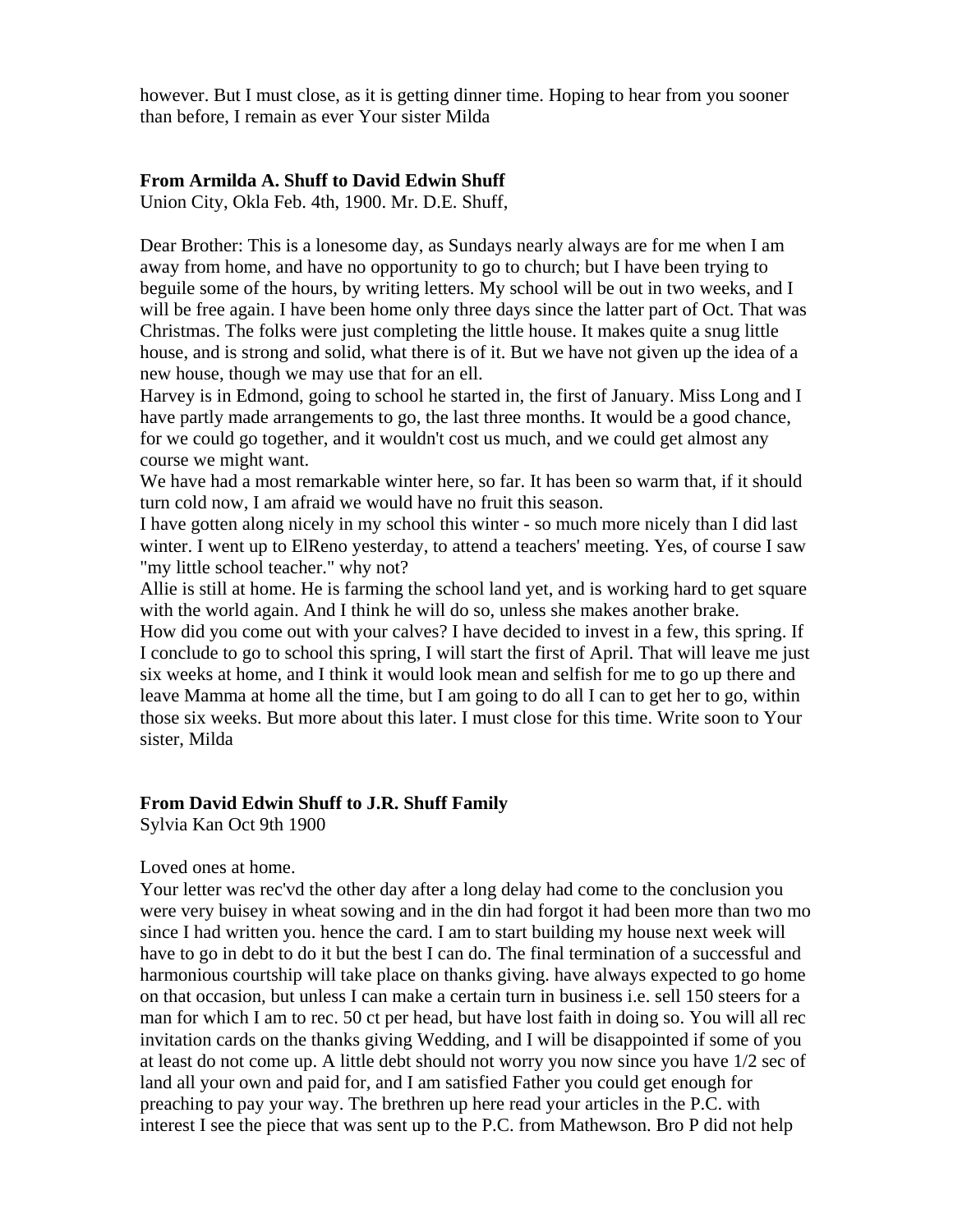however. But I must close, as it is getting dinner time. Hoping to hear from you sooner than before, I remain as ever Your sister Milda

**From Armilda A. Shuff to David Edwin Shuff**
Union City, Okla Feb. 4th, 1900. Mr. D.E. Shuff,

Dear Brother: This is a lonesome day, as Sundays nearly always are for me when I am away from home, and have no opportunity to go to church; but I have been trying to beguile some of the hours, by writing letters. My school will be out in two weeks, and I will be free again. I have been home only three days since the latter part of Oct. That was Christmas. The folks were just completing the little house. It makes quite a snug little house, and is strong and solid, what there is of it. But we have not given up the idea of a new house, though we may use that for an ell.
Harvey is in Edmond, going to school he started in, the first of January. Miss Long and I have partly made arrangements to go, the last three months. It would be a good chance, for we could go together, and it wouldn't cost us much, and we could get almost any course we might want.
We have had a most remarkable winter here, so far. It has been so warm that, if it should turn cold now, I am afraid we would have no fruit this season.
I have gotten along nicely in my school this winter - so much more nicely than I did last winter. I went up to ElReno yesterday, to attend a teachers' meeting. Yes, of course I saw "my little school teacher." why not?
Allie is still at home. He is farming the school land yet, and is working hard to get square with the world again. And I think he will do so, unless she makes another brake.
How did you come out with your calves? I have decided to invest in a few, this spring. If I conclude to go to school this spring, I will start the first of April. That will leave me just six weeks at home, and I think it would look mean and selfish for me to go up there and leave Mamma at home all the time, but I am going to do all I can to get her to go, within those six weeks. But more about this later. I must close for this time. Write soon to Your sister, Milda

**From David Edwin Shuff to J.R. Shuff Family**
Sylvia Kan Oct 9th 1900

Loved ones at home.
Your letter was rec'vd the other day after a long delay had come to the conclusion you were very buisey in wheat sowing and in the din had forgot it had been more than two mo since I had written you. hence the card. I am to start building my house next week will have to go in debt to do it but the best I can do. The final termination of a successful and harmonious courtship will take place on thanks giving. have always expected to go home on that occasion, but unless I can make a certain turn in business i.e. sell 150 steers for a man for which I am to rec. 50 ct per head, but have lost faith in doing so. You will all rec invitation cards on the thanks giving Wedding, and I will be disappointed if some of you at least do not come up. A little debt should not worry you now since you have 1/2 sec of land all your own and paid for, and I am satisfied Father you could get enough for preaching to pay your way. The brethren up here read your articles in the P.C. with interest I see the piece that was sent up to the P.C. from Mathewson. Bro P did not help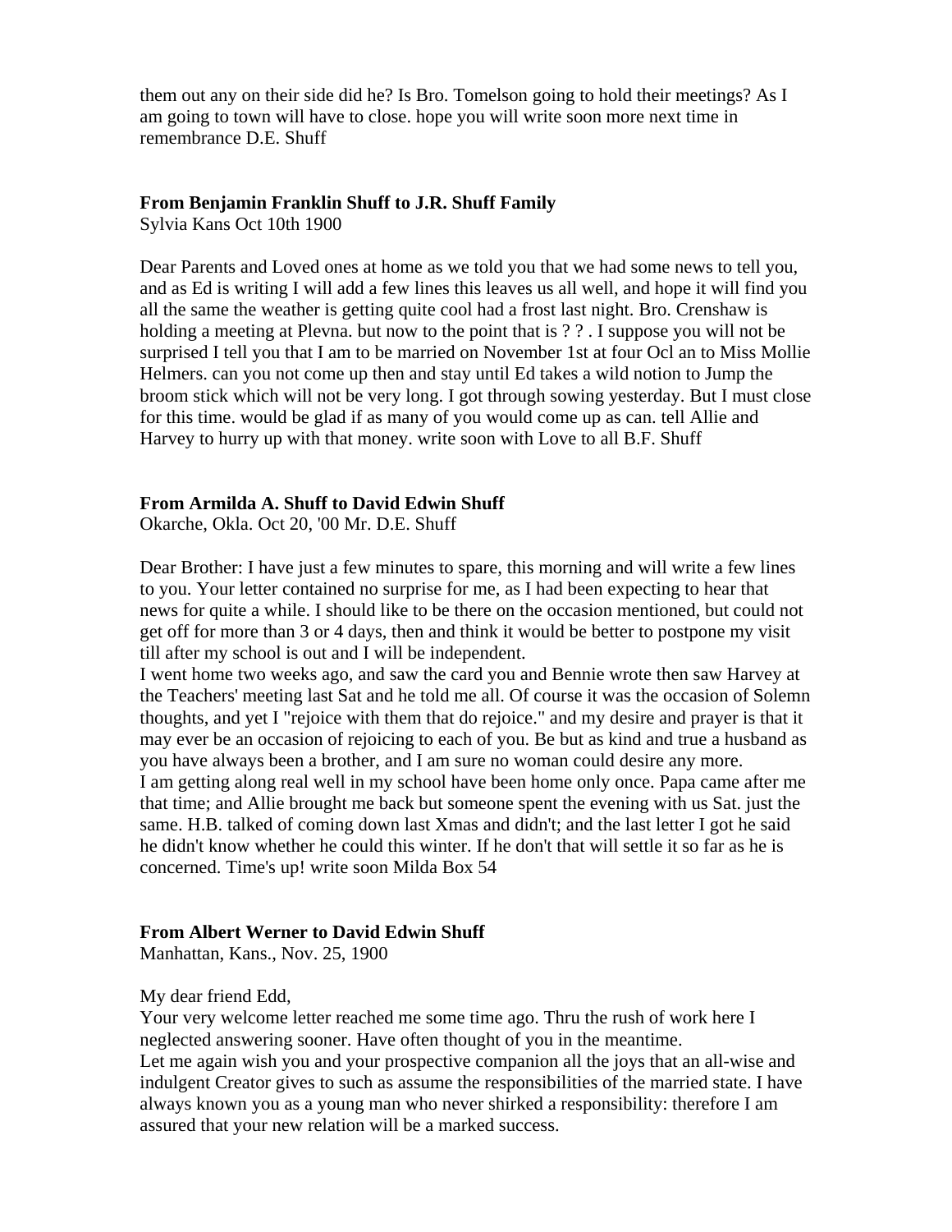them out any on their side did he? Is Bro. Tomelson going to hold their meetings? As I am going to town will have to close. hope you will write soon more next time in remembrance D.E. Shuff

**From Benjamin Franklin Shuff to J.R. Shuff Family**
Sylvia Kans Oct 10th 1900

Dear Parents and Loved ones at home as we told you that we had some news to tell you, and as Ed is writing I will add a few lines this leaves us all well, and hope it will find you all the same the weather is getting quite cool had a frost last night. Bro. Crenshaw is holding a meeting at Plevna. but now to the point that is ? ? . I suppose you will not be surprised I tell you that I am to be married on November 1st at four Ocl an to Miss Mollie Helmers. can you not come up then and stay until Ed takes a wild notion to Jump the broom stick which will not be very long. I got through sowing yesterday. But I must close for this time. would be glad if as many of you would come up as can. tell Allie and Harvey to hurry up with that money. write soon with Love to all B.F. Shuff

**From Armilda A. Shuff to David Edwin Shuff**
Okarche, Okla. Oct 20, '00 Mr. D.E. Shuff

Dear Brother: I have just a few minutes to spare, this morning and will write a few lines to you. Your letter contained no surprise for me, as I had been expecting to hear that news for quite a while. I should like to be there on the occasion mentioned, but could not get off for more than 3 or 4 days, then and think it would be better to postpone my visit till after my school is out and I will be independent.
I went home two weeks ago, and saw the card you and Bennie wrote then saw Harvey at the Teachers' meeting last Sat and he told me all. Of course it was the occasion of Solemn thoughts, and yet I "rejoice with them that do rejoice." and my desire and prayer is that it may ever be an occasion of rejoicing to each of you. Be but as kind and true a husband as you have always been a brother, and I am sure no woman could desire any more.
I am getting along real well in my school have been home only once. Papa came after me that time; and Allie brought me back but someone spent the evening with us Sat. just the same. H.B. talked of coming down last Xmas and didn't; and the last letter I got he said he didn't know whether he could this winter. If he don't that will settle it so far as he is concerned. Time's up! write soon Milda Box 54

**From Albert Werner to David Edwin Shuff**
Manhattan, Kans., Nov. 25, 1900

My dear friend Edd,
Your very welcome letter reached me some time ago. Thru the rush of work here I neglected answering sooner. Have often thought of you in the meantime.
Let me again wish you and your prospective companion all the joys that an all-wise and indulgent Creator gives to such as assume the responsibilities of the married state. I have always known you as a young man who never shirked a responsibility: therefore I am assured that your new relation will be a marked success.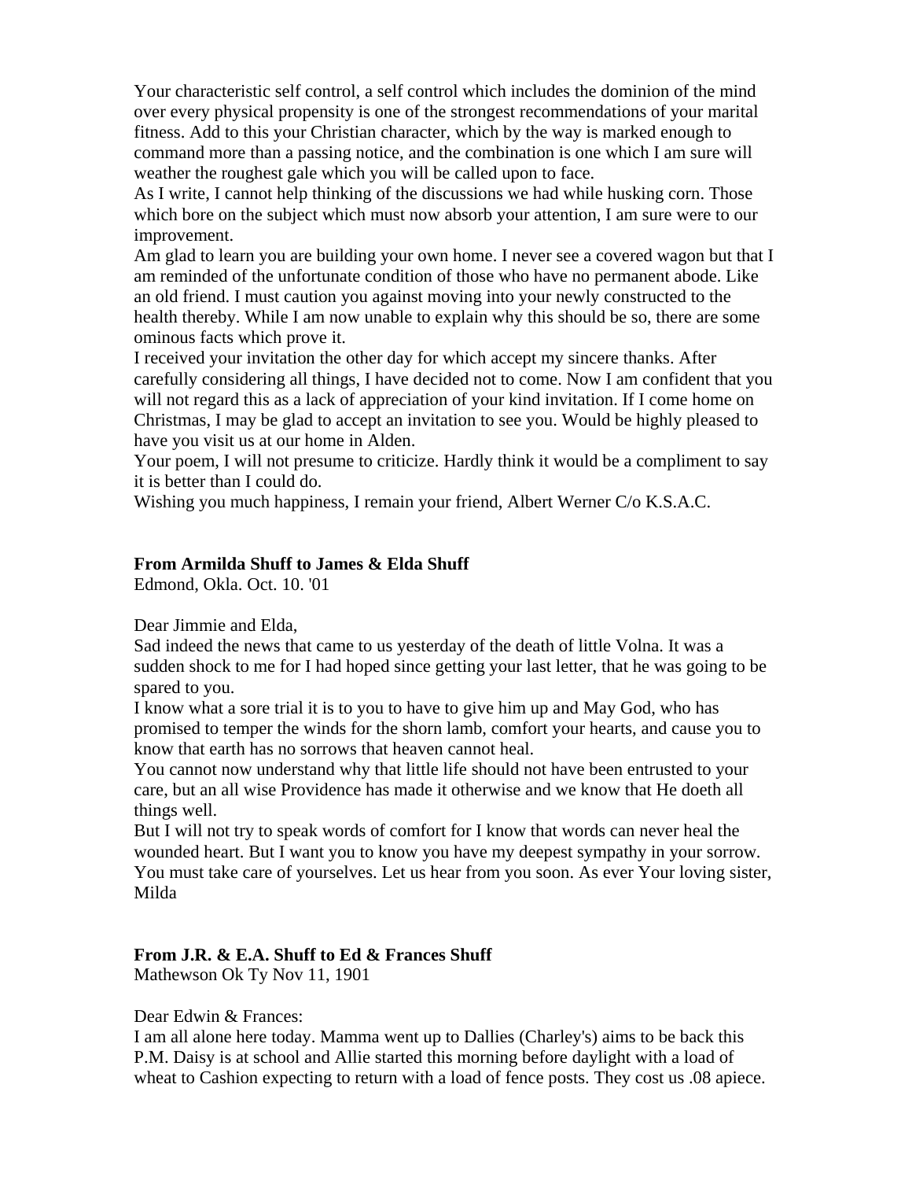Your characteristic self control, a self control which includes the dominion of the mind over every physical propensity is one of the strongest recommendations of your marital fitness. Add to this your Christian character, which by the way is marked enough to command more than a passing notice, and the combination is one which I am sure will weather the roughest gale which you will be called upon to face.

As I write, I cannot help thinking of the discussions we had while husking corn. Those which bore on the subject which must now absorb your attention, I am sure were to our improvement.

Am glad to learn you are building your own home. I never see a covered wagon but that I am reminded of the unfortunate condition of those who have no permanent abode. Like an old friend. I must caution you against moving into your newly constructed to the health thereby. While I am now unable to explain why this should be so, there are some ominous facts which prove it.

I received your invitation the other day for which accept my sincere thanks. After carefully considering all things, I have decided not to come. Now I am confident that you will not regard this as a lack of appreciation of your kind invitation. If I come home on Christmas, I may be glad to accept an invitation to see you. Would be highly pleased to have you visit us at our home in Alden.

Your poem, I will not presume to criticize. Hardly think it would be a compliment to say it is better than I could do.

Wishing you much happiness, I remain your friend, Albert Werner C/o K.S.A.C.

**From Armilda Shuff to James & Elda Shuff**

Edmond, Okla. Oct. 10. '01

Dear Jimmie and Elda,

Sad indeed the news that came to us yesterday of the death of little Volna. It was a sudden shock to me for I had hoped since getting your last letter, that he was going to be spared to you.

I know what a sore trial it is to you to have to give him up and May God, who has promised to temper the winds for the shorn lamb, comfort your hearts, and cause you to know that earth has no sorrows that heaven cannot heal.

You cannot now understand why that little life should not have been entrusted to your care, but an all wise Providence has made it otherwise and we know that He doeth all things well.

But I will not try to speak words of comfort for I know that words can never heal the wounded heart. But I want you to know you have my deepest sympathy in your sorrow. You must take care of yourselves. Let us hear from you soon. As ever Your loving sister, Milda

**From J.R. & E.A. Shuff to Ed & Frances Shuff**

Mathewson Ok Ty Nov 11, 1901

Dear Edwin & Frances:

I am all alone here today. Mamma went up to Dallies (Charley's) aims to be back this P.M. Daisy is at school and Allie started this morning before daylight with a load of wheat to Cashion expecting to return with a load of fence posts. They cost us .08 apiece.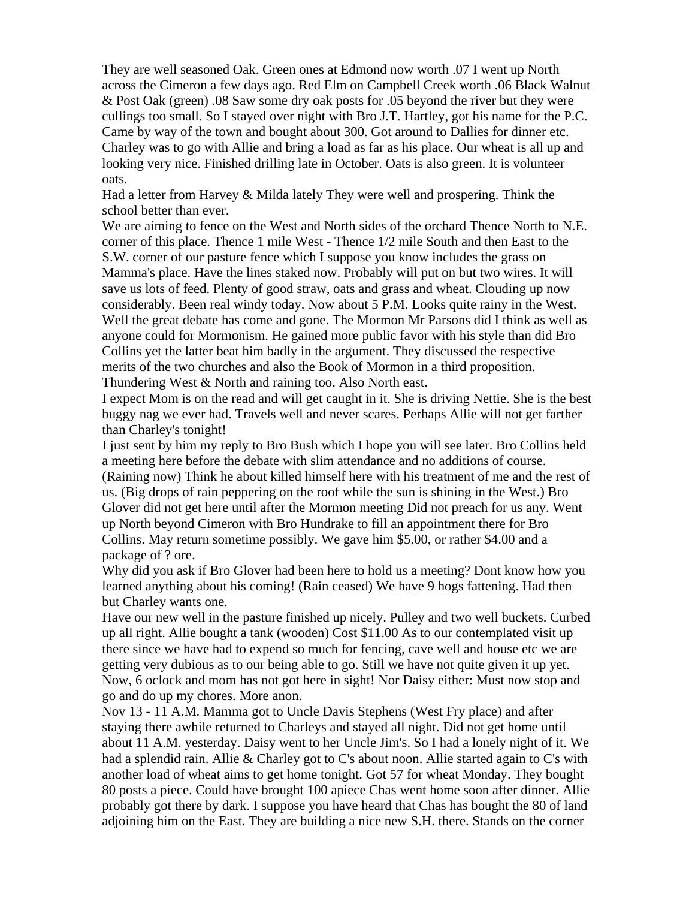They are well seasoned Oak. Green ones at Edmond now worth .07 I went up North across the Cimeron a few days ago. Red Elm on Campbell Creek worth .06 Black Walnut & Post Oak (green) .08 Saw some dry oak posts for .05 beyond the river but they were cullings too small. So I stayed over night with Bro J.T. Hartley, got his name for the P.C. Came by way of the town and bought about 300. Got around to Dallies for dinner etc. Charley was to go with Allie and bring a load as far as his place. Our wheat is all up and looking very nice. Finished drilling late in October. Oats is also green. It is volunteer oats.

Had a letter from Harvey & Milda lately They were well and prospering. Think the school better than ever.

We are aiming to fence on the West and North sides of the orchard Thence North to N.E. corner of this place. Thence 1 mile West - Thence 1/2 mile South and then East to the S.W. corner of our pasture fence which I suppose you know includes the grass on Mamma's place. Have the lines staked now. Probably will put on but two wires. It will save us lots of feed. Plenty of good straw, oats and grass and wheat. Clouding up now considerably. Been real windy today. Now about 5 P.M. Looks quite rainy in the West. Well the great debate has come and gone. The Mormon Mr Parsons did I think as well as anyone could for Mormonism. He gained more public favor with his style than did Bro Collins yet the latter beat him badly in the argument. They discussed the respective merits of the two churches and also the Book of Mormon in a third proposition. Thundering West & North and raining too. Also North east.

I expect Mom is on the read and will get caught in it. She is driving Nettie. She is the best buggy nag we ever had. Travels well and never scares. Perhaps Allie will not get farther than Charley's tonight!

I just sent by him my reply to Bro Bush which I hope you will see later. Bro Collins held a meeting here before the debate with slim attendance and no additions of course. (Raining now) Think he about killed himself here with his treatment of me and the rest of us. (Big drops of rain peppering on the roof while the sun is shining in the West.) Bro Glover did not get here until after the Mormon meeting Did not preach for us any. Went up North beyond Cimeron with Bro Hundrake to fill an appointment there for Bro Collins. May return sometime possibly. We gave him $5.00, or rather $4.00 and a package of ? ore.

Why did you ask if Bro Glover had been here to hold us a meeting? Dont know how you learned anything about his coming! (Rain ceased) We have 9 hogs fattening. Had then but Charley wants one.

Have our new well in the pasture finished up nicely. Pulley and two well buckets. Curbed up all right. Allie bought a tank (wooden) Cost $11.00 As to our contemplated visit up there since we have had to expend so much for fencing, cave well and house etc we are getting very dubious as to our being able to go. Still we have not quite given it up yet. Now, 6 oclock and mom has not got here in sight! Nor Daisy either: Must now stop and go and do up my chores. More anon.

Nov 13 - 11 A.M. Mamma got to Uncle Davis Stephens (West Fry place) and after staying there awhile returned to Charleys and stayed all night. Did not get home until about 11 A.M. yesterday. Daisy went to her Uncle Jim's. So I had a lonely night of it. We had a splendid rain. Allie & Charley got to C's about noon. Allie started again to C's with another load of wheat aims to get home tonight. Got 57 for wheat Monday. They bought 80 posts a piece. Could have brought 100 apiece Chas went home soon after dinner. Allie probably got there by dark. I suppose you have heard that Chas has bought the 80 of land adjoining him on the East. They are building a nice new S.H. there. Stands on the corner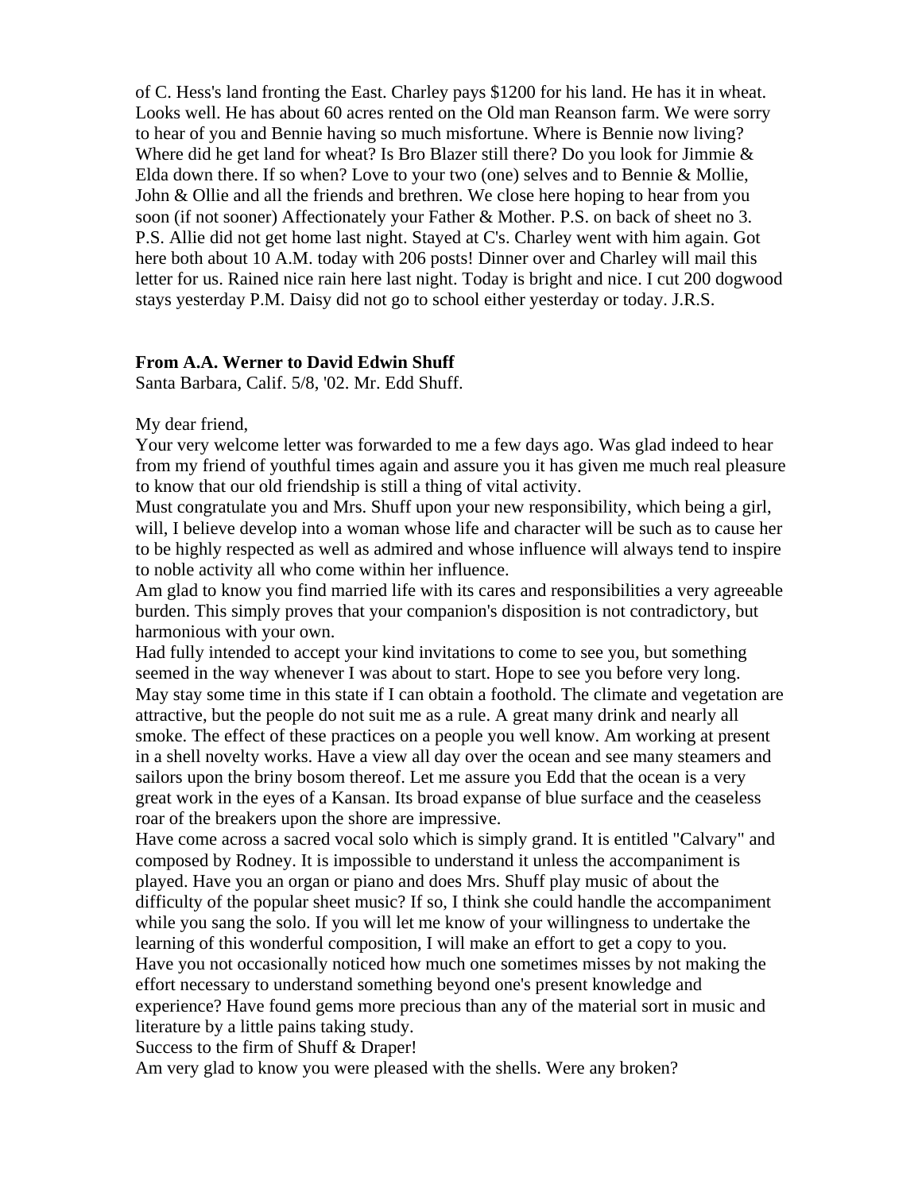of C. Hess's land fronting the East. Charley pays $1200 for his land. He has it in wheat. Looks well. He has about 60 acres rented on the Old man Reanson farm. We were sorry to hear of you and Bennie having so much misfortune. Where is Bennie now living? Where did he get land for wheat? Is Bro Blazer still there? Do you look for Jimmie & Elda down there. If so when? Love to your two (one) selves and to Bennie & Mollie, John & Ollie and all the friends and brethren. We close here hoping to hear from you soon (if not sooner) Affectionately your Father & Mother. P.S. on back of sheet no 3. P.S. Allie did not get home last night. Stayed at C's. Charley went with him again. Got here both about 10 A.M. today with 206 posts! Dinner over and Charley will mail this letter for us. Rained nice rain here last night. Today is bright and nice. I cut 200 dogwood stays yesterday P.M. Daisy did not go to school either yesterday or today. J.R.S.

**From A.A. Werner to David Edwin Shuff**

Santa Barbara, Calif. 5/8, '02. Mr. Edd Shuff.

My dear friend,

Your very welcome letter was forwarded to me a few days ago. Was glad indeed to hear from my friend of youthful times again and assure you it has given me much real pleasure to know that our old friendship is still a thing of vital activity.

Must congratulate you and Mrs. Shuff upon your new responsibility, which being a girl, will, I believe develop into a woman whose life and character will be such as to cause her to be highly respected as well as admired and whose influence will always tend to inspire to noble activity all who come within her influence.

Am glad to know you find married life with its cares and responsibilities a very agreeable burden. This simply proves that your companion's disposition is not contradictory, but harmonious with your own.

Had fully intended to accept your kind invitations to come to see you, but something seemed in the way whenever I was about to start. Hope to see you before very long. May stay some time in this state if I can obtain a foothold. The climate and vegetation are attractive, but the people do not suit me as a rule. A great many drink and nearly all smoke. The effect of these practices on a people you well know. Am working at present in a shell novelty works. Have a view all day over the ocean and see many steamers and sailors upon the briny bosom thereof. Let me assure you Edd that the ocean is a very great work in the eyes of a Kansan. Its broad expanse of blue surface and the ceaseless roar of the breakers upon the shore are impressive.

Have come across a sacred vocal solo which is simply grand. It is entitled "Calvary" and composed by Rodney. It is impossible to understand it unless the accompaniment is played. Have you an organ or piano and does Mrs. Shuff play music of about the difficulty of the popular sheet music? If so, I think she could handle the accompaniment while you sang the solo. If you will let me know of your willingness to undertake the learning of this wonderful composition, I will make an effort to get a copy to you.

Have you not occasionally noticed how much one sometimes misses by not making the effort necessary to understand something beyond one's present knowledge and experience? Have found gems more precious than any of the material sort in music and literature by a little pains taking study.

Success to the firm of Shuff & Draper!

Am very glad to know you were pleased with the shells. Were any broken?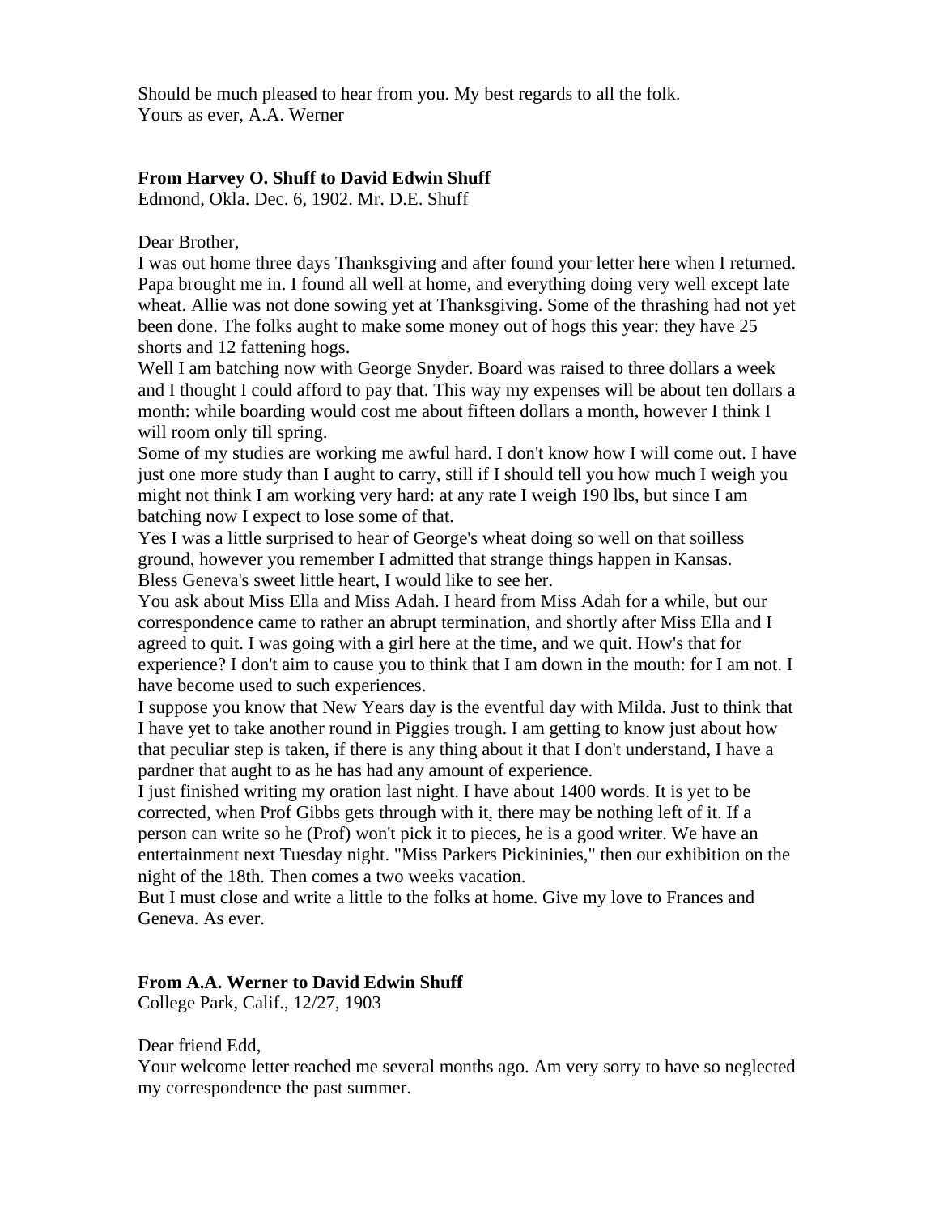Should be much pleased to hear from you. My best regards to all the folk.
Yours as ever, A.A. Werner

**From Harvey O. Shuff to David Edwin Shuff**
Edmond, Okla. Dec. 6, 1902. Mr. D.E. Shuff

Dear Brother,
I was out home three days Thanksgiving and after found your letter here when I returned. Papa brought me in. I found all well at home, and everything doing very well except late wheat. Allie was not done sowing yet at Thanksgiving. Some of the thrashing had not yet been done. The folks aught to make some money out of hogs this year: they have 25 shorts and 12 fattening hogs.
Well I am batching now with George Snyder. Board was raised to three dollars a week and I thought I could afford to pay that. This way my expenses will be about ten dollars a month: while boarding would cost me about fifteen dollars a month, however I think I will room only till spring.
Some of my studies are working me awful hard. I don't know how I will come out. I have just one more study than I aught to carry, still if I should tell you how much I weigh you might not think I am working very hard: at any rate I weigh 190 lbs, but since I am batching now I expect to lose some of that.
Yes I was a little surprised to hear of George's wheat doing so well on that soilless ground, however you remember I admitted that strange things happen in Kansas.
Bless Geneva's sweet little heart, I would like to see her.
You ask about Miss Ella and Miss Adah. I heard from Miss Adah for a while, but our correspondence came to rather an abrupt termination, and shortly after Miss Ella and I agreed to quit. I was going with a girl here at the time, and we quit. How's that for experience? I don't aim to cause you to think that I am down in the mouth: for I am not. I have become used to such experiences.
I suppose you know that New Years day is the eventful day with Milda. Just to think that I have yet to take another round in Piggies trough. I am getting to know just about how that peculiar step is taken, if there is any thing about it that I don't understand, I have a pardner that aught to as he has had any amount of experience.
I just finished writing my oration last night. I have about 1400 words. It is yet to be corrected, when Prof Gibbs gets through with it, there may be nothing left of it. If a person can write so he (Prof) won't pick it to pieces, he is a good writer. We have an entertainment next Tuesday night. "Miss Parkers Pickininies," then our exhibition on the night of the 18th. Then comes a two weeks vacation.
But I must close and write a little to the folks at home. Give my love to Frances and Geneva. As ever.

**From A.A. Werner to David Edwin Shuff**
College Park, Calif., 12/27, 1903

Dear friend Edd,
Your welcome letter reached me several months ago. Am very sorry to have so neglected my correspondence the past summer.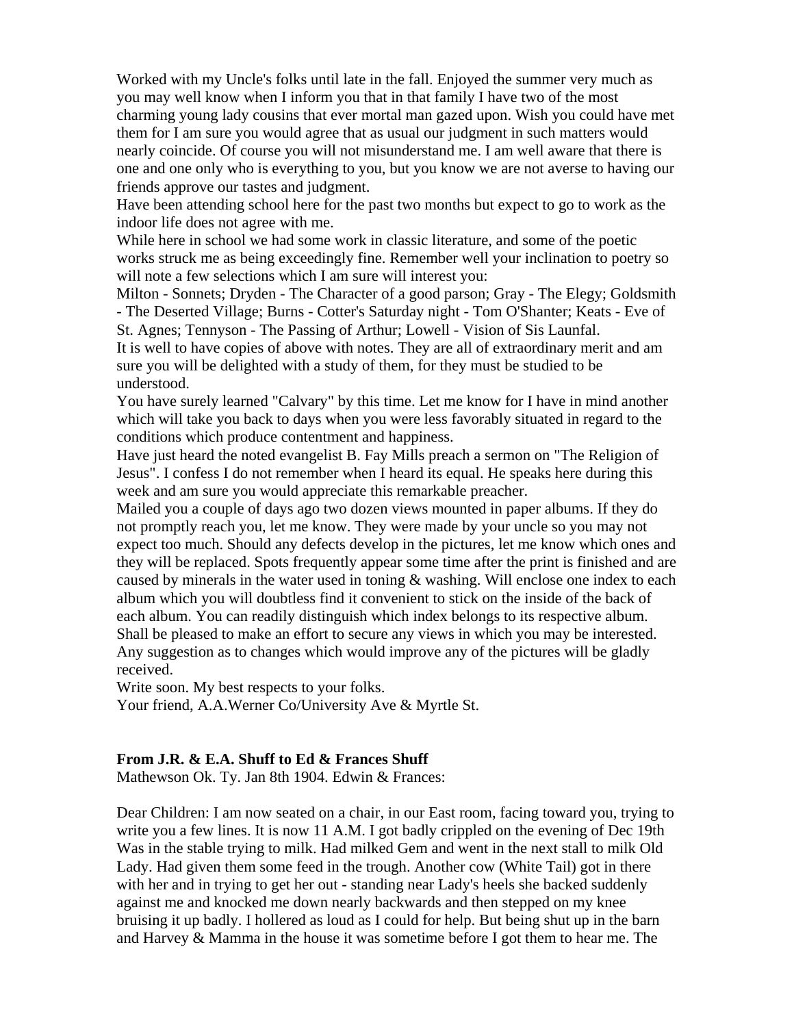Worked with my Uncle's folks until late in the fall. Enjoyed the summer very much as you may well know when I inform you that in that family I have two of the most charming young lady cousins that ever mortal man gazed upon. Wish you could have met them for I am sure you would agree that as usual our judgment in such matters would nearly coincide. Of course you will not misunderstand me. I am well aware that there is one and one only who is everything to you, but you know we are not averse to having our friends approve our tastes and judgment.

Have been attending school here for the past two months but expect to go to work as the indoor life does not agree with me.

While here in school we had some work in classic literature, and some of the poetic works struck me as being exceedingly fine. Remember well your inclination to poetry so will note a few selections which I am sure will interest you:

Milton - Sonnets; Dryden - The Character of a good parson; Gray - The Elegy; Goldsmith - The Deserted Village; Burns - Cotter's Saturday night - Tom O'Shanter; Keats - Eve of St. Agnes; Tennyson - The Passing of Arthur; Lowell - Vision of Sis Launfal.

It is well to have copies of above with notes. They are all of extraordinary merit and am sure you will be delighted with a study of them, for they must be studied to be understood.

You have surely learned "Calvary" by this time. Let me know for I have in mind another which will take you back to days when you were less favorably situated in regard to the conditions which produce contentment and happiness.

Have just heard the noted evangelist B. Fay Mills preach a sermon on "The Religion of Jesus". I confess I do not remember when I heard its equal. He speaks here during this week and am sure you would appreciate this remarkable preacher.

Mailed you a couple of days ago two dozen views mounted in paper albums. If they do not promptly reach you, let me know. They were made by your uncle so you may not expect too much. Should any defects develop in the pictures, let me know which ones and they will be replaced. Spots frequently appear some time after the print is finished and are caused by minerals in the water used in toning & washing. Will enclose one index to each album which you will doubtless find it convenient to stick on the inside of the back of each album. You can readily distinguish which index belongs to its respective album. Shall be pleased to make an effort to secure any views in which you may be interested. Any suggestion as to changes which would improve any of the pictures will be gladly received.

Write soon. My best respects to your folks.

Your friend, A.A.Werner Co/University Ave & Myrtle St.

**From J.R. & E.A. Shuff to Ed & Frances Shuff**

Mathewson Ok. Ty. Jan 8th 1904. Edwin & Frances:

Dear Children: I am now seated on a chair, in our East room, facing toward you, trying to write you a few lines. It is now 11 A.M. I got badly crippled on the evening of Dec 19th Was in the stable trying to milk. Had milked Gem and went in the next stall to milk Old Lady. Had given them some feed in the trough. Another cow (White Tail) got in there with her and in trying to get her out - standing near Lady's heels she backed suddenly against me and knocked me down nearly backwards and then stepped on my knee bruising it up badly. I hollered as loud as I could for help. But being shut up in the barn and Harvey & Mamma in the house it was sometime before I got them to hear me. The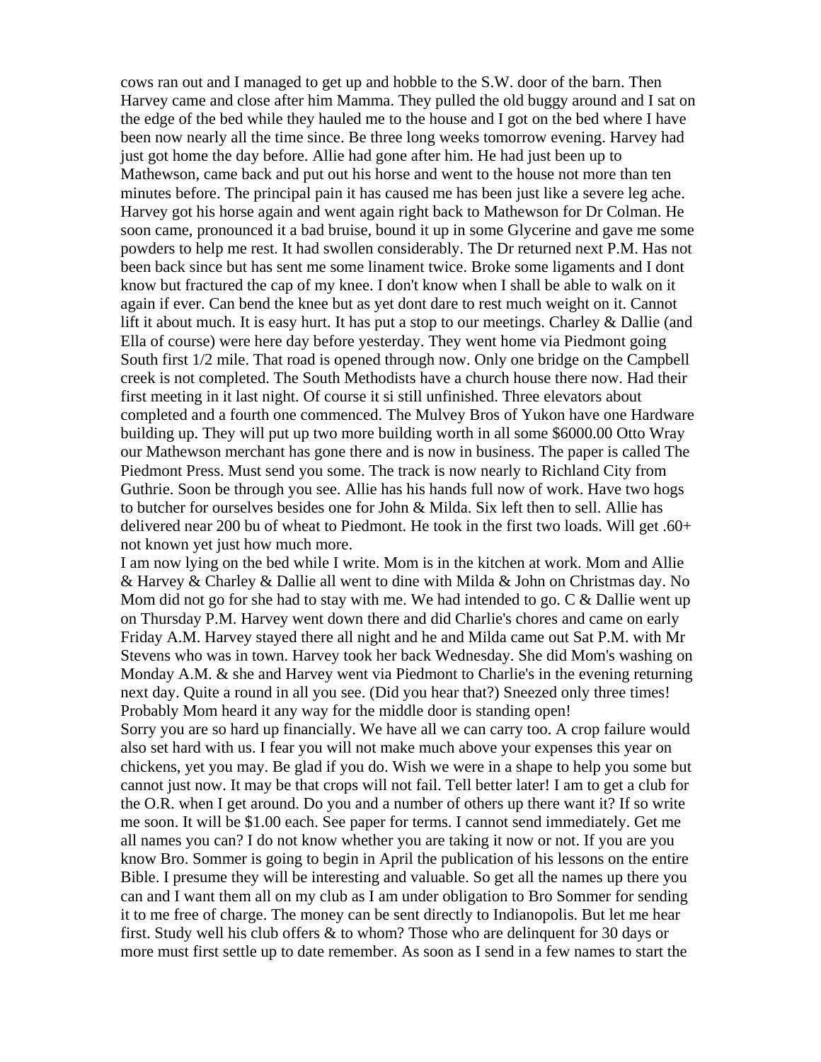cows ran out and I managed to get up and hobble to the S.W. door of the barn. Then Harvey came and close after him Mamma. They pulled the old buggy around and I sat on the edge of the bed while they hauled me to the house and I got on the bed where I have been now nearly all the time since. Be three long weeks tomorrow evening. Harvey had just got home the day before. Allie had gone after him. He had just been up to Mathewson, came back and put out his horse and went to the house not more than ten minutes before. The principal pain it has caused me has been just like a severe leg ache. Harvey got his horse again and went again right back to Mathewson for Dr Colman. He soon came, pronounced it a bad bruise, bound it up in some Glycerine and gave me some powders to help me rest. It had swollen considerably. The Dr returned next P.M. Has not been back since but has sent me some linament twice. Broke some ligaments and I dont know but fractured the cap of my knee. I don't know when I shall be able to walk on it again if ever. Can bend the knee but as yet dont dare to rest much weight on it. Cannot lift it about much. It is easy hurt. It has put a stop to our meetings. Charley & Dallie (and Ella of course) were here day before yesterday. They went home via Piedmont going South first 1/2 mile. That road is opened through now. Only one bridge on the Campbell creek is not completed. The South Methodists have a church house there now. Had their first meeting in it last night. Of course it si still unfinished. Three elevators about completed and a fourth one commenced. The Mulvey Bros of Yukon have one Hardware building up. They will put up two more building worth in all some $6000.00 Otto Wray our Mathewson merchant has gone there and is now in business. The paper is called The Piedmont Press. Must send you some. The track is now nearly to Richland City from Guthrie. Soon be through you see. Allie has his hands full now of work. Have two hogs to butcher for ourselves besides one for John & Milda. Six left then to sell. Allie has delivered near 200 bu of wheat to Piedmont. He took in the first two loads. Will get .60+ not known yet just how much more.

I am now lying on the bed while I write. Mom is in the kitchen at work. Mom and Allie & Harvey & Charley & Dallie all went to dine with Milda & John on Christmas day. No Mom did not go for she had to stay with me. We had intended to go. C & Dallie went up on Thursday P.M. Harvey went down there and did Charlie's chores and came on early Friday A.M. Harvey stayed there all night and he and Milda came out Sat P.M. with Mr Stevens who was in town. Harvey took her back Wednesday. She did Mom's washing on Monday A.M. & she and Harvey went via Piedmont to Charlie's in the evening returning next day. Quite a round in all you see. (Did you hear that?) Sneezed only three times! Probably Mom heard it any way for the middle door is standing open!

Sorry you are so hard up financially. We have all we can carry too. A crop failure would also set hard with us. I fear you will not make much above your expenses this year on chickens, yet you may. Be glad if you do. Wish we were in a shape to help you some but cannot just now. It may be that crops will not fail. Tell better later! I am to get a club for the O.R. when I get around. Do you and a number of others up there want it? If so write me soon. It will be $1.00 each. See paper for terms. I cannot send immediately. Get me all names you can? I do not know whether you are taking it now or not. If you are you know Bro. Sommer is going to begin in April the publication of his lessons on the entire Bible. I presume they will be interesting and valuable. So get all the names up there you can and I want them all on my club as I am under obligation to Bro Sommer for sending it to me free of charge. The money can be sent directly to Indianopolis. But let me hear first. Study well his club offers & to whom? Those who are delinquent for 30 days or more must first settle up to date remember. As soon as I send in a few names to start the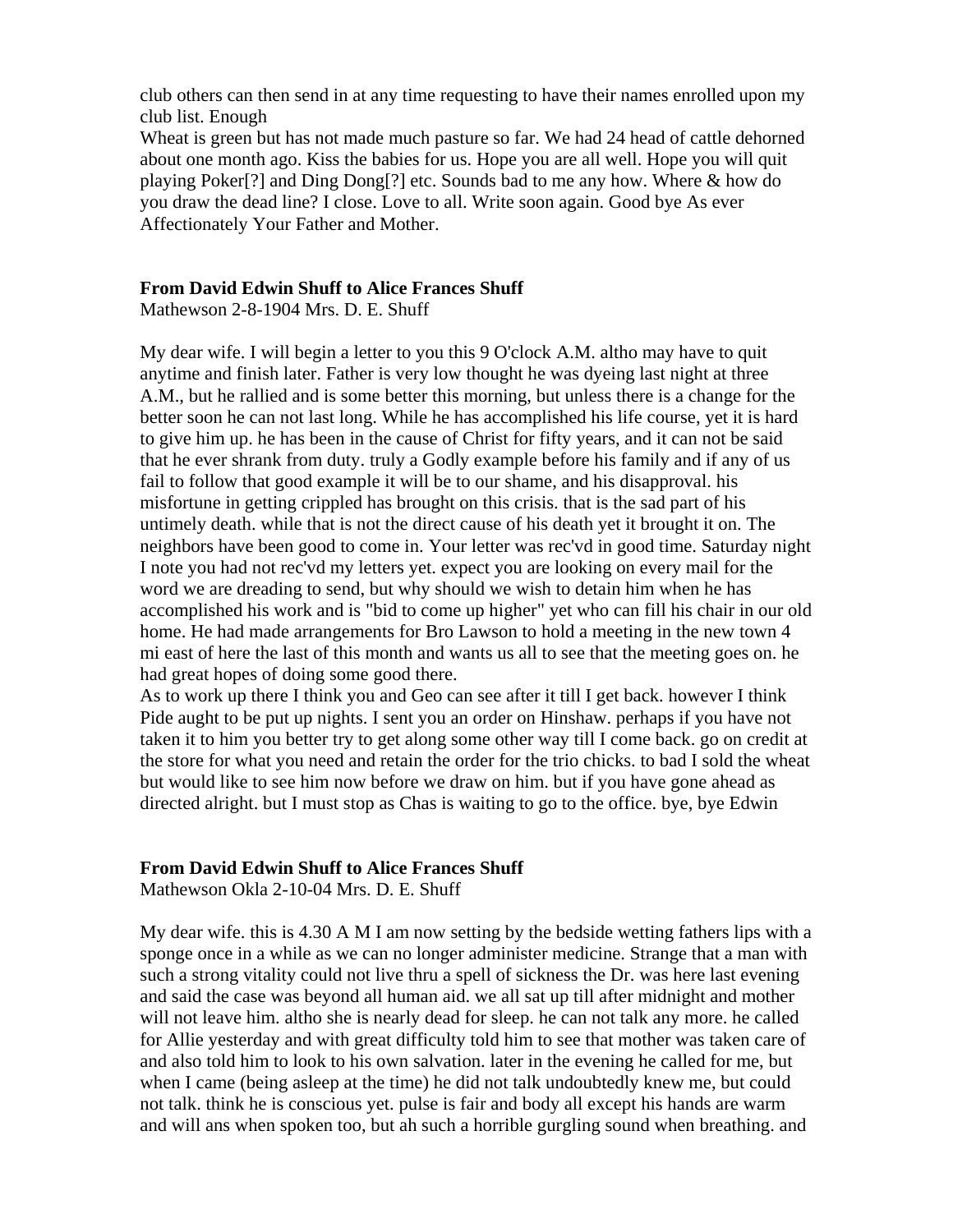club others can then send in at any time requesting to have their names enrolled upon my club list. Enough

Wheat is green but has not made much pasture so far. We had 24 head of cattle dehorned about one month ago. Kiss the babies for us. Hope you are all well. Hope you will quit playing Poker[?] and Ding Dong[?] etc. Sounds bad to me any how. Where & how do you draw the dead line? I close. Love to all. Write soon again. Good bye As ever Affectionately Your Father and Mother.

**From David Edwin Shuff to Alice Frances Shuff**

Mathewson 2-8-1904 Mrs. D. E. Shuff

My dear wife. I will begin a letter to you this 9 O'clock A.M. altho may have to quit anytime and finish later. Father is very low thought he was dyeing last night at three A.M., but he rallied and is some better this morning, but unless there is a change for the better soon he can not last long. While he has accomplished his life course, yet it is hard to give him up. he has been in the cause of Christ for fifty years, and it can not be said that he ever shrank from duty. truly a Godly example before his family and if any of us fail to follow that good example it will be to our shame, and his disapproval. his misfortune in getting crippled has brought on this crisis. that is the sad part of his untimely death. while that is not the direct cause of his death yet it brought it on. The neighbors have been good to come in. Your letter was rec'vd in good time. Saturday night I note you had not rec'vd my letters yet. expect you are looking on every mail for the word we are dreading to send, but why should we wish to detain him when he has accomplished his work and is "bid to come up higher" yet who can fill his chair in our old home. He had made arrangements for Bro Lawson to hold a meeting in the new town 4 mi east of here the last of this month and wants us all to see that the meeting goes on. he had great hopes of doing some good there.

As to work up there I think you and Geo can see after it till I get back. however I think Pide aught to be put up nights. I sent you an order on Hinshaw. perhaps if you have not taken it to him you better try to get along some other way till I come back. go on credit at the store for what you need and retain the order for the trio chicks. to bad I sold the wheat but would like to see him now before we draw on him. but if you have gone ahead as directed alright. but I must stop as Chas is waiting to go to the office. bye, bye Edwin

**From David Edwin Shuff to Alice Frances Shuff**

Mathewson Okla 2-10-04 Mrs. D. E. Shuff

My dear wife. this is 4.30 A M I am now setting by the bedside wetting fathers lips with a sponge once in a while as we can no longer administer medicine. Strange that a man with such a strong vitality could not live thru a spell of sickness the Dr. was here last evening and said the case was beyond all human aid. we all sat up till after midnight and mother will not leave him. altho she is nearly dead for sleep. he can not talk any more. he called for Allie yesterday and with great difficulty told him to see that mother was taken care of and also told him to look to his own salvation. later in the evening he called for me, but when I came (being asleep at the time) he did not talk undoubtedly knew me, but could not talk. think he is conscious yet. pulse is fair and body all except his hands are warm and will ans when spoken too, but ah such a horrible gurgling sound when breathing. and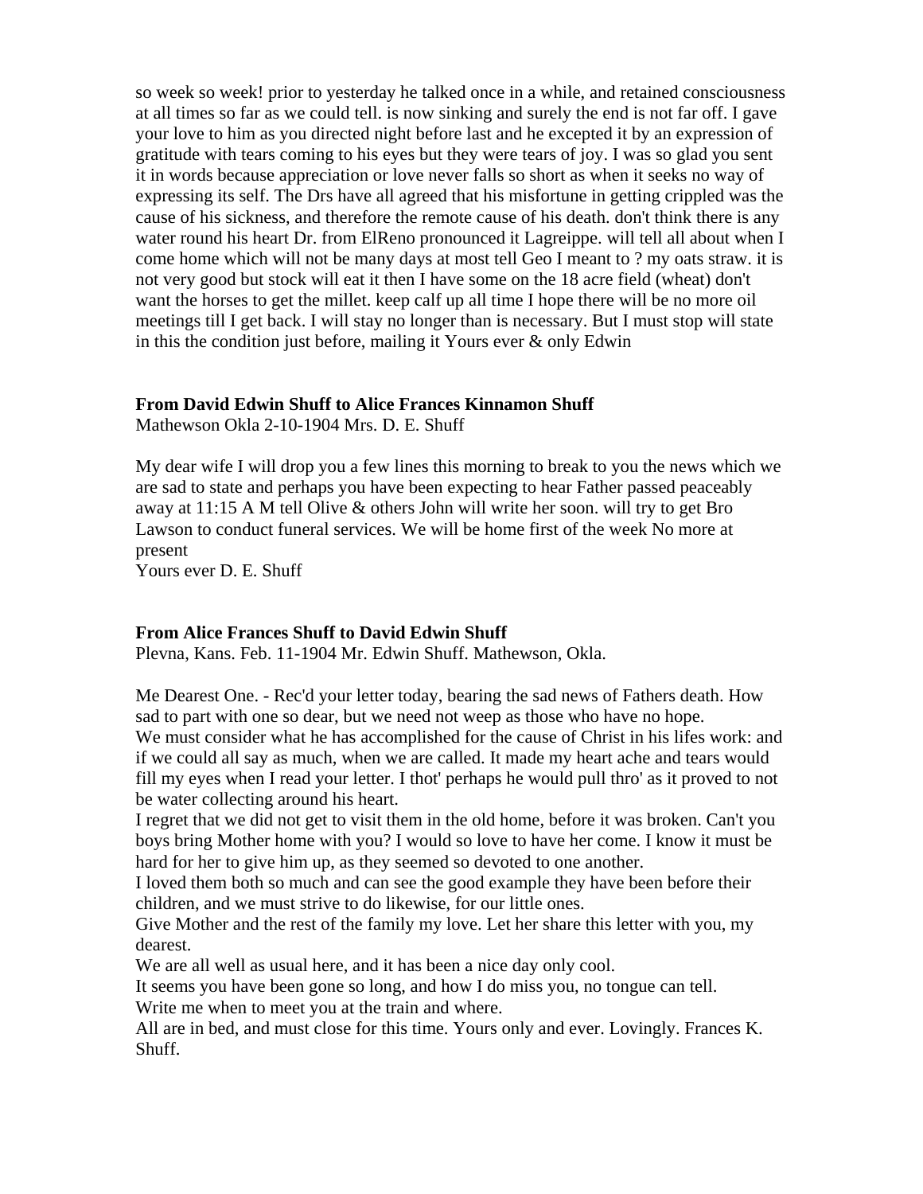so week so week! prior to yesterday he talked once in a while, and retained consciousness at all times so far as we could tell. is now sinking and surely the end is not far off. I gave your love to him as you directed night before last and he excepted it by an expression of gratitude with tears coming to his eyes but they were tears of joy. I was so glad you sent it in words because appreciation or love never falls so short as when it seeks no way of expressing its self. The Drs have all agreed that his misfortune in getting crippled was the cause of his sickness, and therefore the remote cause of his death. don't think there is any water round his heart Dr. from ElReno pronounced it Lagreippe. will tell all about when I come home which will not be many days at most tell Geo I meant to ? my oats straw. it is not very good but stock will eat it then I have some on the 18 acre field (wheat) don't want the horses to get the millet. keep calf up all time I hope there will be no more oil meetings till I get back. I will stay no longer than is necessary. But I must stop will state in this the condition just before, mailing it Yours ever & only Edwin

**From David Edwin Shuff to Alice Frances Kinnamon Shuff**
Mathewson Okla 2-10-1904 Mrs. D. E. Shuff

My dear wife I will drop you a few lines this morning to break to you the news which we are sad to state and perhaps you have been expecting to hear Father passed peaceably away at 11:15 A M tell Olive & others John will write her soon. will try to get Bro Lawson to conduct funeral services. We will be home first of the week No more at present
Yours ever D. E. Shuff

**From Alice Frances Shuff to David Edwin Shuff**
Plevna, Kans. Feb. 11-1904 Mr. Edwin Shuff. Mathewson, Okla.

Me Dearest One. - Rec'd your letter today, bearing the sad news of Fathers death. How sad to part with one so dear, but we need not weep as those who have no hope.
We must consider what he has accomplished for the cause of Christ in his lifes work: and if we could all say as much, when we are called. It made my heart ache and tears would fill my eyes when I read your letter. I thot' perhaps he would pull thro' as it proved to not be water collecting around his heart.
I regret that we did not get to visit them in the old home, before it was broken. Can't you boys bring Mother home with you? I would so love to have her come. I know it must be hard for her to give him up, as they seemed so devoted to one another.
I loved them both so much and can see the good example they have been before their children, and we must strive to do likewise, for our little ones.
Give Mother and the rest of the family my love. Let her share this letter with you, my dearest.
We are all well as usual here, and it has been a nice day only cool.
It seems you have been gone so long, and how I do miss you, no tongue can tell.
Write me when to meet you at the train and where.
All are in bed, and must close for this time. Yours only and ever. Lovingly. Frances K. Shuff.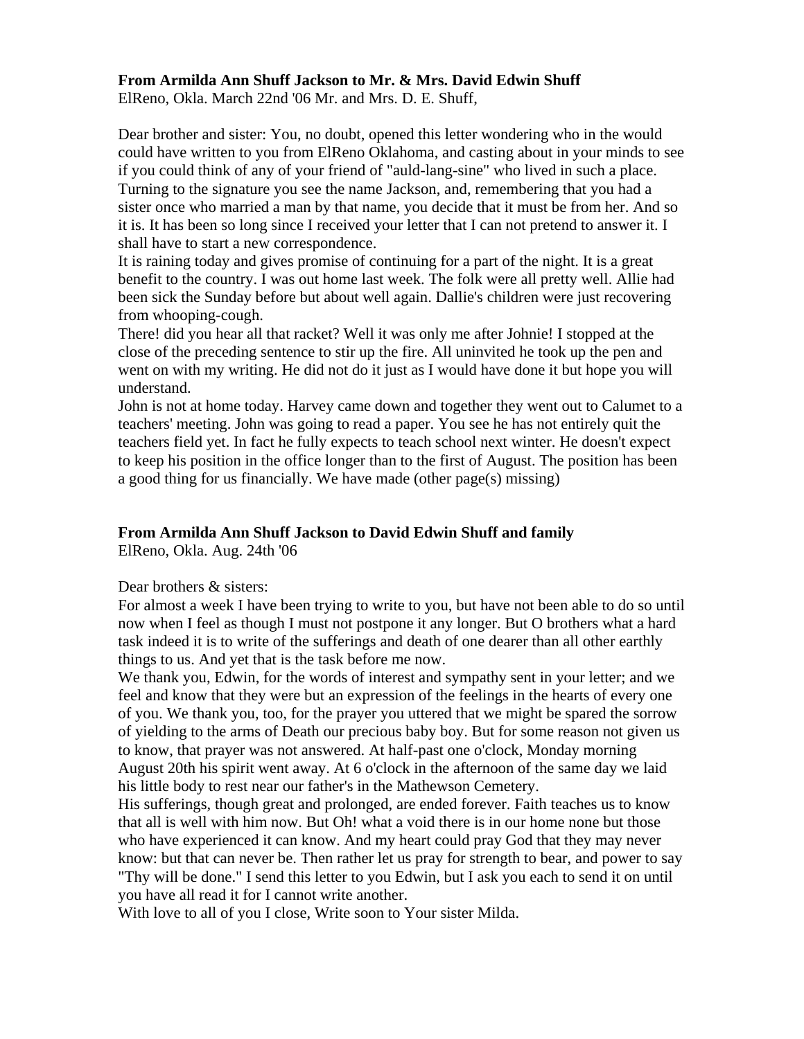**From Armilda Ann Shuff Jackson to Mr. & Mrs. David Edwin Shuff**
ElReno, Okla. March 22nd '06 Mr. and Mrs. D. E. Shuff,

Dear brother and sister: You, no doubt, opened this letter wondering who in the would could have written to you from ElReno Oklahoma, and casting about in your minds to see if you could think of any of your friend of "auld-lang-sine" who lived in such a place. Turning to the signature you see the name Jackson, and, remembering that you had a sister once who married a man by that name, you decide that it must be from her. And so it is. It has been so long since I received your letter that I can not pretend to answer it. I shall have to start a new correspondence.

It is raining today and gives promise of continuing for a part of the night. It is a great benefit to the country. I was out home last week. The folk were all pretty well. Allie had been sick the Sunday before but about well again. Dallie's children were just recovering from whooping-cough.

There! did you hear all that racket? Well it was only me after Johnie! I stopped at the close of the preceding sentence to stir up the fire. All uninvited he took up the pen and went on with my writing. He did not do it just as I would have done it but hope you will understand.

John is not at home today. Harvey came down and together they went out to Calumet to a teachers' meeting. John was going to read a paper. You see he has not entirely quit the teachers field yet. In fact he fully expects to teach school next winter. He doesn't expect to keep his position in the office longer than to the first of August. The position has been a good thing for us financially. We have made (other page(s) missing)

**From Armilda Ann Shuff Jackson to David Edwin Shuff and family**
ElReno, Okla. Aug. 24th '06

Dear brothers & sisters:

For almost a week I have been trying to write to you, but have not been able to do so until now when I feel as though I must not postpone it any longer. But O brothers what a hard task indeed it is to write of the sufferings and death of one dearer than all other earthly things to us. And yet that is the task before me now.

We thank you, Edwin, for the words of interest and sympathy sent in your letter; and we feel and know that they were but an expression of the feelings in the hearts of every one of you. We thank you, too, for the prayer you uttered that we might be spared the sorrow of yielding to the arms of Death our precious baby boy. But for some reason not given us to know, that prayer was not answered. At half-past one o'clock, Monday morning August 20th his spirit went away. At 6 o'clock in the afternoon of the same day we laid his little body to rest near our father's in the Mathewson Cemetery.

His sufferings, though great and prolonged, are ended forever. Faith teaches us to know that all is well with him now. But Oh! what a void there is in our home none but those who have experienced it can know. And my heart could pray God that they may never know: but that can never be. Then rather let us pray for strength to bear, and power to say "Thy will be done." I send this letter to you Edwin, but I ask you each to send it on until you have all read it for I cannot write another.

With love to all of you I close, Write soon to Your sister Milda.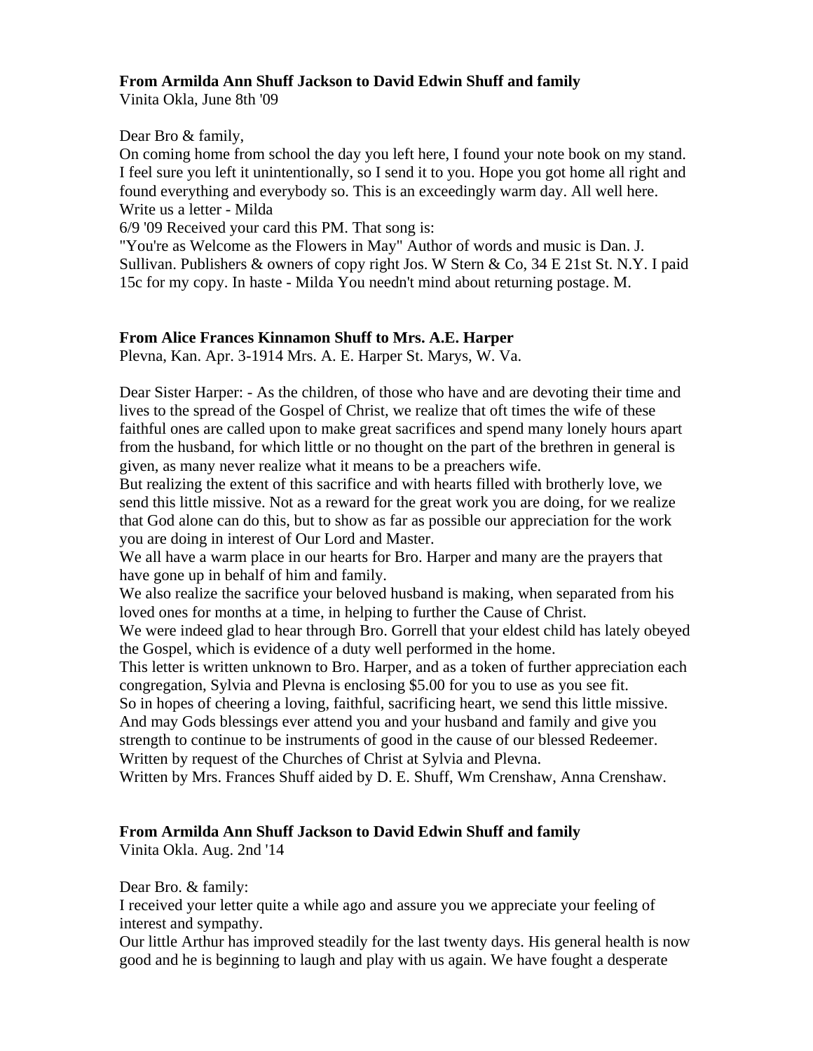**From Armilda Ann Shuff Jackson to David Edwin Shuff and family**
Vinita Okla, June 8th '09

Dear Bro & family,
On coming home from school the day you left here, I found your note book on my stand. I feel sure you left it unintentionally, so I send it to you. Hope you got home all right and found everything and everybody so. This is an exceedingly warm day. All well here. Write us a letter - Milda
6/9 '09 Received your card this PM. That song is:
"You're as Welcome as the Flowers in May" Author of words and music is Dan. J. Sullivan. Publishers & owners of copy right Jos. W Stern & Co, 34 E 21st St. N.Y. I paid 15c for my copy. In haste - Milda You needn't mind about returning postage. M.

**From Alice Frances Kinnamon Shuff to Mrs. A.E. Harper**
Plevna, Kan. Apr. 3-1914 Mrs. A. E. Harper St. Marys, W. Va.

Dear Sister Harper: - As the children, of those who have and are devoting their time and lives to the spread of the Gospel of Christ, we realize that oft times the wife of these faithful ones are called upon to make great sacrifices and spend many lonely hours apart from the husband, for which little or no thought on the part of the brethren in general is given, as many never realize what it means to be a preachers wife.
But realizing the extent of this sacrifice and with hearts filled with brotherly love, we send this little missive. Not as a reward for the great work you are doing, for we realize that God alone can do this, but to show as far as possible our appreciation for the work you are doing in interest of Our Lord and Master.
We all have a warm place in our hearts for Bro. Harper and many are the prayers that have gone up in behalf of him and family.
We also realize the sacrifice your beloved husband is making, when separated from his loved ones for months at a time, in helping to further the Cause of Christ.
We were indeed glad to hear through Bro. Gorrell that your eldest child has lately obeyed the Gospel, which is evidence of a duty well performed in the home.
This letter is written unknown to Bro. Harper, and as a token of further appreciation each congregation, Sylvia and Plevna is enclosing $5.00 for you to use as you see fit.
So in hopes of cheering a loving, faithful, sacrificing heart, we send this little missive.
And may Gods blessings ever attend you and your husband and family and give you strength to continue to be instruments of good in the cause of our blessed Redeemer.
Written by request of the Churches of Christ at Sylvia and Plevna.
Written by Mrs. Frances Shuff aided by D. E. Shuff, Wm Crenshaw, Anna Crenshaw.

**From Armilda Ann Shuff Jackson to David Edwin Shuff and family**
Vinita Okla. Aug. 2nd '14

Dear Bro. & family:
I received your letter quite a while ago and assure you we appreciate your feeling of interest and sympathy.
Our little Arthur has improved steadily for the last twenty days. His general health is now good and he is beginning to laugh and play with us again. We have fought a desperate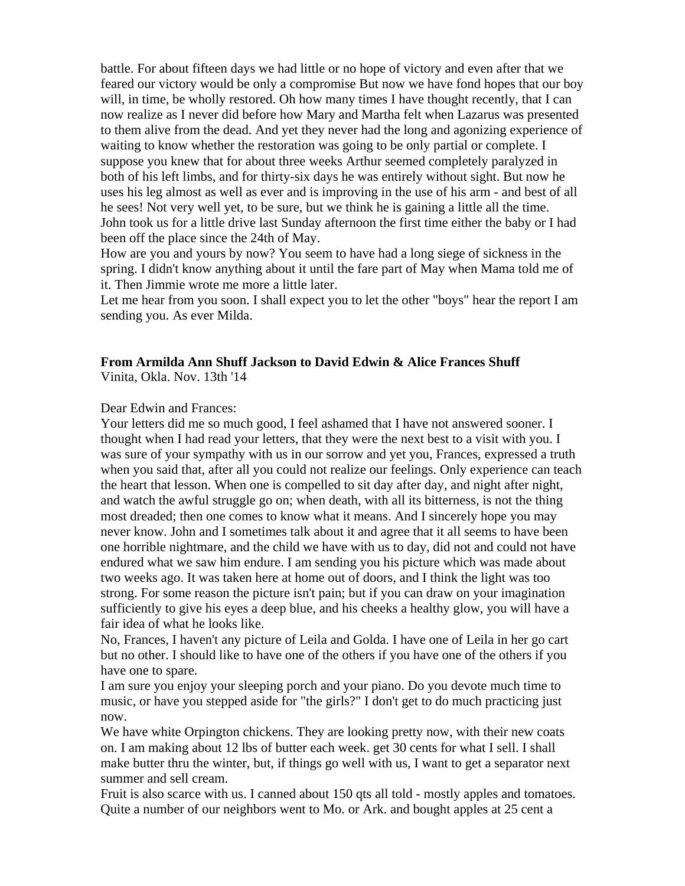battle. For about fifteen days we had little or no hope of victory and even after that we feared our victory would be only a compromise But now we have fond hopes that our boy will, in time, be wholly restored. Oh how many times I have thought recently, that I can now realize as I never did before how Mary and Martha felt when Lazarus was presented to them alive from the dead. And yet they never had the long and agonizing experience of waiting to know whether the restoration was going to be only partial or complete. I suppose you knew that for about three weeks Arthur seemed completely paralyzed in both of his left limbs, and for thirty-six days he was entirely without sight. But now he uses his leg almost as well as ever and is improving in the use of his arm - and best of all he sees! Not very well yet, to be sure, but we think he is gaining a little all the time. John took us for a little drive last Sunday afternoon the first time either the baby or I had been off the place since the 24th of May.

How are you and yours by now? You seem to have had a long siege of sickness in the spring. I didn't know anything about it until the fare part of May when Mama told me of it. Then Jimmie wrote me more a little later.

Let me hear from you soon. I shall expect you to let the other "boys" hear the report I am sending you. As ever Milda.

**From Armilda Ann Shuff Jackson to David Edwin & Alice Frances Shuff**
Vinita, Okla. Nov. 13th '14

Dear Edwin and Frances:

Your letters did me so much good, I feel ashamed that I have not answered sooner. I thought when I had read your letters, that they were the next best to a visit with you. I was sure of your sympathy with us in our sorrow and yet you, Frances, expressed a truth when you said that, after all you could not realize our feelings. Only experience can teach the heart that lesson. When one is compelled to sit day after day, and night after night, and watch the awful struggle go on; when death, with all its bitterness, is not the thing most dreaded; then one comes to know what it means. And I sincerely hope you may never know. John and I sometimes talk about it and agree that it all seems to have been one horrible nightmare, and the child we have with us to day, did not and could not have endured what we saw him endure. I am sending you his picture which was made about two weeks ago. It was taken here at home out of doors, and I think the light was too strong. For some reason the picture isn't pain; but if you can draw on your imagination sufficiently to give his eyes a deep blue, and his cheeks a healthy glow, you will have a fair idea of what he looks like.

No, Frances, I haven't any picture of Leila and Golda. I have one of Leila in her go cart but no other. I should like to have one of the others if you have one of the others if you have one to spare.

I am sure you enjoy your sleeping porch and your piano. Do you devote much time to music, or have you stepped aside for "the girls?" I don't get to do much practicing just now.

We have white Orpington chickens. They are looking pretty now, with their new coats on. I am making about 12 lbs of butter each week. get 30 cents for what I sell. I shall make butter thru the winter, but, if things go well with us, I want to get a separator next summer and sell cream.

Fruit is also scarce with us. I canned about 150 qts all told - mostly apples and tomatoes. Quite a number of our neighbors went to Mo. or Ark. and bought apples at 25 cent a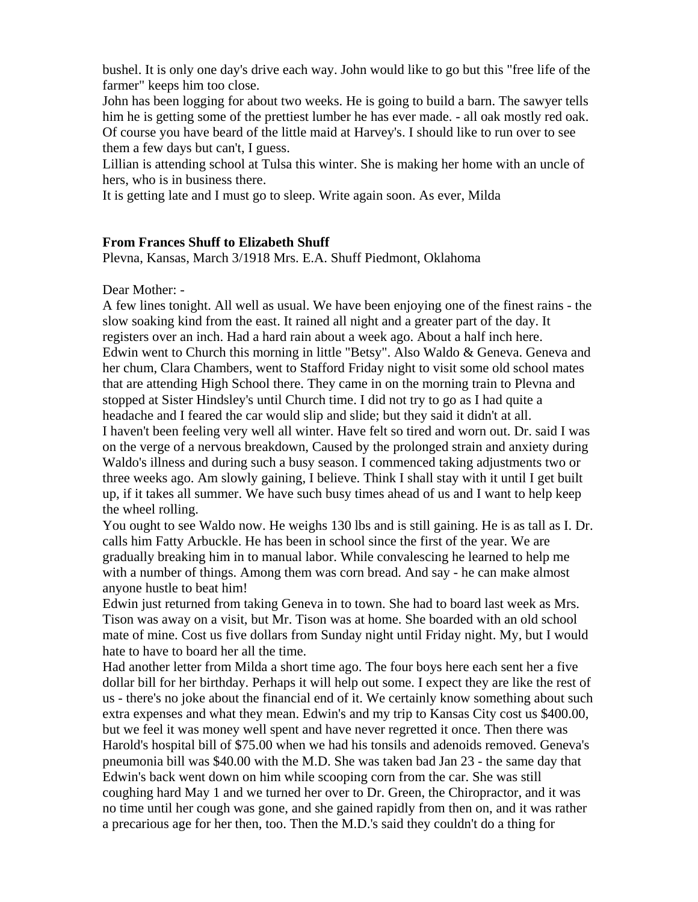bushel. It is only one day's drive each way. John would like to go but this "free life of the farmer" keeps him too close.
John has been logging for about two weeks. He is going to build a barn. The sawyer tells him he is getting some of the prettiest lumber he has ever made. - all oak mostly red oak.
Of course you have beard of the little maid at Harvey's. I should like to run over to see them a few days but can't, I guess.
Lillian is attending school at Tulsa this winter. She is making her home with an uncle of hers, who is in business there.
It is getting late and I must go to sleep. Write again soon. As ever, Milda

**From Frances Shuff to Elizabeth Shuff**
Plevna, Kansas, March 3/1918 Mrs. E.A. Shuff Piedmont, Oklahoma

Dear Mother: -
A few lines tonight. All well as usual. We have been enjoying one of the finest rains - the slow soaking kind from the east. It rained all night and a greater part of the day. It registers over an inch. Had a hard rain about a week ago. About a half inch here.
Edwin went to Church this morning in little "Betsy". Also Waldo & Geneva. Geneva and her chum, Clara Chambers, went to Stafford Friday night to visit some old school mates that are attending High School there. They came in on the morning train to Plevna and stopped at Sister Hindsley's until Church time. I did not try to go as I had quite a headache and I feared the car would slip and slide; but they said it didn't at all.
I haven't been feeling very well all winter. Have felt so tired and worn out. Dr. said I was on the verge of a nervous breakdown, Caused by the prolonged strain and anxiety during Waldo's illness and during such a busy season. I commenced taking adjustments two or three weeks ago. Am slowly gaining, I believe. Think I shall stay with it until I get built up, if it takes all summer. We have such busy times ahead of us and I want to help keep the wheel rolling.
You ought to see Waldo now. He weighs 130 lbs and is still gaining. He is as tall as I. Dr. calls him Fatty Arbuckle. He has been in school since the first of the year. We are gradually breaking him in to manual labor. While convalescing he learned to help me with a number of things. Among them was corn bread. And say - he can make almost anyone hustle to beat him!
Edwin just returned from taking Geneva in to town. She had to board last week as Mrs. Tison was away on a visit, but Mr. Tison was at home. She boarded with an old school mate of mine. Cost us five dollars from Sunday night until Friday night. My, but I would hate to have to board her all the time.
Had another letter from Milda a short time ago. The four boys here each sent her a five dollar bill for her birthday. Perhaps it will help out some. I expect they are like the rest of us - there's no joke about the financial end of it. We certainly know something about such extra expenses and what they mean. Edwin's and my trip to Kansas City cost us $400.00, but we feel it was money well spent and have never regretted it once. Then there was Harold's hospital bill of $75.00 when we had his tonsils and adenoids removed. Geneva's pneumonia bill was $40.00 with the M.D. She was taken bad Jan 23 - the same day that Edwin's back went down on him while scooping corn from the car. She was still coughing hard May 1 and we turned her over to Dr. Green, the Chiropractor, and it was no time until her cough was gone, and she gained rapidly from then on, and it was rather a precarious age for her then, too. Then the M.D.'s said they couldn't do a thing for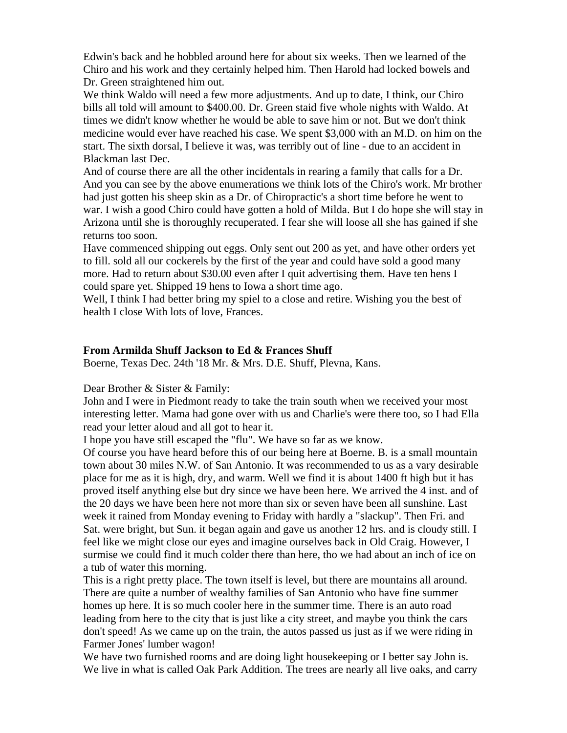Edwin's back and he hobbled around here for about six weeks. Then we learned of the Chiro and his work and they certainly helped him. Then Harold had locked bowels and Dr. Green straightened him out.

We think Waldo will need a few more adjustments. And up to date, I think, our Chiro bills all told will amount to $400.00. Dr. Green staid five whole nights with Waldo. At times we didn't know whether he would be able to save him or not. But we don't think medicine would ever have reached his case. We spent $3,000 with an M.D. on him on the start. The sixth dorsal, I believe it was, was terribly out of line - due to an accident in Blackman last Dec.

And of course there are all the other incidentals in rearing a family that calls for a Dr. And you can see by the above enumerations we think lots of the Chiro's work. Mr brother had just gotten his sheep skin as a Dr. of Chiropractic's a short time before he went to war. I wish a good Chiro could have gotten a hold of Milda. But I do hope she will stay in Arizona until she is thoroughly recuperated. I fear she will loose all she has gained if she returns too soon.

Have commenced shipping out eggs. Only sent out 200 as yet, and have other orders yet to fill. sold all our cockerels by the first of the year and could have sold a good many more. Had to return about $30.00 even after I quit advertising them. Have ten hens I could spare yet. Shipped 19 hens to Iowa a short time ago.

Well, I think I had better bring my spiel to a close and retire. Wishing you the best of health I close With lots of love, Frances.

**From Armilda Shuff Jackson to Ed & Frances Shuff**

Boerne, Texas Dec. 24th '18 Mr. & Mrs. D.E. Shuff, Plevna, Kans.

Dear Brother & Sister & Family:

John and I were in Piedmont ready to take the train south when we received your most interesting letter. Mama had gone over with us and Charlie's were there too, so I had Ella read your letter aloud and all got to hear it.

I hope you have still escaped the "flu". We have so far as we know.

Of course you have heard before this of our being here at Boerne. B. is a small mountain town about 30 miles N.W. of San Antonio. It was recommended to us as a vary desirable place for me as it is high, dry, and warm. Well we find it is about 1400 ft high but it has proved itself anything else but dry since we have been here. We arrived the 4 inst. and of the 20 days we have been here not more than six or seven have been all sunshine. Last week it rained from Monday evening to Friday with hardly a "slackup". Then Fri. and Sat. were bright, but Sun. it began again and gave us another 12 hrs. and is cloudy still. I feel like we might close our eyes and imagine ourselves back in Old Craig. However, I surmise we could find it much colder there than here, tho we had about an inch of ice on a tub of water this morning.

This is a right pretty place. The town itself is level, but there are mountains all around. There are quite a number of wealthy families of San Antonio who have fine summer homes up here. It is so much cooler here in the summer time. There is an auto road leading from here to the city that is just like a city street, and maybe you think the cars don't speed! As we came up on the train, the autos passed us just as if we were riding in Farmer Jones' lumber wagon!

We have two furnished rooms and are doing light housekeeping or I better say John is. We live in what is called Oak Park Addition. The trees are nearly all live oaks, and carry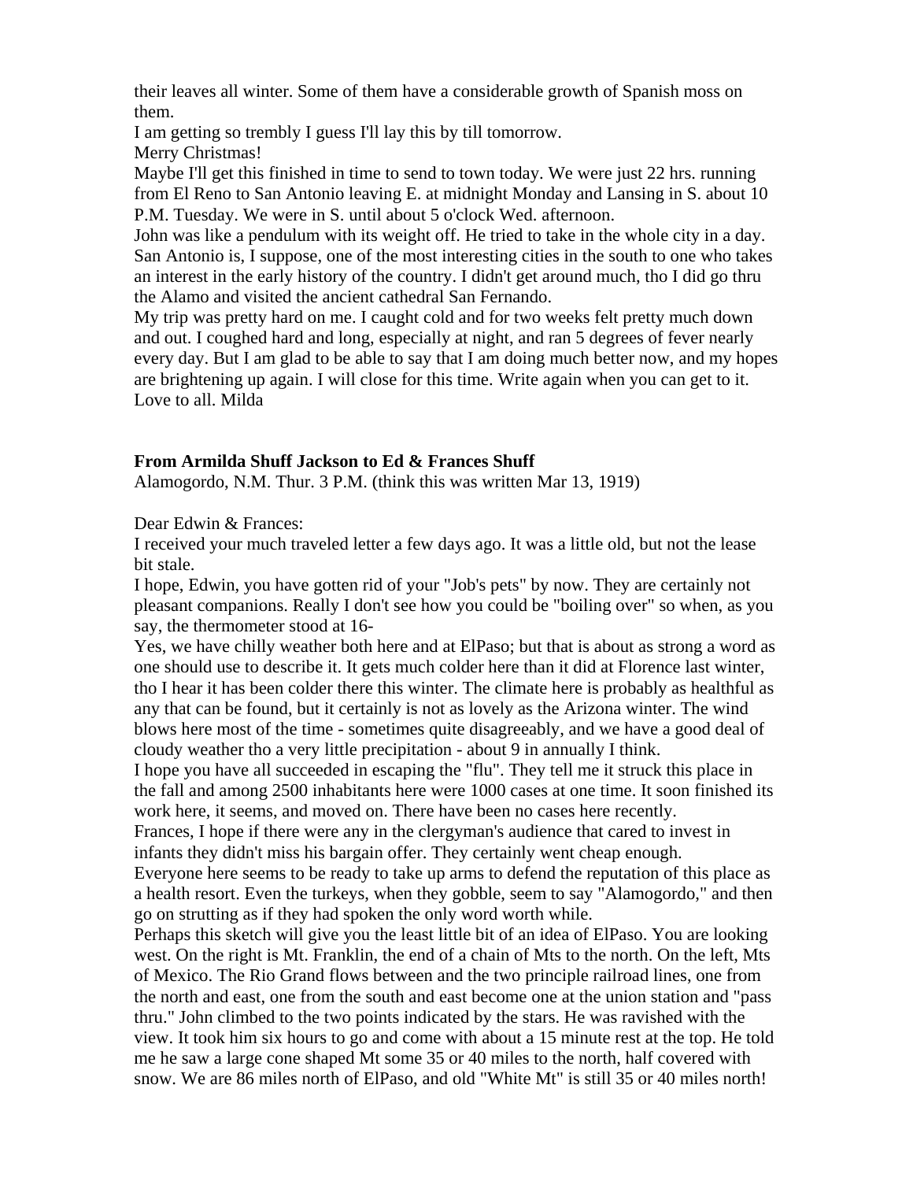their leaves all winter. Some of them have a considerable growth of Spanish moss on them.

I am getting so trembly I guess I'll lay this by till tomorrow.

Merry Christmas!

Maybe I'll get this finished in time to send to town today. We were just 22 hrs. running from El Reno to San Antonio leaving E. at midnight Monday and Lansing in S. about 10 P.M. Tuesday. We were in S. until about 5 o'clock Wed. afternoon.

John was like a pendulum with its weight off. He tried to take in the whole city in a day. San Antonio is, I suppose, one of the most interesting cities in the south to one who takes an interest in the early history of the country. I didn't get around much, tho I did go thru the Alamo and visited the ancient cathedral San Fernando.

My trip was pretty hard on me. I caught cold and for two weeks felt pretty much down and out. I coughed hard and long, especially at night, and ran 5 degrees of fever nearly every day. But I am glad to be able to say that I am doing much better now, and my hopes are brightening up again. I will close for this time. Write again when you can get to it. Love to all. Milda

**From Armilda Shuff Jackson to Ed & Frances Shuff**

Alamogordo, N.M. Thur. 3 P.M. (think this was written Mar 13, 1919)

Dear Edwin & Frances:

I received your much traveled letter a few days ago. It was a little old, but not the lease bit stale.

I hope, Edwin, you have gotten rid of your "Job's pets" by now. They are certainly not pleasant companions. Really I don't see how you could be "boiling over" so when, as you say, the thermometer stood at 16-

Yes, we have chilly weather both here and at ElPaso; but that is about as strong a word as one should use to describe it. It gets much colder here than it did at Florence last winter, tho I hear it has been colder there this winter. The climate here is probably as healthful as any that can be found, but it certainly is not as lovely as the Arizona winter. The wind blows here most of the time - sometimes quite disagreeably, and we have a good deal of cloudy weather tho a very little precipitation - about 9 in annually I think.

I hope you have all succeeded in escaping the "flu". They tell me it struck this place in the fall and among 2500 inhabitants here were 1000 cases at one time. It soon finished its work here, it seems, and moved on. There have been no cases here recently.

Frances, I hope if there were any in the clergyman's audience that cared to invest in infants they didn't miss his bargain offer. They certainly went cheap enough.

Everyone here seems to be ready to take up arms to defend the reputation of this place as a health resort. Even the turkeys, when they gobble, seem to say "Alamogordo," and then go on strutting as if they had spoken the only word worth while.

Perhaps this sketch will give you the least little bit of an idea of ElPaso. You are looking west. On the right is Mt. Franklin, the end of a chain of Mts to the north. On the left, Mts of Mexico. The Rio Grand flows between and the two principle railroad lines, one from the north and east, one from the south and east become one at the union station and "pass thru." John climbed to the two points indicated by the stars. He was ravished with the view. It took him six hours to go and come with about a 15 minute rest at the top. He told me he saw a large cone shaped Mt some 35 or 40 miles to the north, half covered with snow. We are 86 miles north of ElPaso, and old "White Mt" is still 35 or 40 miles north!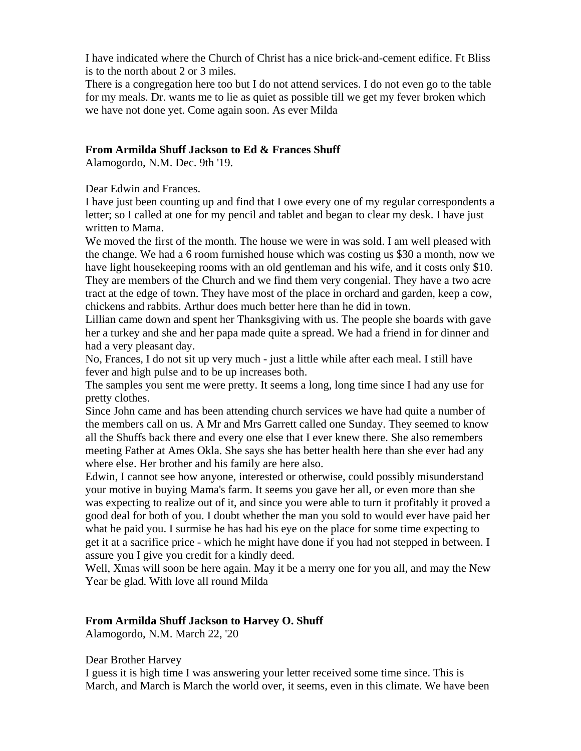I have indicated where the Church of Christ has a nice brick-and-cement edifice. Ft Bliss is to the north about 2 or 3 miles.
There is a congregation here too but I do not attend services. I do not even go to the table for my meals. Dr. wants me to lie as quiet as possible till we get my fever broken which we have not done yet. Come again soon. As ever Milda

**From Armilda Shuff Jackson to Ed & Frances Shuff**
Alamogordo, N.M. Dec. 9th '19.

Dear Edwin and Frances.
I have just been counting up and find that I owe every one of my regular correspondents a letter; so I called at one for my pencil and tablet and began to clear my desk. I have just written to Mama.
We moved the first of the month. The house we were in was sold. I am well pleased with the change. We had a 6 room furnished house which was costing us $30 a month, now we have light housekeeping rooms with an old gentleman and his wife, and it costs only $10. They are members of the Church and we find them very congenial. They have a two acre tract at the edge of town. They have most of the place in orchard and garden, keep a cow, chickens and rabbits. Arthur does much better here than he did in town.
Lillian came down and spent her Thanksgiving with us. The people she boards with gave her a turkey and she and her papa made quite a spread. We had a friend in for dinner and had a very pleasant day.
No, Frances, I do not sit up very much - just a little while after each meal. I still have fever and high pulse and to be up increases both.
The samples you sent me were pretty. It seems a long, long time since I had any use for pretty clothes.
Since John came and has been attending church services we have had quite a number of the members call on us. A Mr and Mrs Garrett called one Sunday. They seemed to know all the Shuffs back there and every one else that I ever knew there. She also remembers meeting Father at Ames Okla. She says she has better health here than she ever had any where else. Her brother and his family are here also.
Edwin, I cannot see how anyone, interested or otherwise, could possibly misunderstand your motive in buying Mama's farm. It seems you gave her all, or even more than she was expecting to realize out of it, and since you were able to turn it profitably it proved a good deal for both of you. I doubt whether the man you sold to would ever have paid her what he paid you. I surmise he has had his eye on the place for some time expecting to get it at a sacrifice price - which he might have done if you had not stepped in between. I assure you I give you credit for a kindly deed.
Well, Xmas will soon be here again. May it be a merry one for you all, and may the New Year be glad. With love all round Milda

**From Armilda Shuff Jackson to Harvey O. Shuff**
Alamogordo, N.M. March 22, '20

Dear Brother Harvey
I guess it is high time I was answering your letter received some time since. This is March, and March is March the world over, it seems, even in this climate. We have been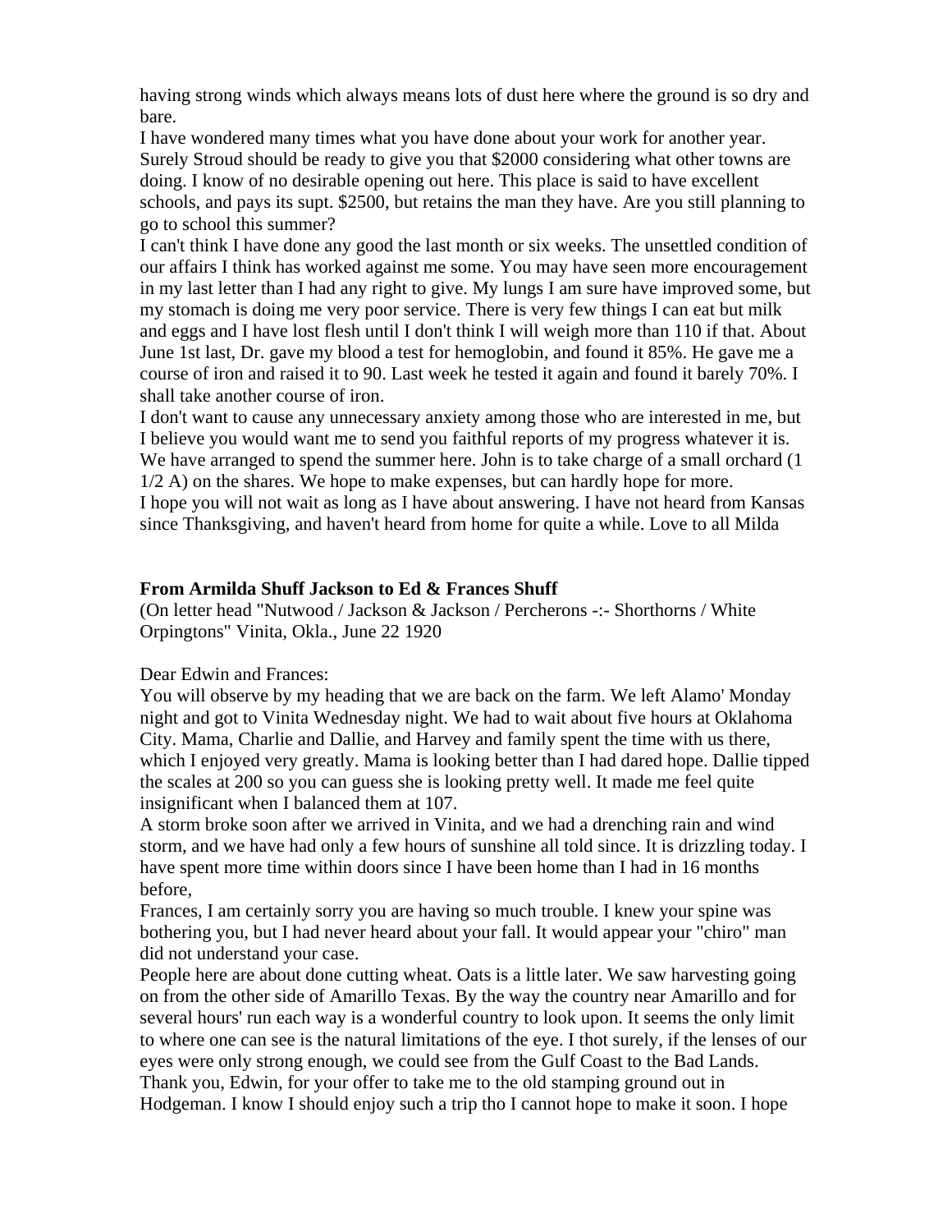having strong winds which always means lots of dust here where the ground is so dry and bare.

I have wondered many times what you have done about your work for another year. Surely Stroud should be ready to give you that $2000 considering what other towns are doing. I know of no desirable opening out here. This place is said to have excellent schools, and pays its supt. $2500, but retains the man they have. Are you still planning to go to school this summer?

I can't think I have done any good the last month or six weeks. The unsettled condition of our affairs I think has worked against me some. You may have seen more encouragement in my last letter than I had any right to give. My lungs I am sure have improved some, but my stomach is doing me very poor service. There is very few things I can eat but milk and eggs and I have lost flesh until I don't think I will weigh more than 110 if that. About June 1st last, Dr. gave my blood a test for hemoglobin, and found it 85%. He gave me a course of iron and raised it to 90. Last week he tested it again and found it barely 70%. I shall take another course of iron.

I don't want to cause any unnecessary anxiety among those who are interested in me, but I believe you would want me to send you faithful reports of my progress whatever it is. We have arranged to spend the summer here. John is to take charge of a small orchard (1 1/2 A) on the shares. We hope to make expenses, but can hardly hope for more.

I hope you will not wait as long as I have about answering. I have not heard from Kansas since Thanksgiving, and haven't heard from home for quite a while. Love to all Milda

**From Armilda Shuff Jackson to Ed & Frances Shuff**

(On letter head "Nutwood / Jackson & Jackson / Percherons -:- Shorthorns / White Orpingtons" Vinita, Okla., June 22 1920

Dear Edwin and Frances:

You will observe by my heading that we are back on the farm. We left Alamo' Monday night and got to Vinita Wednesday night. We had to wait about five hours at Oklahoma City. Mama, Charlie and Dallie, and Harvey and family spent the time with us there, which I enjoyed very greatly. Mama is looking better than I had dared hope. Dallie tipped the scales at 200 so you can guess she is looking pretty well. It made me feel quite insignificant when I balanced them at 107.

A storm broke soon after we arrived in Vinita, and we had a drenching rain and wind storm, and we have had only a few hours of sunshine all told since. It is drizzling today. I have spent more time within doors since I have been home than I had in 16 months before,

Frances, I am certainly sorry you are having so much trouble. I knew your spine was bothering you, but I had never heard about your fall. It would appear your "chiro" man did not understand your case.

People here are about done cutting wheat. Oats is a little later. We saw harvesting going on from the other side of Amarillo Texas. By the way the country near Amarillo and for several hours' run each way is a wonderful country to look upon. It seems the only limit to where one can see is the natural limitations of the eye. I thot surely, if the lenses of our eyes were only strong enough, we could see from the Gulf Coast to the Bad Lands.

Thank you, Edwin, for your offer to take me to the old stamping ground out in Hodgeman. I know I should enjoy such a trip tho I cannot hope to make it soon. I hope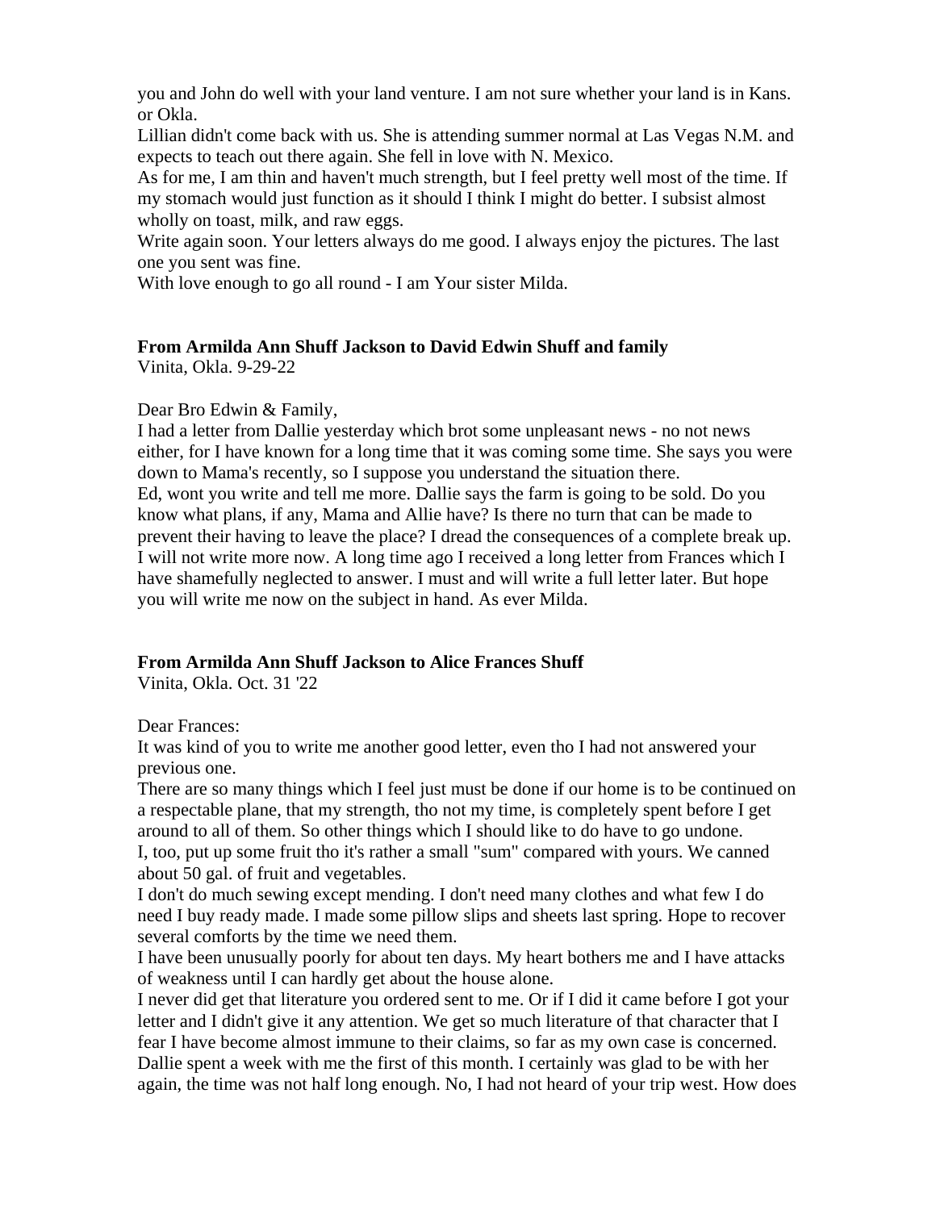you and John do well with your land venture. I am not sure whether your land is in Kans. or Okla.
Lillian didn't come back with us. She is attending summer normal at Las Vegas N.M. and expects to teach out there again. She fell in love with N. Mexico.
As for me, I am thin and haven't much strength, but I feel pretty well most of the time. If my stomach would just function as it should I think I might do better. I subsist almost wholly on toast, milk, and raw eggs.
Write again soon. Your letters always do me good. I always enjoy the pictures. The last one you sent was fine.
With love enough to go all round - I am Your sister Milda.

**From Armilda Ann Shuff Jackson to David Edwin Shuff and family**
Vinita, Okla. 9-29-22

Dear Bro Edwin & Family,
I had a letter from Dallie yesterday which brot some unpleasant news - no not news either, for I have known for a long time that it was coming some time. She says you were down to Mama's recently, so I suppose you understand the situation there.
Ed, wont you write and tell me more. Dallie says the farm is going to be sold. Do you know what plans, if any, Mama and Allie have? Is there no turn that can be made to prevent their having to leave the place? I dread the consequences of a complete break up. I will not write more now. A long time ago I received a long letter from Frances which I have shamefully neglected to answer. I must and will write a full letter later. But hope you will write me now on the subject in hand. As ever Milda.

**From Armilda Ann Shuff Jackson to Alice Frances Shuff**
Vinita, Okla. Oct. 31 '22

Dear Frances:
It was kind of you to write me another good letter, even tho I had not answered your previous one.
There are so many things which I feel just must be done if our home is to be continued on a respectable plane, that my strength, tho not my time, is completely spent before I get around to all of them. So other things which I should like to do have to go undone.
I, too, put up some fruit tho it's rather a small "sum" compared with yours. We canned about 50 gal. of fruit and vegetables.
I don't do much sewing except mending. I don't need many clothes and what few I do need I buy ready made. I made some pillow slips and sheets last spring. Hope to recover several comforts by the time we need them.
I have been unusually poorly for about ten days. My heart bothers me and I have attacks of weakness until I can hardly get about the house alone.
I never did get that literature you ordered sent to me. Or if I did it came before I got your letter and I didn't give it any attention. We get so much literature of that character that I fear I have become almost immune to their claims, so far as my own case is concerned.
Dallie spent a week with me the first of this month. I certainly was glad to be with her again, the time was not half long enough. No, I had not heard of your trip west. How does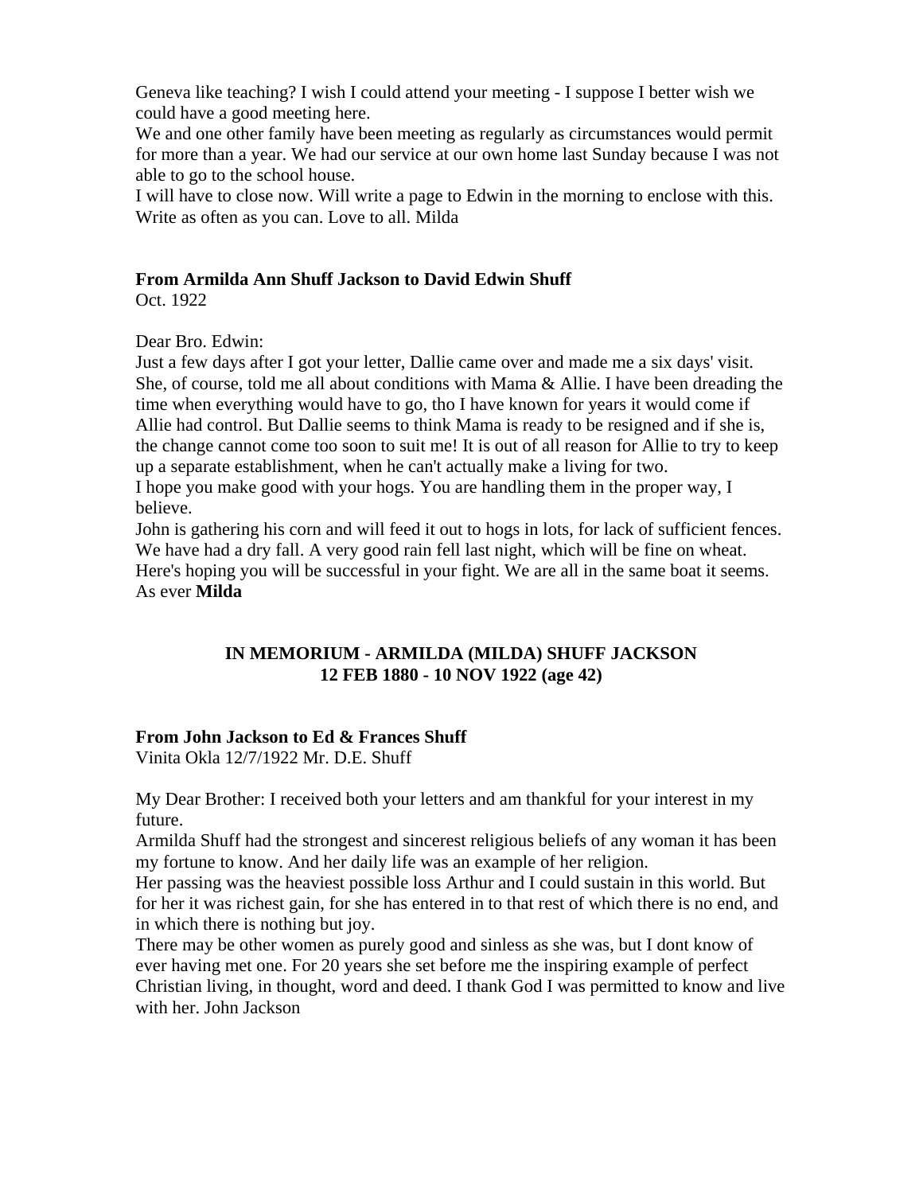Geneva like teaching? I wish I could attend your meeting - I suppose I better wish we could have a good meeting here.

We and one other family have been meeting as regularly as circumstances would permit for more than a year. We had our service at our own home last Sunday because I was not able to go to the school house.

I will have to close now. Will write a page to Edwin in the morning to enclose with this. Write as often as you can. Love to all. Milda

**From Armilda Ann Shuff Jackson to David Edwin Shuff**
Oct. 1922

Dear Bro. Edwin:

Just a few days after I got your letter, Dallie came over and made me a six days' visit. She, of course, told me all about conditions with Mama & Allie. I have been dreading the time when everything would have to go, tho I have known for years it would come if Allie had control. But Dallie seems to think Mama is ready to be resigned and if she is, the change cannot come too soon to suit me! It is out of all reason for Allie to try to keep up a separate establishment, when he can't actually make a living for two.

I hope you make good with your hogs. You are handling them in the proper way, I believe.

John is gathering his corn and will feed it out to hogs in lots, for lack of sufficient fences. We have had a dry fall. A very good rain fell last night, which will be fine on wheat. Here's hoping you will be successful in your fight. We are all in the same boat it seems.

As ever **Milda**

**IN MEMORIUM - ARMILDA (MILDA) SHUFF JACKSON**
**12 FEB 1880 - 10 NOV 1922 (age 42)**

**From John Jackson to Ed & Frances Shuff**
Vinita Okla 12/7/1922 Mr. D.E. Shuff

My Dear Brother: I received both your letters and am thankful for your interest in my future.

Armilda Shuff had the strongest and sincerest religious beliefs of any woman it has been my fortune to know. And her daily life was an example of her religion.

Her passing was the heaviest possible loss Arthur and I could sustain in this world. But for her it was richest gain, for she has entered in to that rest of which there is no end, and in which there is nothing but joy.

There may be other women as purely good and sinless as she was, but I dont know of ever having met one. For 20 years she set before me the inspiring example of perfect Christian living, in thought, word and deed. I thank God I was permitted to know and live with her. John Jackson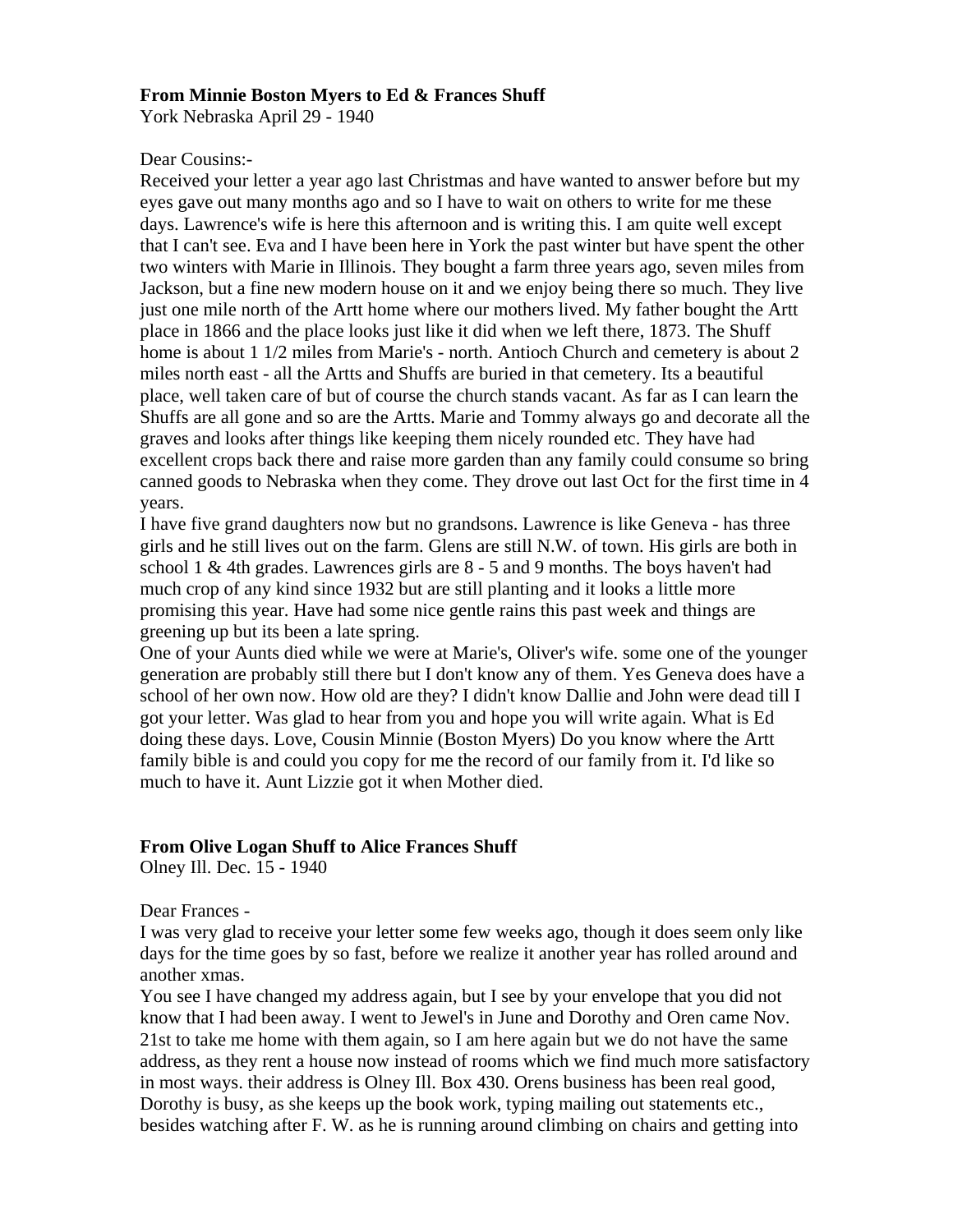**From Minnie Boston Myers to Ed & Frances Shuff**
York Nebraska April 29 - 1940

Dear Cousins:-
Received your letter a year ago last Christmas and have wanted to answer before but my eyes gave out many months ago and so I have to wait on others to write for me these days. Lawrence's wife is here this afternoon and is writing this. I am quite well except that I can't see. Eva and I have been here in York the past winter but have spent the other two winters with Marie in Illinois. They bought a farm three years ago, seven miles from Jackson, but a fine new modern house on it and we enjoy being there so much. They live just one mile north of the Artt home where our mothers lived. My father bought the Artt place in 1866 and the place looks just like it did when we left there, 1873. The Shuff home is about 1 1/2 miles from Marie's - north. Antioch Church and cemetery is about 2 miles north east - all the Artts and Shuffs are buried in that cemetery. Its a beautiful place, well taken care of but of course the church stands vacant. As far as I can learn the Shuffs are all gone and so are the Artts. Marie and Tommy always go and decorate all the graves and looks after things like keeping them nicely rounded etc. They have had excellent crops back there and raise more garden than any family could consume so bring canned goods to Nebraska when they come. They drove out last Oct for the first time in 4 years.
I have five grand daughters now but no grandsons. Lawrence is like Geneva - has three girls and he still lives out on the farm. Glens are still N.W. of town. His girls are both in school 1 & 4th grades. Lawrences girls are 8 - 5 and 9 months. The boys haven't had much crop of any kind since 1932 but are still planting and it looks a little more promising this year. Have had some nice gentle rains this past week and things are greening up but its been a late spring.
One of your Aunts died while we were at Marie's, Oliver's wife. some one of the younger generation are probably still there but I don't know any of them. Yes Geneva does have a school of her own now. How old are they? I didn't know Dallie and John were dead till I got your letter. Was glad to hear from you and hope you will write again. What is Ed doing these days. Love, Cousin Minnie (Boston Myers) Do you know where the Artt family bible is and could you copy for me the record of our family from it. I'd like so much to have it. Aunt Lizzie got it when Mother died.

**From Olive Logan Shuff to Alice Frances Shuff**
Olney Ill. Dec. 15 - 1940

Dear Frances -
I was very glad to receive your letter some few weeks ago, though it does seem only like days for the time goes by so fast, before we realize it another year has rolled around and another xmas.
You see I have changed my address again, but I see by your envelope that you did not know that I had been away. I went to Jewel's in June and Dorothy and Oren came Nov. 21st to take me home with them again, so I am here again but we do not have the same address, as they rent a house now instead of rooms which we find much more satisfactory in most ways. their address is Olney Ill. Box 430. Orens business has been real good, Dorothy is busy, as she keeps up the book work, typing mailing out statements etc., besides watching after F. W. as he is running around climbing on chairs and getting into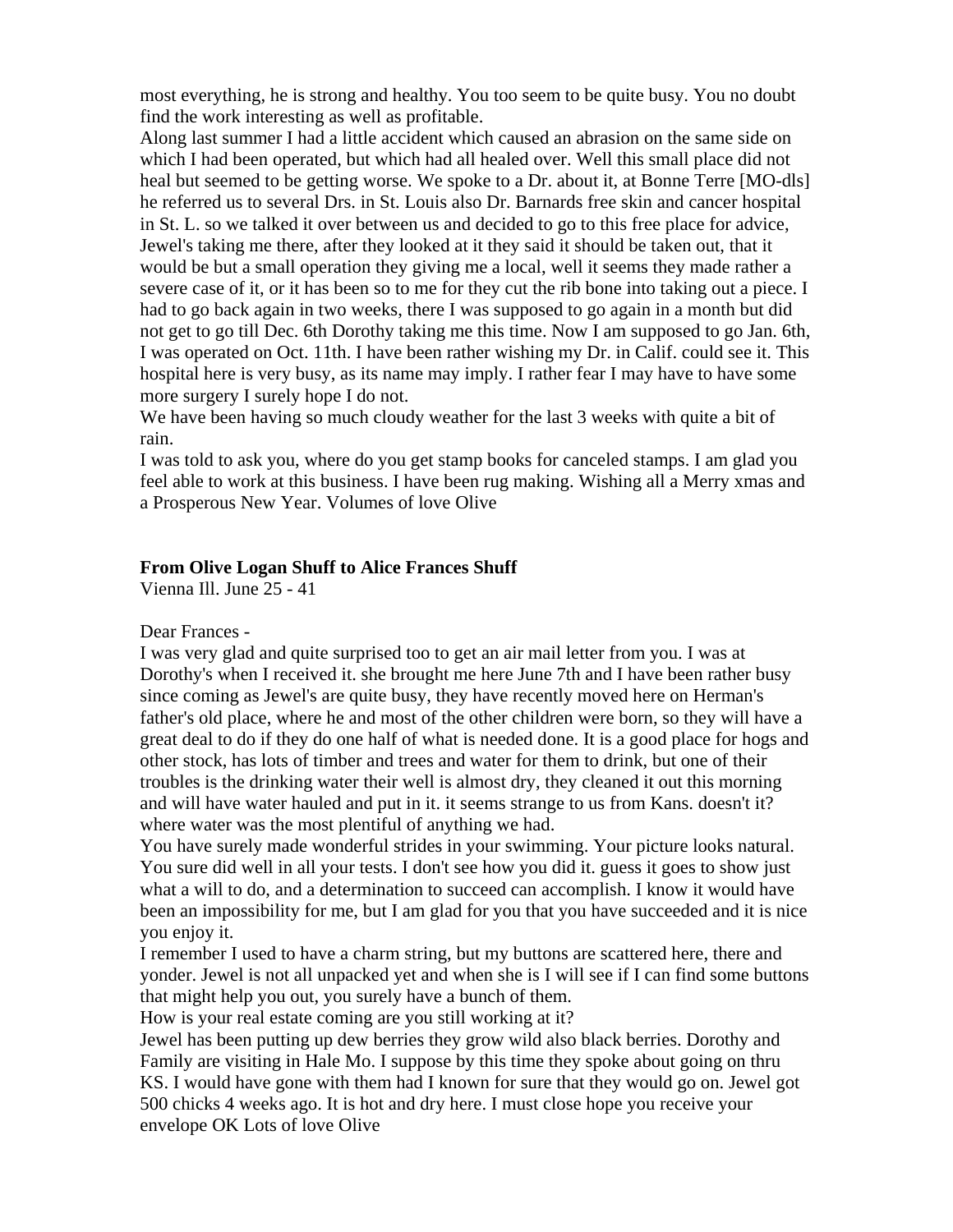most everything, he is strong and healthy. You too seem to be quite busy. You no doubt find the work interesting as well as profitable.

Along last summer I had a little accident which caused an abrasion on the same side on which I had been operated, but which had all healed over. Well this small place did not heal but seemed to be getting worse. We spoke to a Dr. about it, at Bonne Terre [MO-dls] he referred us to several Drs. in St. Louis also Dr. Barnards free skin and cancer hospital in St. L. so we talked it over between us and decided to go to this free place for advice, Jewel's taking me there, after they looked at it they said it should be taken out, that it would be but a small operation they giving me a local, well it seems they made rather a severe case of it, or it has been so to me for they cut the rib bone into taking out a piece. I had to go back again in two weeks, there I was supposed to go again in a month but did not get to go till Dec. 6th Dorothy taking me this time. Now I am supposed to go Jan. 6th, I was operated on Oct. 11th. I have been rather wishing my Dr. in Calif. could see it. This hospital here is very busy, as its name may imply. I rather fear I may have to have some more surgery I surely hope I do not.

We have been having so much cloudy weather for the last 3 weeks with quite a bit of rain.

I was told to ask you, where do you get stamp books for canceled stamps. I am glad you feel able to work at this business. I have been rug making. Wishing all a Merry xmas and a Prosperous New Year. Volumes of love Olive

**From Olive Logan Shuff to Alice Frances Shuff**

Vienna Ill. June 25 - 41

Dear Frances -

I was very glad and quite surprised too to get an air mail letter from you. I was at Dorothy's when I received it. she brought me here June 7th and I have been rather busy since coming as Jewel's are quite busy, they have recently moved here on Herman's father's old place, where he and most of the other children were born, so they will have a great deal to do if they do one half of what is needed done. It is a good place for hogs and other stock, has lots of timber and trees and water for them to drink, but one of their troubles is the drinking water their well is almost dry, they cleaned it out this morning and will have water hauled and put in it. it seems strange to us from Kans. doesn't it? where water was the most plentiful of anything we had.

You have surely made wonderful strides in your swimming. Your picture looks natural. You sure did well in all your tests. I don't see how you did it. guess it goes to show just what a will to do, and a determination to succeed can accomplish. I know it would have been an impossibility for me, but I am glad for you that you have succeeded and it is nice you enjoy it.

I remember I used to have a charm string, but my buttons are scattered here, there and yonder. Jewel is not all unpacked yet and when she is I will see if I can find some buttons that might help you out, you surely have a bunch of them.

How is your real estate coming are you still working at it?

Jewel has been putting up dew berries they grow wild also black berries. Dorothy and Family are visiting in Hale Mo. I suppose by this time they spoke about going on thru KS. I would have gone with them had I known for sure that they would go on. Jewel got 500 chicks 4 weeks ago. It is hot and dry here. I must close hope you receive your envelope OK Lots of love Olive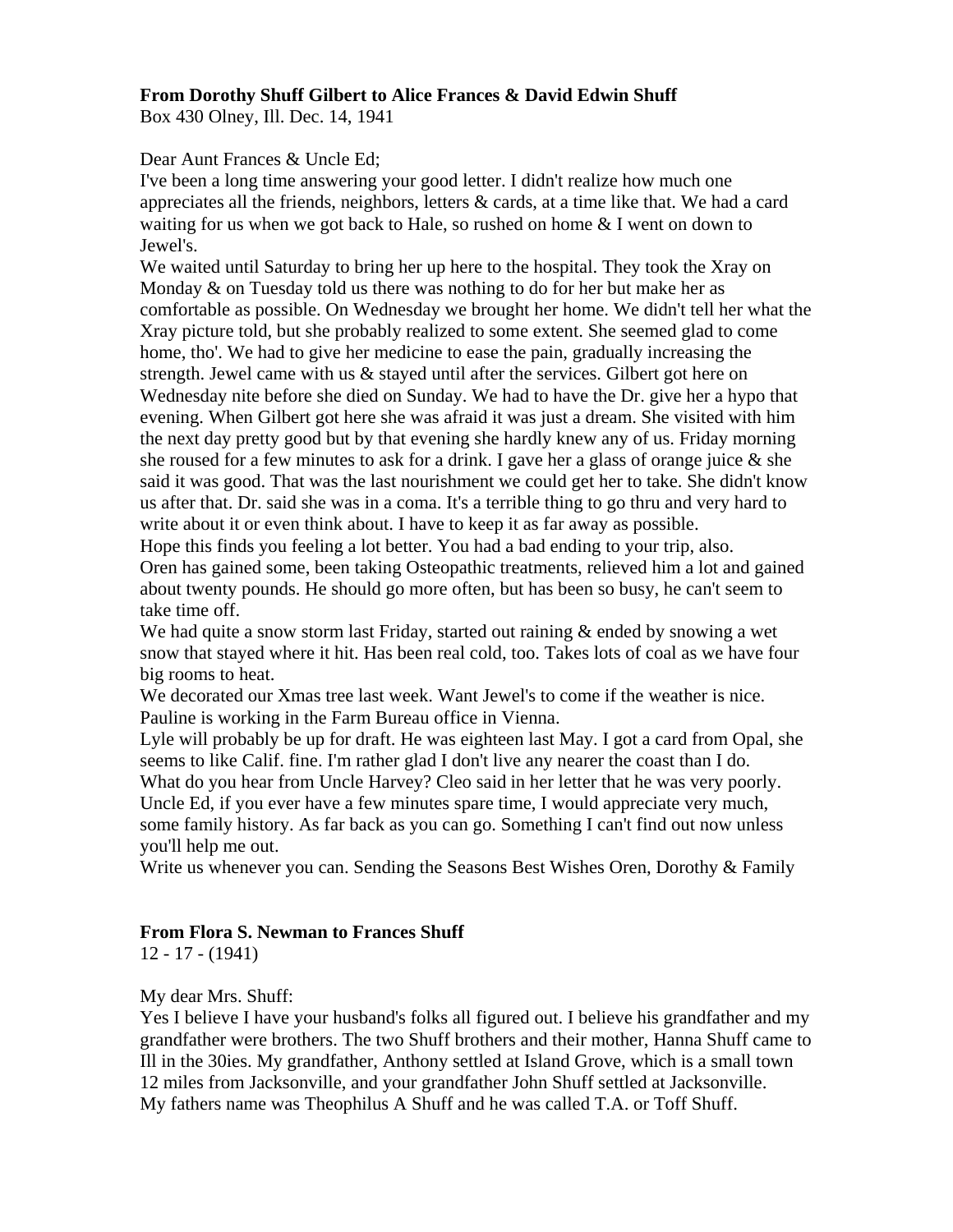**From Dorothy Shuff Gilbert to Alice Frances & David Edwin Shuff**
Box 430 Olney, Ill. Dec. 14, 1941

Dear Aunt Frances & Uncle Ed;
I've been a long time answering your good letter. I didn't realize how much one appreciates all the friends, neighbors, letters & cards, at a time like that. We had a card waiting for us when we got back to Hale, so rushed on home & I went on down to Jewel's.
We waited until Saturday to bring her up here to the hospital. They took the Xray on Monday & on Tuesday told us there was nothing to do for her but make her as comfortable as possible. On Wednesday we brought her home. We didn't tell her what the Xray picture told, but she probably realized to some extent. She seemed glad to come home, tho'. We had to give her medicine to ease the pain, gradually increasing the strength. Jewel came with us & stayed until after the services. Gilbert got here on Wednesday nite before she died on Sunday. We had to have the Dr. give her a hypo that evening. When Gilbert got here she was afraid it was just a dream. She visited with him the next day pretty good but by that evening she hardly knew any of us. Friday morning she roused for a few minutes to ask for a drink. I gave her a glass of orange juice & she said it was good. That was the last nourishment we could get her to take. She didn't know us after that. Dr. said she was in a coma. It's a terrible thing to go thru and very hard to write about it or even think about. I have to keep it as far away as possible.
Hope this finds you feeling a lot better. You had a bad ending to your trip, also.
Oren has gained some, been taking Osteopathic treatments, relieved him a lot and gained about twenty pounds. He should go more often, but has been so busy, he can't seem to take time off.
We had quite a snow storm last Friday, started out raining & ended by snowing a wet snow that stayed where it hit. Has been real cold, too. Takes lots of coal as we have four big rooms to heat.
We decorated our Xmas tree last week. Want Jewel's to come if the weather is nice.
Pauline is working in the Farm Bureau office in Vienna.
Lyle will probably be up for draft. He was eighteen last May. I got a card from Opal, she seems to like Calif. fine. I'm rather glad I don't live any nearer the coast than I do.
What do you hear from Uncle Harvey? Cleo said in her letter that he was very poorly.
Uncle Ed, if you ever have a few minutes spare time, I would appreciate very much, some family history. As far back as you can go. Something I can't find out now unless you'll help me out.
Write us whenever you can. Sending the Seasons Best Wishes Oren, Dorothy & Family

**From Flora S. Newman to Frances Shuff**
12 - 17 - (1941)

My dear Mrs. Shuff:
Yes I believe I have your husband's folks all figured out. I believe his grandfather and my grandfather were brothers. The two Shuff brothers and their mother, Hanna Shuff came to Ill in the 30ies. My grandfather, Anthony settled at Island Grove, which is a small town 12 miles from Jacksonville, and your grandfather John Shuff settled at Jacksonville.
My fathers name was Theophilus A Shuff and he was called T.A. or Toff Shuff.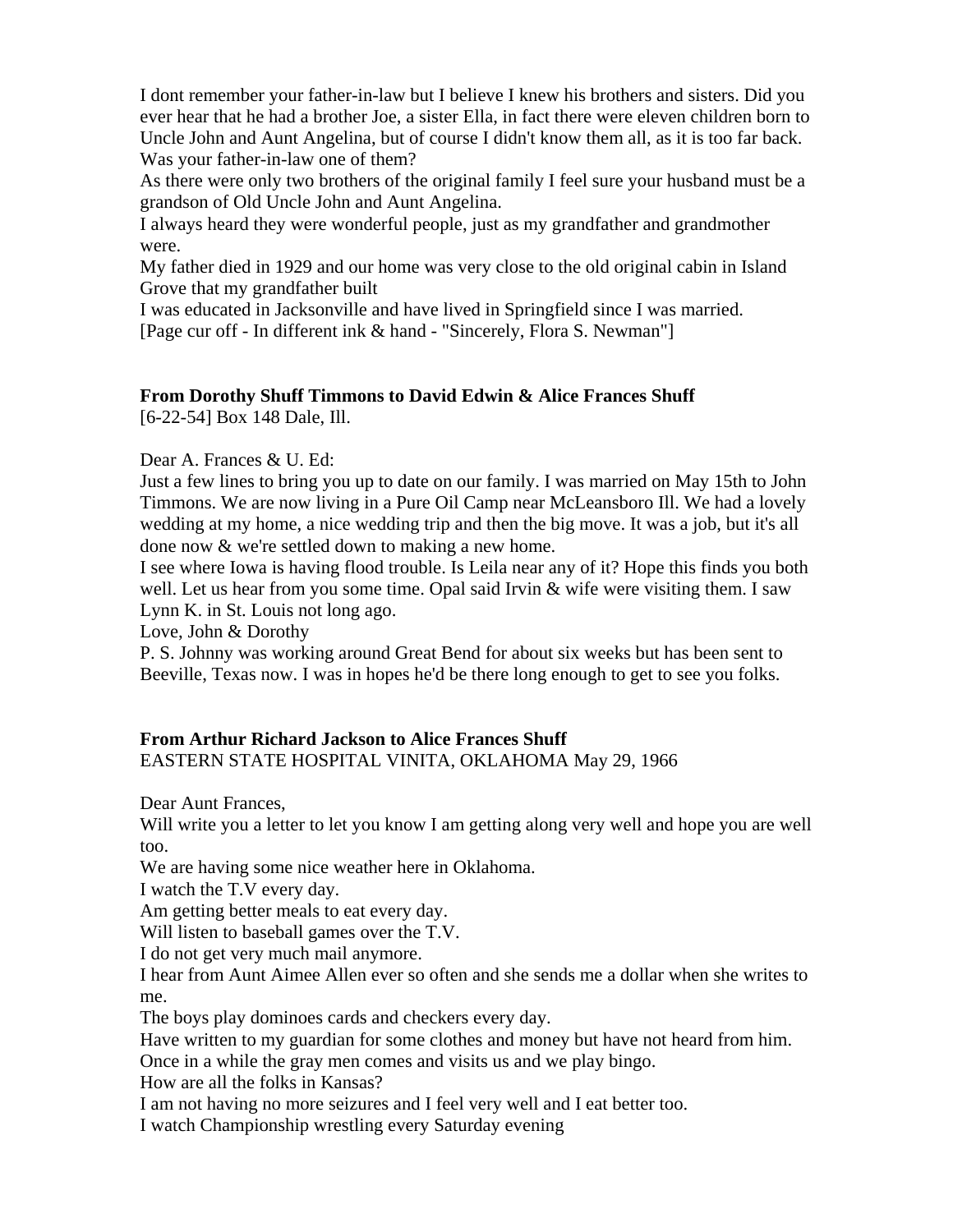I dont remember your father-in-law but I believe I knew his brothers and sisters. Did you ever hear that he had a brother Joe, a sister Ella, in fact there were eleven children born to Uncle John and Aunt Angelina, but of course I didn't know them all, as it is too far back. Was your father-in-law one of them?
As there were only two brothers of the original family I feel sure your husband must be a grandson of Old Uncle John and Aunt Angelina.
I always heard they were wonderful people, just as my grandfather and grandmother were.
My father died in 1929 and our home was very close to the old original cabin in Island Grove that my grandfather built
I was educated in Jacksonville and have lived in Springfield since I was married.
[Page cur off - In different ink & hand - "Sincerely, Flora S. Newman"]

**From Dorothy Shuff Timmons to David Edwin & Alice Frances Shuff**
[6-22-54] Box 148 Dale, Ill.

Dear A. Frances & U. Ed:
Just a few lines to bring you up to date on our family. I was married on May 15th to John Timmons. We are now living in a Pure Oil Camp near McLeansboro Ill. We had a lovely wedding at my home, a nice wedding trip and then the big move. It was a job, but it's all done now & we're settled down to making a new home.
I see where Iowa is having flood trouble. Is Leila near any of it? Hope this finds you both well. Let us hear from you some time. Opal said Irvin & wife were visiting them. I saw Lynn K. in St. Louis not long ago.
Love, John & Dorothy
P. S. Johnny was working around Great Bend for about six weeks but has been sent to Beeville, Texas now. I was in hopes he'd be there long enough to get to see you folks.

**From Arthur Richard Jackson to Alice Frances Shuff**
EASTERN STATE HOSPITAL VINITA, OKLAHOMA May 29, 1966

Dear Aunt Frances,
Will write you a letter to let you know I am getting along very well and hope you are well too.
We are having some nice weather here in Oklahoma.
I watch the T.V every day.
Am getting better meals to eat every day.
Will listen to baseball games over the T.V.
I do not get very much mail anymore.
I hear from Aunt Aimee Allen ever so often and she sends me a dollar when she writes to me.
The boys play dominoes cards and checkers every day.
Have written to my guardian for some clothes and money but have not heard from him.
Once in a while the gray men comes and visits us and we play bingo.
How are all the folks in Kansas?
I am not having no more seizures and I feel very well and I eat better too.
I watch Championship wrestling every Saturday evening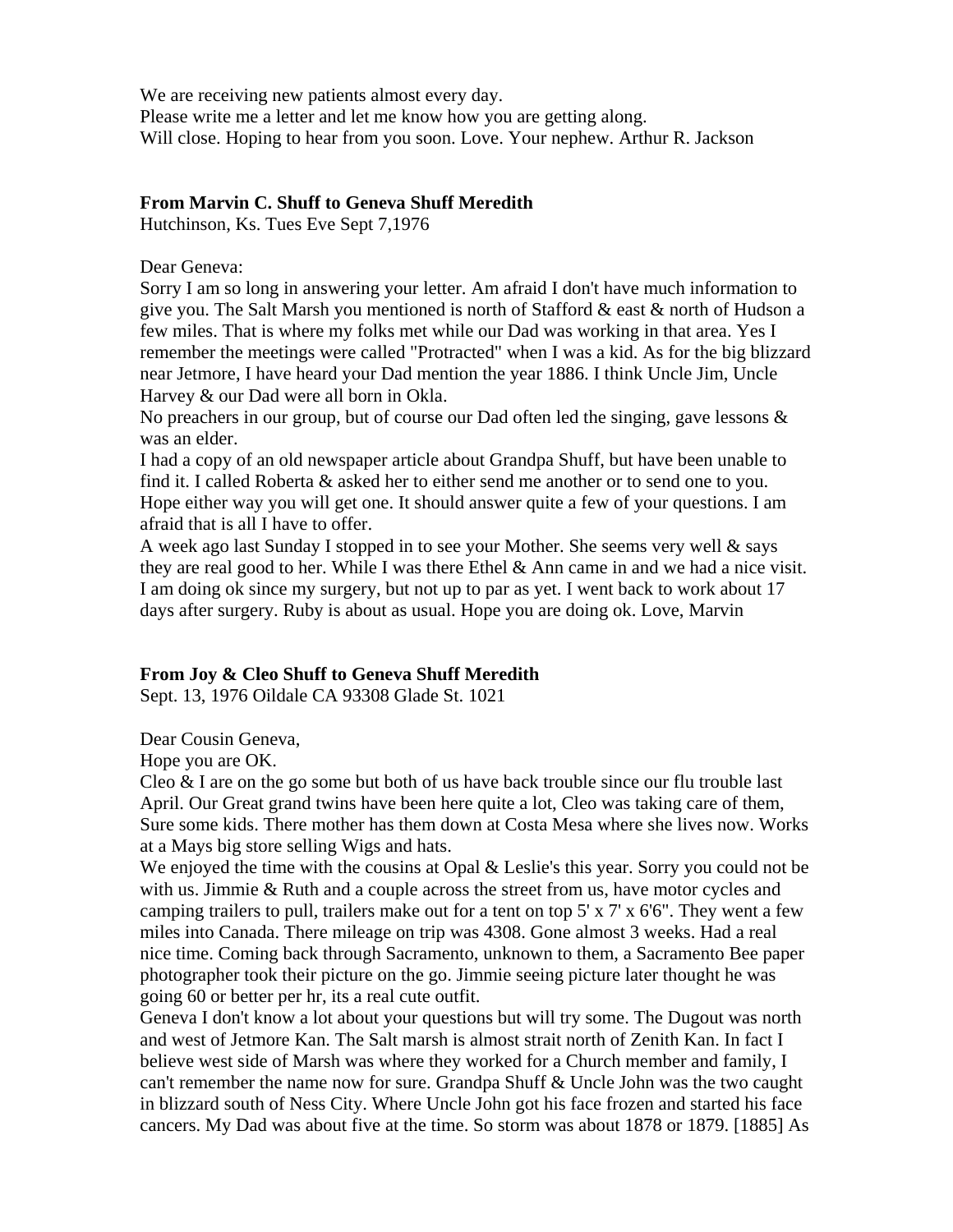We are receiving new patients almost every day.
Please write me a letter and let me know how you are getting along.
Will close. Hoping to hear from you soon. Love. Your nephew. Arthur R. Jackson

**From Marvin C. Shuff to Geneva Shuff Meredith**
Hutchinson, Ks. Tues Eve Sept 7,1976

Dear Geneva:
Sorry I am so long in answering your letter. Am afraid I don't have much information to give you. The Salt Marsh you mentioned is north of Stafford & east & north of Hudson a few miles. That is where my folks met while our Dad was working in that area. Yes I remember the meetings were called "Protracted" when I was a kid. As for the big blizzard near Jetmore, I have heard your Dad mention the year 1886. I think Uncle Jim, Uncle Harvey & our Dad were all born in Okla.
No preachers in our group, but of course our Dad often led the singing, gave lessons & was an elder.
I had a copy of an old newspaper article about Grandpa Shuff, but have been unable to find it. I called Roberta & asked her to either send me another or to send one to you. Hope either way you will get one. It should answer quite a few of your questions. I am afraid that is all I have to offer.
A week ago last Sunday I stopped in to see your Mother. She seems very well & says they are real good to her. While I was there Ethel & Ann came in and we had a nice visit. I am doing ok since my surgery, but not up to par as yet. I went back to work about 17 days after surgery. Ruby is about as usual. Hope you are doing ok. Love, Marvin

**From Joy & Cleo Shuff to Geneva Shuff Meredith**
Sept. 13, 1976 Oildale CA 93308 Glade St. 1021

Dear Cousin Geneva,
Hope you are OK.
Cleo & I are on the go some but both of us have back trouble since our flu trouble last April. Our Great grand twins have been here quite a lot, Cleo was taking care of them, Sure some kids. There mother has them down at Costa Mesa where she lives now. Works at a Mays big store selling Wigs and hats.
We enjoyed the time with the cousins at Opal & Leslie's this year. Sorry you could not be with us. Jimmie & Ruth and a couple across the street from us, have motor cycles and camping trailers to pull, trailers make out for a tent on top 5' x 7' x 6'6". They went a few miles into Canada. There mileage on trip was 4308. Gone almost 3 weeks. Had a real nice time. Coming back through Sacramento, unknown to them, a Sacramento Bee paper photographer took their picture on the go. Jimmie seeing picture later thought he was going 60 or better per hr, its a real cute outfit.
Geneva I don't know a lot about your questions but will try some. The Dugout was north and west of Jetmore Kan. The Salt marsh is almost strait north of Zenith Kan. In fact I believe west side of Marsh was where they worked for a Church member and family, I can't remember the name now for sure. Grandpa Shuff & Uncle John was the two caught in blizzard south of Ness City. Where Uncle John got his face frozen and started his face cancers. My Dad was about five at the time. So storm was about 1878 or 1879. [1885] As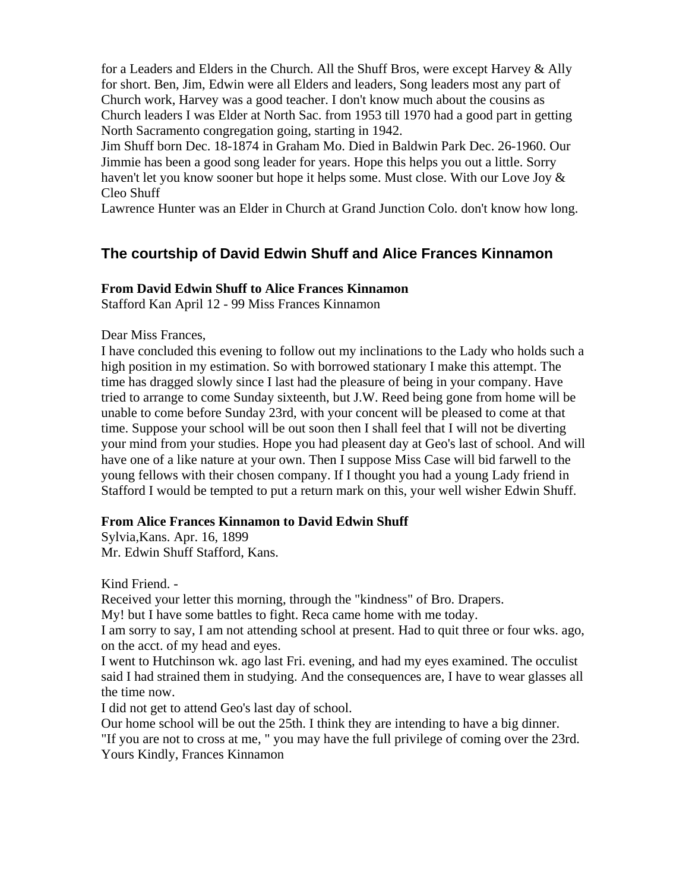for a Leaders and Elders in the Church. All the Shuff Bros, were except Harvey & Ally for short. Ben, Jim, Edwin were all Elders and leaders, Song leaders most any part of Church work, Harvey was a good teacher. I don't know much about the cousins as Church leaders I was Elder at North Sac. from 1953 till 1970 had a good part in getting North Sacramento congregation going, starting in 1942.
Jim Shuff born Dec. 18-1874 in Graham Mo. Died in Baldwin Park Dec. 26-1960. Our Jimmie has been a good song leader for years. Hope this helps you out a little. Sorry haven't let you know sooner but hope it helps some. Must close. With our Love Joy & Cleo Shuff
Lawrence Hunter was an Elder in Church at Grand Junction Colo. don't know how long.

## The courtship of David Edwin Shuff and Alice Frances Kinnamon

**From David Edwin Shuff to Alice Frances Kinnamon**
Stafford Kan April 12 - 99 Miss Frances Kinnamon

Dear Miss Frances,
I have concluded this evening to follow out my inclinations to the Lady who holds such a high position in my estimation. So with borrowed stationary I make this attempt. The time has dragged slowly since I last had the pleasure of being in your company. Have tried to arrange to come Sunday sixteenth, but J.W. Reed being gone from home will be unable to come before Sunday 23rd, with your concent will be pleased to come at that time. Suppose your school will be out soon then I shall feel that I will not be diverting your mind from your studies. Hope you had pleasent day at Geo's last of school. And will have one of a like nature at your own. Then I suppose Miss Case will bid farwell to the young fellows with their chosen company. If I thought you had a young Lady friend in Stafford I would be tempted to put a return mark on this, your well wisher Edwin Shuff.

**From Alice Frances Kinnamon to David Edwin Shuff**
Sylvia,Kans. Apr. 16, 1899
Mr. Edwin Shuff Stafford, Kans.

Kind Friend. -
Received your letter this morning, through the "kindness" of Bro. Drapers.
My! but I have some battles to fight. Reca came home with me today.
I am sorry to say, I am not attending school at present. Had to quit three or four wks. ago, on the acct. of my head and eyes.
I went to Hutchinson wk. ago last Fri. evening, and had my eyes examined. The occulist said I had strained them in studying. And the consequences are, I have to wear glasses all the time now.
I did not get to attend Geo's last day of school.
Our home school will be out the 25th. I think they are intending to have a big dinner.
"If you are not to cross at me, " you may have the full privilege of coming over the 23rd.
Yours Kindly, Frances Kinnamon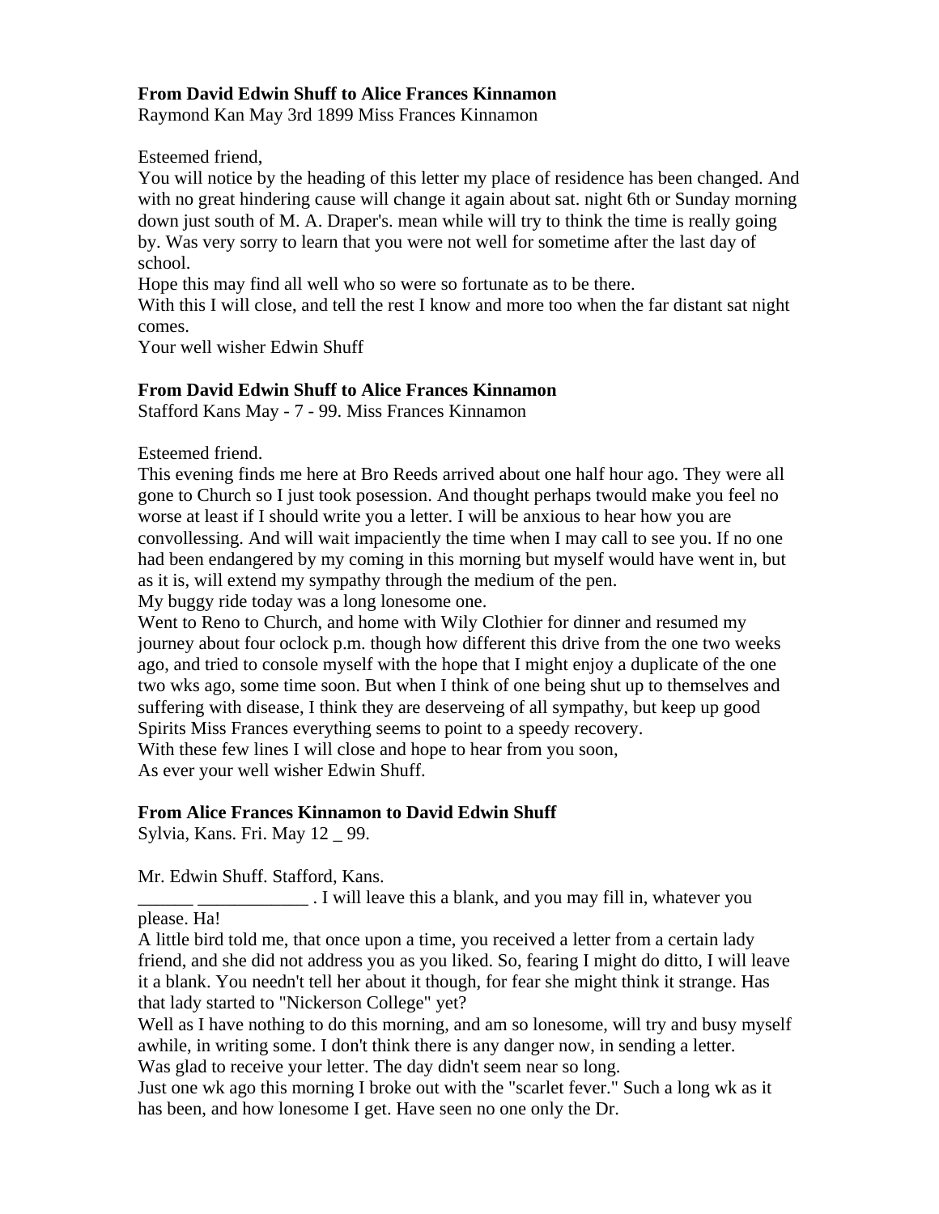**From David Edwin Shuff to Alice Frances Kinnamon**
Raymond Kan May 3rd 1899 Miss Frances Kinnamon

Esteemed friend,
You will notice by the heading of this letter my place of residence has been changed. And with no great hindering cause will change it again about sat. night 6th or Sunday morning down just south of M. A. Draper's. mean while will try to think the time is really going by. Was very sorry to learn that you were not well for sometime after the last day of school.
Hope this may find all well who so were so fortunate as to be there.
With this I will close, and tell the rest I know and more too when the far distant sat night comes.
Your well wisher Edwin Shuff

**From David Edwin Shuff to Alice Frances Kinnamon**
Stafford Kans May - 7 - 99. Miss Frances Kinnamon

Esteemed friend.
This evening finds me here at Bro Reeds arrived about one half hour ago. They were all gone to Church so I just took posession. And thought perhaps twould make you feel no worse at least if I should write you a letter. I will be anxious to hear how you are convollessing. And will wait impaciently the time when I may call to see you. If no one had been endangered by my coming in this morning but myself would have went in, but as it is, will extend my sympathy through the medium of the pen.
My buggy ride today was a long lonesome one.
Went to Reno to Church, and home with Wily Clothier for dinner and resumed my journey about four oclock p.m. though how different this drive from the one two weeks ago, and tried to console myself with the hope that I might enjoy a duplicate of the one two wks ago, some time soon. But when I think of one being shut up to themselves and suffering with disease, I think they are deserveing of all sympathy, but keep up good Spirits Miss Frances everything seems to point to a speedy recovery.
With these few lines I will close and hope to hear from you soon,
As ever your well wisher Edwin Shuff.

**From Alice Frances Kinnamon to David Edwin Shuff**
Sylvia, Kans. Fri. May 12 _ 99.

Mr. Edwin Shuff. Stafford, Kans.
______ ____________ . I will leave this a blank, and you may fill in, whatever you please. Ha!
A little bird told me, that once upon a time, you received a letter from a certain lady friend, and she did not address you as you liked. So, fearing I might do ditto, I will leave it a blank. You needn't tell her about it though, for fear she might think it strange. Has that lady started to "Nickerson College" yet?
Well as I have nothing to do this morning, and am so lonesome, will try and busy myself awhile, in writing some. I don't think there is any danger now, in sending a letter.
Was glad to receive your letter. The day didn't seem near so long.
Just one wk ago this morning I broke out with the "scarlet fever." Such a long wk as it has been, and how lonesome I get. Have seen no one only the Dr.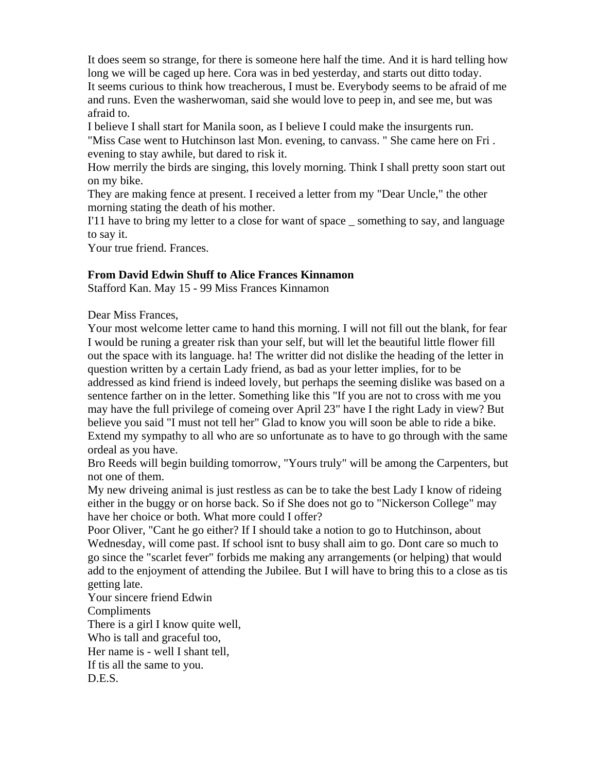It does seem so strange, for there is someone here half the time. And it is hard telling how long we will be caged up here. Cora was in bed yesterday, and starts out ditto today.
It seems curious to think how treacherous, I must be. Everybody seems to be afraid of me and runs. Even the washerwoman, said she would love to peep in, and see me, but was afraid to.
I believe I shall start for Manila soon, as I believe I could make the insurgents run.
"Miss Case went to Hutchinson last Mon. evening, to canvass. " She came here on Fri . evening to stay awhile, but dared to risk it.
How merrily the birds are singing, this lovely morning. Think I shall pretty soon start out on my bike.
They are making fence at present. I received a letter from my "Dear Uncle," the other morning stating the death of his mother.
I'11 have to bring my letter to a close for want of space _ something to say, and language to say it.
Your true friend. Frances.

**From David Edwin Shuff to Alice Frances Kinnamon**
Stafford Kan. May 15 - 99 Miss Frances Kinnamon

Dear Miss Frances,
Your most welcome letter came to hand this morning. I will not fill out the blank, for fear I would be runing a greater risk than your self, but will let the beautiful little flower fill out the space with its language. ha! The writter did not dislike the heading of the letter in question written by a certain Lady friend, as bad as your letter implies, for to be addressed as kind friend is indeed lovely, but perhaps the seeming dislike was based on a sentence farther on in the letter. Something like this "If you are not to cross with me you may have the full privilege of comeing over April 23" have I the right Lady in view? But believe you said "I must not tell her" Glad to know you will soon be able to ride a bike. Extend my sympathy to all who are so unfortunate as to have to go through with the same ordeal as you have.
Bro Reeds will begin building tomorrow, "Yours truly" will be among the Carpenters, but not one of them.
My new driveing animal is just restless as can be to take the best Lady I know of rideing either in the buggy or on horse back. So if She does not go to "Nickerson College" may have her choice or both. What more could I offer?
Poor Oliver, "Cant he go either? If I should take a notion to go to Hutchinson, about Wednesday, will come past. If school isnt to busy shall aim to go. Dont care so much to go since the "scarlet fever" forbids me making any arrangements (or helping) that would add to the enjoyment of attending the Jubilee. But I will have to bring this to a close as tis getting late.
Your sincere friend Edwin
Compliments
There is a girl I know quite well,
Who is tall and graceful too,
Her name is - well I shant tell,
If tis all the same to you.
D.E.S.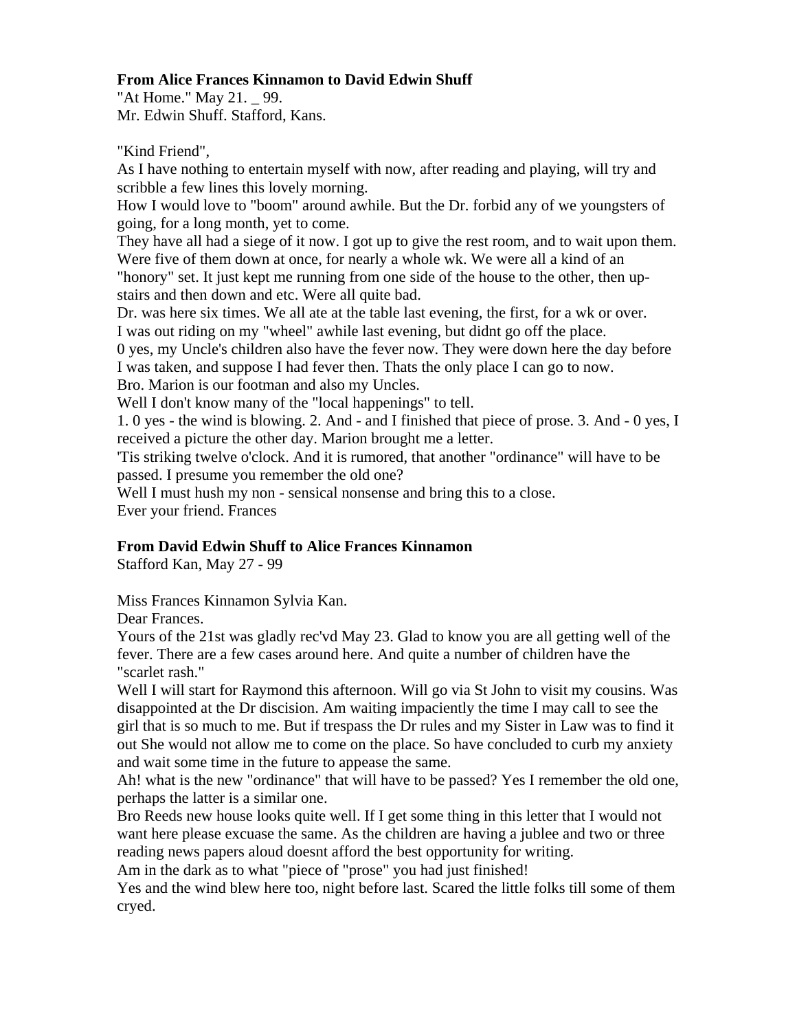**From Alice Frances Kinnamon to David Edwin Shuff**
"At Home." May 21. _ 99.
Mr. Edwin Shuff. Stafford, Kans.

"Kind Friend",
As I have nothing to entertain myself with now, after reading and playing, will try and scribble a few lines this lovely morning.
How I would love to "boom" around awhile. But the Dr. forbid any of we youngsters of going, for a long month, yet to come.
They have all had a siege of it now. I got up to give the rest room, and to wait upon them. Were five of them down at once, for nearly a whole wk. We were all a kind of an "honory" set. It just kept me running from one side of the house to the other, then up-stairs and then down and etc. Were all quite bad.
Dr. was here six times. We all ate at the table last evening, the first, for a wk or over.
I was out riding on my "wheel" awhile last evening, but didnt go off the place.
0 yes, my Uncle's children also have the fever now. They were down here the day before I was taken, and suppose I had fever then. Thats the only place I can go to now.
Bro. Marion is our footman and also my Uncles.
Well I don't know many of the "local happenings" to tell.
1. 0 yes - the wind is blowing. 2. And - and I finished that piece of prose. 3. And - 0 yes, I received a picture the other day. Marion brought me a letter.
'Tis striking twelve o'clock. And it is rumored, that another "ordinance" will have to be passed. I presume you remember the old one?
Well I must hush my non - sensical nonsense and bring this to a close.
Ever your friend. Frances

**From David Edwin Shuff to Alice Frances Kinnamon**
Stafford Kan, May 27 - 99

Miss Frances Kinnamon Sylvia Kan.
Dear Frances.
Yours of the 21st was gladly rec'vd May 23. Glad to know you are all getting well of the fever. There are a few cases around here. And quite a number of children have the "scarlet rash."
Well I will start for Raymond this afternoon. Will go via St John to visit my cousins. Was disappointed at the Dr discision. Am waiting impaciently the time I may call to see the girl that is so much to me. But if trespass the Dr rules and my Sister in Law was to find it out She would not allow me to come on the place. So have concluded to curb my anxiety and wait some time in the future to appease the same.
Ah! what is the new "ordinance" that will have to be passed? Yes I remember the old one, perhaps the latter is a similar one.
Bro Reeds new house looks quite well. If I get some thing in this letter that I would not want here please excuase the same. As the children are having a jublee and two or three reading news papers aloud doesnt afford the best opportunity for writing.
Am in the dark as to what "piece of "prose" you had just finished!
Yes and the wind blew here too, night before last. Scared the little folks till some of them cryed.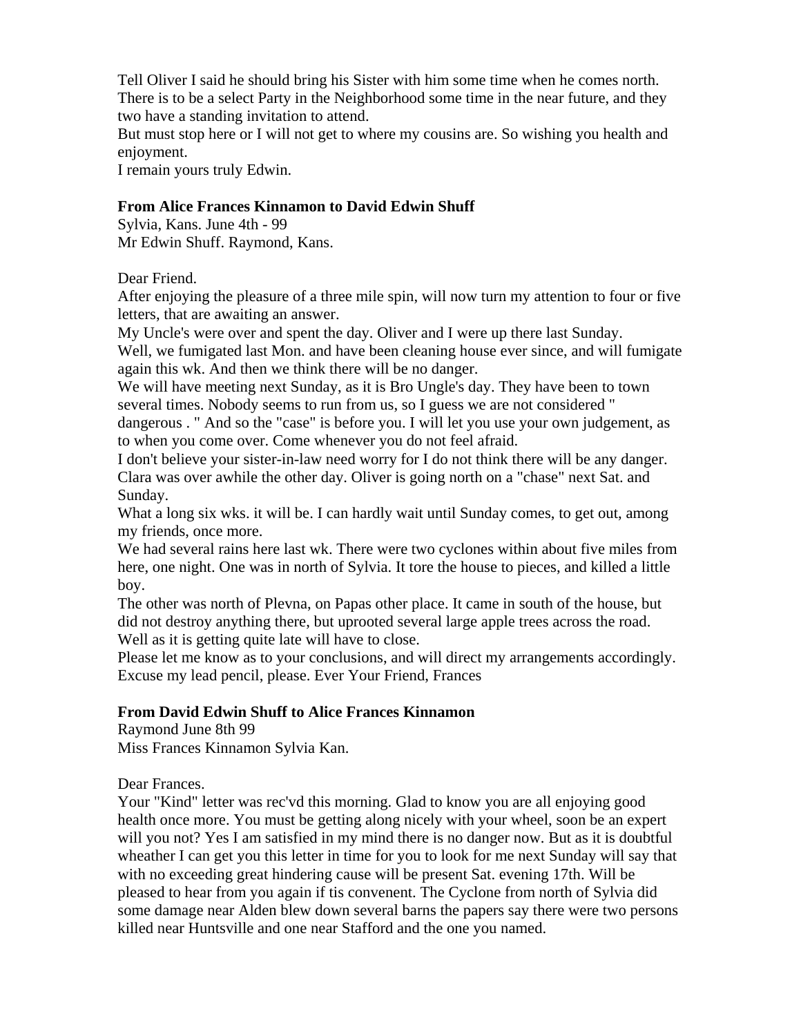Tell Oliver I said he should bring his Sister with him some time when he comes north. There is to be a select Party in the Neighborhood some time in the near future, and they two have a standing invitation to attend.
But must stop here or I will not get to where my cousins are. So wishing you health and enjoyment.
I remain yours truly Edwin.

**From Alice Frances Kinnamon to David Edwin Shuff**
Sylvia, Kans. June 4th - 99
Mr Edwin Shuff. Raymond, Kans.

Dear Friend.
After enjoying the pleasure of a three mile spin, will now turn my attention to four or five letters, that are awaiting an answer.
My Uncle's were over and spent the day. Oliver and I were up there last Sunday.
Well, we fumigated last Mon. and have been cleaning house ever since, and will fumigate again this wk. And then we think there will be no danger.
We will have meeting next Sunday, as it is Bro Ungle's day. They have been to town several times. Nobody seems to run from us, so I guess we are not considered " dangerous . " And so the "case" is before you. I will let you use your own judgement, as to when you come over. Come whenever you do not feel afraid.
I don't believe your sister-in-law need worry for I do not think there will be any danger. Clara was over awhile the other day. Oliver is going north on a "chase" next Sat. and Sunday.
What a long six wks. it will be. I can hardly wait until Sunday comes, to get out, among my friends, once more.
We had several rains here last wk. There were two cyclones within about five miles from here, one night. One was in north of Sylvia. It tore the house to pieces, and killed a little boy.
The other was north of Plevna, on Papas other place. It came in south of the house, but did not destroy anything there, but uprooted several large apple trees across the road.
Well as it is getting quite late will have to close.
Please let me know as to your conclusions, and will direct my arrangements accordingly. Excuse my lead pencil, please. Ever Your Friend, Frances

**From David Edwin Shuff to Alice Frances Kinnamon**
Raymond June 8th 99
Miss Frances Kinnamon Sylvia Kan.

Dear Frances.
Your "Kind" letter was rec'vd this morning. Glad to know you are all enjoying good health once more. You must be getting along nicely with your wheel, soon be an expert will you not? Yes I am satisfied in my mind there is no danger now. But as it is doubtful wheather I can get you this letter in time for you to look for me next Sunday will say that with no exceeding great hindering cause will be present Sat. evening 17th. Will be pleased to hear from you again if tis convenent. The Cyclone from north of Sylvia did some damage near Alden blew down several barns the papers say there were two persons killed near Huntsville and one near Stafford and the one you named.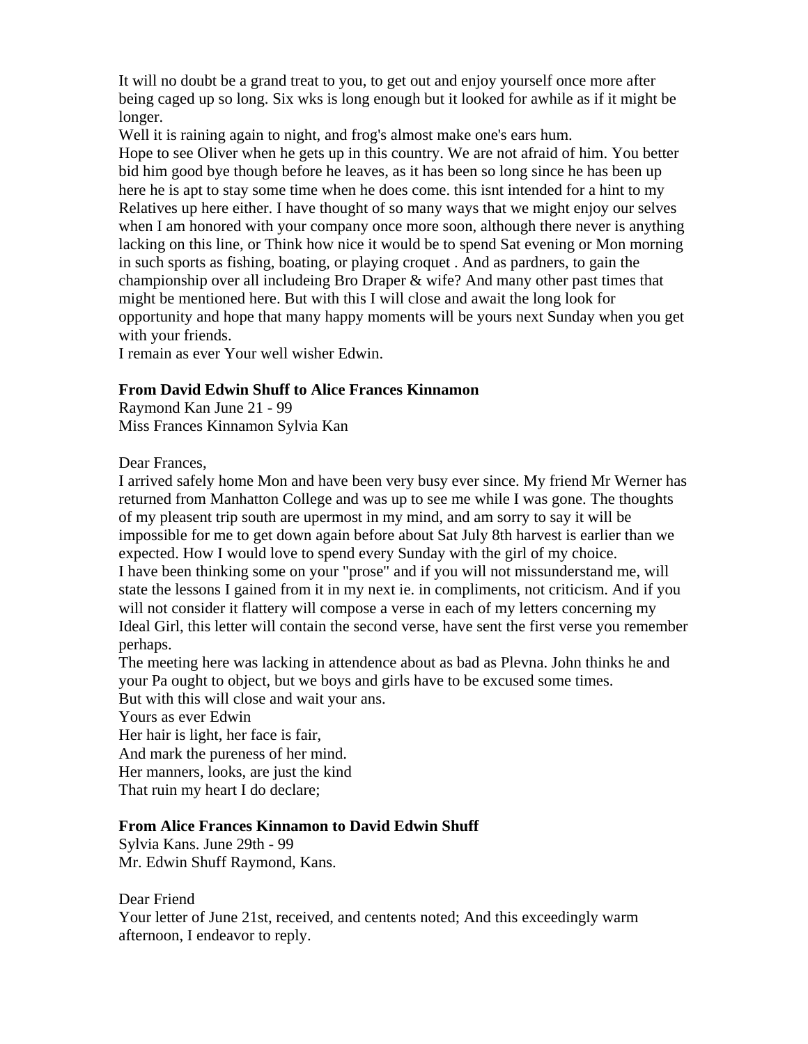It will no doubt be a grand treat to you, to get out and enjoy yourself once more after being caged up so long. Six wks is long enough but it looked for awhile as if it might be longer.

Well it is raining again to night, and frog's almost make one's ears hum.

Hope to see Oliver when he gets up in this country. We are not afraid of him. You better bid him good bye though before he leaves, as it has been so long since he has been up here he is apt to stay some time when he does come. this isnt intended for a hint to my Relatives up here either. I have thought of so many ways that we might enjoy our selves when I am honored with your company once more soon, although there never is anything lacking on this line, or Think how nice it would be to spend Sat evening or Mon morning in such sports as fishing, boating, or playing croquet . And as pardners, to gain the championship over all includeing Bro Draper & wife? And many other past times that might be mentioned here. But with this I will close and await the long look for opportunity and hope that many happy moments will be yours next Sunday when you get with your friends.

I remain as ever Your well wisher Edwin.

**From David Edwin Shuff to Alice Frances Kinnamon**

Raymond Kan June 21 - 99
Miss Frances Kinnamon Sylvia Kan

Dear Frances,

I arrived safely home Mon and have been very busy ever since. My friend Mr Werner has returned from Manhatton College and was up to see me while I was gone. The thoughts of my pleasent trip south are upermost in my mind, and am sorry to say it will be impossible for me to get down again before about Sat July 8th harvest is earlier than we expected. How I would love to spend every Sunday with the girl of my choice.

I have been thinking some on your "prose" and if you will not missunderstand me, will state the lessons I gained from it in my next ie. in compliments, not criticism. And if you will not consider it flattery will compose a verse in each of my letters concerning my Ideal Girl, this letter will contain the second verse, have sent the first verse you remember perhaps.

The meeting here was lacking in attendence about as bad as Plevna. John thinks he and your Pa ought to object, but we boys and girls have to be excused some times.

But with this will close and wait your ans.

Yours as ever Edwin

Her hair is light, her face is fair,
And mark the pureness of her mind.
Her manners, looks, are just the kind
That ruin my heart I do declare;

**From Alice Frances Kinnamon to David Edwin Shuff**

Sylvia Kans. June 29th - 99
Mr. Edwin Shuff Raymond, Kans.

Dear Friend

Your letter of June 21st, received, and centents noted; And this exceedingly warm afternoon, I endeavor to reply.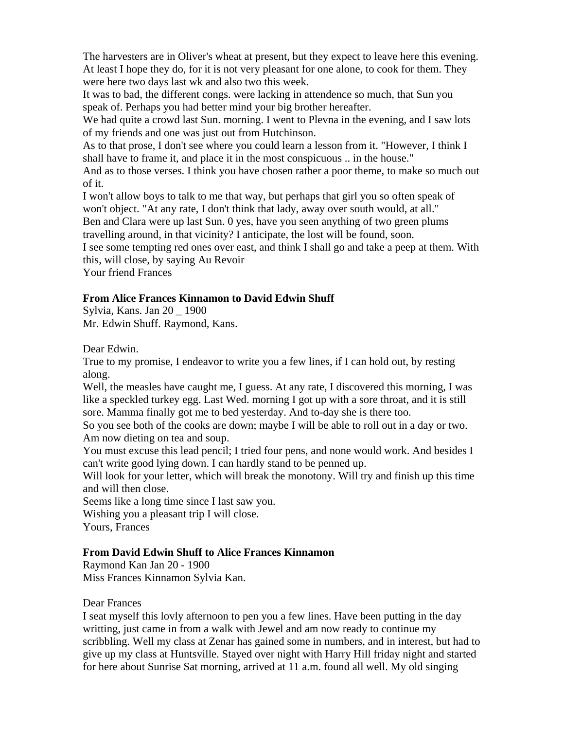The harvesters are in Oliver's wheat at present, but they expect to leave here this evening. At least I hope they do, for it is not very pleasant for one alone, to cook for them. They were here two days last wk and also two this week.

It was to bad, the different congs. were lacking in attendence so much, that Sun you speak of. Perhaps you had better mind your big brother hereafter.

We had quite a crowd last Sun. morning. I went to Plevna in the evening, and I saw lots of my friends and one was just out from Hutchinson.

As to that prose, I don't see where you could learn a lesson from it. "However, I think I shall have to frame it, and place it in the most conspicuous .. in the house."

And as to those verses. I think you have chosen rather a poor theme, to make so much out of it.

I won't allow boys to talk to me that way, but perhaps that girl you so often speak of won't object. "At any rate, I don't think that lady, away over south would, at all."

Ben and Clara were up last Sun. 0 yes, have you seen anything of two green plums travelling around, in that vicinity? I anticipate, the lost will be found, soon.

I see some tempting red ones over east, and think I shall go and take a peep at them. With this, will close, by saying Au Revoir

Your friend Frances

**From Alice Frances Kinnamon to David Edwin Shuff**

Sylvia, Kans. Jan 20 _ 1900

Mr. Edwin Shuff. Raymond, Kans.

Dear Edwin.

True to my promise, I endeavor to write you a few lines, if I can hold out, by resting along.

Well, the measles have caught me, I guess. At any rate, I discovered this morning, I was like a speckled turkey egg. Last Wed. morning I got up with a sore throat, and it is still sore. Mamma finally got me to bed yesterday. And to-day she is there too.

So you see both of the cooks are down; maybe I will be able to roll out in a day or two. Am now dieting on tea and soup.

You must excuse this lead pencil; I tried four pens, and none would work. And besides I can't write good lying down. I can hardly stand to be penned up.

Will look for your letter, which will break the monotony. Will try and finish up this time and will then close.

Seems like a long time since I last saw you.

Wishing you a pleasant trip I will close.

Yours, Frances

**From David Edwin Shuff to Alice Frances Kinnamon**

Raymond Kan Jan 20 - 1900

Miss Frances Kinnamon Sylvia Kan.

Dear Frances

I seat myself this lovly afternoon to pen you a few lines. Have been putting in the day writting, just came in from a walk with Jewel and am now ready to continue my scribbling. Well my class at Zenar has gained some in numbers, and in interest, but had to give up my class at Huntsville. Stayed over night with Harry Hill friday night and started for here about Sunrise Sat morning, arrived at 11 a.m. found all well. My old singing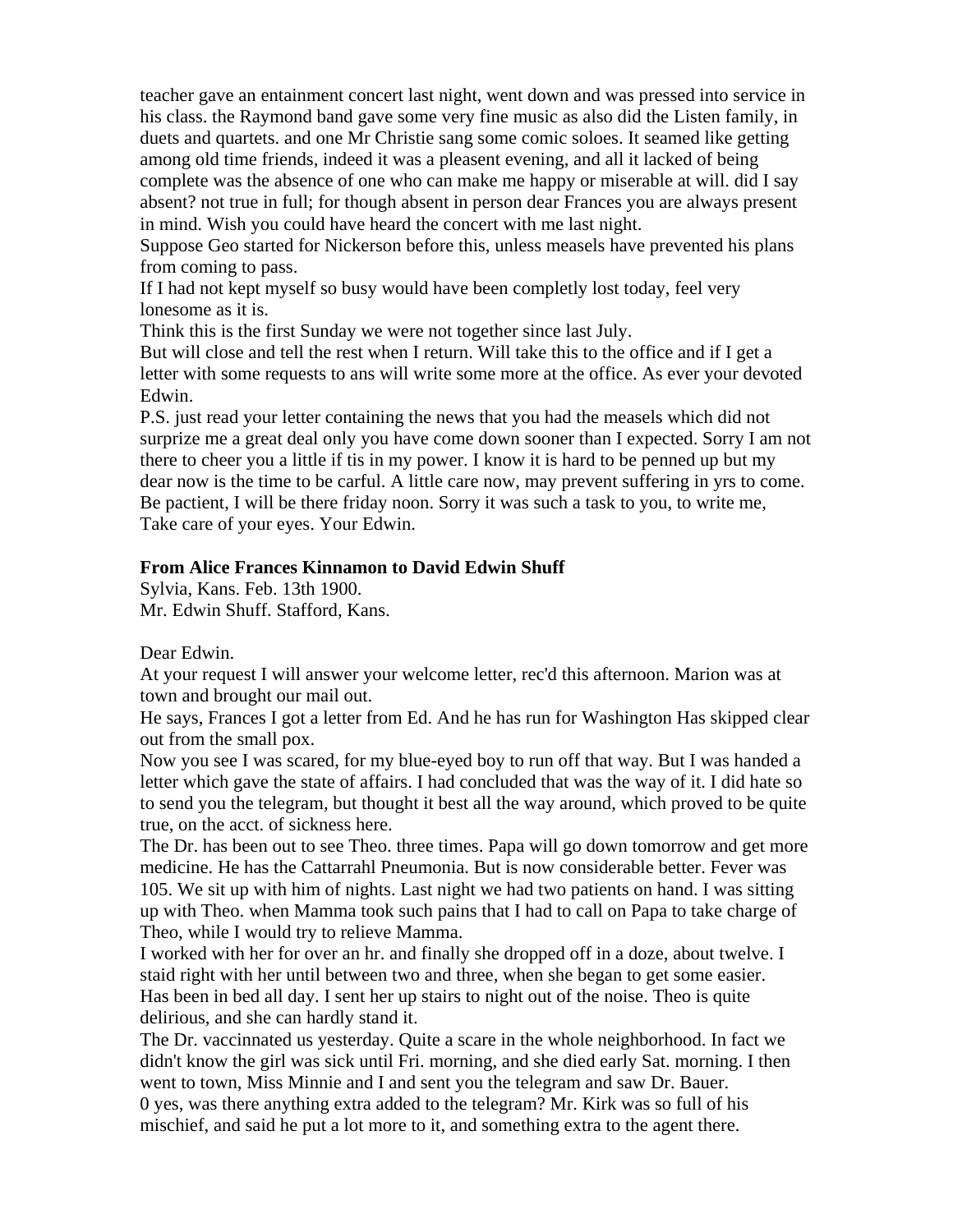teacher gave an entainment concert last night, went down and was pressed into service in his class. the Raymond band gave some very fine music as also did the Listen family, in duets and quartets. and one Mr Christie sang some comic soloes. It seamed like getting among old time friends, indeed it was a pleasent evening, and all it lacked of being complete was the absence of one who can make me happy or miserable at will. did I say absent? not true in full; for though absent in person dear Frances you are always present in mind. Wish you could have heard the concert with me last night.

Suppose Geo started for Nickerson before this, unless measels have prevented his plans from coming to pass.

If I had not kept myself so busy would have been completly lost today, feel very lonesome as it is.

Think this is the first Sunday we were not together since last July.

But will close and tell the rest when I return. Will take this to the office and if I get a letter with some requests to ans will write some more at the office. As ever your devoted Edwin.

P.S. just read your letter containing the news that you had the measels which did not surprize me a great deal only you have come down sooner than I expected. Sorry I am not there to cheer you a little if tis in my power. I know it is hard to be penned up but my dear now is the time to be carful. A little care now, may prevent suffering in yrs to come. Be pactient, I will be there friday noon. Sorry it was such a task to you, to write me, Take care of your eyes. Your Edwin.

**From Alice Frances Kinnamon to David Edwin Shuff**

Sylvia, Kans. Feb. 13th 1900.
Mr. Edwin Shuff. Stafford, Kans.

Dear Edwin.

At your request I will answer your welcome letter, rec'd this afternoon. Marion was at town and brought our mail out.

He says, Frances I got a letter from Ed. And he has run for Washington Has skipped clear out from the small pox.

Now you see I was scared, for my blue-eyed boy to run off that way. But I was handed a letter which gave the state of affairs. I had concluded that was the way of it. I did hate so to send you the telegram, but thought it best all the way around, which proved to be quite true, on the acct. of sickness here.

The Dr. has been out to see Theo. three times. Papa will go down tomorrow and get more medicine. He has the Cattarrahl Pneumonia. But is now considerable better. Fever was 105. We sit up with him of nights. Last night we had two patients on hand. I was sitting up with Theo. when Mamma took such pains that I had to call on Papa to take charge of Theo, while I would try to relieve Mamma.

I worked with her for over an hr. and finally she dropped off in a doze, about twelve. I staid right with her until between two and three, when she began to get some easier. Has been in bed all day. I sent her up stairs to night out of the noise. Theo is quite delirious, and she can hardly stand it.

The Dr. vaccinnated us yesterday. Quite a scare in the whole neighborhood. In fact we didn't know the girl was sick until Fri. morning, and she died early Sat. morning. I then went to town, Miss Minnie and I and sent you the telegram and saw Dr. Bauer.

0 yes, was there anything extra added to the telegram? Mr. Kirk was so full of his mischief, and said he put a lot more to it, and something extra to the agent there.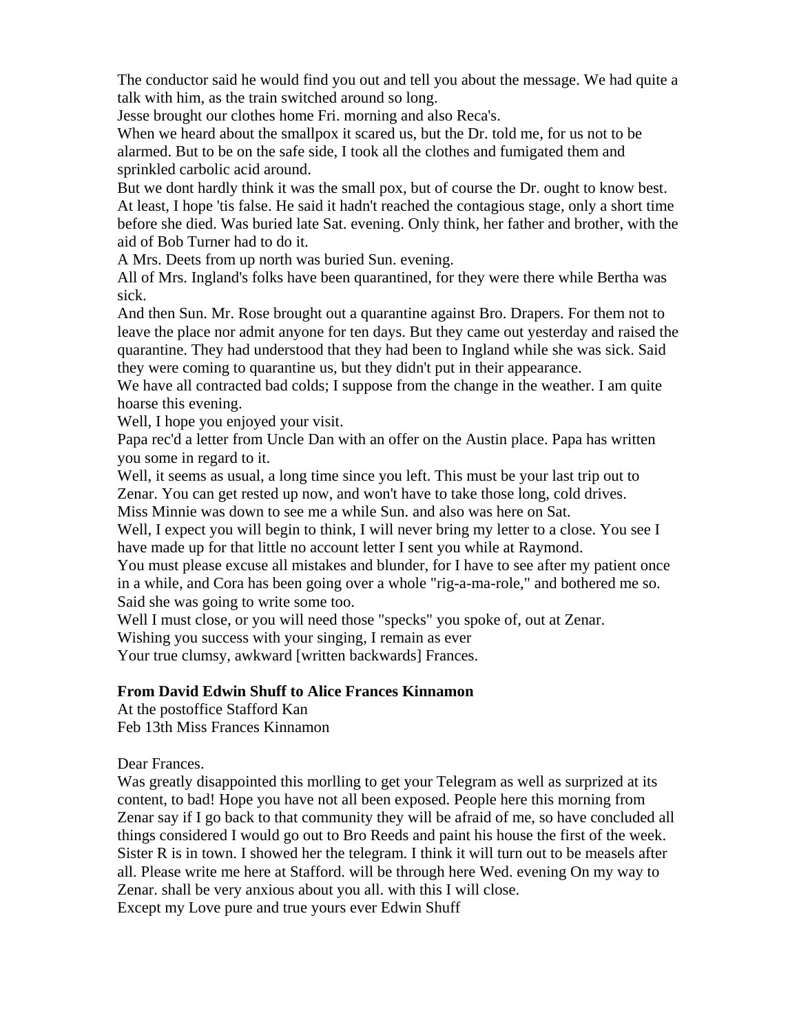The conductor said he would find you out and tell you about the message. We had quite a talk with him, as the train switched around so long.
Jesse brought our clothes home Fri. morning and also Reca's.
When we heard about the smallpox it scared us, but the Dr. told me, for us not to be alarmed. But to be on the safe side, I took all the clothes and fumigated them and sprinkled carbolic acid around.
But we dont hardly think it was the small pox, but of course the Dr. ought to know best. At least, I hope 'tis false. He said it hadn't reached the contagious stage, only a short time before she died. Was buried late Sat. evening. Only think, her father and brother, with the aid of Bob Turner had to do it.
A Mrs. Deets from up north was buried Sun. evening.
All of Mrs. Ingland's folks have been quarantined, for they were there while Bertha was sick.
And then Sun. Mr. Rose brought out a quarantine against Bro. Drapers. For them not to leave the place nor admit anyone for ten days. But they came out yesterday and raised the quarantine. They had understood that they had been to Ingland while she was sick. Said they were coming to quarantine us, but they didn't put in their appearance.
We have all contracted bad colds; I suppose from the change in the weather. I am quite hoarse this evening.
Well, I hope you enjoyed your visit.
Papa rec'd a letter from Uncle Dan with an offer on the Austin place. Papa has written you some in regard to it.
Well, it seems as usual, a long time since you left. This must be your last trip out to Zenar. You can get rested up now, and won't have to take those long, cold drives.
Miss Minnie was down to see me a while Sun. and also was here on Sat.
Well, I expect you will begin to think, I will never bring my letter to a close. You see I have made up for that little no account letter I sent you while at Raymond.
You must please excuse all mistakes and blunder, for I have to see after my patient once in a while, and Cora has been going over a whole "rig-a-ma-role," and bothered me so. Said she was going to write some too.
Well I must close, or you will need those "specks" you spoke of, out at Zenar.
Wishing you success with your singing, I remain as ever
Your true clumsy, awkward [written backwards] Frances.

**From David Edwin Shuff to Alice Frances Kinnamon**
At the postoffice Stafford Kan
Feb 13th Miss Frances Kinnamon

Dear Frances.
Was greatly disappointed this morlling to get your Telegram as well as surprized at its content, to bad! Hope you have not all been exposed. People here this morning from Zenar say if I go back to that community they will be afraid of me, so have concluded all things considered I would go out to Bro Reeds and paint his house the first of the week. Sister R is in town. I showed her the telegram. I think it will turn out to be measels after all. Please write me here at Stafford. will be through here Wed. evening On my way to Zenar. shall be very anxious about you all. with this I will close.
Except my Love pure and true yours ever Edwin Shuff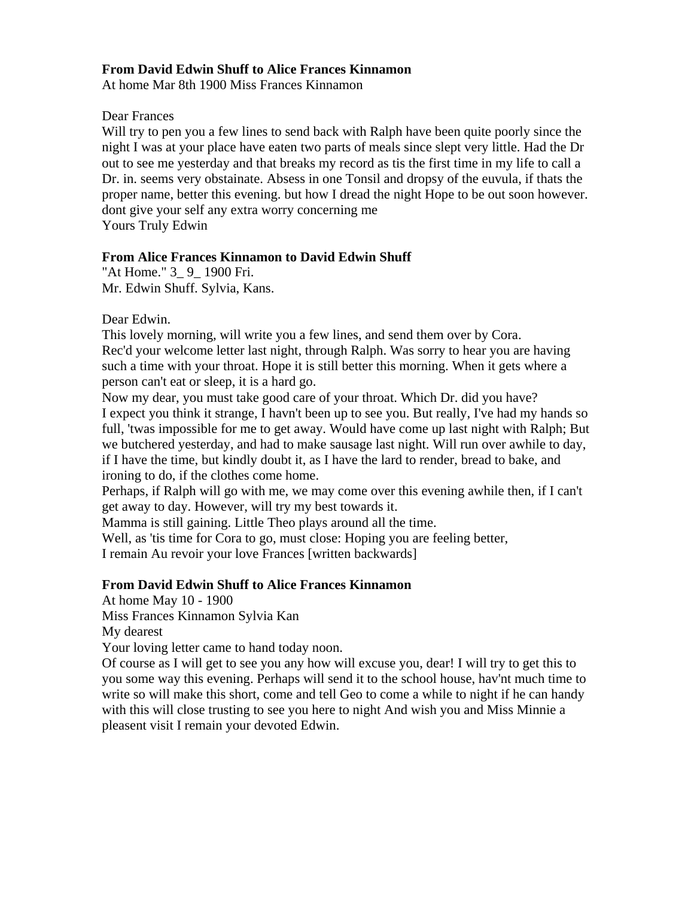**From David Edwin Shuff to Alice Frances Kinnamon**

At home Mar 8th 1900 Miss Frances Kinnamon

Dear Frances

Will try to pen you a few lines to send back with Ralph have been quite poorly since the night I was at your place have eaten two parts of meals since slept very little. Had the Dr out to see me yesterday and that breaks my record as tis the first time in my life to call a Dr. in. seems very obstainate. Absess in one Tonsil and dropsy of the euvula, if thats the proper name, better this evening. but how I dread the night Hope to be out soon however. dont give your self any extra worry concerning me

Yours Truly Edwin

**From Alice Frances Kinnamon to David Edwin Shuff**

"At Home." 3_ 9_ 1900 Fri.

Mr. Edwin Shuff. Sylvia, Kans.

Dear Edwin.

This lovely morning, will write you a few lines, and send them over by Cora.

Rec'd your welcome letter last night, through Ralph. Was sorry to hear you are having such a time with your throat. Hope it is still better this morning. When it gets where a person can't eat or sleep, it is a hard go.

Now my dear, you must take good care of your throat. Which Dr. did you have?

I expect you think it strange, I havn't been up to see you. But really, I've had my hands so full, 'twas impossible for me to get away. Would have come up last night with Ralph; But we butchered yesterday, and had to make sausage last night. Will run over awhile to day, if I have the time, but kindly doubt it, as I have the lard to render, bread to bake, and ironing to do, if the clothes come home.

Perhaps, if Ralph will go with me, we may come over this evening awhile then, if I can't get away to day. However, will try my best towards it.

Mamma is still gaining. Little Theo plays around all the time.

Well, as 'tis time for Cora to go, must close: Hoping you are feeling better,

I remain Au revoir your love Frances [written backwards]

**From David Edwin Shuff to Alice Frances Kinnamon**

At home May 10 - 1900

Miss Frances Kinnamon Sylvia Kan

My dearest

Your loving letter came to hand today noon.

Of course as I will get to see you any how will excuse you, dear! I will try to get this to you some way this evening. Perhaps will send it to the school house, hav'nt much time to write so will make this short, come and tell Geo to come a while to night if he can handy with this will close trusting to see you here to night And wish you and Miss Minnie a pleasent visit I remain your devoted Edwin.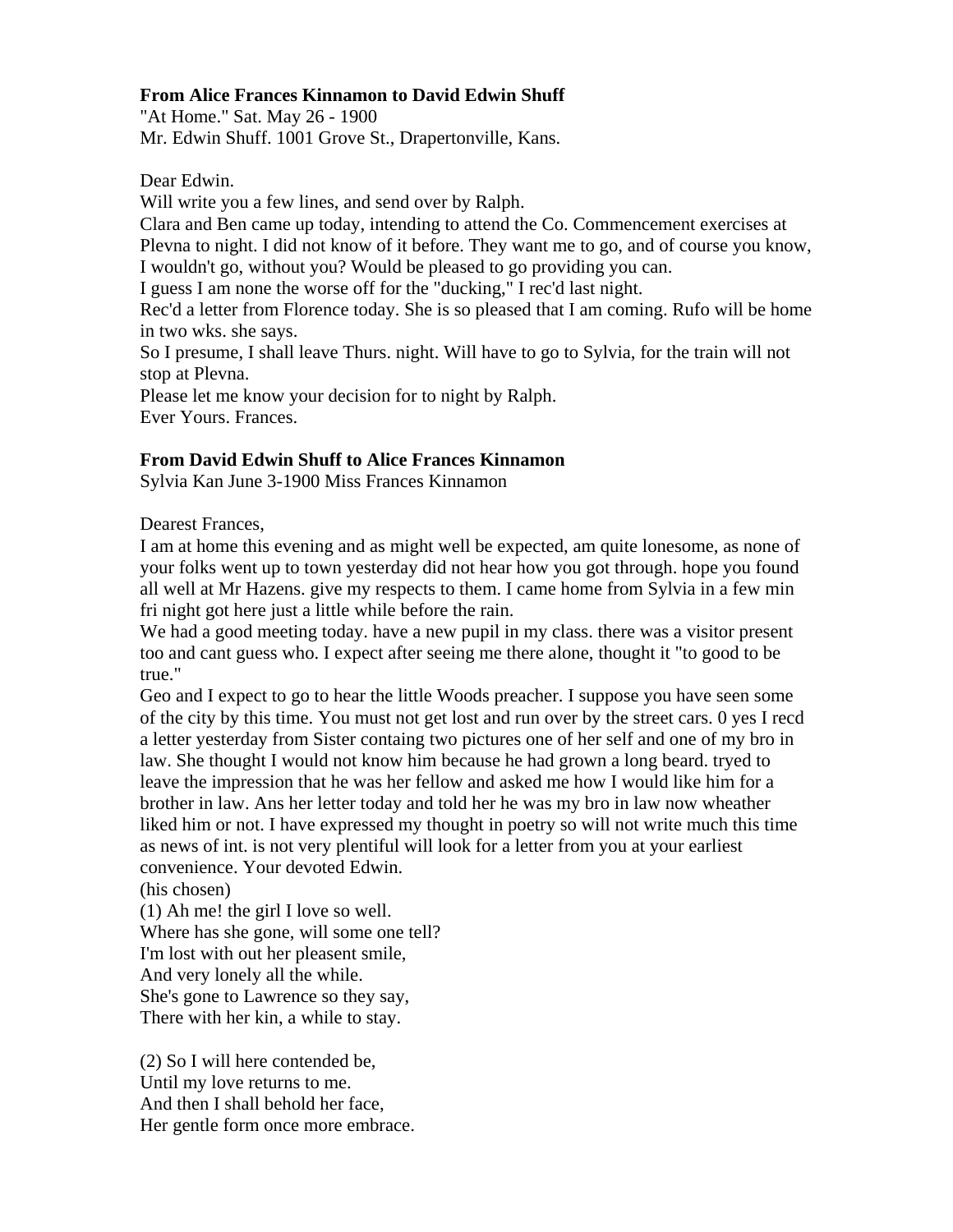**From Alice Frances Kinnamon to David Edwin Shuff**
"At Home." Sat. May 26 - 1900
Mr. Edwin Shuff. 1001 Grove St., Drapertonville, Kans.

Dear Edwin.
Will write you a few lines, and send over by Ralph.
Clara and Ben came up today, intending to attend the Co. Commencement exercises at Plevna to night. I did not know of it before. They want me to go, and of course you know, I wouldn't go, without you? Would be pleased to go providing you can.
I guess I am none the worse off for the "ducking," I rec'd last night.
Rec'd a letter from Florence today. She is so pleased that I am coming. Rufo will be home in two wks. she says.
So I presume, I shall leave Thurs. night. Will have to go to Sylvia, for the train will not stop at Plevna.
Please let me know your decision for to night by Ralph.
Ever Yours. Frances.

**From David Edwin Shuff to Alice Frances Kinnamon**
Sylvia Kan June 3-1900 Miss Frances Kinnamon

Dearest Frances,
I am at home this evening and as might well be expected, am quite lonesome, as none of your folks went up to town yesterday did not hear how you got through. hope you found all well at Mr Hazens. give my respects to them. I came home from Sylvia in a few min fri night got here just a little while before the rain.
We had a good meeting today. have a new pupil in my class. there was a visitor present too and cant guess who. I expect after seeing me there alone, thought it "to good to be true."
Geo and I expect to go to hear the little Woods preacher. I suppose you have seen some of the city by this time. You must not get lost and run over by the street cars. 0 yes I recd a letter yesterday from Sister containg two pictures one of her self and one of my bro in law. She thought I would not know him because he had grown a long beard. tryed to leave the impression that he was her fellow and asked me how I would like him for a brother in law. Ans her letter today and told her he was my bro in law now wheather liked him or not. I have expressed my thought in poetry so will not write much this time as news of int. is not very plentiful will look for a letter from you at your earliest convenience. Your devoted Edwin.
(his chosen)
(1) Ah me! the girl I love so well.
Where has she gone, will some one tell?
I'm lost with out her pleasent smile,
And very lonely all the while.
She's gone to Lawrence so they say,
There with her kin, a while to stay.

(2) So I will here contended be,
Until my love returns to me.
And then I shall behold her face,
Her gentle form once more embrace.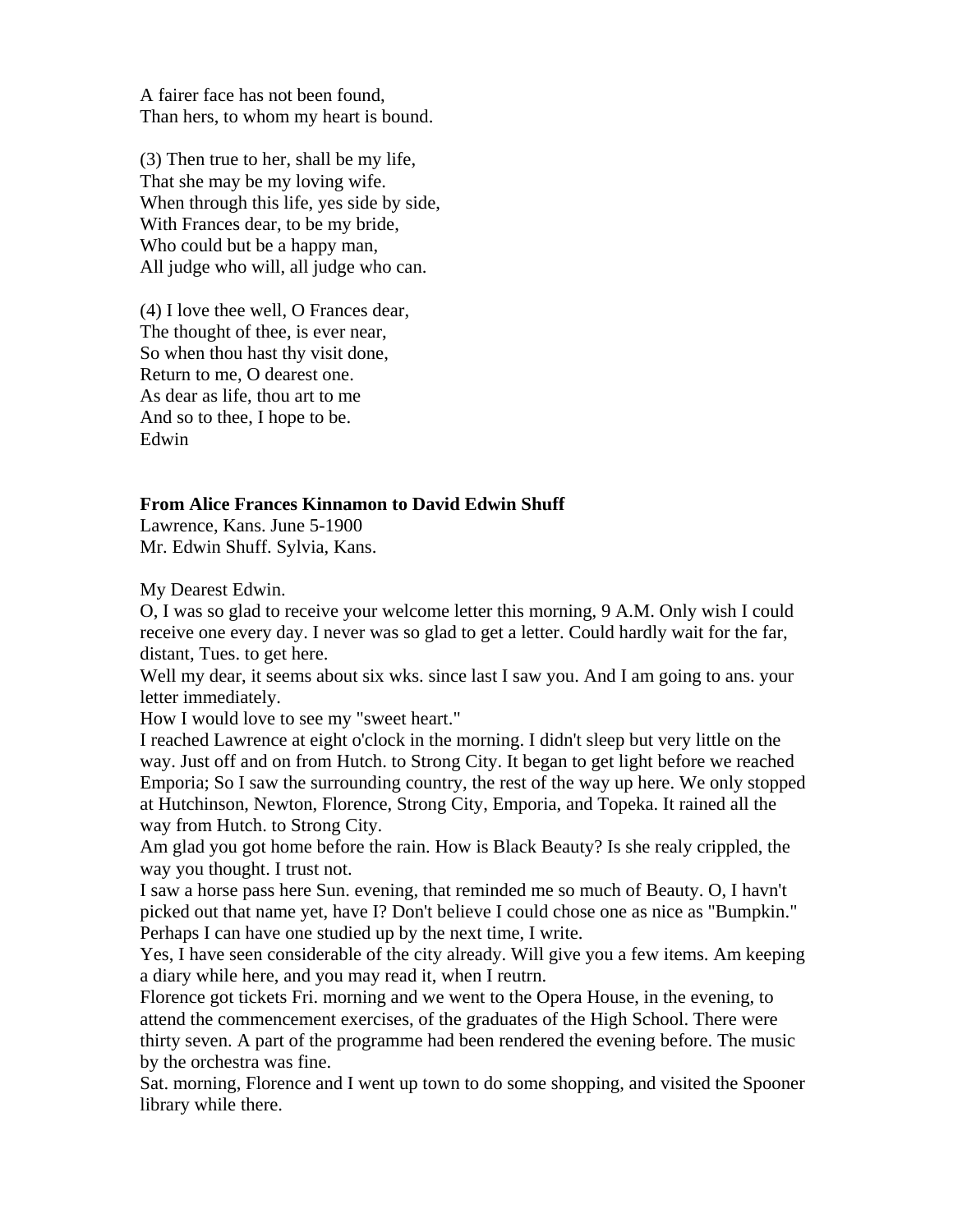A fairer face has not been found,
Than hers, to whom my heart is bound.

(3) Then true to her, shall be my life,
That she may be my loving wife.
When through this life, yes side by side,
With Frances dear, to be my bride,
Who could but be a happy man,
All judge who will, all judge who can.

(4) I love thee well, O Frances dear,
The thought of thee, is ever near,
So when thou hast thy visit done,
Return to me, O dearest one.
As dear as life, thou art to me
And so to thee, I hope to be.
Edwin

**From Alice Frances Kinnamon to David Edwin Shuff**
Lawrence, Kans. June 5-1900
Mr. Edwin Shuff. Sylvia, Kans.

My Dearest Edwin.
O, I was so glad to receive your welcome letter this morning, 9 A.M. Only wish I could receive one every day. I never was so glad to get a letter. Could hardly wait for the far, distant, Tues. to get here.
Well my dear, it seems about six wks. since last I saw you. And I am going to ans. your letter immediately.
How I would love to see my "sweet heart."
I reached Lawrence at eight o'clock in the morning. I didn't sleep but very little on the way. Just off and on from Hutch. to Strong City. It began to get light before we reached Emporia; So I saw the surrounding country, the rest of the way up here. We only stopped at Hutchinson, Newton, Florence, Strong City, Emporia, and Topeka. It rained all the way from Hutch. to Strong City.
Am glad you got home before the rain. How is Black Beauty? Is she realy crippled, the way you thought. I trust not.
I saw a horse pass here Sun. evening, that reminded me so much of Beauty. O, I havn't picked out that name yet, have I? Don't believe I could chose one as nice as "Bumpkin." Perhaps I can have one studied up by the next time, I write.
Yes, I have seen considerable of the city already. Will give you a few items. Am keeping a diary while here, and you may read it, when I reutrn.
Florence got tickets Fri. morning and we went to the Opera House, in the evening, to attend the commencement exercises, of the graduates of the High School. There were thirty seven. A part of the programme had been rendered the evening before. The music by the orchestra was fine.
Sat. morning, Florence and I went up town to do some shopping, and visited the Spooner library while there.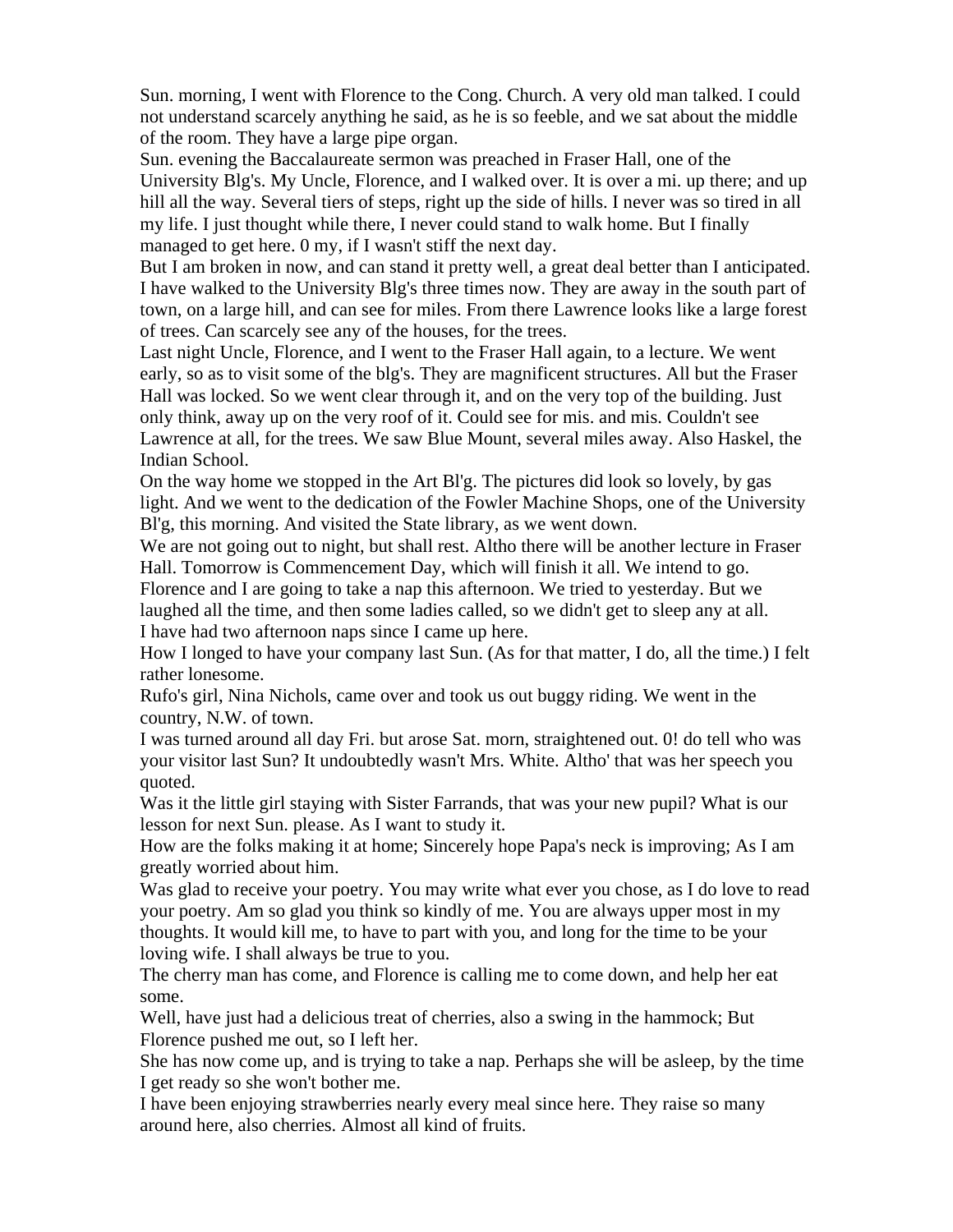Sun. morning, I went with Florence to the Cong. Church. A very old man talked. I could not understand scarcely anything he said, as he is so feeble, and we sat about the middle of the room. They have a large pipe organ.

Sun. evening the Baccalaureate sermon was preached in Fraser Hall, one of the University Blg's. My Uncle, Florence, and I walked over. It is over a mi. up there; and up hill all the way. Several tiers of steps, right up the side of hills. I never was so tired in all my life. I just thought while there, I never could stand to walk home. But I finally managed to get here. 0 my, if I wasn't stiff the next day.

But I am broken in now, and can stand it pretty well, a great deal better than I anticipated. I have walked to the University Blg's three times now. They are away in the south part of town, on a large hill, and can see for miles. From there Lawrence looks like a large forest of trees. Can scarcely see any of the houses, for the trees.

Last night Uncle, Florence, and I went to the Fraser Hall again, to a lecture. We went early, so as to visit some of the blg's. They are magnificent structures. All but the Fraser Hall was locked. So we went clear through it, and on the very top of the building. Just only think, away up on the very roof of it. Could see for mis. and mis. Couldn't see Lawrence at all, for the trees. We saw Blue Mount, several miles away. Also Haskel, the Indian School.

On the way home we stopped in the Art Bl'g. The pictures did look so lovely, by gas light. And we went to the dedication of the Fowler Machine Shops, one of the University Bl'g, this morning. And visited the State library, as we went down.

We are not going out to night, but shall rest. Altho there will be another lecture in Fraser Hall. Tomorrow is Commencement Day, which will finish it all. We intend to go.

Florence and I are going to take a nap this afternoon. We tried to yesterday. But we laughed all the time, and then some ladies called, so we didn't get to sleep any at all.

I have had two afternoon naps since I came up here.

How I longed to have your company last Sun. (As for that matter, I do, all the time.) I felt rather lonesome.

Rufo's girl, Nina Nichols, came over and took us out buggy riding. We went in the country, N.W. of town.

I was turned around all day Fri. but arose Sat. morn, straightened out. 0! do tell who was your visitor last Sun? It undoubtedly wasn't Mrs. White. Altho' that was her speech you quoted.

Was it the little girl staying with Sister Farrands, that was your new pupil? What is our lesson for next Sun. please. As I want to study it.

How are the folks making it at home; Sincerely hope Papa's neck is improving; As I am greatly worried about him.

Was glad to receive your poetry. You may write what ever you chose, as I do love to read your poetry. Am so glad you think so kindly of me. You are always upper most in my thoughts. It would kill me, to have to part with you, and long for the time to be your loving wife. I shall always be true to you.

The cherry man has come, and Florence is calling me to come down, and help her eat some.

Well, have just had a delicious treat of cherries, also a swing in the hammock; But Florence pushed me out, so I left her.

She has now come up, and is trying to take a nap. Perhaps she will be asleep, by the time I get ready so she won't bother me.

I have been enjoying strawberries nearly every meal since here. They raise so many around here, also cherries. Almost all kind of fruits.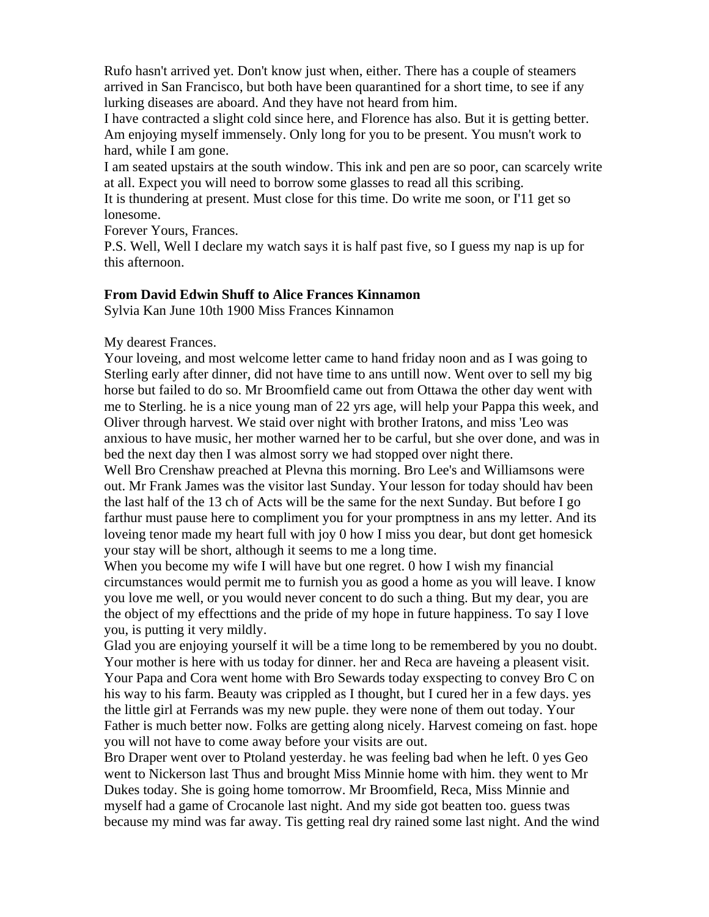Rufo hasn't arrived yet. Don't know just when, either. There has a couple of steamers arrived in San Francisco, but both have been quarantined for a short time, to see if any lurking diseases are aboard. And they have not heard from him.

I have contracted a slight cold since here, and Florence has also. But it is getting better. Am enjoying myself immensely. Only long for you to be present. You musn't work to hard, while I am gone.

I am seated upstairs at the south window. This ink and pen are so poor, can scarcely write at all. Expect you will need to borrow some glasses to read all this scribing.

It is thundering at present. Must close for this time. Do write me soon, or I'11 get so lonesome.

Forever Yours, Frances.

P.S. Well, Well I declare my watch says it is half past five, so I guess my nap is up for this afternoon.

**From David Edwin Shuff to Alice Frances Kinnamon**

Sylvia Kan June 10th 1900 Miss Frances Kinnamon

My dearest Frances.

Your loveing, and most welcome letter came to hand friday noon and as I was going to Sterling early after dinner, did not have time to ans untill now. Went over to sell my big horse but failed to do so. Mr Broomfield came out from Ottawa the other day went with me to Sterling. he is a nice young man of 22 yrs age, will help your Pappa this week, and Oliver through harvest. We staid over night with brother Iratons, and miss 'Leo was anxious to have music, her mother warned her to be carful, but she over done, and was in bed the next day then I was almost sorry we had stopped over night there.

Well Bro Crenshaw preached at Plevna this morning. Bro Lee's and Williamsons were out. Mr Frank James was the visitor last Sunday. Your lesson for today should hav been the last half of the 13 ch of Acts will be the same for the next Sunday. But before I go farthur must pause here to compliment you for your promptness in ans my letter. And its loveing tenor made my heart full with joy 0 how I miss you dear, but dont get homesick your stay will be short, although it seems to me a long time.

When you become my wife I will have but one regret. 0 how I wish my financial circumstances would permit me to furnish you as good a home as you will leave. I know you love me well, or you would never concent to do such a thing. But my dear, you are the object of my effecttions and the pride of my hope in future happiness. To say I love you, is putting it very mildly.

Glad you are enjoying yourself it will be a time long to be remembered by you no doubt. Your mother is here with us today for dinner. her and Reca are haveing a pleasent visit. Your Papa and Cora went home with Bro Sewards today exspecting to convey Bro C on his way to his farm. Beauty was crippled as I thought, but I cured her in a few days. yes the little girl at Ferrands was my new puple. they were none of them out today. Your Father is much better now. Folks are getting along nicely. Harvest comeing on fast. hope you will not have to come away before your visits are out.

Bro Draper went over to Ptoland yesterday. he was feeling bad when he left. 0 yes Geo went to Nickerson last Thus and brought Miss Minnie home with him. they went to Mr Dukes today. She is going home tomorrow. Mr Broomfield, Reca, Miss Minnie and myself had a game of Crocanole last night. And my side got beatten too. guess twas because my mind was far away. Tis getting real dry rained some last night. And the wind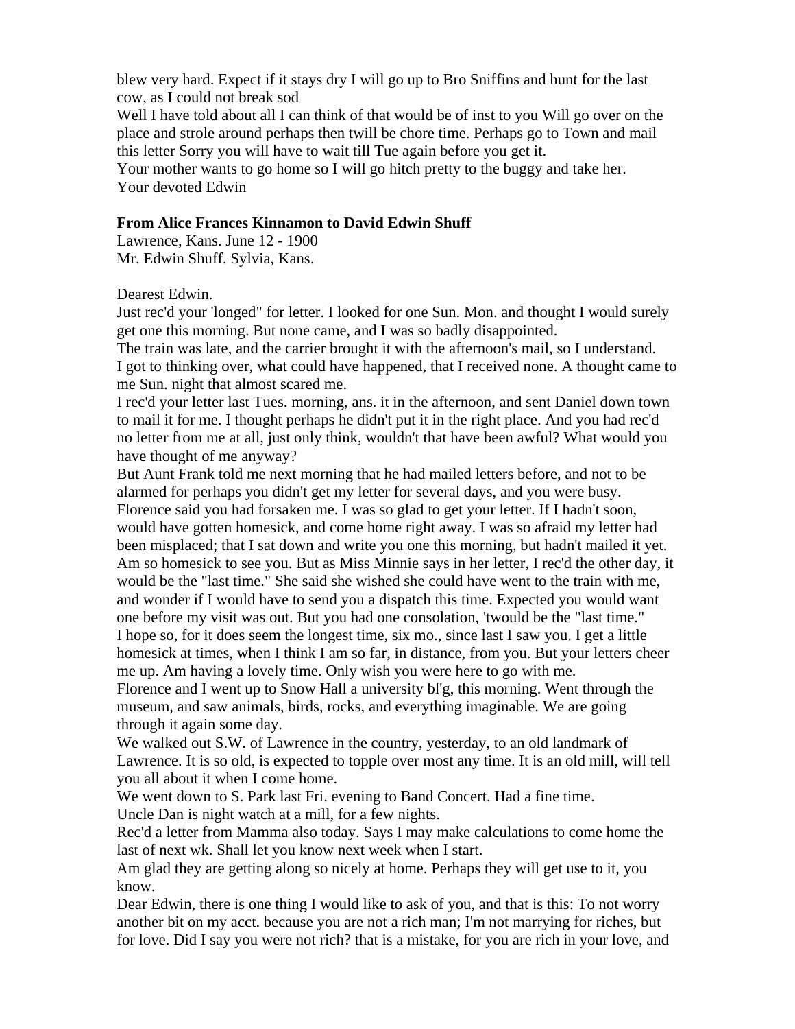blew very hard. Expect if it stays dry I will go up to Bro Sniffins and hunt for the last cow, as I could not break sod

Well I have told about all I can think of that would be of inst to you Will go over on the place and strole around perhaps then twill be chore time. Perhaps go to Town and mail this letter Sorry you will have to wait till Tue again before you get it.

Your mother wants to go home so I will go hitch pretty to the buggy and take her.

Your devoted Edwin

**From Alice Frances Kinnamon to David Edwin Shuff**

Lawrence, Kans. June 12 - 1900

Mr. Edwin Shuff. Sylvia, Kans.

Dearest Edwin.

Just rec'd your 'longed" for letter. I looked for one Sun. Mon. and thought I would surely get one this morning. But none came, and I was so badly disappointed.

The train was late, and the carrier brought it with the afternoon's mail, so I understand.

I got to thinking over, what could have happened, that I received none. A thought came to me Sun. night that almost scared me.

I rec'd your letter last Tues. morning, ans. it in the afternoon, and sent Daniel down town to mail it for me. I thought perhaps he didn't put it in the right place. And you had rec'd no letter from me at all, just only think, wouldn't that have been awful? What would you have thought of me anyway?

But Aunt Frank told me next morning that he had mailed letters before, and not to be alarmed for perhaps you didn't get my letter for several days, and you were busy.

Florence said you had forsaken me. I was so glad to get your letter. If I hadn't soon, would have gotten homesick, and come home right away. I was so afraid my letter had been misplaced; that I sat down and write you one this morning, but hadn't mailed it yet.

Am so homesick to see you. But as Miss Minnie says in her letter, I rec'd the other day, it would be the "last time." She said she wished she could have went to the train with me, and wonder if I would have to send you a dispatch this time. Expected you would want one before my visit was out. But you had one consolation, 'twould be the "last time."

I hope so, for it does seem the longest time, six mo., since last I saw you. I get a little homesick at times, when I think I am so far, in distance, from you. But your letters cheer me up. Am having a lovely time. Only wish you were here to go with me.

Florence and I went up to Snow Hall a university bl'g, this morning. Went through the museum, and saw animals, birds, rocks, and everything imaginable. We are going through it again some day.

We walked out S.W. of Lawrence in the country, yesterday, to an old landmark of Lawrence. It is so old, is expected to topple over most any time. It is an old mill, will tell you all about it when I come home.

We went down to S. Park last Fri. evening to Band Concert. Had a fine time.

Uncle Dan is night watch at a mill, for a few nights.

Rec'd a letter from Mamma also today. Says I may make calculations to come home the last of next wk. Shall let you know next week when I start.

Am glad they are getting along so nicely at home. Perhaps they will get use to it, you know.

Dear Edwin, there is one thing I would like to ask of you, and that is this: To not worry another bit on my acct. because you are not a rich man; I'm not marrying for riches, but for love. Did I say you were not rich? that is a mistake, for you are rich in your love, and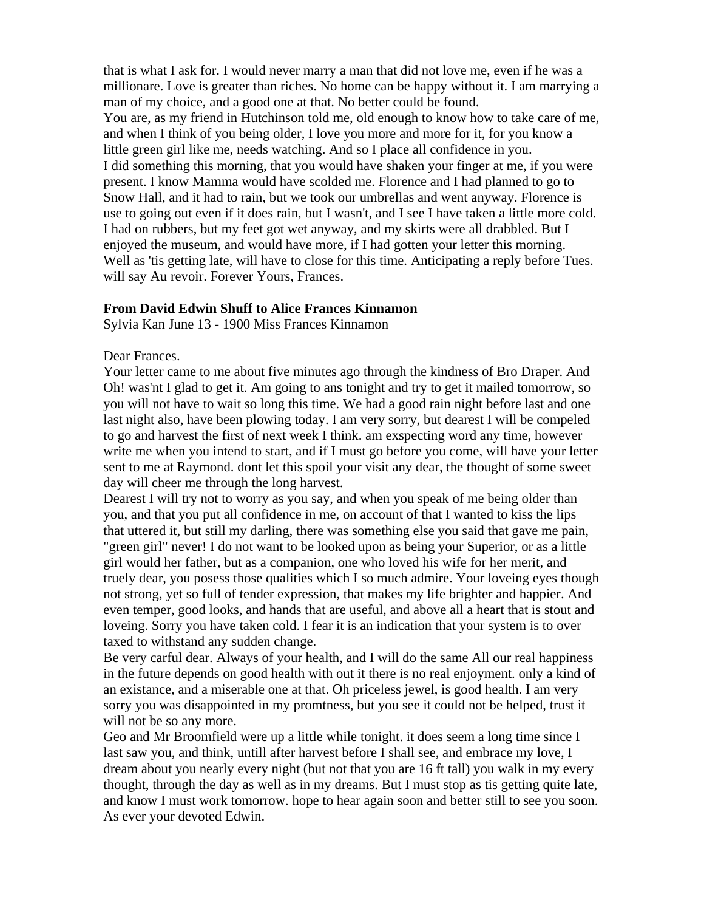that is what I ask for. I would never marry a man that did not love me, even if he was a millionare. Love is greater than riches. No home can be happy without it. I am marrying a man of my choice, and a good one at that. No better could be found.
You are, as my friend in Hutchinson told me, old enough to know how to take care of me, and when I think of you being older, I love you more and more for it, for you know a little green girl like me, needs watching. And so I place all confidence in you.
I did something this morning, that you would have shaken your finger at me, if you were present. I know Mamma would have scolded me. Florence and I had planned to go to Snow Hall, and it had to rain, but we took our umbrellas and went anyway. Florence is use to going out even if it does rain, but I wasn't, and I see I have taken a little more cold. I had on rubbers, but my feet got wet anyway, and my skirts were all drabbled. But I enjoyed the museum, and would have more, if I had gotten your letter this morning.
Well as 'tis getting late, will have to close for this time. Anticipating a reply before Tues. will say Au revoir. Forever Yours, Frances.

**From David Edwin Shuff to Alice Frances Kinnamon**
Sylvia Kan June 13 - 1900 Miss Frances Kinnamon

Dear Frances.
Your letter came to me about five minutes ago through the kindness of Bro Draper. And Oh! was'nt I glad to get it. Am going to ans tonight and try to get it mailed tomorrow, so you will not have to wait so long this time. We had a good rain night before last and one last night also, have been plowing today. I am very sorry, but dearest I will be compeled to go and harvest the first of next week I think. am exspecting word any time, however write me when you intend to start, and if I must go before you come, will have your letter sent to me at Raymond. dont let this spoil your visit any dear, the thought of some sweet day will cheer me through the long harvest.
Dearest I will try not to worry as you say, and when you speak of me being older than you, and that you put all confidence in me, on account of that I wanted to kiss the lips that uttered it, but still my darling, there was something else you said that gave me pain, "green girl" never! I do not want to be looked upon as being your Superior, or as a little girl would her father, but as a companion, one who loved his wife for her merit, and truely dear, you posess those qualities which I so much admire. Your loveing eyes though not strong, yet so full of tender expression, that makes my life brighter and happier. And even temper, good looks, and hands that are useful, and above all a heart that is stout and loveing. Sorry you have taken cold. I fear it is an indication that your system is to over taxed to withstand any sudden change.
Be very carful dear. Always of your health, and I will do the same All our real happiness in the future depends on good health with out it there is no real enjoyment. only a kind of an existance, and a miserable one at that. Oh priceless jewel, is good health. I am very sorry you was disappointed in my promtness, but you see it could not be helped, trust it will not be so any more.
Geo and Mr Broomfield were up a little while tonight. it does seem a long time since I last saw you, and think, untill after harvest before I shall see, and embrace my love, I dream about you nearly every night (but not that you are 16 ft tall) you walk in my every thought, through the day as well as in my dreams. But I must stop as tis getting quite late, and know I must work tomorrow. hope to hear again soon and better still to see you soon. As ever your devoted Edwin.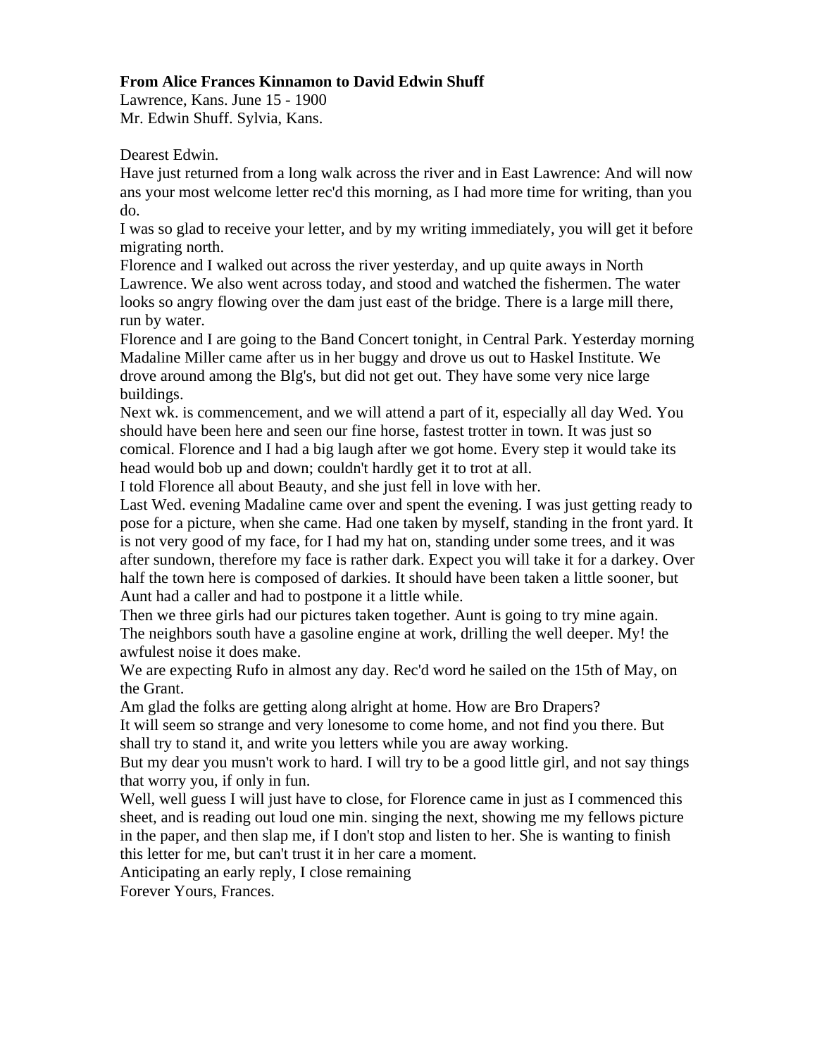**From Alice Frances Kinnamon to David Edwin Shuff**
Lawrence, Kans. June 15 - 1900
Mr. Edwin Shuff. Sylvia, Kans.

Dearest Edwin.
Have just returned from a long walk across the river and in East Lawrence: And will now ans your most welcome letter rec'd this morning, as I had more time for writing, than you do.
I was so glad to receive your letter, and by my writing immediately, you will get it before migrating north.
Florence and I walked out across the river yesterday, and up quite aways in North Lawrence. We also went across today, and stood and watched the fishermen. The water looks so angry flowing over the dam just east of the bridge. There is a large mill there, run by water.
Florence and I are going to the Band Concert tonight, in Central Park. Yesterday morning Madaline Miller came after us in her buggy and drove us out to Haskel Institute. We drove around among the Blg's, but did not get out. They have some very nice large buildings.
Next wk. is commencement, and we will attend a part of it, especially all day Wed. You should have been here and seen our fine horse, fastest trotter in town. It was just so comical. Florence and I had a big laugh after we got home. Every step it would take its head would bob up and down; couldn't hardly get it to trot at all.
I told Florence all about Beauty, and she just fell in love with her.
Last Wed. evening Madaline came over and spent the evening. I was just getting ready to pose for a picture, when she came. Had one taken by myself, standing in the front yard. It is not very good of my face, for I had my hat on, standing under some trees, and it was after sundown, therefore my face is rather dark. Expect you will take it for a darkey. Over half the town here is composed of darkies. It should have been taken a little sooner, but Aunt had a caller and had to postpone it a little while.
Then we three girls had our pictures taken together. Aunt is going to try mine again.
The neighbors south have a gasoline engine at work, drilling the well deeper. My! the awfulest noise it does make.
We are expecting Rufo in almost any day. Rec'd word he sailed on the 15th of May, on the Grant.
Am glad the folks are getting along alright at home. How are Bro Drapers?
It will seem so strange and very lonesome to come home, and not find you there. But shall try to stand it, and write you letters while you are away working.
But my dear you musn't work to hard. I will try to be a good little girl, and not say things that worry you, if only in fun.
Well, well guess I will just have to close, for Florence came in just as I commenced this sheet, and is reading out loud one min. singing the next, showing me my fellows picture in the paper, and then slap me, if I don't stop and listen to her. She is wanting to finish this letter for me, but can't trust it in her care a moment.
Anticipating an early reply, I close remaining
Forever Yours, Frances.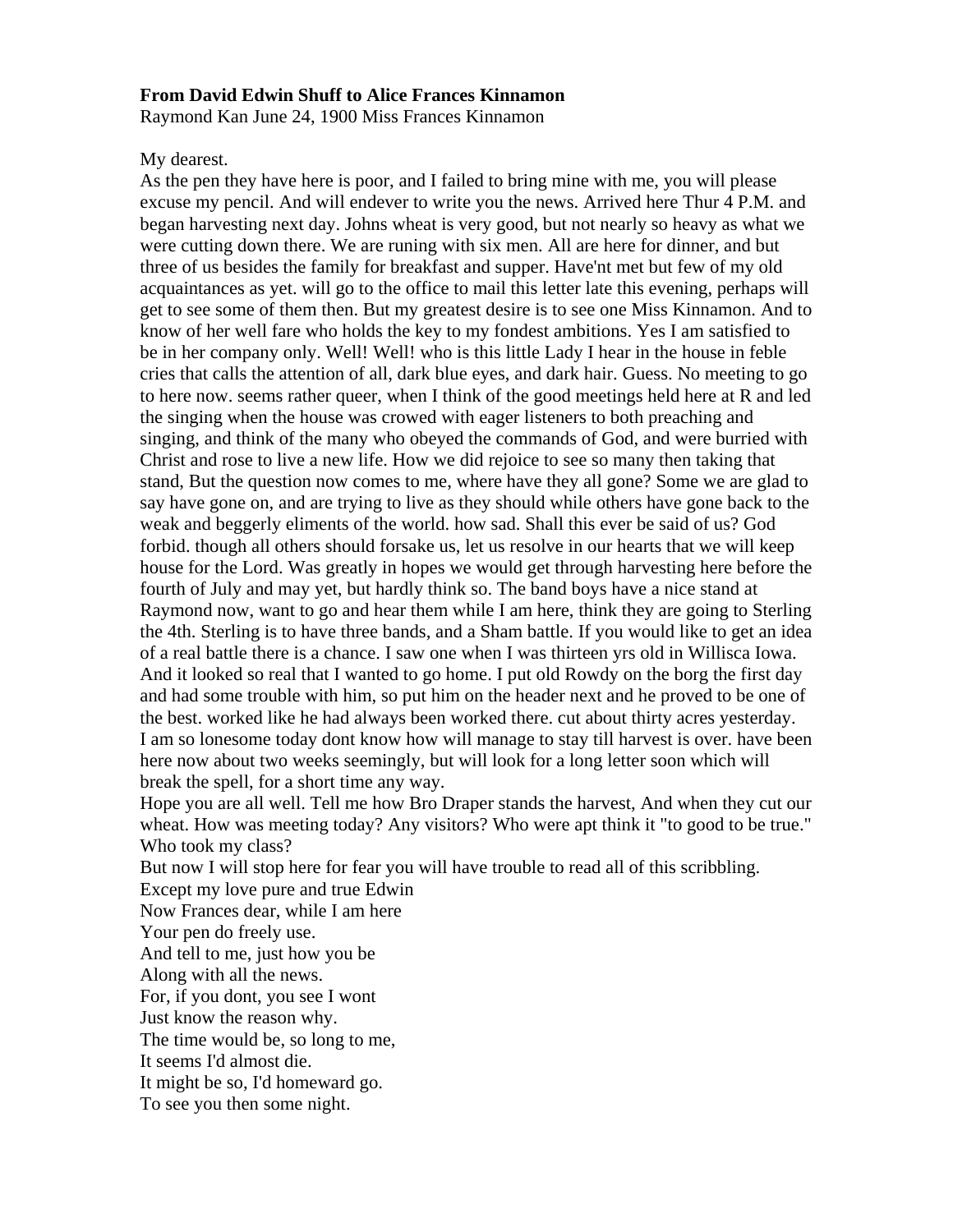**From David Edwin Shuff to Alice Frances Kinnamon**

Raymond Kan June 24, 1900 Miss Frances Kinnamon

My dearest.

As the pen they have here is poor, and I failed to bring mine with me, you will please excuse my pencil. And will endever to write you the news. Arrived here Thur 4 P.M. and began harvesting next day. Johns wheat is very good, but not nearly so heavy as what we were cutting down there. We are runing with six men. All are here for dinner, and but three of us besides the family for breakfast and supper. Have'nt met but few of my old acquaintances as yet. will go to the office to mail this letter late this evening, perhaps will get to see some of them then. But my greatest desire is to see one Miss Kinnamon. And to know of her well fare who holds the key to my fondest ambitions. Yes I am satisfied to be in her company only. Well! Well! who is this little Lady I hear in the house in feble cries that calls the attention of all, dark blue eyes, and dark hair. Guess. No meeting to go to here now. seems rather queer, when I think of the good meetings held here at R and led the singing when the house was crowed with eager listeners to both preaching and singing, and think of the many who obeyed the commands of God, and were burried with Christ and rose to live a new life. How we did rejoice to see so many then taking that stand, But the question now comes to me, where have they all gone? Some we are glad to say have gone on, and are trying to live as they should while others have gone back to the weak and beggerly eliments of the world. how sad. Shall this ever be said of us? God forbid. though all others should forsake us, let us resolve in our hearts that we will keep house for the Lord. Was greatly in hopes we would get through harvesting here before the fourth of July and may yet, but hardly think so. The band boys have a nice stand at Raymond now, want to go and hear them while I am here, think they are going to Sterling the 4th. Sterling is to have three bands, and a Sham battle. If you would like to get an idea of a real battle there is a chance. I saw one when I was thirteen yrs old in Willisca Iowa. And it looked so real that I wanted to go home. I put old Rowdy on the borg the first day and had some trouble with him, so put him on the header next and he proved to be one of the best. worked like he had always been worked there. cut about thirty acres yesterday. I am so lonesome today dont know how will manage to stay till harvest is over. have been here now about two weeks seemingly, but will look for a long letter soon which will break the spell, for a short time any way.

Hope you are all well. Tell me how Bro Draper stands the harvest, And when they cut our wheat. How was meeting today? Any visitors? Who were apt think it "to good to be true." Who took my class?

But now I will stop here for fear you will have trouble to read all of this scribbling.

Except my love pure and true Edwin

Now Frances dear, while I am here
Your pen do freely use.
And tell to me, just how you be
Along with all the news.
For, if you dont, you see I wont
Just know the reason why.
The time would be, so long to me,
It seems I'd almost die.
It might be so, I'd homeward go.
To see you then some night.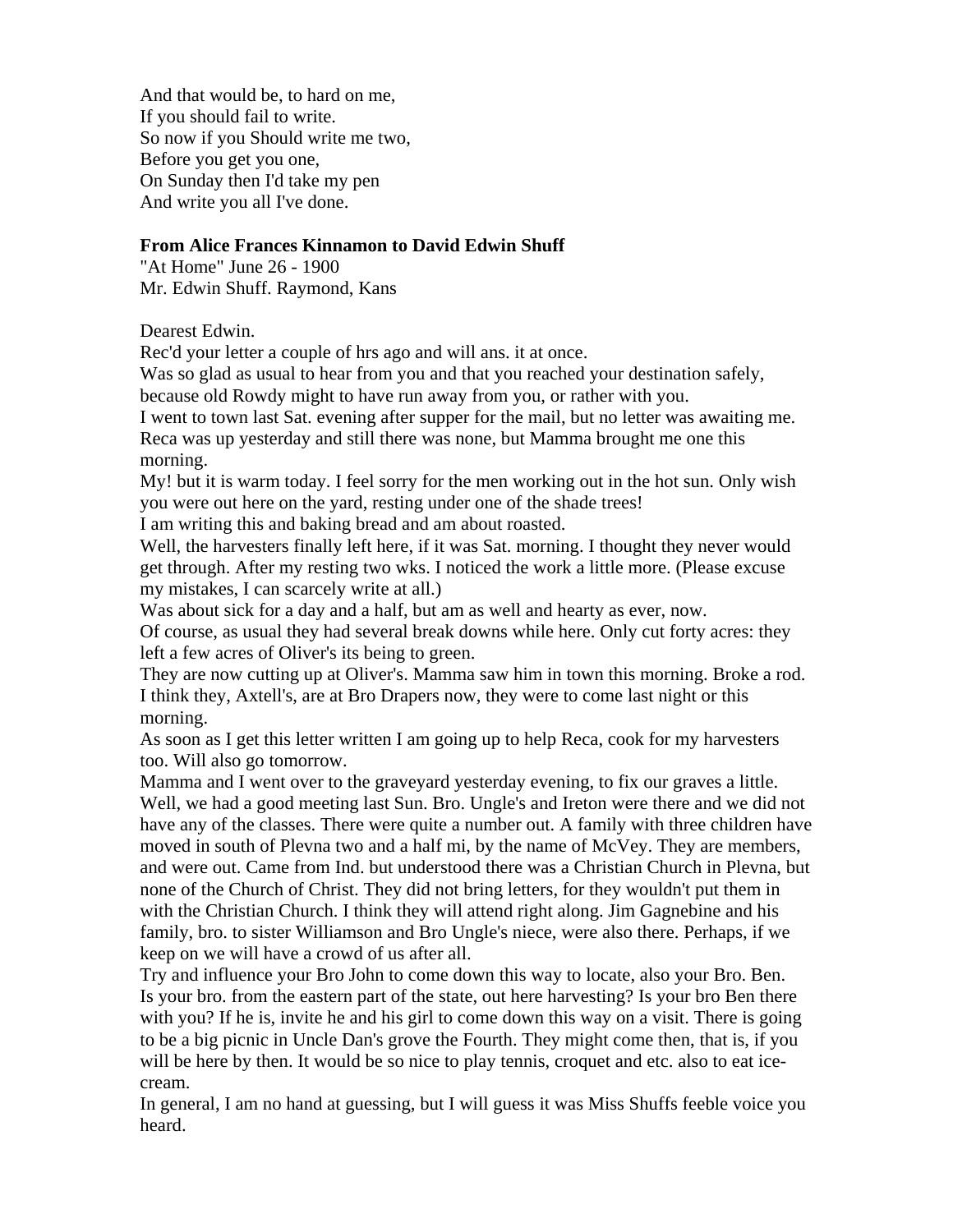And that would be, to hard on me,
If you should fail to write.
So now if you Should write me two,
Before you get you one,
On Sunday then I'd take my pen
And write you all I've done.

**From Alice Frances Kinnamon to David Edwin Shuff**
"At Home" June 26 - 1900
Mr. Edwin Shuff. Raymond, Kans

Dearest Edwin.
Rec'd your letter a couple of hrs ago and will ans. it at once.
Was so glad as usual to hear from you and that you reached your destination safely, because old Rowdy might to have run away from you, or rather with you.
I went to town last Sat. evening after supper for the mail, but no letter was awaiting me. Reca was up yesterday and still there was none, but Mamma brought me one this morning.
My! but it is warm today. I feel sorry for the men working out in the hot sun. Only wish you were out here on the yard, resting under one of the shade trees!
I am writing this and baking bread and am about roasted.
Well, the harvesters finally left here, if it was Sat. morning. I thought they never would get through. After my resting two wks. I noticed the work a little more. (Please excuse my mistakes, I can scarcely write at all.)
Was about sick for a day and a half, but am as well and hearty as ever, now.
Of course, as usual they had several break downs while here. Only cut forty acres: they left a few acres of Oliver's its being to green.
They are now cutting up at Oliver's. Mamma saw him in town this morning. Broke a rod. I think they, Axtell's, are at Bro Drapers now, they were to come last night or this morning.
As soon as I get this letter written I am going up to help Reca, cook for my harvesters too. Will also go tomorrow.
Mamma and I went over to the graveyard yesterday evening, to fix our graves a little.
Well, we had a good meeting last Sun. Bro. Ungle's and Ireton were there and we did not have any of the classes. There were quite a number out. A family with three children have moved in south of Plevna two and a half mi, by the name of McVey. They are members, and were out. Came from Ind. but understood there was a Christian Church in Plevna, but none of the Church of Christ. They did not bring letters, for they wouldn't put them in with the Christian Church. I think they will attend right along. Jim Gagnebine and his family, bro. to sister Williamson and Bro Ungle's niece, were also there. Perhaps, if we keep on we will have a crowd of us after all.
Try and influence your Bro John to come down this way to locate, also your Bro. Ben. Is your bro. from the eastern part of the state, out here harvesting? Is your bro Ben there with you? If he is, invite he and his girl to come down this way on a visit. There is going to be a big picnic in Uncle Dan's grove the Fourth. They might come then, that is, if you will be here by then. It would be so nice to play tennis, croquet and etc. also to eat ice-cream.
In general, I am no hand at guessing, but I will guess it was Miss Shuffs feeble voice you heard.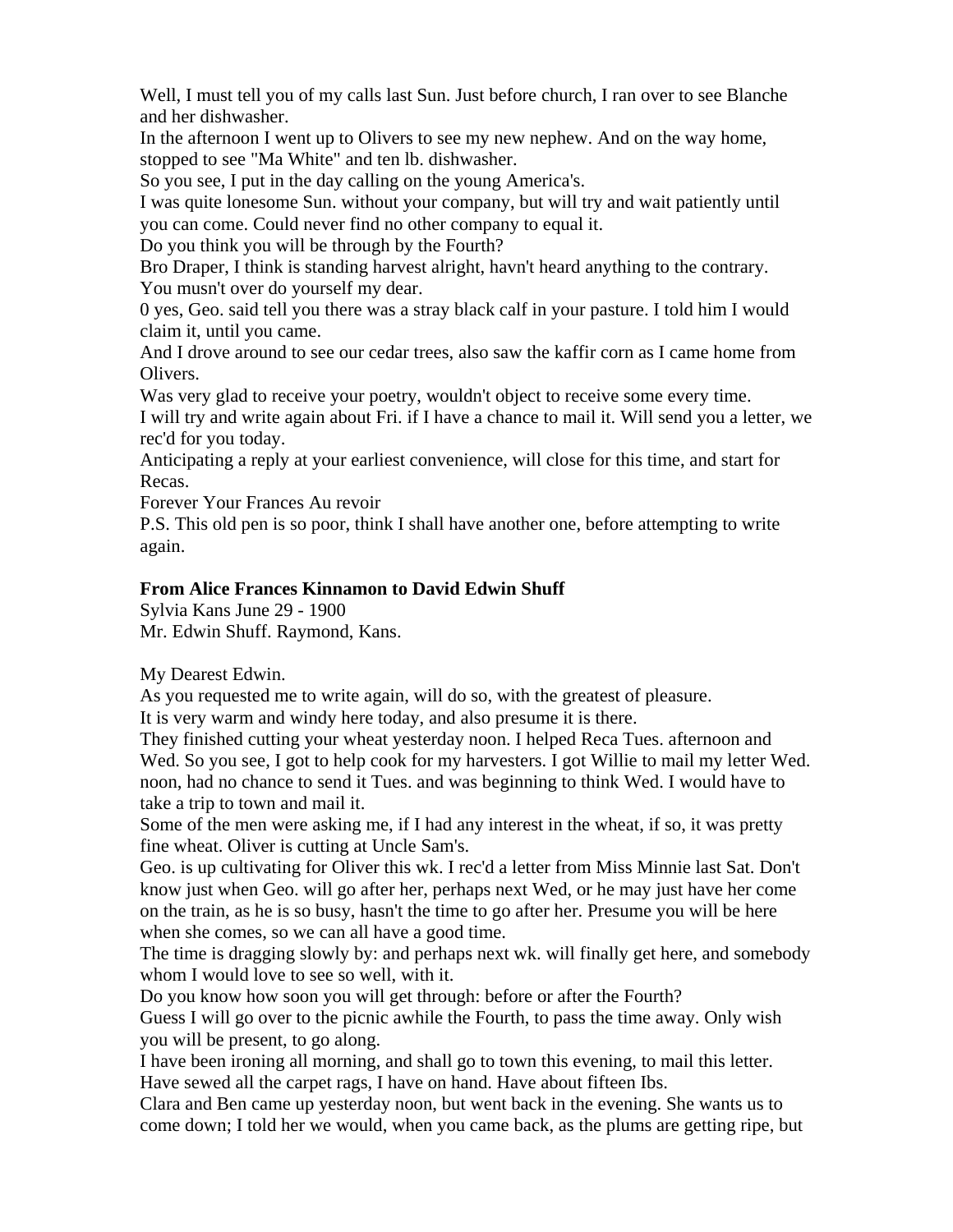Well, I must tell you of my calls last Sun. Just before church, I ran over to see Blanche and her dishwasher.

In the afternoon I went up to Olivers to see my new nephew. And on the way home, stopped to see "Ma White" and ten lb. dishwasher.

So you see, I put in the day calling on the young America's.

I was quite lonesome Sun. without your company, but will try and wait patiently until you can come. Could never find no other company to equal it.

Do you think you will be through by the Fourth?

Bro Draper, I think is standing harvest alright, havn't heard anything to the contrary.

You musn't over do yourself my dear.

0 yes, Geo. said tell you there was a stray black calf in your pasture. I told him I would claim it, until you came.

And I drove around to see our cedar trees, also saw the kaffir corn as I came home from Olivers.

Was very glad to receive your poetry, wouldn't object to receive some every time.

I will try and write again about Fri. if I have a chance to mail it. Will send you a letter, we rec'd for you today.

Anticipating a reply at your earliest convenience, will close for this time, and start for Recas.

Forever Your Frances Au revoir

P.S. This old pen is so poor, think I shall have another one, before attempting to write again.

**From Alice Frances Kinnamon to David Edwin Shuff**

Sylvia Kans June 29 - 1900

Mr. Edwin Shuff. Raymond, Kans.

My Dearest Edwin.

As you requested me to write again, will do so, with the greatest of pleasure.

It is very warm and windy here today, and also presume it is there.

They finished cutting your wheat yesterday noon. I helped Reca Tues. afternoon and Wed. So you see, I got to help cook for my harvesters. I got Willie to mail my letter Wed. noon, had no chance to send it Tues. and was beginning to think Wed. I would have to take a trip to town and mail it.

Some of the men were asking me, if I had any interest in the wheat, if so, it was pretty fine wheat. Oliver is cutting at Uncle Sam's.

Geo. is up cultivating for Oliver this wk. I rec'd a letter from Miss Minnie last Sat. Don't know just when Geo. will go after her, perhaps next Wed, or he may just have her come on the train, as he is so busy, hasn't the time to go after her. Presume you will be here when she comes, so we can all have a good time.

The time is dragging slowly by: and perhaps next wk. will finally get here, and somebody whom I would love to see so well, with it.

Do you know how soon you will get through: before or after the Fourth?

Guess I will go over to the picnic awhile the Fourth, to pass the time away. Only wish you will be present, to go along.

I have been ironing all morning, and shall go to town this evening, to mail this letter. Have sewed all the carpet rags, I have on hand. Have about fifteen lbs.

Clara and Ben came up yesterday noon, but went back in the evening. She wants us to come down; I told her we would, when you came back, as the plums are getting ripe, but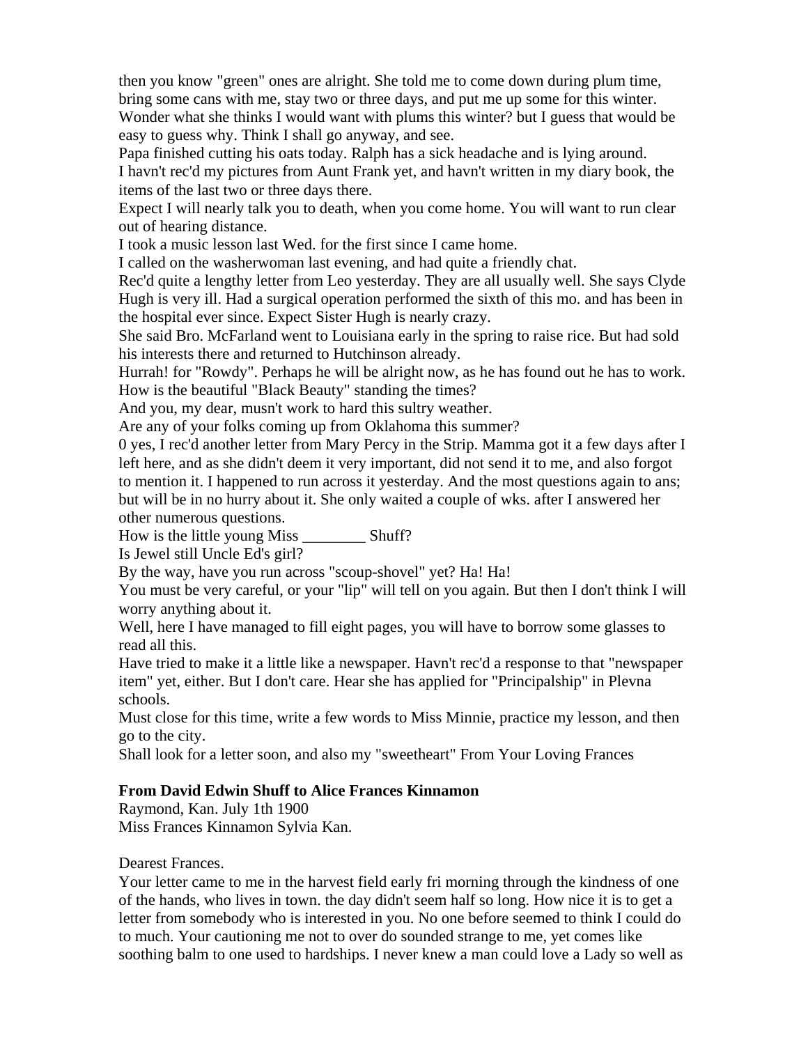then you know "green" ones are alright. She told me to come down during plum time, bring some cans with me, stay two or three days, and put me up some for this winter. Wonder what she thinks I would want with plums this winter? but I guess that would be easy to guess why. Think I shall go anyway, and see.

Papa finished cutting his oats today. Ralph has a sick headache and is lying around.

I havn't rec'd my pictures from Aunt Frank yet, and havn't written in my diary book, the items of the last two or three days there.

Expect I will nearly talk you to death, when you come home. You will want to run clear out of hearing distance.

I took a music lesson last Wed. for the first since I came home.

I called on the washerwoman last evening, and had quite a friendly chat.

Rec'd quite a lengthy letter from Leo yesterday. They are all usually well. She says Clyde Hugh is very ill. Had a surgical operation performed the sixth of this mo. and has been in the hospital ever since. Expect Sister Hugh is nearly crazy.

She said Bro. McFarland went to Louisiana early in the spring to raise rice. But had sold his interests there and returned to Hutchinson already.

Hurrah! for "Rowdy". Perhaps he will be alright now, as he has found out he has to work. How is the beautiful "Black Beauty" standing the times?

And you, my dear, musn't work to hard this sultry weather.

Are any of your folks coming up from Oklahoma this summer?

0 yes, I rec'd another letter from Mary Percy in the Strip. Mamma got it a few days after I left here, and as she didn't deem it very important, did not send it to me, and also forgot to mention it. I happened to run across it yesterday. And the most questions again to ans; but will be in no hurry about it. She only waited a couple of wks. after I answered her other numerous questions.

How is the little young Miss ________ Shuff?

Is Jewel still Uncle Ed's girl?

By the way, have you run across "scoup-shovel" yet? Ha! Ha!

You must be very careful, or your "lip" will tell on you again. But then I don't think I will worry anything about it.

Well, here I have managed to fill eight pages, you will have to borrow some glasses to read all this.

Have tried to make it a little like a newspaper. Havn't rec'd a response to that "newspaper item" yet, either. But I don't care. Hear she has applied for "Principalship" in Plevna schools.

Must close for this time, write a few words to Miss Minnie, practice my lesson, and then go to the city.

Shall look for a letter soon, and also my "sweetheart" From Your Loving Frances

**From David Edwin Shuff to Alice Frances Kinnamon**

Raymond, Kan. July 1th 1900

Miss Frances Kinnamon Sylvia Kan.

Dearest Frances.

Your letter came to me in the harvest field early fri morning through the kindness of one of the hands, who lives in town. the day didn't seem half so long. How nice it is to get a letter from somebody who is interested in you. No one before seemed to think I could do to much. Your cautioning me not to over do sounded strange to me, yet comes like soothing balm to one used to hardships. I never knew a man could love a Lady so well as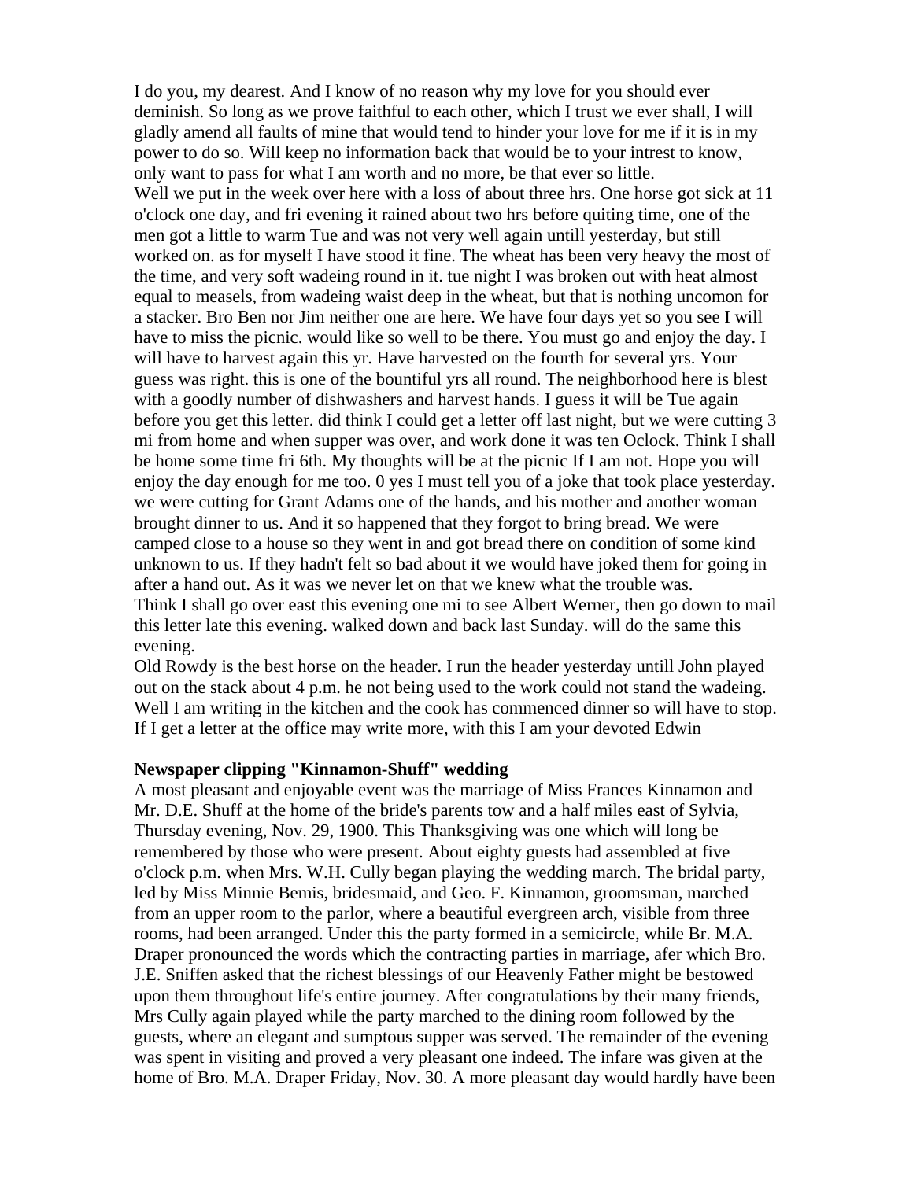I do you, my dearest. And I know of no reason why my love for you should ever deminish. So long as we prove faithful to each other, which I trust we ever shall, I will gladly amend all faults of mine that would tend to hinder your love for me if it is in my power to do so. Will keep no information back that would be to your intrest to know, only want to pass for what I am worth and no more, be that ever so little.
Well we put in the week over here with a loss of about three hrs. One horse got sick at 11 o'clock one day, and fri evening it rained about two hrs before quiting time, one of the men got a little to warm Tue and was not very well again untill yesterday, but still worked on. as for myself I have stood it fine. The wheat has been very heavy the most of the time, and very soft wadeing round in it. tue night I was broken out with heat almost equal to measels, from wadeing waist deep in the wheat, but that is nothing uncomon for a stacker. Bro Ben nor Jim neither one are here. We have four days yet so you see I will have to miss the picnic. would like so well to be there. You must go and enjoy the day. I will have to harvest again this yr. Have harvested on the fourth for several yrs. Your guess was right. this is one of the bountiful yrs all round. The neighborhood here is blest with a goodly number of dishwashers and harvest hands. I guess it will be Tue again before you get this letter. did think I could get a letter off last night, but we were cutting 3 mi from home and when supper was over, and work done it was ten Oclock. Think I shall be home some time fri 6th. My thoughts will be at the picnic If I am not. Hope you will enjoy the day enough for me too. 0 yes I must tell you of a joke that took place yesterday. we were cutting for Grant Adams one of the hands, and his mother and another woman brought dinner to us. And it so happened that they forgot to bring bread. We were camped close to a house so they went in and got bread there on condition of some kind unknown to us. If they hadn't felt so bad about it we would have joked them for going in after a hand out. As it was we never let on that we knew what the trouble was.
Think I shall go over east this evening one mi to see Albert Werner, then go down to mail this letter late this evening. walked down and back last Sunday. will do the same this evening.
Old Rowdy is the best horse on the header. I run the header yesterday untill John played out on the stack about 4 p.m. he not being used to the work could not stand the wadeing. Well I am writing in the kitchen and the cook has commenced dinner so will have to stop. If I get a letter at the office may write more, with this I am your devoted Edwin

**Newspaper clipping "Kinnamon-Shuff" wedding**

A most pleasant and enjoyable event was the marriage of Miss Frances Kinnamon and Mr. D.E. Shuff at the home of the bride's parents tow and a half miles east of Sylvia, Thursday evening, Nov. 29, 1900. This Thanksgiving was one which will long be remembered by those who were present. About eighty guests had assembled at five o'clock p.m. when Mrs. W.H. Cully began playing the wedding march. The bridal party, led by Miss Minnie Bemis, bridesmaid, and Geo. F. Kinnamon, groomsman, marched from an upper room to the parlor, where a beautiful evergreen arch, visible from three rooms, had been arranged. Under this the party formed in a semicircle, while Br. M.A. Draper pronounced the words which the contracting parties in marriage, afer which Bro. J.E. Sniffen asked that the richest blessings of our Heavenly Father might be bestowed upon them throughout life's entire journey. After congratulations by their many friends, Mrs Cully again played while the party marched to the dining room followed by the guests, where an elegant and sumptous supper was served. The remainder of the evening was spent in visiting and proved a very pleasant one indeed. The infare was given at the home of Bro. M.A. Draper Friday, Nov. 30. A more pleasant day would hardly have been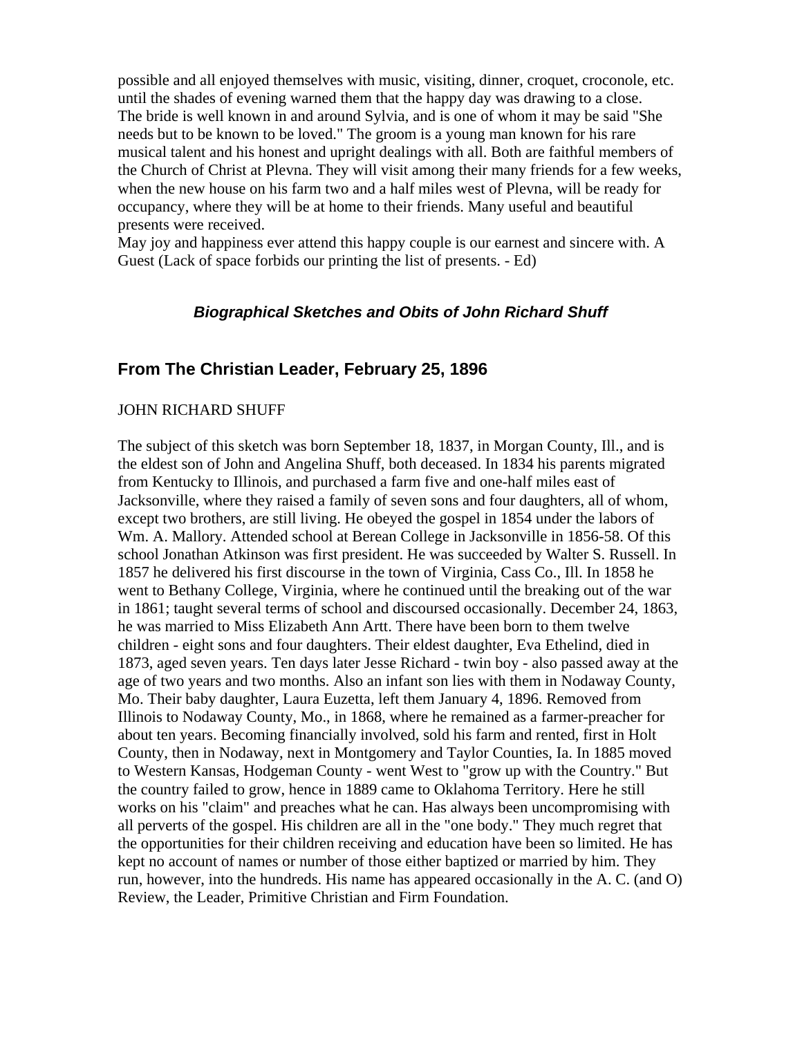possible and all enjoyed themselves with music, visiting, dinner, croquet, croconole, etc. until the shades of evening warned them that the happy day was drawing to a close.
The bride is well known in and around Sylvia, and is one of whom it may be said "She needs but to be known to be loved." The groom is a young man known for his rare musical talent and his honest and upright dealings with all. Both are faithful members of the Church of Christ at Plevna. They will visit among their many friends for a few weeks, when the new house on his farm two and a half miles west of Plevna, will be ready for occupancy, where they will be at home to their friends. Many useful and beautiful presents were received.
May joy and happiness ever attend this happy couple is our earnest and sincere with. A Guest (Lack of space forbids our printing the list of presents. - Ed)

### ***Biographical Sketches and Obits of John Richard Shuff***

## From The Christian Leader, February 25, 1896

JOHN RICHARD SHUFF

The subject of this sketch was born September 18, 1837, in Morgan County, Ill., and is the eldest son of John and Angelina Shuff, both deceased. In 1834 his parents migrated from Kentucky to Illinois, and purchased a farm five and one-half miles east of Jacksonville, where they raised a family of seven sons and four daughters, all of whom, except two brothers, are still living. He obeyed the gospel in 1854 under the labors of Wm. A. Mallory. Attended school at Berean College in Jacksonville in 1856-58. Of this school Jonathan Atkinson was first president. He was succeeded by Walter S. Russell. In 1857 he delivered his first discourse in the town of Virginia, Cass Co., Ill. In 1858 he went to Bethany College, Virginia, where he continued until the breaking out of the war in 1861; taught several terms of school and discoursed occasionally. December 24, 1863, he was married to Miss Elizabeth Ann Artt. There have been born to them twelve children - eight sons and four daughters. Their eldest daughter, Eva Ethelind, died in 1873, aged seven years. Ten days later Jesse Richard - twin boy - also passed away at the age of two years and two months. Also an infant son lies with them in Nodaway County, Mo. Their baby daughter, Laura Euzetta, left them January 4, 1896. Removed from Illinois to Nodaway County, Mo., in 1868, where he remained as a farmer-preacher for about ten years. Becoming financially involved, sold his farm and rented, first in Holt County, then in Nodaway, next in Montgomery and Taylor Counties, Ia. In 1885 moved to Western Kansas, Hodgeman County - went West to "grow up with the Country." But the country failed to grow, hence in 1889 came to Oklahoma Territory. Here he still works on his "claim" and preaches what he can. Has always been uncompromising with all perverts of the gospel. His children are all in the "one body." They much regret that the opportunities for their children receiving and education have been so limited. He has kept no account of names or number of those either baptized or married by him. They run, however, into the hundreds. His name has appeared occasionally in the A. C. (and O) Review, the Leader, Primitive Christian and Firm Foundation.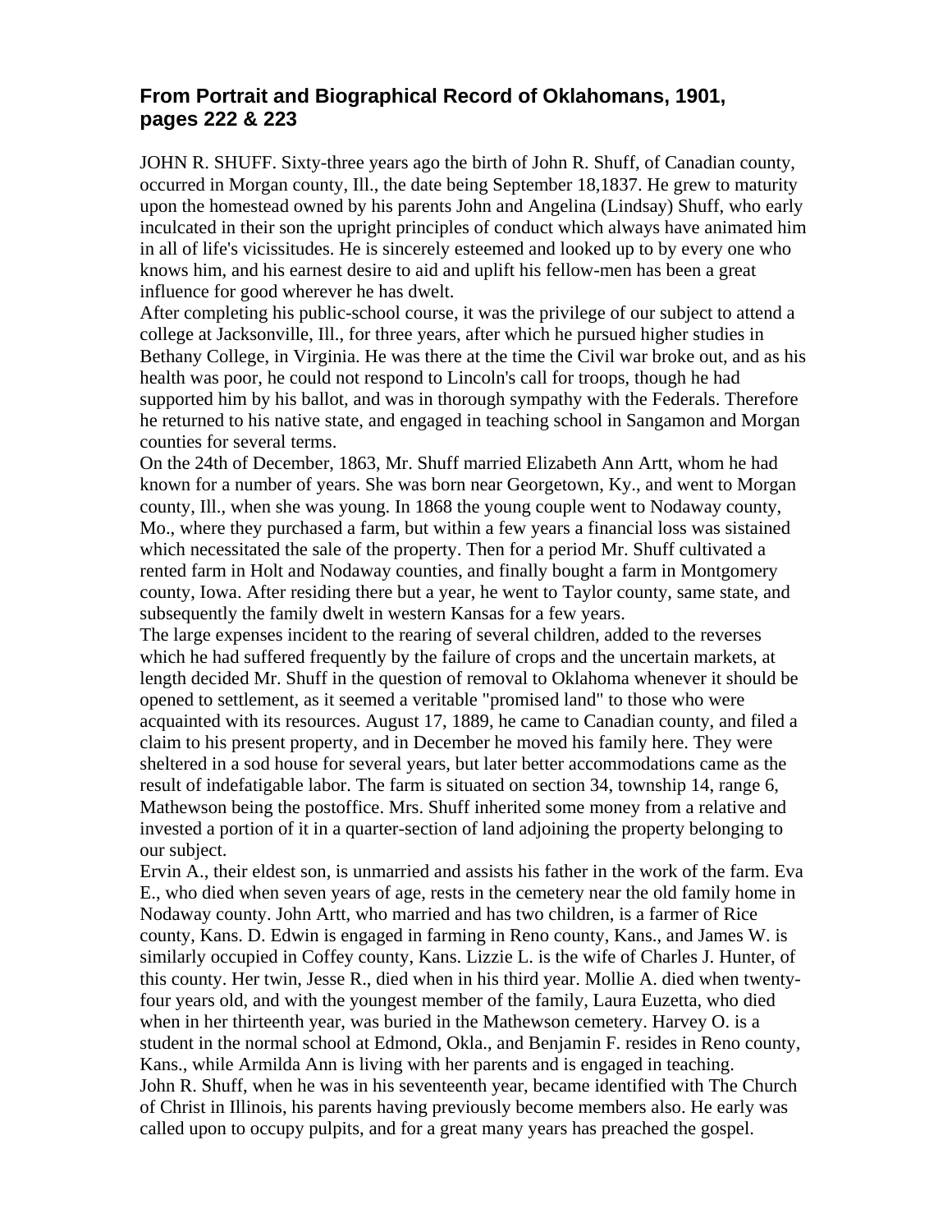## From Portrait and Biographical Record of Oklahomans, 1901, pages 222 & 223

JOHN R. SHUFF. Sixty-three years ago the birth of John R. Shuff, of Canadian county, occurred in Morgan county, Ill., the date being September 18,1837. He grew to maturity upon the homestead owned by his parents John and Angelina (Lindsay) Shuff, who early inculcated in their son the upright principles of conduct which always have animated him in all of life's vicissitudes. He is sincerely esteemed and looked up to by every one who knows him, and his earnest desire to aid and uplift his fellow-men has been a great influence for good wherever he has dwelt.

After completing his public-school course, it was the privilege of our subject to attend a college at Jacksonville, Ill., for three years, after which he pursued higher studies in Bethany College, in Virginia. He was there at the time the Civil war broke out, and as his health was poor, he could not respond to Lincoln's call for troops, though he had supported him by his ballot, and was in thorough sympathy with the Federals. Therefore he returned to his native state, and engaged in teaching school in Sangamon and Morgan counties for several terms.

On the 24th of December, 1863, Mr. Shuff married Elizabeth Ann Artt, whom he had known for a number of years. She was born near Georgetown, Ky., and went to Morgan county, Ill., when she was young. In 1868 the young couple went to Nodaway county, Mo., where they purchased a farm, but within a few years a financial loss was sistained which necessitated the sale of the property. Then for a period Mr. Shuff cultivated a rented farm in Holt and Nodaway counties, and finally bought a farm in Montgomery county, Iowa. After residing there but a year, he went to Taylor county, same state, and subsequently the family dwelt in western Kansas for a few years.

The large expenses incident to the rearing of several children, added to the reverses which he had suffered frequently by the failure of crops and the uncertain markets, at length decided Mr. Shuff in the question of removal to Oklahoma whenever it should be opened to settlement, as it seemed a veritable "promised land" to those who were acquainted with its resources. August 17, 1889, he came to Canadian county, and filed a claim to his present property, and in December he moved his family here. They were sheltered in a sod house for several years, but later better accommodations came as the result of indefatigable labor. The farm is situated on section 34, township 14, range 6, Mathewson being the postoffice. Mrs. Shuff inherited some money from a relative and invested a portion of it in a quarter-section of land adjoining the property belonging to our subject.

Ervin A., their eldest son, is unmarried and assists his father in the work of the farm. Eva E., who died when seven years of age, rests in the cemetery near the old family home in Nodaway county. John Artt, who married and has two children, is a farmer of Rice county, Kans. D. Edwin is engaged in farming in Reno county, Kans., and James W. is similarly occupied in Coffey county, Kans. Lizzie L. is the wife of Charles J. Hunter, of this county. Her twin, Jesse R., died when in his third year. Mollie A. died when twenty-four years old, and with the youngest member of the family, Laura Euzetta, who died when in her thirteenth year, was buried in the Mathewson cemetery. Harvey O. is a student in the normal school at Edmond, Okla., and Benjamin F. resides in Reno county, Kans., while Armilda Ann is living with her parents and is engaged in teaching.

John R. Shuff, when he was in his seventeenth year, became identified with The Church of Christ in Illinois, his parents having previously become members also. He early was called upon to occupy pulpits, and for a great many years has preached the gospel.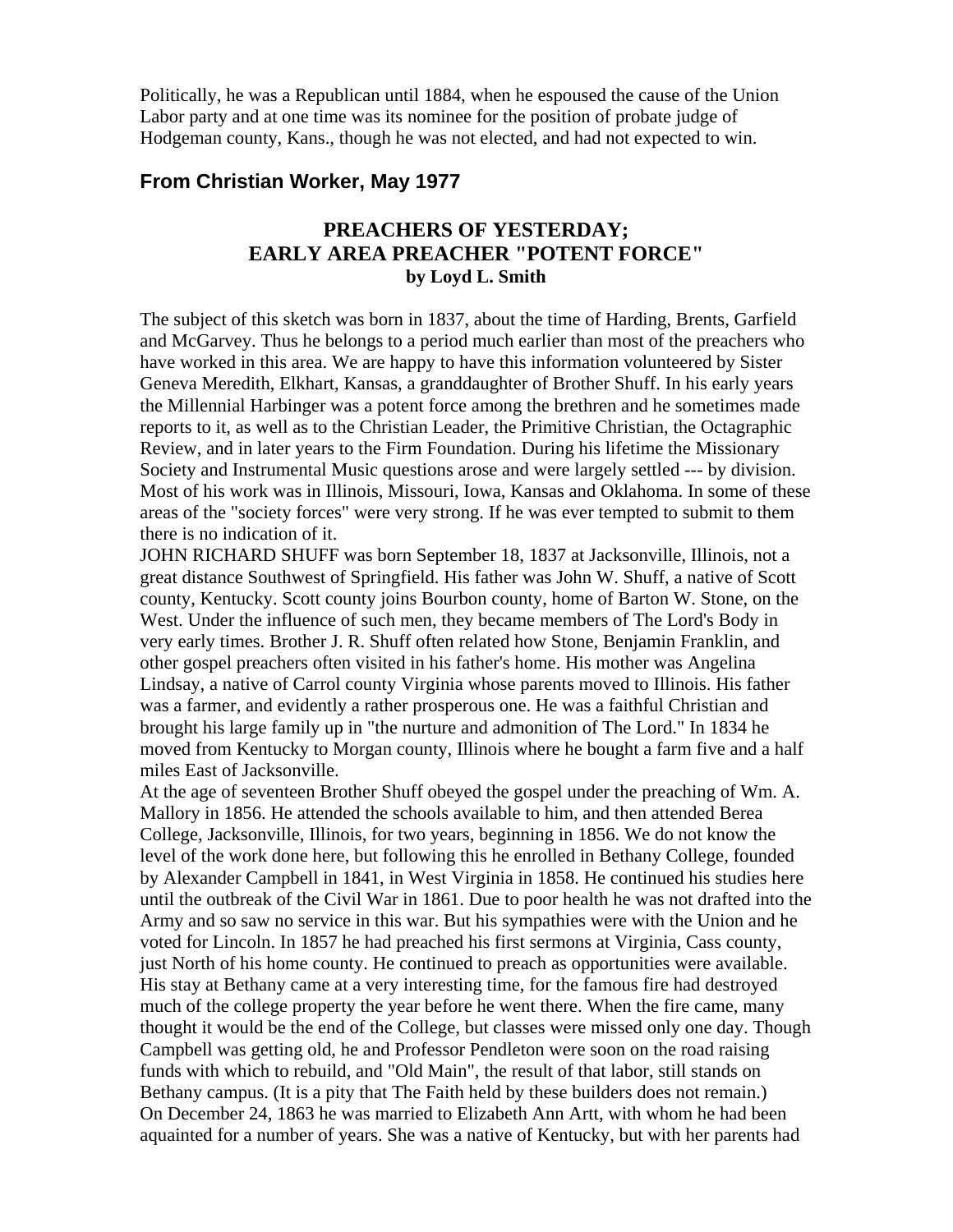Politically, he was a Republican until 1884, when he espoused the cause of the Union Labor party and at one time was its nominee for the position of probate judge of Hodgeman county, Kans., though he was not elected, and had not expected to win.

### From Christian Worker, May 1977

## PREACHERS OF YESTERDAY;
## EARLY AREA PREACHER "POTENT FORCE"
**by Loyd L. Smith**

The subject of this sketch was born in 1837, about the time of Harding, Brents, Garfield and McGarvey. Thus he belongs to a period much earlier than most of the preachers who have worked in this area. We are happy to have this information volunteered by Sister Geneva Meredith, Elkhart, Kansas, a granddaughter of Brother Shuff. In his early years the Millennial Harbinger was a potent force among the brethren and he sometimes made reports to it, as well as to the Christian Leader, the Primitive Christian, the Octagraphic Review, and in later years to the Firm Foundation. During his lifetime the Missionary Society and Instrumental Music questions arose and were largely settled --- by division. Most of his work was in Illinois, Missouri, Iowa, Kansas and Oklahoma. In some of these areas of the "society forces" were very strong. If he was ever tempted to submit to them there is no indication of it.

JOHN RICHARD SHUFF was born September 18, 1837 at Jacksonville, Illinois, not a great distance Southwest of Springfield. His father was John W. Shuff, a native of Scott county, Kentucky. Scott county joins Bourbon county, home of Barton W. Stone, on the West. Under the influence of such men, they became members of The Lord's Body in very early times. Brother J. R. Shuff often related how Stone, Benjamin Franklin, and other gospel preachers often visited in his father's home. His mother was Angelina Lindsay, a native of Carrol county Virginia whose parents moved to Illinois. His father was a farmer, and evidently a rather prosperous one. He was a faithful Christian and brought his large family up in "the nurture and admonition of The Lord." In 1834 he moved from Kentucky to Morgan county, Illinois where he bought a farm five and a half miles East of Jacksonville.

At the age of seventeen Brother Shuff obeyed the gospel under the preaching of Wm. A. Mallory in 1856. He attended the schools available to him, and then attended Berea College, Jacksonville, Illinois, for two years, beginning in 1856. We do not know the level of the work done here, but following this he enrolled in Bethany College, founded by Alexander Campbell in 1841, in West Virginia in 1858. He continued his studies here until the outbreak of the Civil War in 1861. Due to poor health he was not drafted into the Army and so saw no service in this war. But his sympathies were with the Union and he voted for Lincoln. In 1857 he had preached his first sermons at Virginia, Cass county, just North of his home county. He continued to preach as opportunities were available. His stay at Bethany came at a very interesting time, for the famous fire had destroyed much of the college property the year before he went there. When the fire came, many thought it would be the end of the College, but classes were missed only one day. Though Campbell was getting old, he and Professor Pendleton were soon on the road raising funds with which to rebuild, and "Old Main", the result of that labor, still stands on Bethany campus. (It is a pity that The Faith held by these builders does not remain.)

On December 24, 1863 he was married to Elizabeth Ann Artt, with whom he had been aquainted for a number of years. She was a native of Kentucky, but with her parents had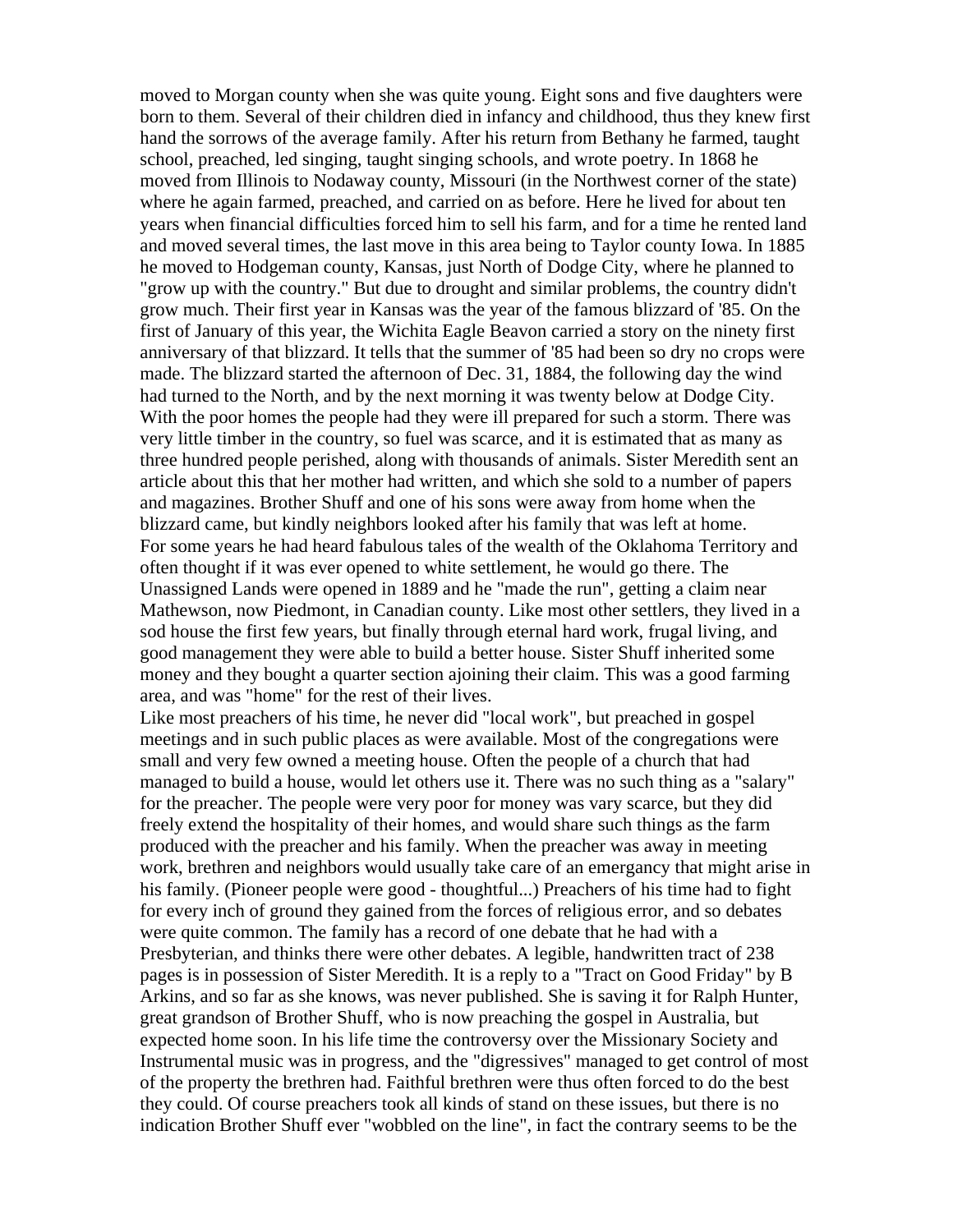moved to Morgan county when she was quite young. Eight sons and five daughters were born to them. Several of their children died in infancy and childhood, thus they knew first hand the sorrows of the average family. After his return from Bethany he farmed, taught school, preached, led singing, taught singing schools, and wrote poetry. In 1868 he moved from Illinois to Nodaway county, Missouri (in the Northwest corner of the state) where he again farmed, preached, and carried on as before. Here he lived for about ten years when financial difficulties forced him to sell his farm, and for a time he rented land and moved several times, the last move in this area being to Taylor county Iowa. In 1885 he moved to Hodgeman county, Kansas, just North of Dodge City, where he planned to "grow up with the country." But due to drought and similar problems, the country didn't grow much. Their first year in Kansas was the year of the famous blizzard of '85. On the first of January of this year, the Wichita Eagle Beavon carried a story on the ninety first anniversary of that blizzard. It tells that the summer of '85 had been so dry no crops were made. The blizzard started the afternoon of Dec. 31, 1884, the following day the wind had turned to the North, and by the next morning it was twenty below at Dodge City. With the poor homes the people had they were ill prepared for such a storm. There was very little timber in the country, so fuel was scarce, and it is estimated that as many as three hundred people perished, along with thousands of animals. Sister Meredith sent an article about this that her mother had written, and which she sold to a number of papers and magazines. Brother Shuff and one of his sons were away from home when the blizzard came, but kindly neighbors looked after his family that was left at home.

For some years he had heard fabulous tales of the wealth of the Oklahoma Territory and often thought if it was ever opened to white settlement, he would go there. The Unassigned Lands were opened in 1889 and he "made the run", getting a claim near Mathewson, now Piedmont, in Canadian county. Like most other settlers, they lived in a sod house the first few years, but finally through eternal hard work, frugal living, and good management they were able to build a better house. Sister Shuff inherited some money and they bought a quarter section ajoining their claim. This was a good farming area, and was "home" for the rest of their lives.

Like most preachers of his time, he never did "local work", but preached in gospel meetings and in such public places as were available. Most of the congregations were small and very few owned a meeting house. Often the people of a church that had managed to build a house, would let others use it. There was no such thing as a "salary" for the preacher. The people were very poor for money was vary scarce, but they did freely extend the hospitality of their homes, and would share such things as the farm produced with the preacher and his family. When the preacher was away in meeting work, brethren and neighbors would usually take care of an emergancy that might arise in his family. (Pioneer people were good - thoughtful...) Preachers of his time had to fight for every inch of ground they gained from the forces of religious error, and so debates were quite common. The family has a record of one debate that he had with a Presbyterian, and thinks there were other debates. A legible, handwritten tract of 238 pages is in possession of Sister Meredith. It is a reply to a "Tract on Good Friday" by B Arkins, and so far as she knows, was never published. She is saving it for Ralph Hunter, great grandson of Brother Shuff, who is now preaching the gospel in Australia, but expected home soon. In his life time the controversy over the Missionary Society and Instrumental music was in progress, and the "digressives" managed to get control of most of the property the brethren had. Faithful brethren were thus often forced to do the best they could. Of course preachers took all kinds of stand on these issues, but there is no indication Brother Shuff ever "wobbled on the line", in fact the contrary seems to be the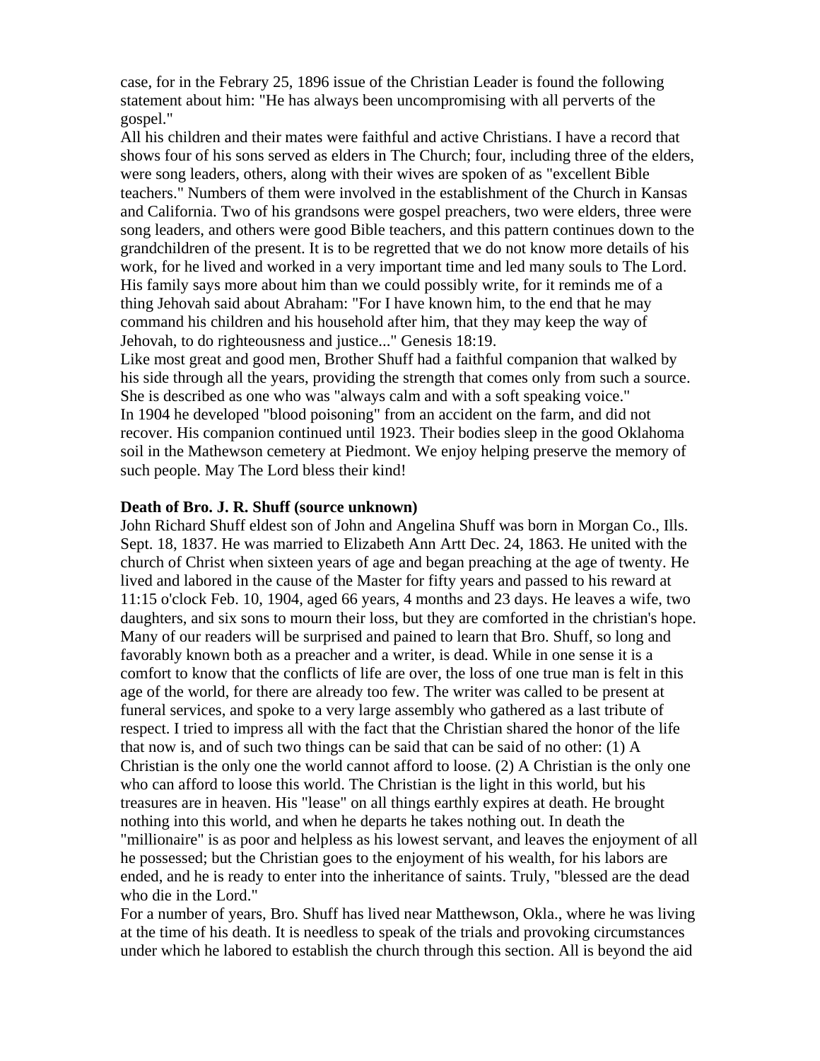case, for in the Febrary 25, 1896 issue of the Christian Leader is found the following statement about him: "He has always been uncompromising with all perverts of the gospel."

All his children and their mates were faithful and active Christians. I have a record that shows four of his sons served as elders in The Church; four, including three of the elders, were song leaders, others, along with their wives are spoken of as "excellent Bible teachers." Numbers of them were involved in the establishment of the Church in Kansas and California. Two of his grandsons were gospel preachers, two were elders, three were song leaders, and others were good Bible teachers, and this pattern continues down to the grandchildren of the present. It is to be regretted that we do not know more details of his work, for he lived and worked in a very important time and led many souls to The Lord. His family says more about him than we could possibly write, for it reminds me of a thing Jehovah said about Abraham: "For I have known him, to the end that he may command his children and his household after him, that they may keep the way of Jehovah, to do righteousness and justice..." Genesis 18:19.

Like most great and good men, Brother Shuff had a faithful companion that walked by his side through all the years, providing the strength that comes only from such a source. She is described as one who was "always calm and with a soft speaking voice."

In 1904 he developed "blood poisoning" from an accident on the farm, and did not recover. His companion continued until 1923. Their bodies sleep in the good Oklahoma soil in the Mathewson cemetery at Piedmont. We enjoy helping preserve the memory of such people. May The Lord bless their kind!

**Death of Bro. J. R. Shuff (source unknown)**

John Richard Shuff eldest son of John and Angelina Shuff was born in Morgan Co., Ills. Sept. 18, 1837. He was married to Elizabeth Ann Artt Dec. 24, 1863. He united with the church of Christ when sixteen years of age and began preaching at the age of twenty. He lived and labored in the cause of the Master for fifty years and passed to his reward at 11:15 o'clock Feb. 10, 1904, aged 66 years, 4 months and 23 days. He leaves a wife, two daughters, and six sons to mourn their loss, but they are comforted in the christian's hope. Many of our readers will be surprised and pained to learn that Bro. Shuff, so long and favorably known both as a preacher and a writer, is dead. While in one sense it is a comfort to know that the conflicts of life are over, the loss of one true man is felt in this age of the world, for there are already too few. The writer was called to be present at funeral services, and spoke to a very large assembly who gathered as a last tribute of respect. I tried to impress all with the fact that the Christian shared the honor of the life that now is, and of such two things can be said that can be said of no other: (1) A Christian is the only one the world cannot afford to loose. (2) A Christian is the only one who can afford to loose this world. The Christian is the light in this world, but his treasures are in heaven. His "lease" on all things earthly expires at death. He brought nothing into this world, and when he departs he takes nothing out. In death the "millionaire" is as poor and helpless as his lowest servant, and leaves the enjoyment of all he possessed; but the Christian goes to the enjoyment of his wealth, for his labors are ended, and he is ready to enter into the inheritance of saints. Truly, "blessed are the dead who die in the Lord."

For a number of years, Bro. Shuff has lived near Matthewson, Okla., where he was living at the time of his death. It is needless to speak of the trials and provoking circumstances under which he labored to establish the church through this section. All is beyond the aid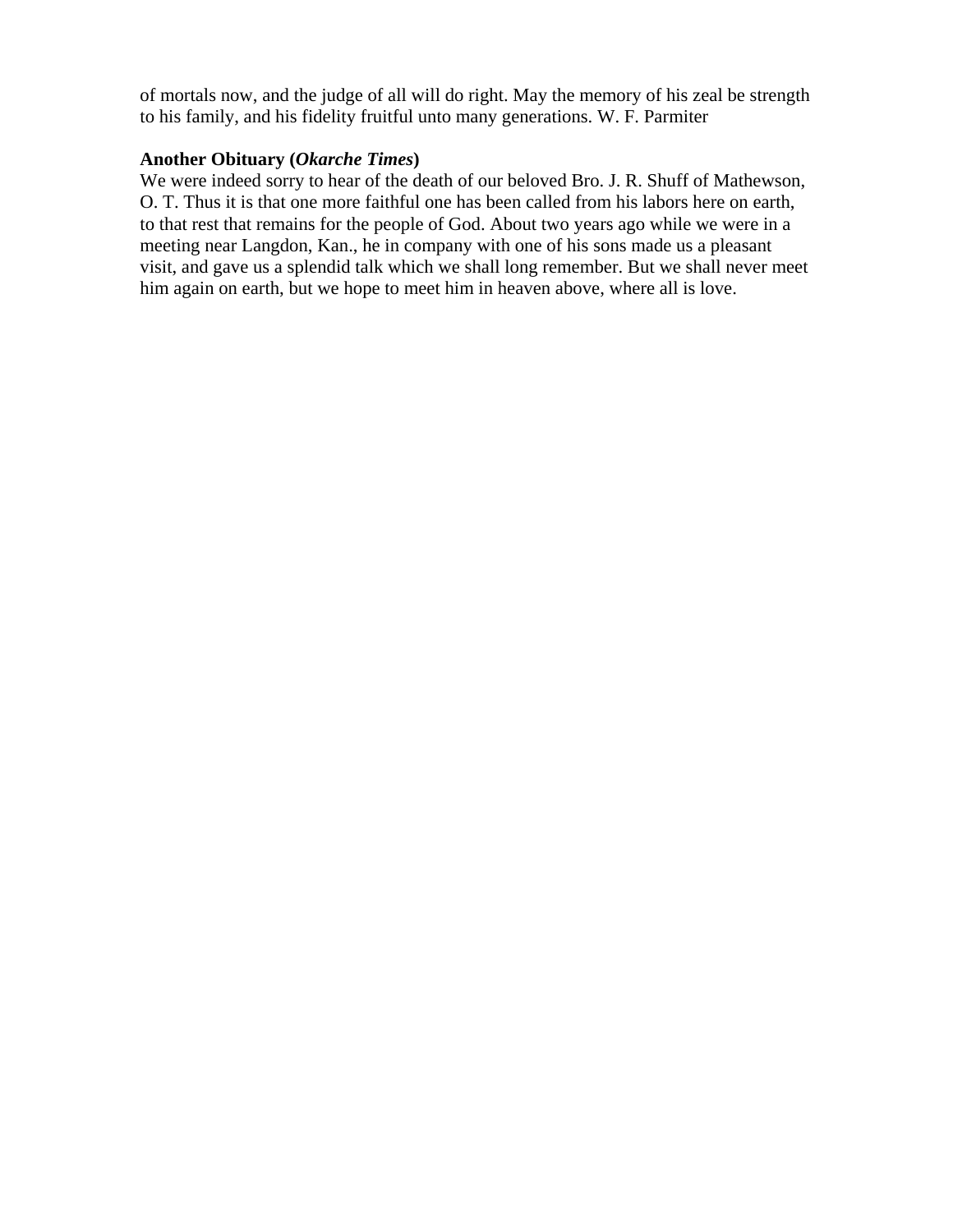of mortals now, and the judge of all will do right. May the memory of his zeal be strength to his family, and his fidelity fruitful unto many generations. W. F. Parmiter

**Another Obituary (*Okarche Times*)**

We were indeed sorry to hear of the death of our beloved Bro. J. R. Shuff of Mathewson, O. T. Thus it is that one more faithful one has been called from his labors here on earth, to that rest that remains for the people of God. About two years ago while we were in a meeting near Langdon, Kan., he in company with one of his sons made us a pleasant visit, and gave us a splendid talk which we shall long remember. But we shall never meet him again on earth, but we hope to meet him in heaven above, where all is love.